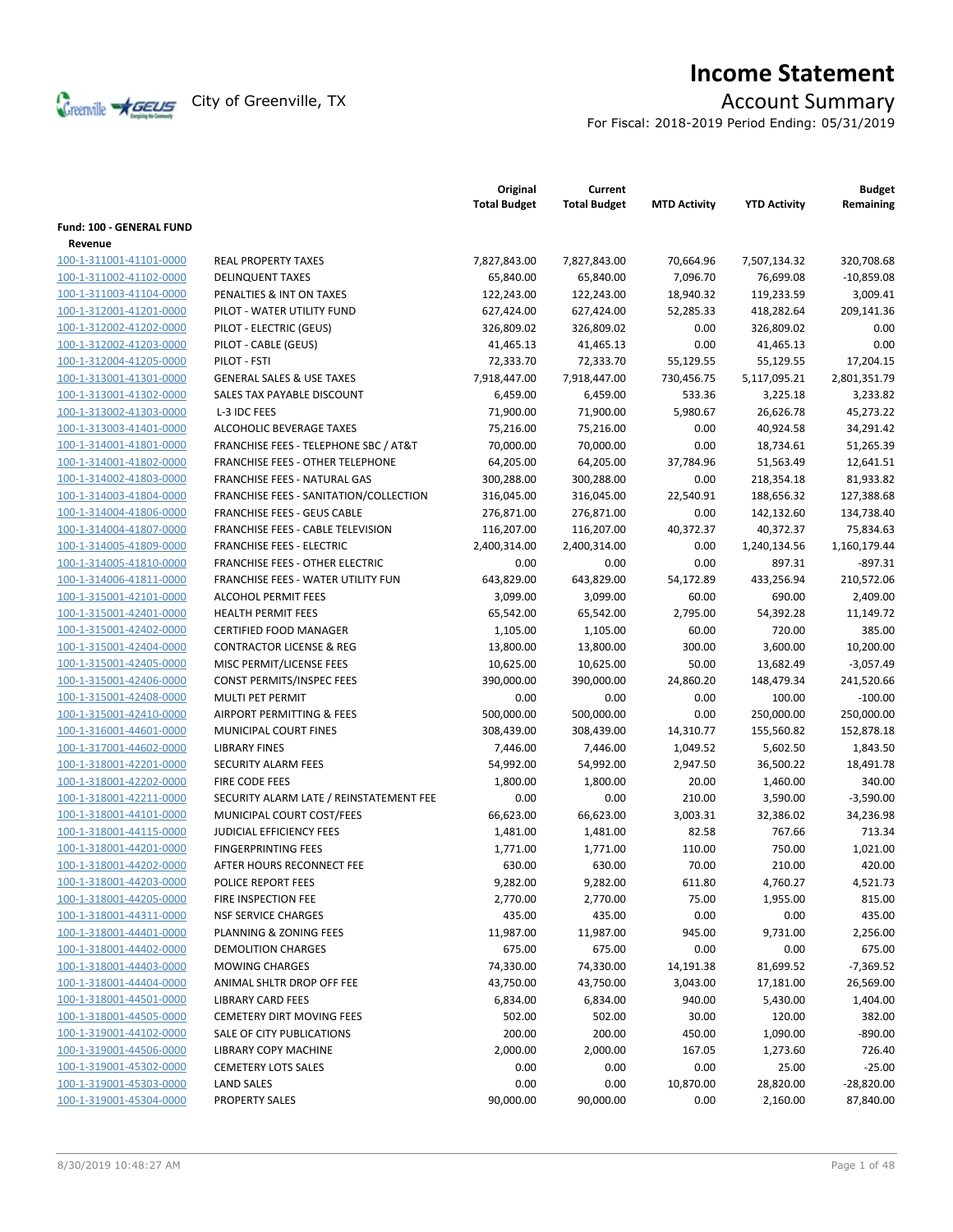# Income Statement

City of Greenville, TX

## Account Summary

For Fiscal: 2018-2019 Period Ending: 05/31/2019

| | | Original Total Budget | Current Total Budget | MTD Activity | YTD Activity | Budget Remaining |
|---|---|---|---|---|---|---|
| **Fund: 100 - GENERAL FUND** | | | | | | |
| **Revenue** | | | | | | |
| 100-1-311001-41101-0000 | REAL PROPERTY TAXES | 7,827,843.00 | 7,827,843.00 | 70,664.96 | 7,507,134.32 | 320,708.68 |
| 100-1-311002-41102-0000 | DELINQUENT TAXES | 65,840.00 | 65,840.00 | 7,096.70 | 76,699.08 | -10,859.08 |
| 100-1-311003-41104-0000 | PENALTIES & INT ON TAXES | 122,243.00 | 122,243.00 | 18,940.32 | 119,233.59 | 3,009.41 |
| 100-1-312001-41201-0000 | PILOT - WATER UTILITY FUND | 627,424.00 | 627,424.00 | 52,285.33 | 418,282.64 | 209,141.36 |
| 100-1-312002-41202-0000 | PILOT - ELECTRIC (GEUS) | 326,809.02 | 326,809.02 | 0.00 | 326,809.02 | 0.00 |
| 100-1-312002-41203-0000 | PILOT - CABLE (GEUS) | 41,465.13 | 41,465.13 | 0.00 | 41,465.13 | 0.00 |
| 100-1-312004-41205-0000 | PILOT - FSTI | 72,333.70 | 72,333.70 | 55,129.55 | 55,129.55 | 17,204.15 |
| 100-1-313001-41301-0000 | GENERAL SALES & USE TAXES | 7,918,447.00 | 7,918,447.00 | 730,456.75 | 5,117,095.21 | 2,801,351.79 |
| 100-1-313001-41302-0000 | SALES TAX PAYABLE DISCOUNT | 6,459.00 | 6,459.00 | 533.36 | 3,225.18 | 3,233.82 |
| 100-1-313002-41303-0000 | L-3 IDC FEES | 71,900.00 | 71,900.00 | 5,980.67 | 26,626.78 | 45,273.22 |
| 100-1-313003-41401-0000 | ALCOHOLIC BEVERAGE TAXES | 75,216.00 | 75,216.00 | 0.00 | 40,924.58 | 34,291.42 |
| 100-1-314001-41801-0000 | FRANCHISE FEES - TELEPHONE SBC / AT&T | 70,000.00 | 70,000.00 | 0.00 | 18,734.61 | 51,265.39 |
| 100-1-314001-41802-0000 | FRANCHISE FEES - OTHER TELEPHONE | 64,205.00 | 64,205.00 | 37,784.96 | 51,563.49 | 12,641.51 |
| 100-1-314002-41803-0000 | FRANCHISE FEES - NATURAL GAS | 300,288.00 | 300,288.00 | 0.00 | 218,354.18 | 81,933.82 |
| 100-1-314003-41804-0000 | FRANCHISE FEES - SANITATION/COLLECTION | 316,045.00 | 316,045.00 | 22,540.91 | 188,656.32 | 127,388.68 |
| 100-1-314004-41806-0000 | FRANCHISE FEES - GEUS CABLE | 276,871.00 | 276,871.00 | 0.00 | 142,132.60 | 134,738.40 |
| 100-1-314004-41807-0000 | FRANCHISE FEES - CABLE TELEVISION | 116,207.00 | 116,207.00 | 40,372.37 | 40,372.37 | 75,834.63 |
| 100-1-314005-41809-0000 | FRANCHISE FEES - ELECTRIC | 2,400,314.00 | 2,400,314.00 | 0.00 | 1,240,134.56 | 1,160,179.44 |
| 100-1-314005-41810-0000 | FRANCHISE FEES - OTHER ELECTRIC | 0.00 | 0.00 | 0.00 | 897.31 | -897.31 |
| 100-1-314006-41811-0000 | FRANCHISE FEES - WATER UTILITY FUN | 643,829.00 | 643,829.00 | 54,172.89 | 433,256.94 | 210,572.06 |
| 100-1-315001-42101-0000 | ALCOHOL PERMIT FEES | 3,099.00 | 3,099.00 | 60.00 | 690.00 | 2,409.00 |
| 100-1-315001-42401-0000 | HEALTH PERMIT FEES | 65,542.00 | 65,542.00 | 2,795.00 | 54,392.28 | 11,149.72 |
| 100-1-315001-42402-0000 | CERTIFIED FOOD MANAGER | 1,105.00 | 1,105.00 | 60.00 | 720.00 | 385.00 |
| 100-1-315001-42404-0000 | CONTRACTOR LICENSE & REG | 13,800.00 | 13,800.00 | 300.00 | 3,600.00 | 10,200.00 |
| 100-1-315001-42405-0000 | MISC PERMIT/LICENSE FEES | 10,625.00 | 10,625.00 | 50.00 | 13,682.49 | -3,057.49 |
| 100-1-315001-42406-0000 | CONST PERMITS/INSPEC FEES | 390,000.00 | 390,000.00 | 24,860.20 | 148,479.34 | 241,520.66 |
| 100-1-315001-42408-0000 | MULTI PET PERMIT | 0.00 | 0.00 | 0.00 | 100.00 | -100.00 |
| 100-1-315001-42410-0000 | AIRPORT PERMITTING & FEES | 500,000.00 | 500,000.00 | 0.00 | 250,000.00 | 250,000.00 |
| 100-1-316001-44601-0000 | MUNICIPAL COURT FINES | 308,439.00 | 308,439.00 | 14,310.77 | 155,560.82 | 152,878.18 |
| 100-1-317001-44602-0000 | LIBRARY FINES | 7,446.00 | 7,446.00 | 1,049.52 | 5,602.50 | 1,843.50 |
| 100-1-318001-42201-0000 | SECURITY ALARM FEES | 54,992.00 | 54,992.00 | 2,947.50 | 36,500.22 | 18,491.78 |
| 100-1-318001-42202-0000 | FIRE CODE FEES | 1,800.00 | 1,800.00 | 20.00 | 1,460.00 | 340.00 |
| 100-1-318001-42211-0000 | SECURITY ALARM LATE / REINSTATEMENT FEE | 0.00 | 0.00 | 210.00 | 3,590.00 | -3,590.00 |
| 100-1-318001-44101-0000 | MUNICIPAL COURT COST/FEES | 66,623.00 | 66,623.00 | 3,003.31 | 32,386.02 | 34,236.98 |
| 100-1-318001-44115-0000 | JUDICIAL EFFICIENCY FEES | 1,481.00 | 1,481.00 | 82.58 | 767.66 | 713.34 |
| 100-1-318001-44201-0000 | FINGERPRINTING FEES | 1,771.00 | 1,771.00 | 110.00 | 750.00 | 1,021.00 |
| 100-1-318001-44202-0000 | AFTER HOURS RECONNECT FEE | 630.00 | 630.00 | 70.00 | 210.00 | 420.00 |
| 100-1-318001-44203-0000 | POLICE REPORT FEES | 9,282.00 | 9,282.00 | 611.80 | 4,760.27 | 4,521.73 |
| 100-1-318001-44205-0000 | FIRE INSPECTION FEE | 2,770.00 | 2,770.00 | 75.00 | 1,955.00 | 815.00 |
| 100-1-318001-44311-0000 | NSF SERVICE CHARGES | 435.00 | 435.00 | 0.00 | 0.00 | 435.00 |
| 100-1-318001-44401-0000 | PLANNING & ZONING FEES | 11,987.00 | 11,987.00 | 945.00 | 9,731.00 | 2,256.00 |
| 100-1-318001-44402-0000 | DEMOLITION CHARGES | 675.00 | 675.00 | 0.00 | 0.00 | 675.00 |
| 100-1-318001-44403-0000 | MOWING CHARGES | 74,330.00 | 74,330.00 | 14,191.38 | 81,699.52 | -7,369.52 |
| 100-1-318001-44404-0000 | ANIMAL SHLTR DROP OFF FEE | 43,750.00 | 43,750.00 | 3,043.00 | 17,181.00 | 26,569.00 |
| 100-1-318001-44501-0000 | LIBRARY CARD FEES | 6,834.00 | 6,834.00 | 940.00 | 5,430.00 | 1,404.00 |
| 100-1-318001-44505-0000 | CEMETERY DIRT MOVING FEES | 502.00 | 502.00 | 30.00 | 120.00 | 382.00 |
| 100-1-319001-44102-0000 | SALE OF CITY PUBLICATIONS | 200.00 | 200.00 | 450.00 | 1,090.00 | -890.00 |
| 100-1-319001-44506-0000 | LIBRARY COPY MACHINE | 2,000.00 | 2,000.00 | 167.05 | 1,273.60 | 726.40 |
| 100-1-319001-45302-0000 | CEMETERY LOTS SALES | 0.00 | 0.00 | 0.00 | 25.00 | -25.00 |
| 100-1-319001-45303-0000 | LAND SALES | 0.00 | 0.00 | 10,870.00 | 28,820.00 | -28,820.00 |
| 100-1-319001-45304-0000 | PROPERTY SALES | 90,000.00 | 90,000.00 | 0.00 | 2,160.00 | 87,840.00 |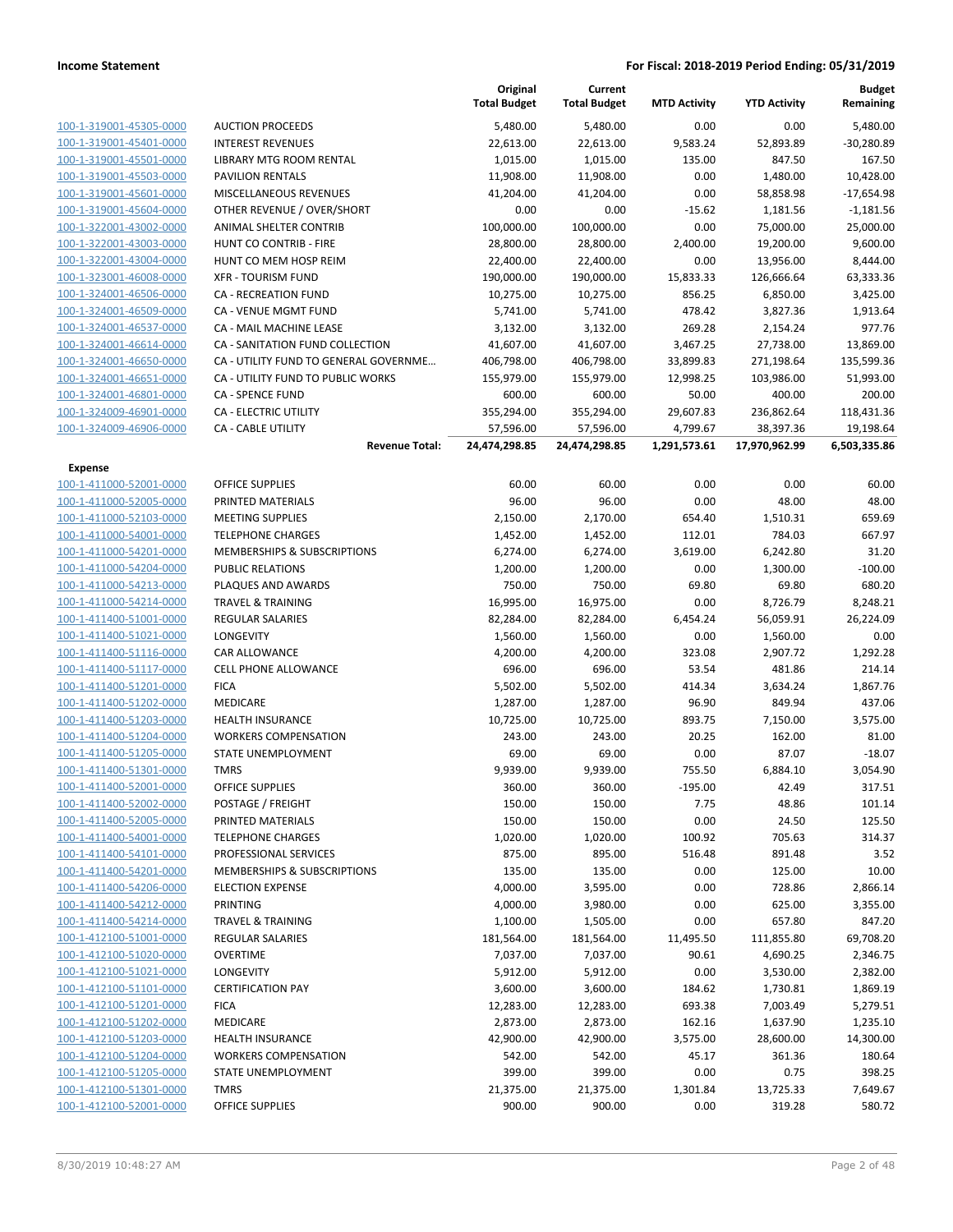| | | Original Total Budget | Current Total Budget | MTD Activity | YTD Activity | Budget Remaining |
|---|---|---|---|---|---|---|
| 100-1-319001-45305-0000 | AUCTION PROCEEDS | 5,480.00 | 5,480.00 | 0.00 | 0.00 | 5,480.00 |
| 100-1-319001-45401-0000 | INTEREST REVENUES | 22,613.00 | 22,613.00 | 9,583.24 | 52,893.89 | -30,280.89 |
| 100-1-319001-45501-0000 | LIBRARY MTG ROOM RENTAL | 1,015.00 | 1,015.00 | 135.00 | 847.50 | 167.50 |
| 100-1-319001-45503-0000 | PAVILION RENTALS | 11,908.00 | 11,908.00 | 0.00 | 1,480.00 | 10,428.00 |
| 100-1-319001-45601-0000 | MISCELLANEOUS REVENUES | 41,204.00 | 41,204.00 | 0.00 | 58,858.98 | -17,654.98 |
| 100-1-319001-45604-0000 | OTHER REVENUE / OVER/SHORT | 0.00 | 0.00 | -15.62 | 1,181.56 | -1,181.56 |
| 100-1-322001-43002-0000 | ANIMAL SHELTER CONTRIB | 100,000.00 | 100,000.00 | 0.00 | 75,000.00 | 25,000.00 |
| 100-1-322001-43003-0000 | HUNT CO CONTRIB - FIRE | 28,800.00 | 28,800.00 | 2,400.00 | 19,200.00 | 9,600.00 |
| 100-1-322001-43004-0000 | HUNT CO MEM HOSP REIM | 22,400.00 | 22,400.00 | 0.00 | 13,956.00 | 8,444.00 |
| 100-1-323001-46008-0000 | XFR - TOURISM FUND | 190,000.00 | 190,000.00 | 15,833.33 | 126,666.64 | 63,333.36 |
| 100-1-324001-46506-0000 | CA - RECREATION FUND | 10,275.00 | 10,275.00 | 856.25 | 6,850.00 | 3,425.00 |
| 100-1-324001-46509-0000 | CA - VENUE MGMT FUND | 5,741.00 | 5,741.00 | 478.42 | 3,827.36 | 1,913.64 |
| 100-1-324001-46537-0000 | CA - MAIL MACHINE LEASE | 3,132.00 | 3,132.00 | 269.28 | 2,154.24 | 977.76 |
| 100-1-324001-46614-0000 | CA - SANITATION FUND COLLECTION | 41,607.00 | 41,607.00 | 3,467.25 | 27,738.00 | 13,869.00 |
| 100-1-324001-46650-0000 | CA - UTILITY FUND TO GENERAL GOVERNME… | 406,798.00 | 406,798.00 | 33,899.83 | 271,198.64 | 135,599.36 |
| 100-1-324001-46651-0000 | CA - UTILITY FUND TO PUBLIC WORKS | 155,979.00 | 155,979.00 | 12,998.25 | 103,986.00 | 51,993.00 |
| 100-1-324001-46801-0000 | CA - SPENCE FUND | 600.00 | 600.00 | 50.00 | 400.00 | 200.00 |
| 100-1-324009-46901-0000 | CA - ELECTRIC UTILITY | 355,294.00 | 355,294.00 | 29,607.83 | 236,862.64 | 118,431.36 |
| 100-1-324009-46906-0000 | CA - CABLE UTILITY | 57,596.00 | 57,596.00 | 4,799.67 | 38,397.36 | 19,198.64 |
| | **Revenue Total:** | **24,474,298.85** | **24,474,298.85** | **1,291,573.61** | **17,970,962.99** | **6,503,335.86** |
| **Expense** | | | | | | |
| 100-1-411000-52001-0000 | OFFICE SUPPLIES | 60.00 | 60.00 | 0.00 | 0.00 | 60.00 |
| 100-1-411000-52005-0000 | PRINTED MATERIALS | 96.00 | 96.00 | 0.00 | 48.00 | 48.00 |
| 100-1-411000-52103-0000 | MEETING SUPPLIES | 2,150.00 | 2,170.00 | 654.40 | 1,510.31 | 659.69 |
| 100-1-411000-54001-0000 | TELEPHONE CHARGES | 1,452.00 | 1,452.00 | 112.01 | 784.03 | 667.97 |
| 100-1-411000-54201-0000 | MEMBERSHIPS & SUBSCRIPTIONS | 6,274.00 | 6,274.00 | 3,619.00 | 6,242.80 | 31.20 |
| 100-1-411000-54204-0000 | PUBLIC RELATIONS | 1,200.00 | 1,200.00 | 0.00 | 1,300.00 | -100.00 |
| 100-1-411000-54213-0000 | PLAQUES AND AWARDS | 750.00 | 750.00 | 69.80 | 69.80 | 680.20 |
| 100-1-411000-54214-0000 | TRAVEL & TRAINING | 16,995.00 | 16,975.00 | 0.00 | 8,726.79 | 8,248.21 |
| 100-1-411400-51001-0000 | REGULAR SALARIES | 82,284.00 | 82,284.00 | 6,454.24 | 56,059.91 | 26,224.09 |
| 100-1-411400-51021-0000 | LONGEVITY | 1,560.00 | 1,560.00 | 0.00 | 1,560.00 | 0.00 |
| 100-1-411400-51116-0000 | CAR ALLOWANCE | 4,200.00 | 4,200.00 | 323.08 | 2,907.72 | 1,292.28 |
| 100-1-411400-51117-0000 | CELL PHONE ALLOWANCE | 696.00 | 696.00 | 53.54 | 481.86 | 214.14 |
| 100-1-411400-51201-0000 | FICA | 5,502.00 | 5,502.00 | 414.34 | 3,634.24 | 1,867.76 |
| 100-1-411400-51202-0000 | MEDICARE | 1,287.00 | 1,287.00 | 96.90 | 849.94 | 437.06 |
| 100-1-411400-51203-0000 | HEALTH INSURANCE | 10,725.00 | 10,725.00 | 893.75 | 7,150.00 | 3,575.00 |
| 100-1-411400-51204-0000 | WORKERS COMPENSATION | 243.00 | 243.00 | 20.25 | 162.00 | 81.00 |
| 100-1-411400-51205-0000 | STATE UNEMPLOYMENT | 69.00 | 69.00 | 0.00 | 87.07 | -18.07 |
| 100-1-411400-51301-0000 | TMRS | 9,939.00 | 9,939.00 | 755.50 | 6,884.10 | 3,054.90 |
| 100-1-411400-52001-0000 | OFFICE SUPPLIES | 360.00 | 360.00 | -195.00 | 42.49 | 317.51 |
| 100-1-411400-52002-0000 | POSTAGE / FREIGHT | 150.00 | 150.00 | 7.75 | 48.86 | 101.14 |
| 100-1-411400-52005-0000 | PRINTED MATERIALS | 150.00 | 150.00 | 0.00 | 24.50 | 125.50 |
| 100-1-411400-54001-0000 | TELEPHONE CHARGES | 1,020.00 | 1,020.00 | 100.92 | 705.63 | 314.37 |
| 100-1-411400-54101-0000 | PROFESSIONAL SERVICES | 875.00 | 895.00 | 516.48 | 891.48 | 3.52 |
| 100-1-411400-54201-0000 | MEMBERSHIPS & SUBSCRIPTIONS | 135.00 | 135.00 | 0.00 | 125.00 | 10.00 |
| 100-1-411400-54206-0000 | ELECTION EXPENSE | 4,000.00 | 3,595.00 | 0.00 | 728.86 | 2,866.14 |
| 100-1-411400-54212-0000 | PRINTING | 4,000.00 | 3,980.00 | 0.00 | 625.00 | 3,355.00 |
| 100-1-411400-54214-0000 | TRAVEL & TRAINING | 1,100.00 | 1,505.00 | 0.00 | 657.80 | 847.20 |
| 100-1-412100-51001-0000 | REGULAR SALARIES | 181,564.00 | 181,564.00 | 11,495.50 | 111,855.80 | 69,708.20 |
| 100-1-412100-51020-0000 | OVERTIME | 7,037.00 | 7,037.00 | 90.61 | 4,690.25 | 2,346.75 |
| 100-1-412100-51021-0000 | LONGEVITY | 5,912.00 | 5,912.00 | 0.00 | 3,530.00 | 2,382.00 |
| 100-1-412100-51101-0000 | CERTIFICATION PAY | 3,600.00 | 3,600.00 | 184.62 | 1,730.81 | 1,869.19 |
| 100-1-412100-51201-0000 | FICA | 12,283.00 | 12,283.00 | 693.38 | 7,003.49 | 5,279.51 |
| 100-1-412100-51202-0000 | MEDICARE | 2,873.00 | 2,873.00 | 162.16 | 1,637.90 | 1,235.10 |
| 100-1-412100-51203-0000 | HEALTH INSURANCE | 42,900.00 | 42,900.00 | 3,575.00 | 28,600.00 | 14,300.00 |
| 100-1-412100-51204-0000 | WORKERS COMPENSATION | 542.00 | 542.00 | 45.17 | 361.36 | 180.64 |
| 100-1-412100-51205-0000 | STATE UNEMPLOYMENT | 399.00 | 399.00 | 0.00 | 0.75 | 398.25 |
| 100-1-412100-51301-0000 | TMRS | 21,375.00 | 21,375.00 | 1,301.84 | 13,725.33 | 7,649.67 |
| 100-1-412100-52001-0000 | OFFICE SUPPLIES | 900.00 | 900.00 | 0.00 | 319.28 | 580.72 |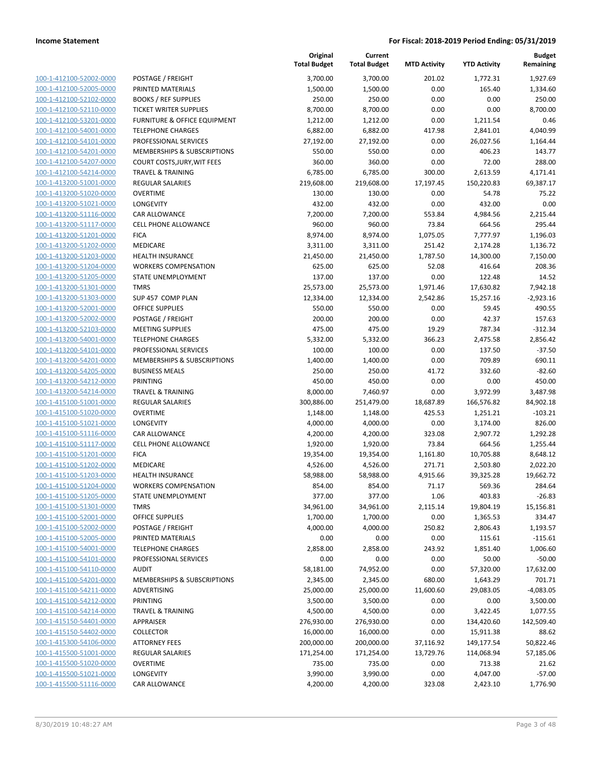**Income Statement** — **For Fiscal: 2018-2019 Period Ending: 05/31/2019**

| | | Original Total Budget | Current Total Budget | MTD Activity | YTD Activity | Budget Remaining |
|---|---|---|---|---|---|---|
| 100-1-412100-52002-0000 | POSTAGE / FREIGHT | 3,700.00 | 3,700.00 | 201.02 | 1,772.31 | 1,927.69 |
| 100-1-412100-52005-0000 | PRINTED MATERIALS | 1,500.00 | 1,500.00 | 0.00 | 165.40 | 1,334.60 |
| 100-1-412100-52102-0000 | BOOKS / REF SUPPLIES | 250.00 | 250.00 | 0.00 | 0.00 | 250.00 |
| 100-1-412100-52110-0000 | TICKET WRITER SUPPLIES | 8,700.00 | 8,700.00 | 0.00 | 0.00 | 8,700.00 |
| 100-1-412100-53201-0000 | FURNITURE & OFFICE EQUIPMENT | 1,212.00 | 1,212.00 | 0.00 | 1,211.54 | 0.46 |
| 100-1-412100-54001-0000 | TELEPHONE CHARGES | 6,882.00 | 6,882.00 | 417.98 | 2,841.01 | 4,040.99 |
| 100-1-412100-54101-0000 | PROFESSIONAL SERVICES | 27,192.00 | 27,192.00 | 0.00 | 26,027.56 | 1,164.44 |
| 100-1-412100-54201-0000 | MEMBERSHIPS & SUBSCRIPTIONS | 550.00 | 550.00 | 0.00 | 406.23 | 143.77 |
| 100-1-412100-54207-0000 | COURT COSTS,JURY,WIT FEES | 360.00 | 360.00 | 0.00 | 72.00 | 288.00 |
| 100-1-412100-54214-0000 | TRAVEL & TRAINING | 6,785.00 | 6,785.00 | 300.00 | 2,613.59 | 4,171.41 |
| 100-1-413200-51001-0000 | REGULAR SALARIES | 219,608.00 | 219,608.00 | 17,197.45 | 150,220.83 | 69,387.17 |
| 100-1-413200-51020-0000 | OVERTIME | 130.00 | 130.00 | 0.00 | 54.78 | 75.22 |
| 100-1-413200-51021-0000 | LONGEVITY | 432.00 | 432.00 | 0.00 | 432.00 | 0.00 |
| 100-1-413200-51116-0000 | CAR ALLOWANCE | 7,200.00 | 7,200.00 | 553.84 | 4,984.56 | 2,215.44 |
| 100-1-413200-51117-0000 | CELL PHONE ALLOWANCE | 960.00 | 960.00 | 73.84 | 664.56 | 295.44 |
| 100-1-413200-51201-0000 | FICA | 8,974.00 | 8,974.00 | 1,075.05 | 7,777.97 | 1,196.03 |
| 100-1-413200-51202-0000 | MEDICARE | 3,311.00 | 3,311.00 | 251.42 | 2,174.28 | 1,136.72 |
| 100-1-413200-51203-0000 | HEALTH INSURANCE | 21,450.00 | 21,450.00 | 1,787.50 | 14,300.00 | 7,150.00 |
| 100-1-413200-51204-0000 | WORKERS COMPENSATION | 625.00 | 625.00 | 52.08 | 416.64 | 208.36 |
| 100-1-413200-51205-0000 | STATE UNEMPLOYMENT | 137.00 | 137.00 | 0.00 | 122.48 | 14.52 |
| 100-1-413200-51301-0000 | TMRS | 25,573.00 | 25,573.00 | 1,971.46 | 17,630.82 | 7,942.18 |
| 100-1-413200-51303-0000 | SUP 457 COMP PLAN | 12,334.00 | 12,334.00 | 2,542.86 | 15,257.16 | -2,923.16 |
| 100-1-413200-52001-0000 | OFFICE SUPPLIES | 550.00 | 550.00 | 0.00 | 59.45 | 490.55 |
| 100-1-413200-52002-0000 | POSTAGE / FREIGHT | 200.00 | 200.00 | 0.00 | 42.37 | 157.63 |
| 100-1-413200-52103-0000 | MEETING SUPPLIES | 475.00 | 475.00 | 19.29 | 787.34 | -312.34 |
| 100-1-413200-54001-0000 | TELEPHONE CHARGES | 5,332.00 | 5,332.00 | 366.23 | 2,475.58 | 2,856.42 |
| 100-1-413200-54101-0000 | PROFESSIONAL SERVICES | 100.00 | 100.00 | 0.00 | 137.50 | -37.50 |
| 100-1-413200-54201-0000 | MEMBERSHIPS & SUBSCRIPTIONS | 1,400.00 | 1,400.00 | 0.00 | 709.89 | 690.11 |
| 100-1-413200-54205-0000 | BUSINESS MEALS | 250.00 | 250.00 | 41.72 | 332.60 | -82.60 |
| 100-1-413200-54212-0000 | PRINTING | 450.00 | 450.00 | 0.00 | 0.00 | 450.00 |
| 100-1-413200-54214-0000 | TRAVEL & TRAINING | 8,000.00 | 7,460.97 | 0.00 | 3,972.99 | 3,487.98 |
| 100-1-415100-51001-0000 | REGULAR SALARIES | 300,886.00 | 251,479.00 | 18,687.89 | 166,576.82 | 84,902.18 |
| 100-1-415100-51020-0000 | OVERTIME | 1,148.00 | 1,148.00 | 425.53 | 1,251.21 | -103.21 |
| 100-1-415100-51021-0000 | LONGEVITY | 4,000.00 | 4,000.00 | 0.00 | 3,174.00 | 826.00 |
| 100-1-415100-51116-0000 | CAR ALLOWANCE | 4,200.00 | 4,200.00 | 323.08 | 2,907.72 | 1,292.28 |
| 100-1-415100-51117-0000 | CELL PHONE ALLOWANCE | 1,920.00 | 1,920.00 | 73.84 | 664.56 | 1,255.44 |
| 100-1-415100-51201-0000 | FICA | 19,354.00 | 19,354.00 | 1,161.80 | 10,705.88 | 8,648.12 |
| 100-1-415100-51202-0000 | MEDICARE | 4,526.00 | 4,526.00 | 271.71 | 2,503.80 | 2,022.20 |
| 100-1-415100-51203-0000 | HEALTH INSURANCE | 58,988.00 | 58,988.00 | 4,915.66 | 39,325.28 | 19,662.72 |
| 100-1-415100-51204-0000 | WORKERS COMPENSATION | 854.00 | 854.00 | 71.17 | 569.36 | 284.64 |
| 100-1-415100-51205-0000 | STATE UNEMPLOYMENT | 377.00 | 377.00 | 1.06 | 403.83 | -26.83 |
| 100-1-415100-51301-0000 | TMRS | 34,961.00 | 34,961.00 | 2,115.14 | 19,804.19 | 15,156.81 |
| 100-1-415100-52001-0000 | OFFICE SUPPLIES | 1,700.00 | 1,700.00 | 0.00 | 1,365.53 | 334.47 |
| 100-1-415100-52002-0000 | POSTAGE / FREIGHT | 4,000.00 | 4,000.00 | 250.82 | 2,806.43 | 1,193.57 |
| 100-1-415100-52005-0000 | PRINTED MATERIALS | 0.00 | 0.00 | 0.00 | 115.61 | -115.61 |
| 100-1-415100-54001-0000 | TELEPHONE CHARGES | 2,858.00 | 2,858.00 | 243.92 | 1,851.40 | 1,006.60 |
| 100-1-415100-54101-0000 | PROFESSIONAL SERVICES | 0.00 | 0.00 | 0.00 | 50.00 | -50.00 |
| 100-1-415100-54110-0000 | AUDIT | 58,181.00 | 74,952.00 | 0.00 | 57,320.00 | 17,632.00 |
| 100-1-415100-54201-0000 | MEMBERSHIPS & SUBSCRIPTIONS | 2,345.00 | 2,345.00 | 680.00 | 1,643.29 | 701.71 |
| 100-1-415100-54211-0000 | ADVERTISING | 25,000.00 | 25,000.00 | 11,600.60 | 29,083.05 | -4,083.05 |
| 100-1-415100-54212-0000 | PRINTING | 3,500.00 | 3,500.00 | 0.00 | 0.00 | 3,500.00 |
| 100-1-415100-54214-0000 | TRAVEL & TRAINING | 4,500.00 | 4,500.00 | 0.00 | 3,422.45 | 1,077.55 |
| 100-1-415150-54401-0000 | APPRAISER | 276,930.00 | 276,930.00 | 0.00 | 134,420.60 | 142,509.40 |
| 100-1-415150-54402-0000 | COLLECTOR | 16,000.00 | 16,000.00 | 0.00 | 15,911.38 | 88.62 |
| 100-1-415300-54106-0000 | ATTORNEY FEES | 200,000.00 | 200,000.00 | 37,116.92 | 149,177.54 | 50,822.46 |
| 100-1-415500-51001-0000 | REGULAR SALARIES | 171,254.00 | 171,254.00 | 13,729.76 | 114,068.94 | 57,185.06 |
| 100-1-415500-51020-0000 | OVERTIME | 735.00 | 735.00 | 0.00 | 713.38 | 21.62 |
| 100-1-415500-51021-0000 | LONGEVITY | 3,990.00 | 3,990.00 | 0.00 | 4,047.00 | -57.00 |
| 100-1-415500-51116-0000 | CAR ALLOWANCE | 4,200.00 | 4,200.00 | 323.08 | 2,423.10 | 1,776.90 |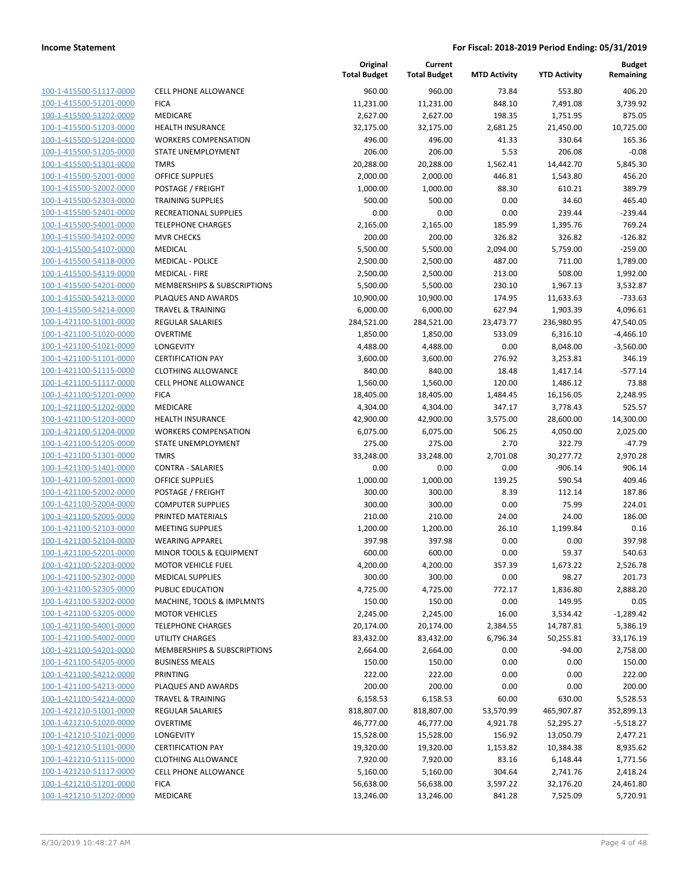| | | Original Total Budget | Current Total Budget | MTD Activity | YTD Activity | Budget Remaining |
|---|---|---|---|---|---|---|
| 100-1-415500-51117-0000 | CELL PHONE ALLOWANCE | 960.00 | 960.00 | 73.84 | 553.80 | 406.20 |
| 100-1-415500-51201-0000 | FICA | 11,231.00 | 11,231.00 | 848.10 | 7,491.08 | 3,739.92 |
| 100-1-415500-51202-0000 | MEDICARE | 2,627.00 | 2,627.00 | 198.35 | 1,751.95 | 875.05 |
| 100-1-415500-51203-0000 | HEALTH INSURANCE | 32,175.00 | 32,175.00 | 2,681.25 | 21,450.00 | 10,725.00 |
| 100-1-415500-51204-0000 | WORKERS COMPENSATION | 496.00 | 496.00 | 41.33 | 330.64 | 165.36 |
| 100-1-415500-51205-0000 | STATE UNEMPLOYMENT | 206.00 | 206.00 | 5.53 | 206.08 | -0.08 |
| 100-1-415500-51301-0000 | TMRS | 20,288.00 | 20,288.00 | 1,562.41 | 14,442.70 | 5,845.30 |
| 100-1-415500-52001-0000 | OFFICE SUPPLIES | 2,000.00 | 2,000.00 | 446.81 | 1,543.80 | 456.20 |
| 100-1-415500-52002-0000 | POSTAGE / FREIGHT | 1,000.00 | 1,000.00 | 88.30 | 610.21 | 389.79 |
| 100-1-415500-52303-0000 | TRAINING SUPPLIES | 500.00 | 500.00 | 0.00 | 34.60 | 465.40 |
| 100-1-415500-52401-0000 | RECREATIONAL SUPPLIES | 0.00 | 0.00 | 0.00 | 239.44 | -239.44 |
| 100-1-415500-54001-0000 | TELEPHONE CHARGES | 2,165.00 | 2,165.00 | 185.99 | 1,395.76 | 769.24 |
| 100-1-415500-54102-0000 | MVR CHECKS | 200.00 | 200.00 | 326.82 | 326.82 | -126.82 |
| 100-1-415500-54107-0000 | MEDICAL | 5,500.00 | 5,500.00 | 2,094.00 | 5,759.00 | -259.00 |
| 100-1-415500-54118-0000 | MEDICAL - POLICE | 2,500.00 | 2,500.00 | 487.00 | 711.00 | 1,789.00 |
| 100-1-415500-54119-0000 | MEDICAL - FIRE | 2,500.00 | 2,500.00 | 213.00 | 508.00 | 1,992.00 |
| 100-1-415500-54201-0000 | MEMBERSHIPS & SUBSCRIPTIONS | 5,500.00 | 5,500.00 | 230.10 | 1,967.13 | 3,532.87 |
| 100-1-415500-54213-0000 | PLAQUES AND AWARDS | 10,900.00 | 10,900.00 | 174.95 | 11,633.63 | -733.63 |
| 100-1-415500-54214-0000 | TRAVEL & TRAINING | 6,000.00 | 6,000.00 | 627.94 | 1,903.39 | 4,096.61 |
| 100-1-421100-51001-0000 | REGULAR SALARIES | 284,521.00 | 284,521.00 | 23,473.77 | 236,980.95 | 47,540.05 |
| 100-1-421100-51020-0000 | OVERTIME | 1,850.00 | 1,850.00 | 533.09 | 6,316.10 | -4,466.10 |
| 100-1-421100-51021-0000 | LONGEVITY | 4,488.00 | 4,488.00 | 0.00 | 8,048.00 | -3,560.00 |
| 100-1-421100-51101-0000 | CERTIFICATION PAY | 3,600.00 | 3,600.00 | 276.92 | 3,253.81 | 346.19 |
| 100-1-421100-51115-0000 | CLOTHING ALLOWANCE | 840.00 | 840.00 | 18.48 | 1,417.14 | -577.14 |
| 100-1-421100-51117-0000 | CELL PHONE ALLOWANCE | 1,560.00 | 1,560.00 | 120.00 | 1,486.12 | 73.88 |
| 100-1-421100-51201-0000 | FICA | 18,405.00 | 18,405.00 | 1,484.45 | 16,156.05 | 2,248.95 |
| 100-1-421100-51202-0000 | MEDICARE | 4,304.00 | 4,304.00 | 347.17 | 3,778.43 | 525.57 |
| 100-1-421100-51203-0000 | HEALTH INSURANCE | 42,900.00 | 42,900.00 | 3,575.00 | 28,600.00 | 14,300.00 |
| 100-1-421100-51204-0000 | WORKERS COMPENSATION | 6,075.00 | 6,075.00 | 506.25 | 4,050.00 | 2,025.00 |
| 100-1-421100-51205-0000 | STATE UNEMPLOYMENT | 275.00 | 275.00 | 2.70 | 322.79 | -47.79 |
| 100-1-421100-51301-0000 | TMRS | 33,248.00 | 33,248.00 | 2,701.08 | 30,277.72 | 2,970.28 |
| 100-1-421100-51401-0000 | CONTRA - SALARIES | 0.00 | 0.00 | 0.00 | -906.14 | 906.14 |
| 100-1-421100-52001-0000 | OFFICE SUPPLIES | 1,000.00 | 1,000.00 | 139.25 | 590.54 | 409.46 |
| 100-1-421100-52002-0000 | POSTAGE / FREIGHT | 300.00 | 300.00 | 8.39 | 112.14 | 187.86 |
| 100-1-421100-52004-0000 | COMPUTER SUPPLIES | 300.00 | 300.00 | 0.00 | 75.99 | 224.01 |
| 100-1-421100-52005-0000 | PRINTED MATERIALS | 210.00 | 210.00 | 24.00 | 24.00 | 186.00 |
| 100-1-421100-52103-0000 | MEETING SUPPLIES | 1,200.00 | 1,200.00 | 26.10 | 1,199.84 | 0.16 |
| 100-1-421100-52104-0000 | WEARING APPAREL | 397.98 | 397.98 | 0.00 | 0.00 | 397.98 |
| 100-1-421100-52201-0000 | MINOR TOOLS & EQUIPMENT | 600.00 | 600.00 | 0.00 | 59.37 | 540.63 |
| 100-1-421100-52203-0000 | MOTOR VEHICLE FUEL | 4,200.00 | 4,200.00 | 357.39 | 1,673.22 | 2,526.78 |
| 100-1-421100-52302-0000 | MEDICAL SUPPLIES | 300.00 | 300.00 | 0.00 | 98.27 | 201.73 |
| 100-1-421100-52305-0000 | PUBLIC EDUCATION | 4,725.00 | 4,725.00 | 772.17 | 1,836.80 | 2,888.20 |
| 100-1-421100-53202-0000 | MACHINE, TOOLS & IMPLMNTS | 150.00 | 150.00 | 0.00 | 149.95 | 0.05 |
| 100-1-421100-53205-0000 | MOTOR VEHICLES | 2,245.00 | 2,245.00 | 16.00 | 3,534.42 | -1,289.42 |
| 100-1-421100-54001-0000 | TELEPHONE CHARGES | 20,174.00 | 20,174.00 | 2,384.55 | 14,787.81 | 5,386.19 |
| 100-1-421100-54002-0000 | UTILITY CHARGES | 83,432.00 | 83,432.00 | 6,796.34 | 50,255.81 | 33,176.19 |
| 100-1-421100-54201-0000 | MEMBERSHIPS & SUBSCRIPTIONS | 2,664.00 | 2,664.00 | 0.00 | -94.00 | 2,758.00 |
| 100-1-421100-54205-0000 | BUSINESS MEALS | 150.00 | 150.00 | 0.00 | 0.00 | 150.00 |
| 100-1-421100-54212-0000 | PRINTING | 222.00 | 222.00 | 0.00 | 0.00 | 222.00 |
| 100-1-421100-54213-0000 | PLAQUES AND AWARDS | 200.00 | 200.00 | 0.00 | 0.00 | 200.00 |
| 100-1-421100-54214-0000 | TRAVEL & TRAINING | 6,158.53 | 6,158.53 | 60.00 | 630.00 | 5,528.53 |
| 100-1-421210-51001-0000 | REGULAR SALARIES | 818,807.00 | 818,807.00 | 53,570.99 | 465,907.87 | 352,899.13 |
| 100-1-421210-51020-0000 | OVERTIME | 46,777.00 | 46,777.00 | 4,921.78 | 52,295.27 | -5,518.27 |
| 100-1-421210-51021-0000 | LONGEVITY | 15,528.00 | 15,528.00 | 156.92 | 13,050.79 | 2,477.21 |
| 100-1-421210-51101-0000 | CERTIFICATION PAY | 19,320.00 | 19,320.00 | 1,153.82 | 10,384.38 | 8,935.62 |
| 100-1-421210-51115-0000 | CLOTHING ALLOWANCE | 7,920.00 | 7,920.00 | 83.16 | 6,148.44 | 1,771.56 |
| 100-1-421210-51117-0000 | CELL PHONE ALLOWANCE | 5,160.00 | 5,160.00 | 304.64 | 2,741.76 | 2,418.24 |
| 100-1-421210-51201-0000 | FICA | 56,638.00 | 56,638.00 | 3,597.22 | 32,176.20 | 24,461.80 |
| 100-1-421210-51202-0000 | MEDICARE | 13,246.00 | 13,246.00 | 841.28 | 7,525.09 | 5,720.91 |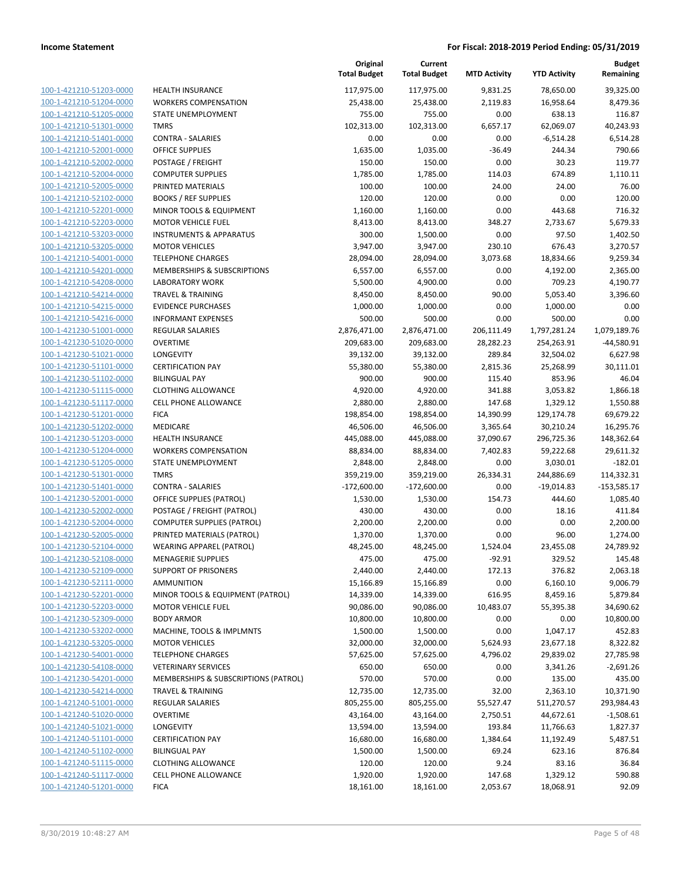**Income Statement** | **For Fiscal: 2018-2019 Period Ending: 05/31/2019**

| | | Original Total Budget | Current Total Budget | MTD Activity | YTD Activity | Budget Remaining |
|---|---|---|---|---|---|---|
| 100-1-421210-51203-0000 | HEALTH INSURANCE | 117,975.00 | 117,975.00 | 9,831.25 | 78,650.00 | 39,325.00 |
| 100-1-421210-51204-0000 | WORKERS COMPENSATION | 25,438.00 | 25,438.00 | 2,119.83 | 16,958.64 | 8,479.36 |
| 100-1-421210-51205-0000 | STATE UNEMPLOYMENT | 755.00 | 755.00 | 0.00 | 638.13 | 116.87 |
| 100-1-421210-51301-0000 | TMRS | 102,313.00 | 102,313.00 | 6,657.17 | 62,069.07 | 40,243.93 |
| 100-1-421210-51401-0000 | CONTRA - SALARIES | 0.00 | 0.00 | 0.00 | -6,514.28 | 6,514.28 |
| 100-1-421210-52001-0000 | OFFICE SUPPLIES | 1,635.00 | 1,035.00 | -36.49 | 244.34 | 790.66 |
| 100-1-421210-52002-0000 | POSTAGE / FREIGHT | 150.00 | 150.00 | 0.00 | 30.23 | 119.77 |
| 100-1-421210-52004-0000 | COMPUTER SUPPLIES | 1,785.00 | 1,785.00 | 114.03 | 674.89 | 1,110.11 |
| 100-1-421210-52005-0000 | PRINTED MATERIALS | 100.00 | 100.00 | 24.00 | 24.00 | 76.00 |
| 100-1-421210-52102-0000 | BOOKS / REF SUPPLIES | 120.00 | 120.00 | 0.00 | 0.00 | 120.00 |
| 100-1-421210-52201-0000 | MINOR TOOLS & EQUIPMENT | 1,160.00 | 1,160.00 | 0.00 | 443.68 | 716.32 |
| 100-1-421210-52203-0000 | MOTOR VEHICLE FUEL | 8,413.00 | 8,413.00 | 348.27 | 2,733.67 | 5,679.33 |
| 100-1-421210-53203-0000 | INSTRUMENTS & APPARATUS | 300.00 | 1,500.00 | 0.00 | 97.50 | 1,402.50 |
| 100-1-421210-53205-0000 | MOTOR VEHICLES | 3,947.00 | 3,947.00 | 230.10 | 676.43 | 3,270.57 |
| 100-1-421210-54001-0000 | TELEPHONE CHARGES | 28,094.00 | 28,094.00 | 3,073.68 | 18,834.66 | 9,259.34 |
| 100-1-421210-54201-0000 | MEMBERSHIPS & SUBSCRIPTIONS | 6,557.00 | 6,557.00 | 0.00 | 4,192.00 | 2,365.00 |
| 100-1-421210-54208-0000 | LABORATORY WORK | 5,500.00 | 4,900.00 | 0.00 | 709.23 | 4,190.77 |
| 100-1-421210-54214-0000 | TRAVEL & TRAINING | 8,450.00 | 8,450.00 | 90.00 | 5,053.40 | 3,396.60 |
| 100-1-421210-54215-0000 | EVIDENCE PURCHASES | 1,000.00 | 1,000.00 | 0.00 | 1,000.00 | 0.00 |
| 100-1-421210-54216-0000 | INFORMANT EXPENSES | 500.00 | 500.00 | 0.00 | 500.00 | 0.00 |
| 100-1-421230-51001-0000 | REGULAR SALARIES | 2,876,471.00 | 2,876,471.00 | 206,111.49 | 1,797,281.24 | 1,079,189.76 |
| 100-1-421230-51020-0000 | OVERTIME | 209,683.00 | 209,683.00 | 28,282.23 | 254,263.91 | -44,580.91 |
| 100-1-421230-51021-0000 | LONGEVITY | 39,132.00 | 39,132.00 | 289.84 | 32,504.02 | 6,627.98 |
| 100-1-421230-51101-0000 | CERTIFICATION PAY | 55,380.00 | 55,380.00 | 2,815.36 | 25,268.99 | 30,111.01 |
| 100-1-421230-51102-0000 | BILINGUAL PAY | 900.00 | 900.00 | 115.40 | 853.96 | 46.04 |
| 100-1-421230-51115-0000 | CLOTHING ALLOWANCE | 4,920.00 | 4,920.00 | 341.88 | 3,053.82 | 1,866.18 |
| 100-1-421230-51117-0000 | CELL PHONE ALLOWANCE | 2,880.00 | 2,880.00 | 147.68 | 1,329.12 | 1,550.88 |
| 100-1-421230-51201-0000 | FICA | 198,854.00 | 198,854.00 | 14,390.99 | 129,174.78 | 69,679.22 |
| 100-1-421230-51202-0000 | MEDICARE | 46,506.00 | 46,506.00 | 3,365.64 | 30,210.24 | 16,295.76 |
| 100-1-421230-51203-0000 | HEALTH INSURANCE | 445,088.00 | 445,088.00 | 37,090.67 | 296,725.36 | 148,362.64 |
| 100-1-421230-51204-0000 | WORKERS COMPENSATION | 88,834.00 | 88,834.00 | 7,402.83 | 59,222.68 | 29,611.32 |
| 100-1-421230-51205-0000 | STATE UNEMPLOYMENT | 2,848.00 | 2,848.00 | 0.00 | 3,030.01 | -182.01 |
| 100-1-421230-51301-0000 | TMRS | 359,219.00 | 359,219.00 | 26,334.31 | 244,886.69 | 114,332.31 |
| 100-1-421230-51401-0000 | CONTRA - SALARIES | -172,600.00 | -172,600.00 | 0.00 | -19,014.83 | -153,585.17 |
| 100-1-421230-52001-0000 | OFFICE SUPPLIES (PATROL) | 1,530.00 | 1,530.00 | 154.73 | 444.60 | 1,085.40 |
| 100-1-421230-52002-0000 | POSTAGE / FREIGHT (PATROL) | 430.00 | 430.00 | 0.00 | 18.16 | 411.84 |
| 100-1-421230-52004-0000 | COMPUTER SUPPLIES (PATROL) | 2,200.00 | 2,200.00 | 0.00 | 0.00 | 2,200.00 |
| 100-1-421230-52005-0000 | PRINTED MATERIALS (PATROL) | 1,370.00 | 1,370.00 | 0.00 | 96.00 | 1,274.00 |
| 100-1-421230-52104-0000 | WEARING APPAREL (PATROL) | 48,245.00 | 48,245.00 | 1,524.04 | 23,455.08 | 24,789.92 |
| 100-1-421230-52108-0000 | MENAGERIE SUPPLIES | 475.00 | 475.00 | -92.91 | 329.52 | 145.48 |
| 100-1-421230-52109-0000 | SUPPORT OF PRISONERS | 2,440.00 | 2,440.00 | 172.13 | 376.82 | 2,063.18 |
| 100-1-421230-52111-0000 | AMMUNITION | 15,166.89 | 15,166.89 | 0.00 | 6,160.10 | 9,006.79 |
| 100-1-421230-52201-0000 | MINOR TOOLS & EQUIPMENT (PATROL) | 14,339.00 | 14,339.00 | 616.95 | 8,459.16 | 5,879.84 |
| 100-1-421230-52203-0000 | MOTOR VEHICLE FUEL | 90,086.00 | 90,086.00 | 10,483.07 | 55,395.38 | 34,690.62 |
| 100-1-421230-52309-0000 | BODY ARMOR | 10,800.00 | 10,800.00 | 0.00 | 0.00 | 10,800.00 |
| 100-1-421230-53202-0000 | MACHINE, TOOLS & IMPLMNTS | 1,500.00 | 1,500.00 | 0.00 | 1,047.17 | 452.83 |
| 100-1-421230-53205-0000 | MOTOR VEHICLES | 32,000.00 | 32,000.00 | 5,624.93 | 23,677.18 | 8,322.82 |
| 100-1-421230-54001-0000 | TELEPHONE CHARGES | 57,625.00 | 57,625.00 | 4,796.02 | 29,839.02 | 27,785.98 |
| 100-1-421230-54108-0000 | VETERINARY SERVICES | 650.00 | 650.00 | 0.00 | 3,341.26 | -2,691.26 |
| 100-1-421230-54201-0000 | MEMBERSHIPS & SUBSCRIPTIONS (PATROL) | 570.00 | 570.00 | 0.00 | 135.00 | 435.00 |
| 100-1-421230-54214-0000 | TRAVEL & TRAINING | 12,735.00 | 12,735.00 | 32.00 | 2,363.10 | 10,371.90 |
| 100-1-421240-51001-0000 | REGULAR SALARIES | 805,255.00 | 805,255.00 | 55,527.47 | 511,270.57 | 293,984.43 |
| 100-1-421240-51020-0000 | OVERTIME | 43,164.00 | 43,164.00 | 2,750.51 | 44,672.61 | -1,508.61 |
| 100-1-421240-51021-0000 | LONGEVITY | 13,594.00 | 13,594.00 | 193.84 | 11,766.63 | 1,827.37 |
| 100-1-421240-51101-0000 | CERTIFICATION PAY | 16,680.00 | 16,680.00 | 1,384.64 | 11,192.49 | 5,487.51 |
| 100-1-421240-51102-0000 | BILINGUAL PAY | 1,500.00 | 1,500.00 | 69.24 | 623.16 | 876.84 |
| 100-1-421240-51115-0000 | CLOTHING ALLOWANCE | 120.00 | 120.00 | 9.24 | 83.16 | 36.84 |
| 100-1-421240-51117-0000 | CELL PHONE ALLOWANCE | 1,920.00 | 1,920.00 | 147.68 | 1,329.12 | 590.88 |
| 100-1-421240-51201-0000 | FICA | 18,161.00 | 18,161.00 | 2,053.67 | 18,068.91 | 92.09 |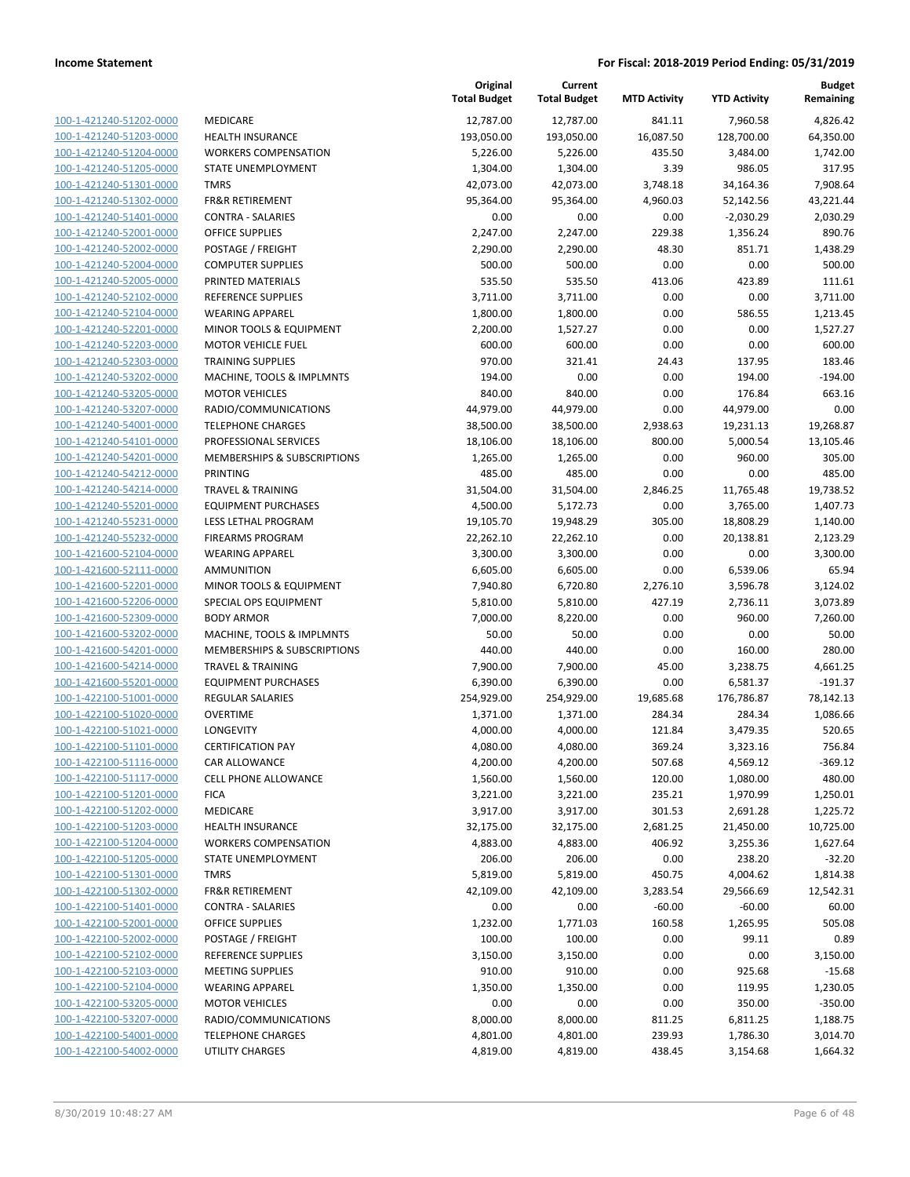| | | Original Total Budget | Current Total Budget | MTD Activity | YTD Activity | Budget Remaining |
|---|---|---|---|---|---|---|
| 100-1-421240-51202-0000 | MEDICARE | 12,787.00 | 12,787.00 | 841.11 | 7,960.58 | 4,826.42 |
| 100-1-421240-51203-0000 | HEALTH INSURANCE | 193,050.00 | 193,050.00 | 16,087.50 | 128,700.00 | 64,350.00 |
| 100-1-421240-51204-0000 | WORKERS COMPENSATION | 5,226.00 | 5,226.00 | 435.50 | 3,484.00 | 1,742.00 |
| 100-1-421240-51205-0000 | STATE UNEMPLOYMENT | 1,304.00 | 1,304.00 | 3.39 | 986.05 | 317.95 |
| 100-1-421240-51301-0000 | TMRS | 42,073.00 | 42,073.00 | 3,748.18 | 34,164.36 | 7,908.64 |
| 100-1-421240-51302-0000 | FR&R RETIREMENT | 95,364.00 | 95,364.00 | 4,960.03 | 52,142.56 | 43,221.44 |
| 100-1-421240-51401-0000 | CONTRA - SALARIES | 0.00 | 0.00 | 0.00 | -2,030.29 | 2,030.29 |
| 100-1-421240-52001-0000 | OFFICE SUPPLIES | 2,247.00 | 2,247.00 | 229.38 | 1,356.24 | 890.76 |
| 100-1-421240-52002-0000 | POSTAGE / FREIGHT | 2,290.00 | 2,290.00 | 48.30 | 851.71 | 1,438.29 |
| 100-1-421240-52004-0000 | COMPUTER SUPPLIES | 500.00 | 500.00 | 0.00 | 0.00 | 500.00 |
| 100-1-421240-52005-0000 | PRINTED MATERIALS | 535.50 | 535.50 | 413.06 | 423.89 | 111.61 |
| 100-1-421240-52102-0000 | REFERENCE SUPPLIES | 3,711.00 | 3,711.00 | 0.00 | 0.00 | 3,711.00 |
| 100-1-421240-52104-0000 | WEARING APPAREL | 1,800.00 | 1,800.00 | 0.00 | 586.55 | 1,213.45 |
| 100-1-421240-52201-0000 | MINOR TOOLS & EQUIPMENT | 2,200.00 | 1,527.27 | 0.00 | 0.00 | 1,527.27 |
| 100-1-421240-52203-0000 | MOTOR VEHICLE FUEL | 600.00 | 600.00 | 0.00 | 0.00 | 600.00 |
| 100-1-421240-52303-0000 | TRAINING SUPPLIES | 970.00 | 321.41 | 24.43 | 137.95 | 183.46 |
| 100-1-421240-53202-0000 | MACHINE, TOOLS & IMPLMNTS | 194.00 | 0.00 | 0.00 | 194.00 | -194.00 |
| 100-1-421240-53205-0000 | MOTOR VEHICLES | 840.00 | 840.00 | 0.00 | 176.84 | 663.16 |
| 100-1-421240-53207-0000 | RADIO/COMMUNICATIONS | 44,979.00 | 44,979.00 | 0.00 | 44,979.00 | 0.00 |
| 100-1-421240-54001-0000 | TELEPHONE CHARGES | 38,500.00 | 38,500.00 | 2,938.63 | 19,231.13 | 19,268.87 |
| 100-1-421240-54101-0000 | PROFESSIONAL SERVICES | 18,106.00 | 18,106.00 | 800.00 | 5,000.54 | 13,105.46 |
| 100-1-421240-54201-0000 | MEMBERSHIPS & SUBSCRIPTIONS | 1,265.00 | 1,265.00 | 0.00 | 960.00 | 305.00 |
| 100-1-421240-54212-0000 | PRINTING | 485.00 | 485.00 | 0.00 | 0.00 | 485.00 |
| 100-1-421240-54214-0000 | TRAVEL & TRAINING | 31,504.00 | 31,504.00 | 2,846.25 | 11,765.48 | 19,738.52 |
| 100-1-421240-55201-0000 | EQUIPMENT PURCHASES | 4,500.00 | 5,172.73 | 0.00 | 3,765.00 | 1,407.73 |
| 100-1-421240-55231-0000 | LESS LETHAL PROGRAM | 19,105.70 | 19,948.29 | 305.00 | 18,808.29 | 1,140.00 |
| 100-1-421240-55232-0000 | FIREARMS PROGRAM | 22,262.10 | 22,262.10 | 0.00 | 20,138.81 | 2,123.29 |
| 100-1-421600-52104-0000 | WEARING APPAREL | 3,300.00 | 3,300.00 | 0.00 | 0.00 | 3,300.00 |
| 100-1-421600-52111-0000 | AMMUNITION | 6,605.00 | 6,605.00 | 0.00 | 6,539.06 | 65.94 |
| 100-1-421600-52201-0000 | MINOR TOOLS & EQUIPMENT | 7,940.80 | 6,720.80 | 2,276.10 | 3,596.78 | 3,124.02 |
| 100-1-421600-52206-0000 | SPECIAL OPS EQUIPMENT | 5,810.00 | 5,810.00 | 427.19 | 2,736.11 | 3,073.89 |
| 100-1-421600-52309-0000 | BODY ARMOR | 7,000.00 | 8,220.00 | 0.00 | 960.00 | 7,260.00 |
| 100-1-421600-53202-0000 | MACHINE, TOOLS & IMPLMNTS | 50.00 | 50.00 | 0.00 | 0.00 | 50.00 |
| 100-1-421600-54201-0000 | MEMBERSHIPS & SUBSCRIPTIONS | 440.00 | 440.00 | 0.00 | 160.00 | 280.00 |
| 100-1-421600-54214-0000 | TRAVEL & TRAINING | 7,900.00 | 7,900.00 | 45.00 | 3,238.75 | 4,661.25 |
| 100-1-421600-55201-0000 | EQUIPMENT PURCHASES | 6,390.00 | 6,390.00 | 0.00 | 6,581.37 | -191.37 |
| 100-1-422100-51001-0000 | REGULAR SALARIES | 254,929.00 | 254,929.00 | 19,685.68 | 176,786.87 | 78,142.13 |
| 100-1-422100-51020-0000 | OVERTIME | 1,371.00 | 1,371.00 | 284.34 | 284.34 | 1,086.66 |
| 100-1-422100-51021-0000 | LONGEVITY | 4,000.00 | 4,000.00 | 121.84 | 3,479.35 | 520.65 |
| 100-1-422100-51101-0000 | CERTIFICATION PAY | 4,080.00 | 4,080.00 | 369.24 | 3,323.16 | 756.84 |
| 100-1-422100-51116-0000 | CAR ALLOWANCE | 4,200.00 | 4,200.00 | 507.68 | 4,569.12 | -369.12 |
| 100-1-422100-51117-0000 | CELL PHONE ALLOWANCE | 1,560.00 | 1,560.00 | 120.00 | 1,080.00 | 480.00 |
| 100-1-422100-51201-0000 | FICA | 3,221.00 | 3,221.00 | 235.21 | 1,970.99 | 1,250.01 |
| 100-1-422100-51202-0000 | MEDICARE | 3,917.00 | 3,917.00 | 301.53 | 2,691.28 | 1,225.72 |
| 100-1-422100-51203-0000 | HEALTH INSURANCE | 32,175.00 | 32,175.00 | 2,681.25 | 21,450.00 | 10,725.00 |
| 100-1-422100-51204-0000 | WORKERS COMPENSATION | 4,883.00 | 4,883.00 | 406.92 | 3,255.36 | 1,627.64 |
| 100-1-422100-51205-0000 | STATE UNEMPLOYMENT | 206.00 | 206.00 | 0.00 | 238.20 | -32.20 |
| 100-1-422100-51301-0000 | TMRS | 5,819.00 | 5,819.00 | 450.75 | 4,004.62 | 1,814.38 |
| 100-1-422100-51302-0000 | FR&R RETIREMENT | 42,109.00 | 42,109.00 | 3,283.54 | 29,566.69 | 12,542.31 |
| 100-1-422100-51401-0000 | CONTRA - SALARIES | 0.00 | 0.00 | -60.00 | -60.00 | 60.00 |
| 100-1-422100-52001-0000 | OFFICE SUPPLIES | 1,232.00 | 1,771.03 | 160.58 | 1,265.95 | 505.08 |
| 100-1-422100-52002-0000 | POSTAGE / FREIGHT | 100.00 | 100.00 | 0.00 | 99.11 | 0.89 |
| 100-1-422100-52102-0000 | REFERENCE SUPPLIES | 3,150.00 | 3,150.00 | 0.00 | 0.00 | 3,150.00 |
| 100-1-422100-52103-0000 | MEETING SUPPLIES | 910.00 | 910.00 | 0.00 | 925.68 | -15.68 |
| 100-1-422100-52104-0000 | WEARING APPAREL | 1,350.00 | 1,350.00 | 0.00 | 119.95 | 1,230.05 |
| 100-1-422100-53205-0000 | MOTOR VEHICLES | 0.00 | 0.00 | 0.00 | 350.00 | -350.00 |
| 100-1-422100-53207-0000 | RADIO/COMMUNICATIONS | 8,000.00 | 8,000.00 | 811.25 | 6,811.25 | 1,188.75 |
| 100-1-422100-54001-0000 | TELEPHONE CHARGES | 4,801.00 | 4,801.00 | 239.93 | 1,786.30 | 3,014.70 |
| 100-1-422100-54002-0000 | UTILITY CHARGES | 4,819.00 | 4,819.00 | 438.45 | 3,154.68 | 1,664.32 |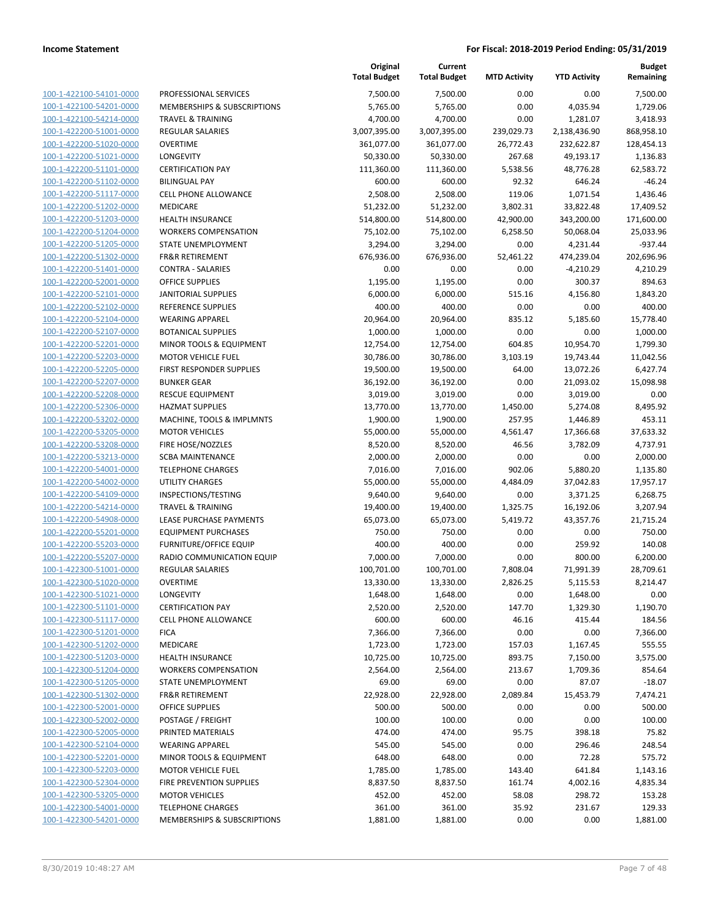**Income Statement** — **For Fiscal: 2018-2019 Period Ending: 05/31/2019**

| | | Original Total Budget | Current Total Budget | MTD Activity | YTD Activity | Budget Remaining |
|---|---|---|---|---|---|---|
| 100-1-422100-54101-0000 | PROFESSIONAL SERVICES | 7,500.00 | 7,500.00 | 0.00 | 0.00 | 7,500.00 |
| 100-1-422100-54201-0000 | MEMBERSHIPS & SUBSCRIPTIONS | 5,765.00 | 5,765.00 | 0.00 | 4,035.94 | 1,729.06 |
| 100-1-422100-54214-0000 | TRAVEL & TRAINING | 4,700.00 | 4,700.00 | 0.00 | 1,281.07 | 3,418.93 |
| 100-1-422200-51001-0000 | REGULAR SALARIES | 3,007,395.00 | 3,007,395.00 | 239,029.73 | 2,138,436.90 | 868,958.10 |
| 100-1-422200-51020-0000 | OVERTIME | 361,077.00 | 361,077.00 | 26,772.43 | 232,622.87 | 128,454.13 |
| 100-1-422200-51021-0000 | LONGEVITY | 50,330.00 | 50,330.00 | 267.68 | 49,193.17 | 1,136.83 |
| 100-1-422200-51101-0000 | CERTIFICATION PAY | 111,360.00 | 111,360.00 | 5,538.56 | 48,776.28 | 62,583.72 |
| 100-1-422200-51102-0000 | BILINGUAL PAY | 600.00 | 600.00 | 92.32 | 646.24 | -46.24 |
| 100-1-422200-51117-0000 | CELL PHONE ALLOWANCE | 2,508.00 | 2,508.00 | 119.06 | 1,071.54 | 1,436.46 |
| 100-1-422200-51202-0000 | MEDICARE | 51,232.00 | 51,232.00 | 3,802.31 | 33,822.48 | 17,409.52 |
| 100-1-422200-51203-0000 | HEALTH INSURANCE | 514,800.00 | 514,800.00 | 42,900.00 | 343,200.00 | 171,600.00 |
| 100-1-422200-51204-0000 | WORKERS COMPENSATION | 75,102.00 | 75,102.00 | 6,258.50 | 50,068.04 | 25,033.96 |
| 100-1-422200-51205-0000 | STATE UNEMPLOYMENT | 3,294.00 | 3,294.00 | 0.00 | 4,231.44 | -937.44 |
| 100-1-422200-51302-0000 | FR&R RETIREMENT | 676,936.00 | 676,936.00 | 52,461.22 | 474,239.04 | 202,696.96 |
| 100-1-422200-51401-0000 | CONTRA - SALARIES | 0.00 | 0.00 | 0.00 | -4,210.29 | 4,210.29 |
| 100-1-422200-52001-0000 | OFFICE SUPPLIES | 1,195.00 | 1,195.00 | 0.00 | 300.37 | 894.63 |
| 100-1-422200-52101-0000 | JANITORIAL SUPPLIES | 6,000.00 | 6,000.00 | 515.16 | 4,156.80 | 1,843.20 |
| 100-1-422200-52102-0000 | REFERENCE SUPPLIES | 400.00 | 400.00 | 0.00 | 0.00 | 400.00 |
| 100-1-422200-52104-0000 | WEARING APPAREL | 20,964.00 | 20,964.00 | 835.12 | 5,185.60 | 15,778.40 |
| 100-1-422200-52107-0000 | BOTANICAL SUPPLIES | 1,000.00 | 1,000.00 | 0.00 | 0.00 | 1,000.00 |
| 100-1-422200-52201-0000 | MINOR TOOLS & EQUIPMENT | 12,754.00 | 12,754.00 | 604.85 | 10,954.70 | 1,799.30 |
| 100-1-422200-52203-0000 | MOTOR VEHICLE FUEL | 30,786.00 | 30,786.00 | 3,103.19 | 19,743.44 | 11,042.56 |
| 100-1-422200-52205-0000 | FIRST RESPONDER SUPPLIES | 19,500.00 | 19,500.00 | 64.00 | 13,072.26 | 6,427.74 |
| 100-1-422200-52207-0000 | BUNKER GEAR | 36,192.00 | 36,192.00 | 0.00 | 21,093.02 | 15,098.98 |
| 100-1-422200-52208-0000 | RESCUE EQUIPMENT | 3,019.00 | 3,019.00 | 0.00 | 3,019.00 | 0.00 |
| 100-1-422200-52306-0000 | HAZMAT SUPPLIES | 13,770.00 | 13,770.00 | 1,450.00 | 5,274.08 | 8,495.92 |
| 100-1-422200-53202-0000 | MACHINE, TOOLS & IMPLMNTS | 1,900.00 | 1,900.00 | 257.95 | 1,446.89 | 453.11 |
| 100-1-422200-53205-0000 | MOTOR VEHICLES | 55,000.00 | 55,000.00 | 4,561.47 | 17,366.68 | 37,633.32 |
| 100-1-422200-53208-0000 | FIRE HOSE/NOZZLES | 8,520.00 | 8,520.00 | 46.56 | 3,782.09 | 4,737.91 |
| 100-1-422200-53213-0000 | SCBA MAINTENANCE | 2,000.00 | 2,000.00 | 0.00 | 0.00 | 2,000.00 |
| 100-1-422200-54001-0000 | TELEPHONE CHARGES | 7,016.00 | 7,016.00 | 902.06 | 5,880.20 | 1,135.80 |
| 100-1-422200-54002-0000 | UTILITY CHARGES | 55,000.00 | 55,000.00 | 4,484.09 | 37,042.83 | 17,957.17 |
| 100-1-422200-54109-0000 | INSPECTIONS/TESTING | 9,640.00 | 9,640.00 | 0.00 | 3,371.25 | 6,268.75 |
| 100-1-422200-54214-0000 | TRAVEL & TRAINING | 19,400.00 | 19,400.00 | 1,325.75 | 16,192.06 | 3,207.94 |
| 100-1-422200-54908-0000 | LEASE PURCHASE PAYMENTS | 65,073.00 | 65,073.00 | 5,419.72 | 43,357.76 | 21,715.24 |
| 100-1-422200-55201-0000 | EQUIPMENT PURCHASES | 750.00 | 750.00 | 0.00 | 0.00 | 750.00 |
| 100-1-422200-55203-0000 | FURNITURE/OFFICE EQUIP | 400.00 | 400.00 | 0.00 | 259.92 | 140.08 |
| 100-1-422200-55207-0000 | RADIO COMMUNICATION EQUIP | 7,000.00 | 7,000.00 | 0.00 | 800.00 | 6,200.00 |
| 100-1-422300-51001-0000 | REGULAR SALARIES | 100,701.00 | 100,701.00 | 7,808.04 | 71,991.39 | 28,709.61 |
| 100-1-422300-51020-0000 | OVERTIME | 13,330.00 | 13,330.00 | 2,826.25 | 5,115.53 | 8,214.47 |
| 100-1-422300-51021-0000 | LONGEVITY | 1,648.00 | 1,648.00 | 0.00 | 1,648.00 | 0.00 |
| 100-1-422300-51101-0000 | CERTIFICATION PAY | 2,520.00 | 2,520.00 | 147.70 | 1,329.30 | 1,190.70 |
| 100-1-422300-51117-0000 | CELL PHONE ALLOWANCE | 600.00 | 600.00 | 46.16 | 415.44 | 184.56 |
| 100-1-422300-51201-0000 | FICA | 7,366.00 | 7,366.00 | 0.00 | 0.00 | 7,366.00 |
| 100-1-422300-51202-0000 | MEDICARE | 1,723.00 | 1,723.00 | 157.03 | 1,167.45 | 555.55 |
| 100-1-422300-51203-0000 | HEALTH INSURANCE | 10,725.00 | 10,725.00 | 893.75 | 7,150.00 | 3,575.00 |
| 100-1-422300-51204-0000 | WORKERS COMPENSATION | 2,564.00 | 2,564.00 | 213.67 | 1,709.36 | 854.64 |
| 100-1-422300-51205-0000 | STATE UNEMPLOYMENT | 69.00 | 69.00 | 0.00 | 87.07 | -18.07 |
| 100-1-422300-51302-0000 | FR&R RETIREMENT | 22,928.00 | 22,928.00 | 2,089.84 | 15,453.79 | 7,474.21 |
| 100-1-422300-52001-0000 | OFFICE SUPPLIES | 500.00 | 500.00 | 0.00 | 0.00 | 500.00 |
| 100-1-422300-52002-0000 | POSTAGE / FREIGHT | 100.00 | 100.00 | 0.00 | 0.00 | 100.00 |
| 100-1-422300-52005-0000 | PRINTED MATERIALS | 474.00 | 474.00 | 95.75 | 398.18 | 75.82 |
| 100-1-422300-52104-0000 | WEARING APPAREL | 545.00 | 545.00 | 0.00 | 296.46 | 248.54 |
| 100-1-422300-52201-0000 | MINOR TOOLS & EQUIPMENT | 648.00 | 648.00 | 0.00 | 72.28 | 575.72 |
| 100-1-422300-52203-0000 | MOTOR VEHICLE FUEL | 1,785.00 | 1,785.00 | 143.40 | 641.84 | 1,143.16 |
| 100-1-422300-52304-0000 | FIRE PREVENTION SUPPLIES | 8,837.50 | 8,837.50 | 161.74 | 4,002.16 | 4,835.34 |
| 100-1-422300-53205-0000 | MOTOR VEHICLES | 452.00 | 452.00 | 58.08 | 298.72 | 153.28 |
| 100-1-422300-54001-0000 | TELEPHONE CHARGES | 361.00 | 361.00 | 35.92 | 231.67 | 129.33 |
| 100-1-422300-54201-0000 | MEMBERSHIPS & SUBSCRIPTIONS | 1,881.00 | 1,881.00 | 0.00 | 0.00 | 1,881.00 |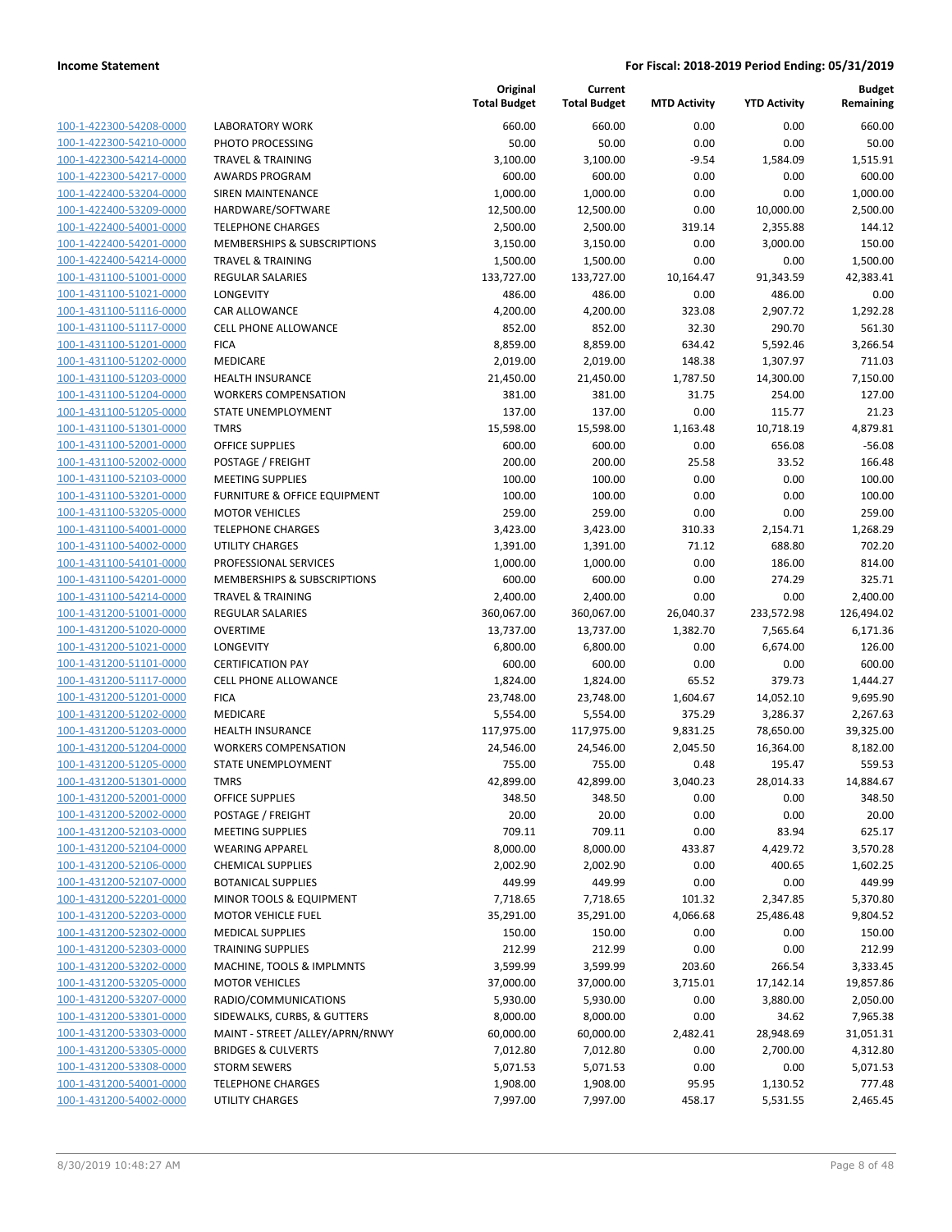**Income Statement** | **For Fiscal: 2018-2019 Period Ending: 05/31/2019**

| | | Original Total Budget | Current Total Budget | MTD Activity | YTD Activity | Budget Remaining |
|---|---|---|---|---|---|---|
| 100-1-422300-54208-0000 | LABORATORY WORK | 660.00 | 660.00 | 0.00 | 0.00 | 660.00 |
| 100-1-422300-54210-0000 | PHOTO PROCESSING | 50.00 | 50.00 | 0.00 | 0.00 | 50.00 |
| 100-1-422300-54214-0000 | TRAVEL & TRAINING | 3,100.00 | 3,100.00 | -9.54 | 1,584.09 | 1,515.91 |
| 100-1-422300-54217-0000 | AWARDS PROGRAM | 600.00 | 600.00 | 0.00 | 0.00 | 600.00 |
| 100-1-422400-53204-0000 | SIREN MAINTENANCE | 1,000.00 | 1,000.00 | 0.00 | 0.00 | 1,000.00 |
| 100-1-422400-53209-0000 | HARDWARE/SOFTWARE | 12,500.00 | 12,500.00 | 0.00 | 10,000.00 | 2,500.00 |
| 100-1-422400-54001-0000 | TELEPHONE CHARGES | 2,500.00 | 2,500.00 | 319.14 | 2,355.88 | 144.12 |
| 100-1-422400-54201-0000 | MEMBERSHIPS & SUBSCRIPTIONS | 3,150.00 | 3,150.00 | 0.00 | 3,000.00 | 150.00 |
| 100-1-422400-54214-0000 | TRAVEL & TRAINING | 1,500.00 | 1,500.00 | 0.00 | 0.00 | 1,500.00 |
| 100-1-431100-51001-0000 | REGULAR SALARIES | 133,727.00 | 133,727.00 | 10,164.47 | 91,343.59 | 42,383.41 |
| 100-1-431100-51021-0000 | LONGEVITY | 486.00 | 486.00 | 0.00 | 486.00 | 0.00 |
| 100-1-431100-51116-0000 | CAR ALLOWANCE | 4,200.00 | 4,200.00 | 323.08 | 2,907.72 | 1,292.28 |
| 100-1-431100-51117-0000 | CELL PHONE ALLOWANCE | 852.00 | 852.00 | 32.30 | 290.70 | 561.30 |
| 100-1-431100-51201-0000 | FICA | 8,859.00 | 8,859.00 | 634.42 | 5,592.46 | 3,266.54 |
| 100-1-431100-51202-0000 | MEDICARE | 2,019.00 | 2,019.00 | 148.38 | 1,307.97 | 711.03 |
| 100-1-431100-51203-0000 | HEALTH INSURANCE | 21,450.00 | 21,450.00 | 1,787.50 | 14,300.00 | 7,150.00 |
| 100-1-431100-51204-0000 | WORKERS COMPENSATION | 381.00 | 381.00 | 31.75 | 254.00 | 127.00 |
| 100-1-431100-51205-0000 | STATE UNEMPLOYMENT | 137.00 | 137.00 | 0.00 | 115.77 | 21.23 |
| 100-1-431100-51301-0000 | TMRS | 15,598.00 | 15,598.00 | 1,163.48 | 10,718.19 | 4,879.81 |
| 100-1-431100-52001-0000 | OFFICE SUPPLIES | 600.00 | 600.00 | 0.00 | 656.08 | -56.08 |
| 100-1-431100-52002-0000 | POSTAGE / FREIGHT | 200.00 | 200.00 | 25.58 | 33.52 | 166.48 |
| 100-1-431100-52103-0000 | MEETING SUPPLIES | 100.00 | 100.00 | 0.00 | 0.00 | 100.00 |
| 100-1-431100-53201-0000 | FURNITURE & OFFICE EQUIPMENT | 100.00 | 100.00 | 0.00 | 0.00 | 100.00 |
| 100-1-431100-53205-0000 | MOTOR VEHICLES | 259.00 | 259.00 | 0.00 | 0.00 | 259.00 |
| 100-1-431100-54001-0000 | TELEPHONE CHARGES | 3,423.00 | 3,423.00 | 310.33 | 2,154.71 | 1,268.29 |
| 100-1-431100-54002-0000 | UTILITY CHARGES | 1,391.00 | 1,391.00 | 71.12 | 688.80 | 702.20 |
| 100-1-431100-54101-0000 | PROFESSIONAL SERVICES | 1,000.00 | 1,000.00 | 0.00 | 186.00 | 814.00 |
| 100-1-431100-54201-0000 | MEMBERSHIPS & SUBSCRIPTIONS | 600.00 | 600.00 | 0.00 | 274.29 | 325.71 |
| 100-1-431100-54214-0000 | TRAVEL & TRAINING | 2,400.00 | 2,400.00 | 0.00 | 0.00 | 2,400.00 |
| 100-1-431200-51001-0000 | REGULAR SALARIES | 360,067.00 | 360,067.00 | 26,040.37 | 233,572.98 | 126,494.02 |
| 100-1-431200-51020-0000 | OVERTIME | 13,737.00 | 13,737.00 | 1,382.70 | 7,565.64 | 6,171.36 |
| 100-1-431200-51021-0000 | LONGEVITY | 6,800.00 | 6,800.00 | 0.00 | 6,674.00 | 126.00 |
| 100-1-431200-51101-0000 | CERTIFICATION PAY | 600.00 | 600.00 | 0.00 | 0.00 | 600.00 |
| 100-1-431200-51117-0000 | CELL PHONE ALLOWANCE | 1,824.00 | 1,824.00 | 65.52 | 379.73 | 1,444.27 |
| 100-1-431200-51201-0000 | FICA | 23,748.00 | 23,748.00 | 1,604.67 | 14,052.10 | 9,695.90 |
| 100-1-431200-51202-0000 | MEDICARE | 5,554.00 | 5,554.00 | 375.29 | 3,286.37 | 2,267.63 |
| 100-1-431200-51203-0000 | HEALTH INSURANCE | 117,975.00 | 117,975.00 | 9,831.25 | 78,650.00 | 39,325.00 |
| 100-1-431200-51204-0000 | WORKERS COMPENSATION | 24,546.00 | 24,546.00 | 2,045.50 | 16,364.00 | 8,182.00 |
| 100-1-431200-51205-0000 | STATE UNEMPLOYMENT | 755.00 | 755.00 | 0.48 | 195.47 | 559.53 |
| 100-1-431200-51301-0000 | TMRS | 42,899.00 | 42,899.00 | 3,040.23 | 28,014.33 | 14,884.67 |
| 100-1-431200-52001-0000 | OFFICE SUPPLIES | 348.50 | 348.50 | 0.00 | 0.00 | 348.50 |
| 100-1-431200-52002-0000 | POSTAGE / FREIGHT | 20.00 | 20.00 | 0.00 | 0.00 | 20.00 |
| 100-1-431200-52103-0000 | MEETING SUPPLIES | 709.11 | 709.11 | 0.00 | 83.94 | 625.17 |
| 100-1-431200-52104-0000 | WEARING APPAREL | 8,000.00 | 8,000.00 | 433.87 | 4,429.72 | 3,570.28 |
| 100-1-431200-52106-0000 | CHEMICAL SUPPLIES | 2,002.90 | 2,002.90 | 0.00 | 400.65 | 1,602.25 |
| 100-1-431200-52107-0000 | BOTANICAL SUPPLIES | 449.99 | 449.99 | 0.00 | 0.00 | 449.99 |
| 100-1-431200-52201-0000 | MINOR TOOLS & EQUIPMENT | 7,718.65 | 7,718.65 | 101.32 | 2,347.85 | 5,370.80 |
| 100-1-431200-52203-0000 | MOTOR VEHICLE FUEL | 35,291.00 | 35,291.00 | 4,066.68 | 25,486.48 | 9,804.52 |
| 100-1-431200-52302-0000 | MEDICAL SUPPLIES | 150.00 | 150.00 | 0.00 | 0.00 | 150.00 |
| 100-1-431200-52303-0000 | TRAINING SUPPLIES | 212.99 | 212.99 | 0.00 | 0.00 | 212.99 |
| 100-1-431200-53202-0000 | MACHINE, TOOLS & IMPLMNTS | 3,599.99 | 3,599.99 | 203.60 | 266.54 | 3,333.45 |
| 100-1-431200-53205-0000 | MOTOR VEHICLES | 37,000.00 | 37,000.00 | 3,715.01 | 17,142.14 | 19,857.86 |
| 100-1-431200-53207-0000 | RADIO/COMMUNICATIONS | 5,930.00 | 5,930.00 | 0.00 | 3,880.00 | 2,050.00 |
| 100-1-431200-53301-0000 | SIDEWALKS, CURBS, & GUTTERS | 8,000.00 | 8,000.00 | 0.00 | 34.62 | 7,965.38 |
| 100-1-431200-53303-0000 | MAINT - STREET /ALLEY/APRN/RNWY | 60,000.00 | 60,000.00 | 2,482.41 | 28,948.69 | 31,051.31 |
| 100-1-431200-53305-0000 | BRIDGES & CULVERTS | 7,012.80 | 7,012.80 | 0.00 | 2,700.00 | 4,312.80 |
| 100-1-431200-53308-0000 | STORM SEWERS | 5,071.53 | 5,071.53 | 0.00 | 0.00 | 5,071.53 |
| 100-1-431200-54001-0000 | TELEPHONE CHARGES | 1,908.00 | 1,908.00 | 95.95 | 1,130.52 | 777.48 |
| 100-1-431200-54002-0000 | UTILITY CHARGES | 7,997.00 | 7,997.00 | 458.17 | 5,531.55 | 2,465.45 |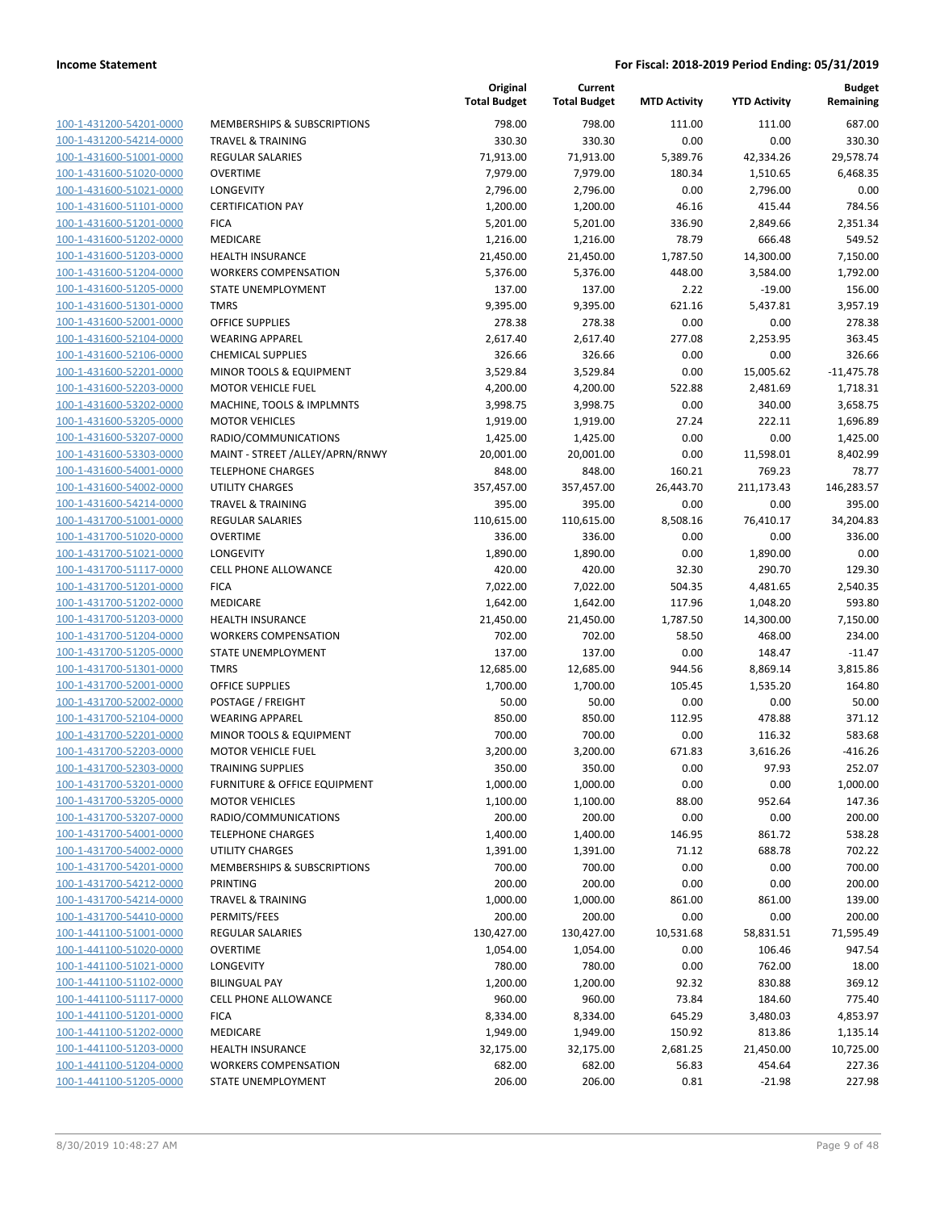**Income Statement** | **For Fiscal: 2018-2019 Period Ending: 05/31/2019**

| | | Original Total Budget | Current Total Budget | MTD Activity | YTD Activity | Budget Remaining |
|---|---|---|---|---|---|---|
| 100-1-431200-54201-0000 | MEMBERSHIPS & SUBSCRIPTIONS | 798.00 | 798.00 | 111.00 | 111.00 | 687.00 |
| 100-1-431200-54214-0000 | TRAVEL & TRAINING | 330.30 | 330.30 | 0.00 | 0.00 | 330.30 |
| 100-1-431600-51001-0000 | REGULAR SALARIES | 71,913.00 | 71,913.00 | 5,389.76 | 42,334.26 | 29,578.74 |
| 100-1-431600-51020-0000 | OVERTIME | 7,979.00 | 7,979.00 | 180.34 | 1,510.65 | 6,468.35 |
| 100-1-431600-51021-0000 | LONGEVITY | 2,796.00 | 2,796.00 | 0.00 | 2,796.00 | 0.00 |
| 100-1-431600-51101-0000 | CERTIFICATION PAY | 1,200.00 | 1,200.00 | 46.16 | 415.44 | 784.56 |
| 100-1-431600-51201-0000 | FICA | 5,201.00 | 5,201.00 | 336.90 | 2,849.66 | 2,351.34 |
| 100-1-431600-51202-0000 | MEDICARE | 1,216.00 | 1,216.00 | 78.79 | 666.48 | 549.52 |
| 100-1-431600-51203-0000 | HEALTH INSURANCE | 21,450.00 | 21,450.00 | 1,787.50 | 14,300.00 | 7,150.00 |
| 100-1-431600-51204-0000 | WORKERS COMPENSATION | 5,376.00 | 5,376.00 | 448.00 | 3,584.00 | 1,792.00 |
| 100-1-431600-51205-0000 | STATE UNEMPLOYMENT | 137.00 | 137.00 | 2.22 | -19.00 | 156.00 |
| 100-1-431600-51301-0000 | TMRS | 9,395.00 | 9,395.00 | 621.16 | 5,437.81 | 3,957.19 |
| 100-1-431600-52001-0000 | OFFICE SUPPLIES | 278.38 | 278.38 | 0.00 | 0.00 | 278.38 |
| 100-1-431600-52104-0000 | WEARING APPAREL | 2,617.40 | 2,617.40 | 277.08 | 2,253.95 | 363.45 |
| 100-1-431600-52106-0000 | CHEMICAL SUPPLIES | 326.66 | 326.66 | 0.00 | 0.00 | 326.66 |
| 100-1-431600-52201-0000 | MINOR TOOLS & EQUIPMENT | 3,529.84 | 3,529.84 | 0.00 | 15,005.62 | -11,475.78 |
| 100-1-431600-52203-0000 | MOTOR VEHICLE FUEL | 4,200.00 | 4,200.00 | 522.88 | 2,481.69 | 1,718.31 |
| 100-1-431600-53202-0000 | MACHINE, TOOLS & IMPLMNTS | 3,998.75 | 3,998.75 | 0.00 | 340.00 | 3,658.75 |
| 100-1-431600-53205-0000 | MOTOR VEHICLES | 1,919.00 | 1,919.00 | 27.24 | 222.11 | 1,696.89 |
| 100-1-431600-53207-0000 | RADIO/COMMUNICATIONS | 1,425.00 | 1,425.00 | 0.00 | 0.00 | 1,425.00 |
| 100-1-431600-53303-0000 | MAINT - STREET /ALLEY/APRN/RNWY | 20,001.00 | 20,001.00 | 0.00 | 11,598.01 | 8,402.99 |
| 100-1-431600-54001-0000 | TELEPHONE CHARGES | 848.00 | 848.00 | 160.21 | 769.23 | 78.77 |
| 100-1-431600-54002-0000 | UTILITY CHARGES | 357,457.00 | 357,457.00 | 26,443.70 | 211,173.43 | 146,283.57 |
| 100-1-431600-54214-0000 | TRAVEL & TRAINING | 395.00 | 395.00 | 0.00 | 0.00 | 395.00 |
| 100-1-431700-51001-0000 | REGULAR SALARIES | 110,615.00 | 110,615.00 | 8,508.16 | 76,410.17 | 34,204.83 |
| 100-1-431700-51020-0000 | OVERTIME | 336.00 | 336.00 | 0.00 | 0.00 | 336.00 |
| 100-1-431700-51021-0000 | LONGEVITY | 1,890.00 | 1,890.00 | 0.00 | 1,890.00 | 0.00 |
| 100-1-431700-51117-0000 | CELL PHONE ALLOWANCE | 420.00 | 420.00 | 32.30 | 290.70 | 129.30 |
| 100-1-431700-51201-0000 | FICA | 7,022.00 | 7,022.00 | 504.35 | 4,481.65 | 2,540.35 |
| 100-1-431700-51202-0000 | MEDICARE | 1,642.00 | 1,642.00 | 117.96 | 1,048.20 | 593.80 |
| 100-1-431700-51203-0000 | HEALTH INSURANCE | 21,450.00 | 21,450.00 | 1,787.50 | 14,300.00 | 7,150.00 |
| 100-1-431700-51204-0000 | WORKERS COMPENSATION | 702.00 | 702.00 | 58.50 | 468.00 | 234.00 |
| 100-1-431700-51205-0000 | STATE UNEMPLOYMENT | 137.00 | 137.00 | 0.00 | 148.47 | -11.47 |
| 100-1-431700-51301-0000 | TMRS | 12,685.00 | 12,685.00 | 944.56 | 8,869.14 | 3,815.86 |
| 100-1-431700-52001-0000 | OFFICE SUPPLIES | 1,700.00 | 1,700.00 | 105.45 | 1,535.20 | 164.80 |
| 100-1-431700-52002-0000 | POSTAGE / FREIGHT | 50.00 | 50.00 | 0.00 | 0.00 | 50.00 |
| 100-1-431700-52104-0000 | WEARING APPAREL | 850.00 | 850.00 | 112.95 | 478.88 | 371.12 |
| 100-1-431700-52201-0000 | MINOR TOOLS & EQUIPMENT | 700.00 | 700.00 | 0.00 | 116.32 | 583.68 |
| 100-1-431700-52203-0000 | MOTOR VEHICLE FUEL | 3,200.00 | 3,200.00 | 671.83 | 3,616.26 | -416.26 |
| 100-1-431700-52303-0000 | TRAINING SUPPLIES | 350.00 | 350.00 | 0.00 | 97.93 | 252.07 |
| 100-1-431700-53201-0000 | FURNITURE & OFFICE EQUIPMENT | 1,000.00 | 1,000.00 | 0.00 | 0.00 | 1,000.00 |
| 100-1-431700-53205-0000 | MOTOR VEHICLES | 1,100.00 | 1,100.00 | 88.00 | 952.64 | 147.36 |
| 100-1-431700-53207-0000 | RADIO/COMMUNICATIONS | 200.00 | 200.00 | 0.00 | 0.00 | 200.00 |
| 100-1-431700-54001-0000 | TELEPHONE CHARGES | 1,400.00 | 1,400.00 | 146.95 | 861.72 | 538.28 |
| 100-1-431700-54002-0000 | UTILITY CHARGES | 1,391.00 | 1,391.00 | 71.12 | 688.78 | 702.22 |
| 100-1-431700-54201-0000 | MEMBERSHIPS & SUBSCRIPTIONS | 700.00 | 700.00 | 0.00 | 0.00 | 700.00 |
| 100-1-431700-54212-0000 | PRINTING | 200.00 | 200.00 | 0.00 | 0.00 | 200.00 |
| 100-1-431700-54214-0000 | TRAVEL & TRAINING | 1,000.00 | 1,000.00 | 861.00 | 861.00 | 139.00 |
| 100-1-431700-54410-0000 | PERMITS/FEES | 200.00 | 200.00 | 0.00 | 0.00 | 200.00 |
| 100-1-441100-51001-0000 | REGULAR SALARIES | 130,427.00 | 130,427.00 | 10,531.68 | 58,831.51 | 71,595.49 |
| 100-1-441100-51020-0000 | OVERTIME | 1,054.00 | 1,054.00 | 0.00 | 106.46 | 947.54 |
| 100-1-441100-51021-0000 | LONGEVITY | 780.00 | 780.00 | 0.00 | 762.00 | 18.00 |
| 100-1-441100-51102-0000 | BILINGUAL PAY | 1,200.00 | 1,200.00 | 92.32 | 830.88 | 369.12 |
| 100-1-441100-51117-0000 | CELL PHONE ALLOWANCE | 960.00 | 960.00 | 73.84 | 184.60 | 775.40 |
| 100-1-441100-51201-0000 | FICA | 8,334.00 | 8,334.00 | 645.29 | 3,480.03 | 4,853.97 |
| 100-1-441100-51202-0000 | MEDICARE | 1,949.00 | 1,949.00 | 150.92 | 813.86 | 1,135.14 |
| 100-1-441100-51203-0000 | HEALTH INSURANCE | 32,175.00 | 32,175.00 | 2,681.25 | 21,450.00 | 10,725.00 |
| 100-1-441100-51204-0000 | WORKERS COMPENSATION | 682.00 | 682.00 | 56.83 | 454.64 | 227.36 |
| 100-1-441100-51205-0000 | STATE UNEMPLOYMENT | 206.00 | 206.00 | 0.81 | -21.98 | 227.98 |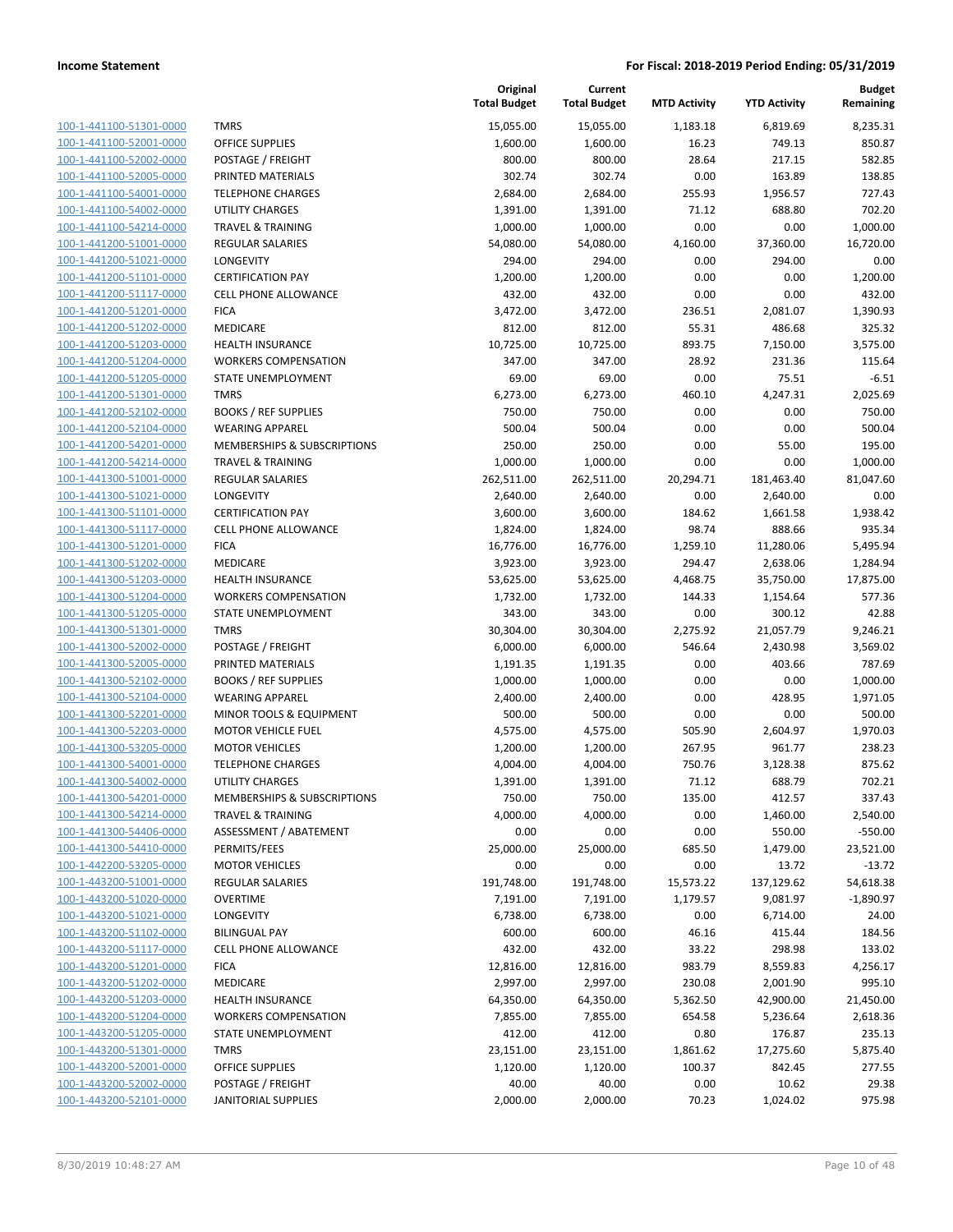**Income Statement** — **For Fiscal: 2018-2019 Period Ending: 05/31/2019**

| | | Original Total Budget | Current Total Budget | MTD Activity | YTD Activity | Budget Remaining |
|---|---|---|---|---|---|---|
| 100-1-441100-51301-0000 | TMRS | 15,055.00 | 15,055.00 | 1,183.18 | 6,819.69 | 8,235.31 |
| 100-1-441100-52001-0000 | OFFICE SUPPLIES | 1,600.00 | 1,600.00 | 16.23 | 749.13 | 850.87 |
| 100-1-441100-52002-0000 | POSTAGE / FREIGHT | 800.00 | 800.00 | 28.64 | 217.15 | 582.85 |
| 100-1-441100-52005-0000 | PRINTED MATERIALS | 302.74 | 302.74 | 0.00 | 163.89 | 138.85 |
| 100-1-441100-54001-0000 | TELEPHONE CHARGES | 2,684.00 | 2,684.00 | 255.93 | 1,956.57 | 727.43 |
| 100-1-441100-54002-0000 | UTILITY CHARGES | 1,391.00 | 1,391.00 | 71.12 | 688.80 | 702.20 |
| 100-1-441100-54214-0000 | TRAVEL & TRAINING | 1,000.00 | 1,000.00 | 0.00 | 0.00 | 1,000.00 |
| 100-1-441200-51001-0000 | REGULAR SALARIES | 54,080.00 | 54,080.00 | 4,160.00 | 37,360.00 | 16,720.00 |
| 100-1-441200-51021-0000 | LONGEVITY | 294.00 | 294.00 | 0.00 | 294.00 | 0.00 |
| 100-1-441200-51101-0000 | CERTIFICATION PAY | 1,200.00 | 1,200.00 | 0.00 | 0.00 | 1,200.00 |
| 100-1-441200-51117-0000 | CELL PHONE ALLOWANCE | 432.00 | 432.00 | 0.00 | 0.00 | 432.00 |
| 100-1-441200-51201-0000 | FICA | 3,472.00 | 3,472.00 | 236.51 | 2,081.07 | 1,390.93 |
| 100-1-441200-51202-0000 | MEDICARE | 812.00 | 812.00 | 55.31 | 486.68 | 325.32 |
| 100-1-441200-51203-0000 | HEALTH INSURANCE | 10,725.00 | 10,725.00 | 893.75 | 7,150.00 | 3,575.00 |
| 100-1-441200-51204-0000 | WORKERS COMPENSATION | 347.00 | 347.00 | 28.92 | 231.36 | 115.64 |
| 100-1-441200-51205-0000 | STATE UNEMPLOYMENT | 69.00 | 69.00 | 0.00 | 75.51 | -6.51 |
| 100-1-441200-51301-0000 | TMRS | 6,273.00 | 6,273.00 | 460.10 | 4,247.31 | 2,025.69 |
| 100-1-441200-52102-0000 | BOOKS / REF SUPPLIES | 750.00 | 750.00 | 0.00 | 0.00 | 750.00 |
| 100-1-441200-52104-0000 | WEARING APPAREL | 500.04 | 500.04 | 0.00 | 0.00 | 500.04 |
| 100-1-441200-54201-0000 | MEMBERSHIPS & SUBSCRIPTIONS | 250.00 | 250.00 | 0.00 | 55.00 | 195.00 |
| 100-1-441200-54214-0000 | TRAVEL & TRAINING | 1,000.00 | 1,000.00 | 0.00 | 0.00 | 1,000.00 |
| 100-1-441300-51001-0000 | REGULAR SALARIES | 262,511.00 | 262,511.00 | 20,294.71 | 181,463.40 | 81,047.60 |
| 100-1-441300-51021-0000 | LONGEVITY | 2,640.00 | 2,640.00 | 0.00 | 2,640.00 | 0.00 |
| 100-1-441300-51101-0000 | CERTIFICATION PAY | 3,600.00 | 3,600.00 | 184.62 | 1,661.58 | 1,938.42 |
| 100-1-441300-51117-0000 | CELL PHONE ALLOWANCE | 1,824.00 | 1,824.00 | 98.74 | 888.66 | 935.34 |
| 100-1-441300-51201-0000 | FICA | 16,776.00 | 16,776.00 | 1,259.10 | 11,280.06 | 5,495.94 |
| 100-1-441300-51202-0000 | MEDICARE | 3,923.00 | 3,923.00 | 294.47 | 2,638.06 | 1,284.94 |
| 100-1-441300-51203-0000 | HEALTH INSURANCE | 53,625.00 | 53,625.00 | 4,468.75 | 35,750.00 | 17,875.00 |
| 100-1-441300-51204-0000 | WORKERS COMPENSATION | 1,732.00 | 1,732.00 | 144.33 | 1,154.64 | 577.36 |
| 100-1-441300-51205-0000 | STATE UNEMPLOYMENT | 343.00 | 343.00 | 0.00 | 300.12 | 42.88 |
| 100-1-441300-51301-0000 | TMRS | 30,304.00 | 30,304.00 | 2,275.92 | 21,057.79 | 9,246.21 |
| 100-1-441300-52002-0000 | POSTAGE / FREIGHT | 6,000.00 | 6,000.00 | 546.64 | 2,430.98 | 3,569.02 |
| 100-1-441300-52005-0000 | PRINTED MATERIALS | 1,191.35 | 1,191.35 | 0.00 | 403.66 | 787.69 |
| 100-1-441300-52102-0000 | BOOKS / REF SUPPLIES | 1,000.00 | 1,000.00 | 0.00 | 0.00 | 1,000.00 |
| 100-1-441300-52104-0000 | WEARING APPAREL | 2,400.00 | 2,400.00 | 0.00 | 428.95 | 1,971.05 |
| 100-1-441300-52201-0000 | MINOR TOOLS & EQUIPMENT | 500.00 | 500.00 | 0.00 | 0.00 | 500.00 |
| 100-1-441300-52203-0000 | MOTOR VEHICLE FUEL | 4,575.00 | 4,575.00 | 505.90 | 2,604.97 | 1,970.03 |
| 100-1-441300-53205-0000 | MOTOR VEHICLES | 1,200.00 | 1,200.00 | 267.95 | 961.77 | 238.23 |
| 100-1-441300-54001-0000 | TELEPHONE CHARGES | 4,004.00 | 4,004.00 | 750.76 | 3,128.38 | 875.62 |
| 100-1-441300-54002-0000 | UTILITY CHARGES | 1,391.00 | 1,391.00 | 71.12 | 688.79 | 702.21 |
| 100-1-441300-54201-0000 | MEMBERSHIPS & SUBSCRIPTIONS | 750.00 | 750.00 | 135.00 | 412.57 | 337.43 |
| 100-1-441300-54214-0000 | TRAVEL & TRAINING | 4,000.00 | 4,000.00 | 0.00 | 1,460.00 | 2,540.00 |
| 100-1-441300-54406-0000 | ASSESSMENT / ABATEMENT | 0.00 | 0.00 | 0.00 | 550.00 | -550.00 |
| 100-1-441300-54410-0000 | PERMITS/FEES | 25,000.00 | 25,000.00 | 685.50 | 1,479.00 | 23,521.00 |
| 100-1-442200-53205-0000 | MOTOR VEHICLES | 0.00 | 0.00 | 0.00 | 13.72 | -13.72 |
| 100-1-443200-51001-0000 | REGULAR SALARIES | 191,748.00 | 191,748.00 | 15,573.22 | 137,129.62 | 54,618.38 |
| 100-1-443200-51020-0000 | OVERTIME | 7,191.00 | 7,191.00 | 1,179.57 | 9,081.97 | -1,890.97 |
| 100-1-443200-51021-0000 | LONGEVITY | 6,738.00 | 6,738.00 | 0.00 | 6,714.00 | 24.00 |
| 100-1-443200-51102-0000 | BILINGUAL PAY | 600.00 | 600.00 | 46.16 | 415.44 | 184.56 |
| 100-1-443200-51117-0000 | CELL PHONE ALLOWANCE | 432.00 | 432.00 | 33.22 | 298.98 | 133.02 |
| 100-1-443200-51201-0000 | FICA | 12,816.00 | 12,816.00 | 983.79 | 8,559.83 | 4,256.17 |
| 100-1-443200-51202-0000 | MEDICARE | 2,997.00 | 2,997.00 | 230.08 | 2,001.90 | 995.10 |
| 100-1-443200-51203-0000 | HEALTH INSURANCE | 64,350.00 | 64,350.00 | 5,362.50 | 42,900.00 | 21,450.00 |
| 100-1-443200-51204-0000 | WORKERS COMPENSATION | 7,855.00 | 7,855.00 | 654.58 | 5,236.64 | 2,618.36 |
| 100-1-443200-51205-0000 | STATE UNEMPLOYMENT | 412.00 | 412.00 | 0.80 | 176.87 | 235.13 |
| 100-1-443200-51301-0000 | TMRS | 23,151.00 | 23,151.00 | 1,861.62 | 17,275.60 | 5,875.40 |
| 100-1-443200-52001-0000 | OFFICE SUPPLIES | 1,120.00 | 1,120.00 | 100.37 | 842.45 | 277.55 |
| 100-1-443200-52002-0000 | POSTAGE / FREIGHT | 40.00 | 40.00 | 0.00 | 10.62 | 29.38 |
| 100-1-443200-52101-0000 | JANITORIAL SUPPLIES | 2,000.00 | 2,000.00 | 70.23 | 1,024.02 | 975.98 |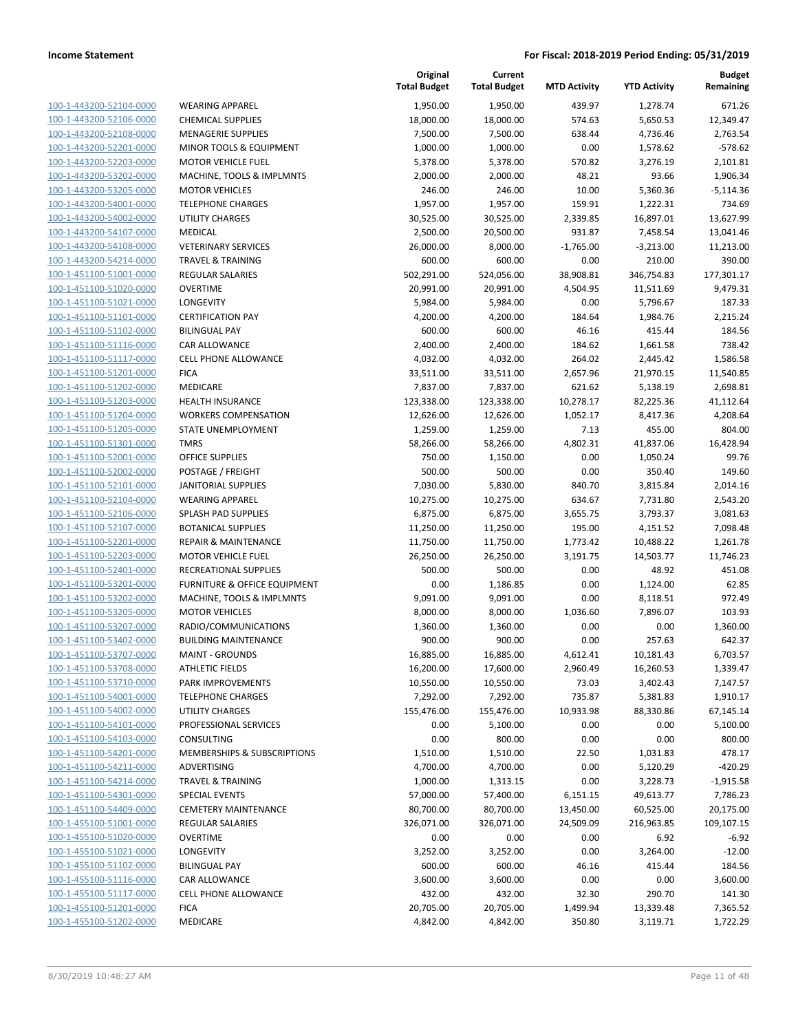**Income Statement** — **For Fiscal: 2018-2019 Period Ending: 05/31/2019**

| | | Original Total Budget | Current Total Budget | MTD Activity | YTD Activity | Budget Remaining |
|---|---|---|---|---|---|---|
| 100-1-443200-52104-0000 | WEARING APPAREL | 1,950.00 | 1,950.00 | 439.97 | 1,278.74 | 671.26 |
| 100-1-443200-52106-0000 | CHEMICAL SUPPLIES | 18,000.00 | 18,000.00 | 574.63 | 5,650.53 | 12,349.47 |
| 100-1-443200-52108-0000 | MENAGERIE SUPPLIES | 7,500.00 | 7,500.00 | 638.44 | 4,736.46 | 2,763.54 |
| 100-1-443200-52201-0000 | MINOR TOOLS & EQUIPMENT | 1,000.00 | 1,000.00 | 0.00 | 1,578.62 | -578.62 |
| 100-1-443200-52203-0000 | MOTOR VEHICLE FUEL | 5,378.00 | 5,378.00 | 570.82 | 3,276.19 | 2,101.81 |
| 100-1-443200-53202-0000 | MACHINE, TOOLS & IMPLMNTS | 2,000.00 | 2,000.00 | 48.21 | 93.66 | 1,906.34 |
| 100-1-443200-53205-0000 | MOTOR VEHICLES | 246.00 | 246.00 | 10.00 | 5,360.36 | -5,114.36 |
| 100-1-443200-54001-0000 | TELEPHONE CHARGES | 1,957.00 | 1,957.00 | 159.91 | 1,222.31 | 734.69 |
| 100-1-443200-54002-0000 | UTILITY CHARGES | 30,525.00 | 30,525.00 | 2,339.85 | 16,897.01 | 13,627.99 |
| 100-1-443200-54107-0000 | MEDICAL | 2,500.00 | 20,500.00 | 931.87 | 7,458.54 | 13,041.46 |
| 100-1-443200-54108-0000 | VETERINARY SERVICES | 26,000.00 | 8,000.00 | -1,765.00 | -3,213.00 | 11,213.00 |
| 100-1-443200-54214-0000 | TRAVEL & TRAINING | 600.00 | 600.00 | 0.00 | 210.00 | 390.00 |
| 100-1-451100-51001-0000 | REGULAR SALARIES | 502,291.00 | 524,056.00 | 38,908.81 | 346,754.83 | 177,301.17 |
| 100-1-451100-51020-0000 | OVERTIME | 20,991.00 | 20,991.00 | 4,504.95 | 11,511.69 | 9,479.31 |
| 100-1-451100-51021-0000 | LONGEVITY | 5,984.00 | 5,984.00 | 0.00 | 5,796.67 | 187.33 |
| 100-1-451100-51101-0000 | CERTIFICATION PAY | 4,200.00 | 4,200.00 | 184.64 | 1,984.76 | 2,215.24 |
| 100-1-451100-51102-0000 | BILINGUAL PAY | 600.00 | 600.00 | 46.16 | 415.44 | 184.56 |
| 100-1-451100-51116-0000 | CAR ALLOWANCE | 2,400.00 | 2,400.00 | 184.62 | 1,661.58 | 738.42 |
| 100-1-451100-51117-0000 | CELL PHONE ALLOWANCE | 4,032.00 | 4,032.00 | 264.02 | 2,445.42 | 1,586.58 |
| 100-1-451100-51201-0000 | FICA | 33,511.00 | 33,511.00 | 2,657.96 | 21,970.15 | 11,540.85 |
| 100-1-451100-51202-0000 | MEDICARE | 7,837.00 | 7,837.00 | 621.62 | 5,138.19 | 2,698.81 |
| 100-1-451100-51203-0000 | HEALTH INSURANCE | 123,338.00 | 123,338.00 | 10,278.17 | 82,225.36 | 41,112.64 |
| 100-1-451100-51204-0000 | WORKERS COMPENSATION | 12,626.00 | 12,626.00 | 1,052.17 | 8,417.36 | 4,208.64 |
| 100-1-451100-51205-0000 | STATE UNEMPLOYMENT | 1,259.00 | 1,259.00 | 7.13 | 455.00 | 804.00 |
| 100-1-451100-51301-0000 | TMRS | 58,266.00 | 58,266.00 | 4,802.31 | 41,837.06 | 16,428.94 |
| 100-1-451100-52001-0000 | OFFICE SUPPLIES | 750.00 | 1,150.00 | 0.00 | 1,050.24 | 99.76 |
| 100-1-451100-52002-0000 | POSTAGE / FREIGHT | 500.00 | 500.00 | 0.00 | 350.40 | 149.60 |
| 100-1-451100-52101-0000 | JANITORIAL SUPPLIES | 7,030.00 | 5,830.00 | 840.70 | 3,815.84 | 2,014.16 |
| 100-1-451100-52104-0000 | WEARING APPAREL | 10,275.00 | 10,275.00 | 634.67 | 7,731.80 | 2,543.20 |
| 100-1-451100-52106-0000 | SPLASH PAD SUPPLIES | 6,875.00 | 6,875.00 | 3,655.75 | 3,793.37 | 3,081.63 |
| 100-1-451100-52107-0000 | BOTANICAL SUPPLIES | 11,250.00 | 11,250.00 | 195.00 | 4,151.52 | 7,098.48 |
| 100-1-451100-52201-0000 | REPAIR & MAINTENANCE | 11,750.00 | 11,750.00 | 1,773.42 | 10,488.22 | 1,261.78 |
| 100-1-451100-52203-0000 | MOTOR VEHICLE FUEL | 26,250.00 | 26,250.00 | 3,191.75 | 14,503.77 | 11,746.23 |
| 100-1-451100-52401-0000 | RECREATIONAL SUPPLIES | 500.00 | 500.00 | 0.00 | 48.92 | 451.08 |
| 100-1-451100-53201-0000 | FURNITURE & OFFICE EQUIPMENT | 0.00 | 1,186.85 | 0.00 | 1,124.00 | 62.85 |
| 100-1-451100-53202-0000 | MACHINE, TOOLS & IMPLMNTS | 9,091.00 | 9,091.00 | 0.00 | 8,118.51 | 972.49 |
| 100-1-451100-53205-0000 | MOTOR VEHICLES | 8,000.00 | 8,000.00 | 1,036.60 | 7,896.07 | 103.93 |
| 100-1-451100-53207-0000 | RADIO/COMMUNICATIONS | 1,360.00 | 1,360.00 | 0.00 | 0.00 | 1,360.00 |
| 100-1-451100-53402-0000 | BUILDING MAINTENANCE | 900.00 | 900.00 | 0.00 | 257.63 | 642.37 |
| 100-1-451100-53707-0000 | MAINT - GROUNDS | 16,885.00 | 16,885.00 | 4,612.41 | 10,181.43 | 6,703.57 |
| 100-1-451100-53708-0000 | ATHLETIC FIELDS | 16,200.00 | 17,600.00 | 2,960.49 | 16,260.53 | 1,339.47 |
| 100-1-451100-53710-0000 | PARK IMPROVEMENTS | 10,550.00 | 10,550.00 | 73.03 | 3,402.43 | 7,147.57 |
| 100-1-451100-54001-0000 | TELEPHONE CHARGES | 7,292.00 | 7,292.00 | 735.87 | 5,381.83 | 1,910.17 |
| 100-1-451100-54002-0000 | UTILITY CHARGES | 155,476.00 | 155,476.00 | 10,933.98 | 88,330.86 | 67,145.14 |
| 100-1-451100-54101-0000 | PROFESSIONAL SERVICES | 0.00 | 5,100.00 | 0.00 | 0.00 | 5,100.00 |
| 100-1-451100-54103-0000 | CONSULTING | 0.00 | 800.00 | 0.00 | 0.00 | 800.00 |
| 100-1-451100-54201-0000 | MEMBERSHIPS & SUBSCRIPTIONS | 1,510.00 | 1,510.00 | 22.50 | 1,031.83 | 478.17 |
| 100-1-451100-54211-0000 | ADVERTISING | 4,700.00 | 4,700.00 | 0.00 | 5,120.29 | -420.29 |
| 100-1-451100-54214-0000 | TRAVEL & TRAINING | 1,000.00 | 1,313.15 | 0.00 | 3,228.73 | -1,915.58 |
| 100-1-451100-54301-0000 | SPECIAL EVENTS | 57,000.00 | 57,400.00 | 6,151.15 | 49,613.77 | 7,786.23 |
| 100-1-451100-54409-0000 | CEMETERY MAINTENANCE | 80,700.00 | 80,700.00 | 13,450.00 | 60,525.00 | 20,175.00 |
| 100-1-455100-51001-0000 | REGULAR SALARIES | 326,071.00 | 326,071.00 | 24,509.09 | 216,963.85 | 109,107.15 |
| 100-1-455100-51020-0000 | OVERTIME | 0.00 | 0.00 | 0.00 | 6.92 | -6.92 |
| 100-1-455100-51021-0000 | LONGEVITY | 3,252.00 | 3,252.00 | 0.00 | 3,264.00 | -12.00 |
| 100-1-455100-51102-0000 | BILINGUAL PAY | 600.00 | 600.00 | 46.16 | 415.44 | 184.56 |
| 100-1-455100-51116-0000 | CAR ALLOWANCE | 3,600.00 | 3,600.00 | 0.00 | 0.00 | 3,600.00 |
| 100-1-455100-51117-0000 | CELL PHONE ALLOWANCE | 432.00 | 432.00 | 32.30 | 290.70 | 141.30 |
| 100-1-455100-51201-0000 | FICA | 20,705.00 | 20,705.00 | 1,499.94 | 13,339.48 | 7,365.52 |
| 100-1-455100-51202-0000 | MEDICARE | 4,842.00 | 4,842.00 | 350.80 | 3,119.71 | 1,722.29 |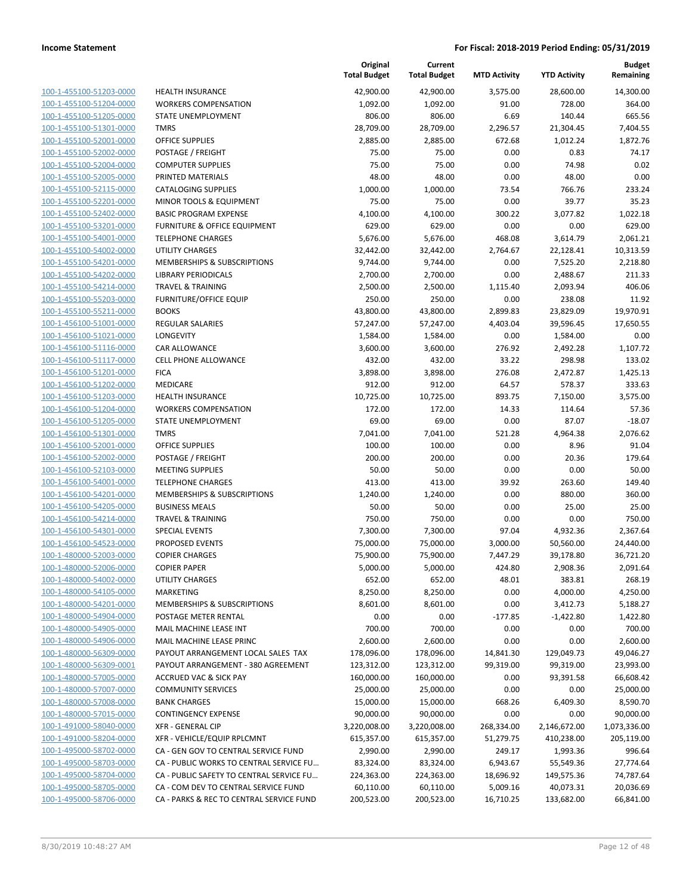**Income Statement** | **For Fiscal: 2018-2019 Period Ending: 05/31/2019**

| | | Original Total Budget | Current Total Budget | MTD Activity | YTD Activity | Budget Remaining |
|---|---|---|---|---|---|---|
| 100-1-455100-51203-0000 | HEALTH INSURANCE | 42,900.00 | 42,900.00 | 3,575.00 | 28,600.00 | 14,300.00 |
| 100-1-455100-51204-0000 | WORKERS COMPENSATION | 1,092.00 | 1,092.00 | 91.00 | 728.00 | 364.00 |
| 100-1-455100-51205-0000 | STATE UNEMPLOYMENT | 806.00 | 806.00 | 6.69 | 140.44 | 665.56 |
| 100-1-455100-51301-0000 | TMRS | 28,709.00 | 28,709.00 | 2,296.57 | 21,304.45 | 7,404.55 |
| 100-1-455100-52001-0000 | OFFICE SUPPLIES | 2,885.00 | 2,885.00 | 672.68 | 1,012.24 | 1,872.76 |
| 100-1-455100-52002-0000 | POSTAGE / FREIGHT | 75.00 | 75.00 | 0.00 | 0.83 | 74.17 |
| 100-1-455100-52004-0000 | COMPUTER SUPPLIES | 75.00 | 75.00 | 0.00 | 74.98 | 0.02 |
| 100-1-455100-52005-0000 | PRINTED MATERIALS | 48.00 | 48.00 | 0.00 | 48.00 | 0.00 |
| 100-1-455100-52115-0000 | CATALOGING SUPPLIES | 1,000.00 | 1,000.00 | 73.54 | 766.76 | 233.24 |
| 100-1-455100-52201-0000 | MINOR TOOLS & EQUIPMENT | 75.00 | 75.00 | 0.00 | 39.77 | 35.23 |
| 100-1-455100-52402-0000 | BASIC PROGRAM EXPENSE | 4,100.00 | 4,100.00 | 300.22 | 3,077.82 | 1,022.18 |
| 100-1-455100-53201-0000 | FURNITURE & OFFICE EQUIPMENT | 629.00 | 629.00 | 0.00 | 0.00 | 629.00 |
| 100-1-455100-54001-0000 | TELEPHONE CHARGES | 5,676.00 | 5,676.00 | 468.08 | 3,614.79 | 2,061.21 |
| 100-1-455100-54002-0000 | UTILITY CHARGES | 32,442.00 | 32,442.00 | 2,764.67 | 22,128.41 | 10,313.59 |
| 100-1-455100-54201-0000 | MEMBERSHIPS & SUBSCRIPTIONS | 9,744.00 | 9,744.00 | 0.00 | 7,525.20 | 2,218.80 |
| 100-1-455100-54202-0000 | LIBRARY PERIODICALS | 2,700.00 | 2,700.00 | 0.00 | 2,488.67 | 211.33 |
| 100-1-455100-54214-0000 | TRAVEL & TRAINING | 2,500.00 | 2,500.00 | 1,115.40 | 2,093.94 | 406.06 |
| 100-1-455100-55203-0000 | FURNITURE/OFFICE EQUIP | 250.00 | 250.00 | 0.00 | 238.08 | 11.92 |
| 100-1-455100-55211-0000 | BOOKS | 43,800.00 | 43,800.00 | 2,899.83 | 23,829.09 | 19,970.91 |
| 100-1-456100-51001-0000 | REGULAR SALARIES | 57,247.00 | 57,247.00 | 4,403.04 | 39,596.45 | 17,650.55 |
| 100-1-456100-51021-0000 | LONGEVITY | 1,584.00 | 1,584.00 | 0.00 | 1,584.00 | 0.00 |
| 100-1-456100-51116-0000 | CAR ALLOWANCE | 3,600.00 | 3,600.00 | 276.92 | 2,492.28 | 1,107.72 |
| 100-1-456100-51117-0000 | CELL PHONE ALLOWANCE | 432.00 | 432.00 | 33.22 | 298.98 | 133.02 |
| 100-1-456100-51201-0000 | FICA | 3,898.00 | 3,898.00 | 276.08 | 2,472.87 | 1,425.13 |
| 100-1-456100-51202-0000 | MEDICARE | 912.00 | 912.00 | 64.57 | 578.37 | 333.63 |
| 100-1-456100-51203-0000 | HEALTH INSURANCE | 10,725.00 | 10,725.00 | 893.75 | 7,150.00 | 3,575.00 |
| 100-1-456100-51204-0000 | WORKERS COMPENSATION | 172.00 | 172.00 | 14.33 | 114.64 | 57.36 |
| 100-1-456100-51205-0000 | STATE UNEMPLOYMENT | 69.00 | 69.00 | 0.00 | 87.07 | -18.07 |
| 100-1-456100-51301-0000 | TMRS | 7,041.00 | 7,041.00 | 521.28 | 4,964.38 | 2,076.62 |
| 100-1-456100-52001-0000 | OFFICE SUPPLIES | 100.00 | 100.00 | 0.00 | 8.96 | 91.04 |
| 100-1-456100-52002-0000 | POSTAGE / FREIGHT | 200.00 | 200.00 | 0.00 | 20.36 | 179.64 |
| 100-1-456100-52103-0000 | MEETING SUPPLIES | 50.00 | 50.00 | 0.00 | 0.00 | 50.00 |
| 100-1-456100-54001-0000 | TELEPHONE CHARGES | 413.00 | 413.00 | 39.92 | 263.60 | 149.40 |
| 100-1-456100-54201-0000 | MEMBERSHIPS & SUBSCRIPTIONS | 1,240.00 | 1,240.00 | 0.00 | 880.00 | 360.00 |
| 100-1-456100-54205-0000 | BUSINESS MEALS | 50.00 | 50.00 | 0.00 | 25.00 | 25.00 |
| 100-1-456100-54214-0000 | TRAVEL & TRAINING | 750.00 | 750.00 | 0.00 | 0.00 | 750.00 |
| 100-1-456100-54301-0000 | SPECIAL EVENTS | 7,300.00 | 7,300.00 | 97.04 | 4,932.36 | 2,367.64 |
| 100-1-456100-54523-0000 | PROPOSED EVENTS | 75,000.00 | 75,000.00 | 3,000.00 | 50,560.00 | 24,440.00 |
| 100-1-480000-52003-0000 | COPIER CHARGES | 75,900.00 | 75,900.00 | 7,447.29 | 39,178.80 | 36,721.20 |
| 100-1-480000-52006-0000 | COPIER PAPER | 5,000.00 | 5,000.00 | 424.80 | 2,908.36 | 2,091.64 |
| 100-1-480000-54002-0000 | UTILITY CHARGES | 652.00 | 652.00 | 48.01 | 383.81 | 268.19 |
| 100-1-480000-54105-0000 | MARKETING | 8,250.00 | 8,250.00 | 0.00 | 4,000.00 | 4,250.00 |
| 100-1-480000-54201-0000 | MEMBERSHIPS & SUBSCRIPTIONS | 8,601.00 | 8,601.00 | 0.00 | 3,412.73 | 5,188.27 |
| 100-1-480000-54904-0000 | POSTAGE METER RENTAL | 0.00 | 0.00 | -177.85 | -1,422.80 | 1,422.80 |
| 100-1-480000-54905-0000 | MAIL MACHINE LEASE INT | 700.00 | 700.00 | 0.00 | 0.00 | 700.00 |
| 100-1-480000-54906-0000 | MAIL MACHINE LEASE PRINC | 2,600.00 | 2,600.00 | 0.00 | 0.00 | 2,600.00 |
| 100-1-480000-56309-0000 | PAYOUT ARRANGEMENT LOCAL SALES TAX | 178,096.00 | 178,096.00 | 14,841.30 | 129,049.73 | 49,046.27 |
| 100-1-480000-56309-0001 | PAYOUT ARRANGEMENT - 380 AGREEMENT | 123,312.00 | 123,312.00 | 99,319.00 | 99,319.00 | 23,993.00 |
| 100-1-480000-57005-0000 | ACCRUED VAC & SICK PAY | 160,000.00 | 160,000.00 | 0.00 | 93,391.58 | 66,608.42 |
| 100-1-480000-57007-0000 | COMMUNITY SERVICES | 25,000.00 | 25,000.00 | 0.00 | 0.00 | 25,000.00 |
| 100-1-480000-57008-0000 | BANK CHARGES | 15,000.00 | 15,000.00 | 668.26 | 6,409.30 | 8,590.70 |
| 100-1-480000-57015-0000 | CONTINGENCY EXPENSE | 90,000.00 | 90,000.00 | 0.00 | 0.00 | 90,000.00 |
| 100-1-491000-58040-0000 | XFR - GENERAL CIP | 3,220,008.00 | 3,220,008.00 | 268,334.00 | 2,146,672.00 | 1,073,336.00 |
| 100-1-491000-58204-0000 | XFR - VEHICLE/EQUIP RPLCMNT | 615,357.00 | 615,357.00 | 51,279.75 | 410,238.00 | 205,119.00 |
| 100-1-495000-58702-0000 | CA - GEN GOV TO CENTRAL SERVICE FUND | 2,990.00 | 2,990.00 | 249.17 | 1,993.36 | 996.64 |
| 100-1-495000-58703-0000 | CA - PUBLIC WORKS TO CENTRAL SERVICE FU... | 83,324.00 | 83,324.00 | 6,943.67 | 55,549.36 | 27,774.64 |
| 100-1-495000-58704-0000 | CA - PUBLIC SAFETY TO CENTRAL SERVICE FU... | 224,363.00 | 224,363.00 | 18,696.92 | 149,575.36 | 74,787.64 |
| 100-1-495000-58705-0000 | CA - COM DEV TO CENTRAL SERVICE FUND | 60,110.00 | 60,110.00 | 5,009.16 | 40,073.31 | 20,036.69 |
| 100-1-495000-58706-0000 | CA - PARKS & REC TO CENTRAL SERVICE FUND | 200,523.00 | 200,523.00 | 16,710.25 | 133,682.00 | 66,841.00 |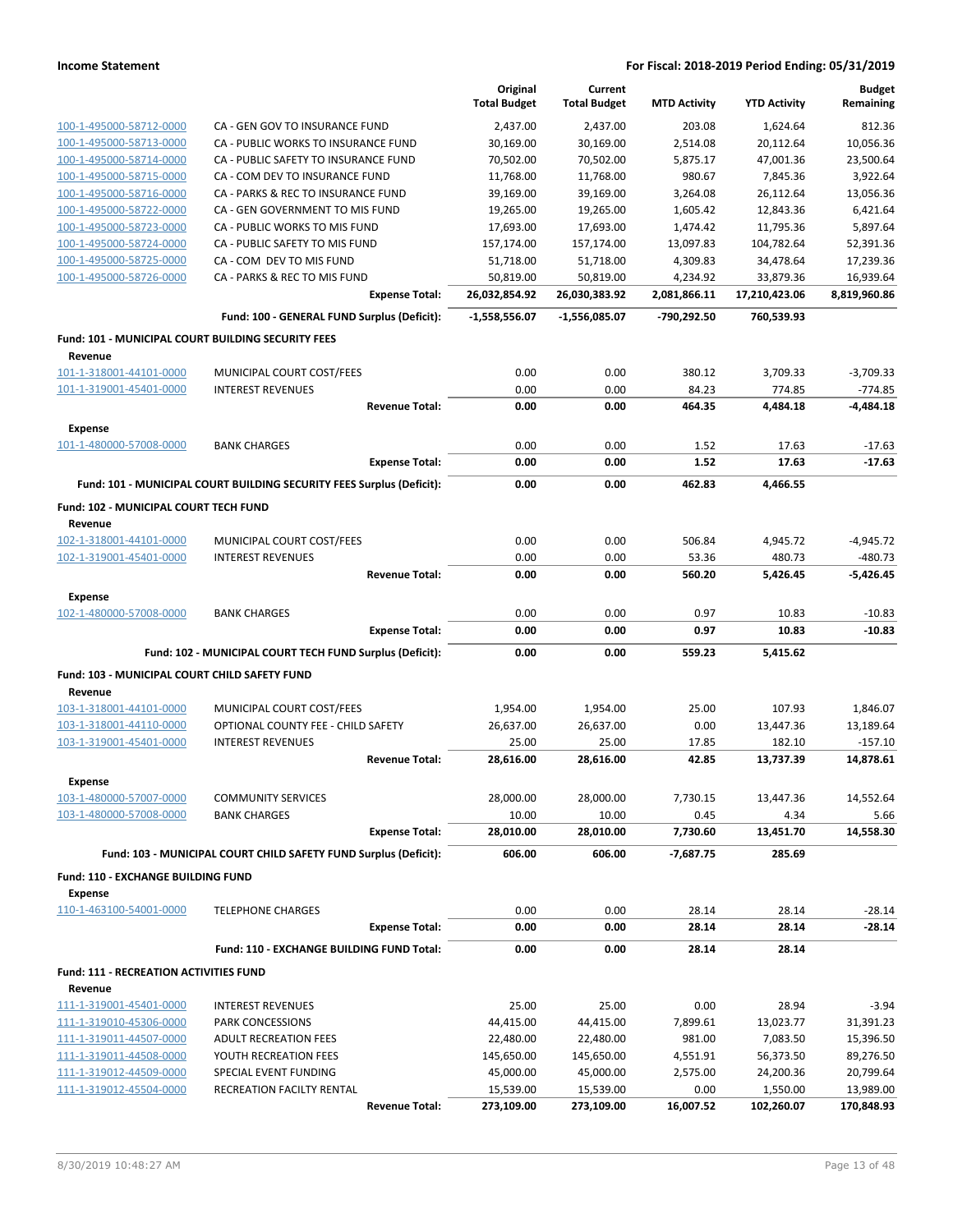**Income Statement** | **For Fiscal: 2018-2019 Period Ending: 05/31/2019**

| | | Original Total Budget | Current Total Budget | MTD Activity | YTD Activity | Budget Remaining |
|---|---|---|---|---|---|---|
| 100-1-495000-58712-0000 | CA - GEN GOV TO INSURANCE FUND | 2,437.00 | 2,437.00 | 203.08 | 1,624.64 | 812.36 |
| 100-1-495000-58713-0000 | CA - PUBLIC WORKS TO INSURANCE FUND | 30,169.00 | 30,169.00 | 2,514.08 | 20,112.64 | 10,056.36 |
| 100-1-495000-58714-0000 | CA - PUBLIC SAFETY TO INSURANCE FUND | 70,502.00 | 70,502.00 | 5,875.17 | 47,001.36 | 23,500.64 |
| 100-1-495000-58715-0000 | CA - COM DEV TO INSURANCE FUND | 11,768.00 | 11,768.00 | 980.67 | 7,845.36 | 3,922.64 |
| 100-1-495000-58716-0000 | CA - PARKS & REC TO INSURANCE FUND | 39,169.00 | 39,169.00 | 3,264.08 | 26,112.64 | 13,056.36 |
| 100-1-495000-58722-0000 | CA - GEN GOVERNMENT TO MIS FUND | 19,265.00 | 19,265.00 | 1,605.42 | 12,843.36 | 6,421.64 |
| 100-1-495000-58723-0000 | CA - PUBLIC WORKS TO MIS FUND | 17,693.00 | 17,693.00 | 1,474.42 | 11,795.36 | 5,897.64 |
| 100-1-495000-58724-0000 | CA - PUBLIC SAFETY TO MIS FUND | 157,174.00 | 157,174.00 | 13,097.83 | 104,782.64 | 52,391.36 |
| 100-1-495000-58725-0000 | CA - COM DEV TO MIS FUND | 51,718.00 | 51,718.00 | 4,309.83 | 34,478.64 | 17,239.36 |
| 100-1-495000-58726-0000 | CA - PARKS & REC TO MIS FUND | 50,819.00 | 50,819.00 | 4,234.92 | 33,879.36 | 16,939.64 |
| | **Expense Total:** | **26,032,854.92** | **26,030,383.92** | **2,081,866.11** | **17,210,423.06** | **8,819,960.86** |
| | **Fund: 100 - GENERAL FUND Surplus (Deficit):** | **-1,558,556.07** | **-1,556,085.07** | **-790,292.50** | **760,539.93** | |
| **Fund: 101 - MUNICIPAL COURT BUILDING SECURITY FEES** | | | | | | |
| **Revenue** | | | | | | |
| 101-1-318001-44101-0000 | MUNICIPAL COURT COST/FEES | 0.00 | 0.00 | 380.12 | 3,709.33 | -3,709.33 |
| 101-1-319001-45401-0000 | INTEREST REVENUES | 0.00 | 0.00 | 84.23 | 774.85 | -774.85 |
| | **Revenue Total:** | **0.00** | **0.00** | **464.35** | **4,484.18** | **-4,484.18** |
| **Expense** | | | | | | |
| 101-1-480000-57008-0000 | BANK CHARGES | 0.00 | 0.00 | 1.52 | 17.63 | -17.63 |
| | **Expense Total:** | **0.00** | **0.00** | **1.52** | **17.63** | **-17.63** |
| | **Fund: 101 - MUNICIPAL COURT BUILDING SECURITY FEES Surplus (Deficit):** | **0.00** | **0.00** | **462.83** | **4,466.55** | |
| **Fund: 102 - MUNICIPAL COURT TECH FUND** | | | | | | |
| **Revenue** | | | | | | |
| 102-1-318001-44101-0000 | MUNICIPAL COURT COST/FEES | 0.00 | 0.00 | 506.84 | 4,945.72 | -4,945.72 |
| 102-1-319001-45401-0000 | INTEREST REVENUES | 0.00 | 0.00 | 53.36 | 480.73 | -480.73 |
| | **Revenue Total:** | **0.00** | **0.00** | **560.20** | **5,426.45** | **-5,426.45** |
| **Expense** | | | | | | |
| 102-1-480000-57008-0000 | BANK CHARGES | 0.00 | 0.00 | 0.97 | 10.83 | -10.83 |
| | **Expense Total:** | **0.00** | **0.00** | **0.97** | **10.83** | **-10.83** |
| | **Fund: 102 - MUNICIPAL COURT TECH FUND Surplus (Deficit):** | **0.00** | **0.00** | **559.23** | **5,415.62** | |
| **Fund: 103 - MUNICIPAL COURT CHILD SAFETY FUND** | | | | | | |
| **Revenue** | | | | | | |
| 103-1-318001-44101-0000 | MUNICIPAL COURT COST/FEES | 1,954.00 | 1,954.00 | 25.00 | 107.93 | 1,846.07 |
| 103-1-318001-44110-0000 | OPTIONAL COUNTY FEE - CHILD SAFETY | 26,637.00 | 26,637.00 | 0.00 | 13,447.36 | 13,189.64 |
| 103-1-319001-45401-0000 | INTEREST REVENUES | 25.00 | 25.00 | 17.85 | 182.10 | -157.10 |
| | **Revenue Total:** | **28,616.00** | **28,616.00** | **42.85** | **13,737.39** | **14,878.61** |
| **Expense** | | | | | | |
| 103-1-480000-57007-0000 | COMMUNITY SERVICES | 28,000.00 | 28,000.00 | 7,730.15 | 13,447.36 | 14,552.64 |
| 103-1-480000-57008-0000 | BANK CHARGES | 10.00 | 10.00 | 0.45 | 4.34 | 5.66 |
| | **Expense Total:** | **28,010.00** | **28,010.00** | **7,730.60** | **13,451.70** | **14,558.30** |
| | **Fund: 103 - MUNICIPAL COURT CHILD SAFETY FUND Surplus (Deficit):** | **606.00** | **606.00** | **-7,687.75** | **285.69** | |
| **Fund: 110 - EXCHANGE BUILDING FUND** | | | | | | |
| **Expense** | | | | | | |
| 110-1-463100-54001-0000 | TELEPHONE CHARGES | 0.00 | 0.00 | 28.14 | 28.14 | -28.14 |
| | **Expense Total:** | **0.00** | **0.00** | **28.14** | **28.14** | **-28.14** |
| | **Fund: 110 - EXCHANGE BUILDING FUND Total:** | **0.00** | **0.00** | **28.14** | **28.14** | |
| **Fund: 111 - RECREATION ACTIVITIES FUND** | | | | | | |
| **Revenue** | | | | | | |
| 111-1-319001-45401-0000 | INTEREST REVENUES | 25.00 | 25.00 | 0.00 | 28.94 | -3.94 |
| 111-1-319010-45306-0000 | PARK CONCESSIONS | 44,415.00 | 44,415.00 | 7,899.61 | 13,023.77 | 31,391.23 |
| 111-1-319011-44507-0000 | ADULT RECREATION FEES | 22,480.00 | 22,480.00 | 981.00 | 7,083.50 | 15,396.50 |
| 111-1-319011-44508-0000 | YOUTH RECREATION FEES | 145,650.00 | 145,650.00 | 4,551.91 | 56,373.50 | 89,276.50 |
| 111-1-319012-44509-0000 | SPECIAL EVENT FUNDING | 45,000.00 | 45,000.00 | 2,575.00 | 24,200.36 | 20,799.64 |
| 111-1-319012-45504-0000 | RECREATION FACILTY RENTAL | 15,539.00 | 15,539.00 | 0.00 | 1,550.00 | 13,989.00 |
| | **Revenue Total:** | **273,109.00** | **273,109.00** | **16,007.52** | **102,260.07** | **170,848.93** |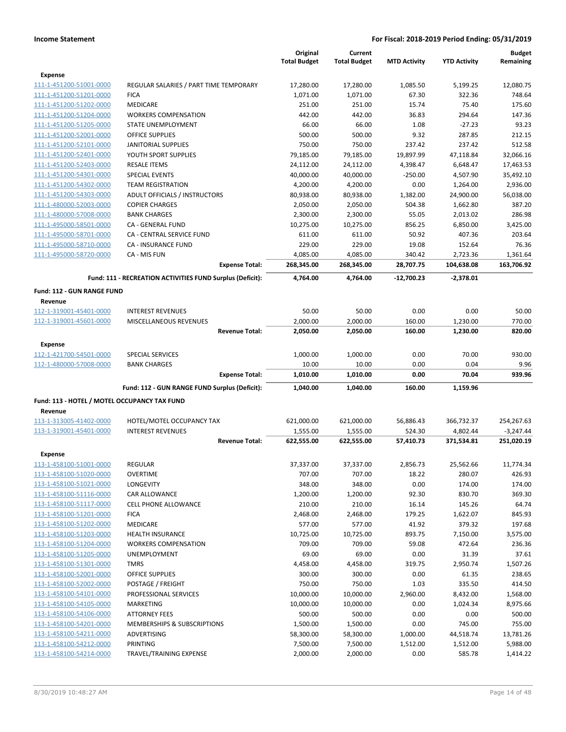**Income Statement** — For Fiscal: 2018-2019 Period Ending: 05/31/2019

| | | Original Total Budget | Current Total Budget | MTD Activity | YTD Activity | Budget Remaining |
|---|---|---|---|---|---|---|
| **Expense** | | | | | | |
| 111-1-451200-51001-0000 | REGULAR SALARIES / PART TIME TEMPORARY | 17,280.00 | 17,280.00 | 1,085.50 | 5,199.25 | 12,080.75 |
| 111-1-451200-51201-0000 | FICA | 1,071.00 | 1,071.00 | 67.30 | 322.36 | 748.64 |
| 111-1-451200-51202-0000 | MEDICARE | 251.00 | 251.00 | 15.74 | 75.40 | 175.60 |
| 111-1-451200-51204-0000 | WORKERS COMPENSATION | 442.00 | 442.00 | 36.83 | 294.64 | 147.36 |
| 111-1-451200-51205-0000 | STATE UNEMPLOYMENT | 66.00 | 66.00 | 1.08 | -27.23 | 93.23 |
| 111-1-451200-52001-0000 | OFFICE SUPPLIES | 500.00 | 500.00 | 9.32 | 287.85 | 212.15 |
| 111-1-451200-52101-0000 | JANITORIAL SUPPLIES | 750.00 | 750.00 | 237.42 | 237.42 | 512.58 |
| 111-1-451200-52401-0000 | YOUTH SPORT SUPPLIES | 79,185.00 | 79,185.00 | 19,897.99 | 47,118.84 | 32,066.16 |
| 111-1-451200-52403-0000 | RESALE ITEMS | 24,112.00 | 24,112.00 | 4,398.47 | 6,648.47 | 17,463.53 |
| 111-1-451200-54301-0000 | SPECIAL EVENTS | 40,000.00 | 40,000.00 | -250.00 | 4,507.90 | 35,492.10 |
| 111-1-451200-54302-0000 | TEAM REGISTRATION | 4,200.00 | 4,200.00 | 0.00 | 1,264.00 | 2,936.00 |
| 111-1-451200-54303-0000 | ADULT OFFICIALS / INSTRUCTORS | 80,938.00 | 80,938.00 | 1,382.00 | 24,900.00 | 56,038.00 |
| 111-1-480000-52003-0000 | COPIER CHARGES | 2,050.00 | 2,050.00 | 504.38 | 1,662.80 | 387.20 |
| 111-1-480000-57008-0000 | BANK CHARGES | 2,300.00 | 2,300.00 | 55.05 | 2,013.02 | 286.98 |
| 111-1-495000-58501-0000 | CA - GENERAL FUND | 10,275.00 | 10,275.00 | 856.25 | 6,850.00 | 3,425.00 |
| 111-1-495000-58701-0000 | CA - CENTRAL SERVICE FUND | 611.00 | 611.00 | 50.92 | 407.36 | 203.64 |
| 111-1-495000-58710-0000 | CA - INSURANCE FUND | 229.00 | 229.00 | 19.08 | 152.64 | 76.36 |
| 111-1-495000-58720-0000 | CA - MIS FUN | 4,085.00 | 4,085.00 | 340.42 | 2,723.36 | 1,361.64 |
| | **Expense Total:** | **268,345.00** | **268,345.00** | **28,707.75** | **104,638.08** | **163,706.92** |
| | **Fund: 111 - RECREATION ACTIVITIES FUND Surplus (Deficit):** | **4,764.00** | **4,764.00** | **-12,700.23** | **-2,378.01** | |
| **Fund: 112 - GUN RANGE FUND** | | | | | | |
| **Revenue** | | | | | | |
| 112-1-319001-45401-0000 | INTEREST REVENUES | 50.00 | 50.00 | 0.00 | 0.00 | 50.00 |
| 112-1-319001-45601-0000 | MISCELLANEOUS REVENUES | 2,000.00 | 2,000.00 | 160.00 | 1,230.00 | 770.00 |
| | **Revenue Total:** | **2,050.00** | **2,050.00** | **160.00** | **1,230.00** | **820.00** |
| **Expense** | | | | | | |
| 112-1-421700-54501-0000 | SPECIAL SERVICES | 1,000.00 | 1,000.00 | 0.00 | 70.00 | 930.00 |
| 112-1-480000-57008-0000 | BANK CHARGES | 10.00 | 10.00 | 0.00 | 0.04 | 9.96 |
| | **Expense Total:** | **1,010.00** | **1,010.00** | **0.00** | **70.04** | **939.96** |
| | **Fund: 112 - GUN RANGE FUND Surplus (Deficit):** | **1,040.00** | **1,040.00** | **160.00** | **1,159.96** | |
| **Fund: 113 - HOTEL / MOTEL OCCUPANCY TAX FUND** | | | | | | |
| **Revenue** | | | | | | |
| 113-1-313005-41402-0000 | HOTEL/MOTEL OCCUPANCY TAX | 621,000.00 | 621,000.00 | 56,886.43 | 366,732.37 | 254,267.63 |
| 113-1-319001-45401-0000 | INTEREST REVENUES | 1,555.00 | 1,555.00 | 524.30 | 4,802.44 | -3,247.44 |
| | **Revenue Total:** | **622,555.00** | **622,555.00** | **57,410.73** | **371,534.81** | **251,020.19** |
| **Expense** | | | | | | |
| 113-1-458100-51001-0000 | REGULAR | 37,337.00 | 37,337.00 | 2,856.73 | 25,562.66 | 11,774.34 |
| 113-1-458100-51020-0000 | OVERTIME | 707.00 | 707.00 | 18.22 | 280.07 | 426.93 |
| 113-1-458100-51021-0000 | LONGEVITY | 348.00 | 348.00 | 0.00 | 174.00 | 174.00 |
| 113-1-458100-51116-0000 | CAR ALLOWANCE | 1,200.00 | 1,200.00 | 92.30 | 830.70 | 369.30 |
| 113-1-458100-51117-0000 | CELL PHONE ALLOWANCE | 210.00 | 210.00 | 16.14 | 145.26 | 64.74 |
| 113-1-458100-51201-0000 | FICA | 2,468.00 | 2,468.00 | 179.25 | 1,622.07 | 845.93 |
| 113-1-458100-51202-0000 | MEDICARE | 577.00 | 577.00 | 41.92 | 379.32 | 197.68 |
| 113-1-458100-51203-0000 | HEALTH INSURANCE | 10,725.00 | 10,725.00 | 893.75 | 7,150.00 | 3,575.00 |
| 113-1-458100-51204-0000 | WORKERS COMPENSATION | 709.00 | 709.00 | 59.08 | 472.64 | 236.36 |
| 113-1-458100-51205-0000 | UNEMPLOYMENT | 69.00 | 69.00 | 0.00 | 31.39 | 37.61 |
| 113-1-458100-51301-0000 | TMRS | 4,458.00 | 4,458.00 | 319.75 | 2,950.74 | 1,507.26 |
| 113-1-458100-52001-0000 | OFFICE SUPPLIES | 300.00 | 300.00 | 0.00 | 61.35 | 238.65 |
| 113-1-458100-52002-0000 | POSTAGE / FREIGHT | 750.00 | 750.00 | 1.03 | 335.50 | 414.50 |
| 113-1-458100-54101-0000 | PROFESSIONAL SERVICES | 10,000.00 | 10,000.00 | 2,960.00 | 8,432.00 | 1,568.00 |
| 113-1-458100-54105-0000 | MARKETING | 10,000.00 | 10,000.00 | 0.00 | 1,024.34 | 8,975.66 |
| 113-1-458100-54106-0000 | ATTORNEY FEES | 500.00 | 500.00 | 0.00 | 0.00 | 500.00 |
| 113-1-458100-54201-0000 | MEMBERSHIPS & SUBSCRIPTIONS | 1,500.00 | 1,500.00 | 0.00 | 745.00 | 755.00 |
| 113-1-458100-54211-0000 | ADVERTISING | 58,300.00 | 58,300.00 | 1,000.00 | 44,518.74 | 13,781.26 |
| 113-1-458100-54212-0000 | PRINTING | 7,500.00 | 7,500.00 | 1,512.00 | 1,512.00 | 5,988.00 |
| 113-1-458100-54214-0000 | TRAVEL/TRAINING EXPENSE | 2,000.00 | 2,000.00 | 0.00 | 585.78 | 1,414.22 |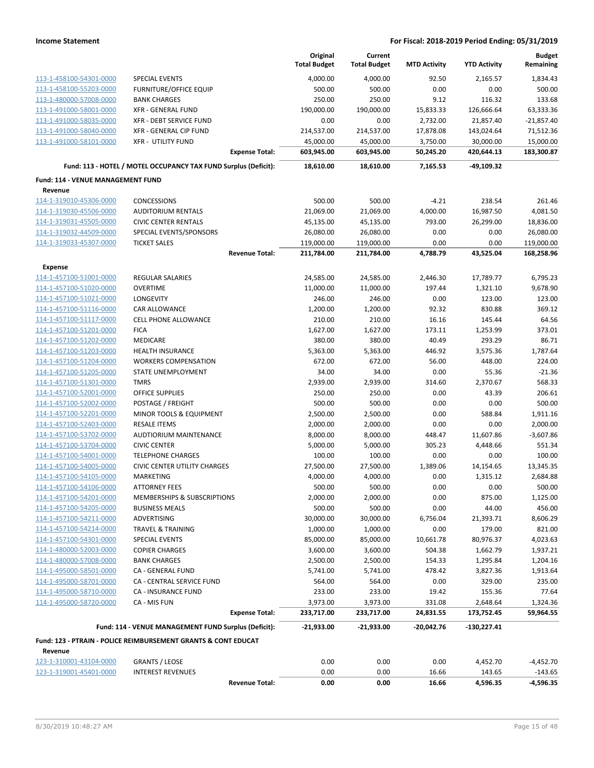| | | Original Total Budget | Current Total Budget | MTD Activity | YTD Activity | Budget Remaining |
|---|---|---|---|---|---|---|
| 113-1-458100-54301-0000 | SPECIAL EVENTS | 4,000.00 | 4,000.00 | 92.50 | 2,165.57 | 1,834.43 |
| 113-1-458100-55203-0000 | FURNITURE/OFFICE EQUIP | 500.00 | 500.00 | 0.00 | 0.00 | 500.00 |
| 113-1-480000-57008-0000 | BANK CHARGES | 250.00 | 250.00 | 9.12 | 116.32 | 133.68 |
| 113-1-491000-58001-0000 | XFR - GENERAL FUND | 190,000.00 | 190,000.00 | 15,833.33 | 126,666.64 | 63,333.36 |
| 113-1-491000-58035-0000 | XFR - DEBT SERVICE FUND | 0.00 | 0.00 | 2,732.00 | 21,857.40 | -21,857.40 |
| 113-1-491000-58040-0000 | XFR - GENERAL CIP FUND | 214,537.00 | 214,537.00 | 17,878.08 | 143,024.64 | 71,512.36 |
| 113-1-491000-58101-0000 | XFR - UTILITY FUND | 45,000.00 | 45,000.00 | 3,750.00 | 30,000.00 | 15,000.00 |
| | **Expense Total:** | **603,945.00** | **603,945.00** | **50,245.20** | **420,644.13** | **183,300.87** |
| | **Fund: 113 - HOTEL / MOTEL OCCUPANCY TAX FUND Surplus (Deficit):** | **18,610.00** | **18,610.00** | **7,165.53** | **-49,109.32** | |
| **Fund: 114 - VENUE MANAGEMENT FUND** | | | | | | |
| **Revenue** | | | | | | |
| 114-1-319010-45306-0000 | CONCESSIONS | 500.00 | 500.00 | -4.21 | 238.54 | 261.46 |
| 114-1-319030-45506-0000 | AUDITORIUM RENTALS | 21,069.00 | 21,069.00 | 4,000.00 | 16,987.50 | 4,081.50 |
| 114-1-319031-45505-0000 | CIVIC CENTER RENTALS | 45,135.00 | 45,135.00 | 793.00 | 26,299.00 | 18,836.00 |
| 114-1-319032-44509-0000 | SPECIAL EVENTS/SPONSORS | 26,080.00 | 26,080.00 | 0.00 | 0.00 | 26,080.00 |
| 114-1-319033-45307-0000 | TICKET SALES | 119,000.00 | 119,000.00 | 0.00 | 0.00 | 119,000.00 |
| | **Revenue Total:** | **211,784.00** | **211,784.00** | **4,788.79** | **43,525.04** | **168,258.96** |
| **Expense** | | | | | | |
| 114-1-457100-51001-0000 | REGULAR SALARIES | 24,585.00 | 24,585.00 | 2,446.30 | 17,789.77 | 6,795.23 |
| 114-1-457100-51020-0000 | OVERTIME | 11,000.00 | 11,000.00 | 197.44 | 1,321.10 | 9,678.90 |
| 114-1-457100-51021-0000 | LONGEVITY | 246.00 | 246.00 | 0.00 | 123.00 | 123.00 |
| 114-1-457100-51116-0000 | CAR ALLOWANCE | 1,200.00 | 1,200.00 | 92.32 | 830.88 | 369.12 |
| 114-1-457100-51117-0000 | CELL PHONE ALLOWANCE | 210.00 | 210.00 | 16.16 | 145.44 | 64.56 |
| 114-1-457100-51201-0000 | FICA | 1,627.00 | 1,627.00 | 173.11 | 1,253.99 | 373.01 |
| 114-1-457100-51202-0000 | MEDICARE | 380.00 | 380.00 | 40.49 | 293.29 | 86.71 |
| 114-1-457100-51203-0000 | HEALTH INSURANCE | 5,363.00 | 5,363.00 | 446.92 | 3,575.36 | 1,787.64 |
| 114-1-457100-51204-0000 | WORKERS COMPENSATION | 672.00 | 672.00 | 56.00 | 448.00 | 224.00 |
| 114-1-457100-51205-0000 | STATE UNEMPLOYMENT | 34.00 | 34.00 | 0.00 | 55.36 | -21.36 |
| 114-1-457100-51301-0000 | TMRS | 2,939.00 | 2,939.00 | 314.60 | 2,370.67 | 568.33 |
| 114-1-457100-52001-0000 | OFFICE SUPPLIES | 250.00 | 250.00 | 0.00 | 43.39 | 206.61 |
| 114-1-457100-52002-0000 | POSTAGE / FREIGHT | 500.00 | 500.00 | 0.00 | 0.00 | 500.00 |
| 114-1-457100-52201-0000 | MINOR TOOLS & EQUIPMENT | 2,500.00 | 2,500.00 | 0.00 | 588.84 | 1,911.16 |
| 114-1-457100-52403-0000 | RESALE ITEMS | 2,000.00 | 2,000.00 | 0.00 | 0.00 | 2,000.00 |
| 114-1-457100-53702-0000 | AUDTIORIUM MAINTENANCE | 8,000.00 | 8,000.00 | 448.47 | 11,607.86 | -3,607.86 |
| 114-1-457100-53704-0000 | CIVIC CENTER | 5,000.00 | 5,000.00 | 305.23 | 4,448.66 | 551.34 |
| 114-1-457100-54001-0000 | TELEPHONE CHARGES | 100.00 | 100.00 | 0.00 | 0.00 | 100.00 |
| 114-1-457100-54005-0000 | CIVIC CENTER UTILITY CHARGES | 27,500.00 | 27,500.00 | 1,389.06 | 14,154.65 | 13,345.35 |
| 114-1-457100-54105-0000 | MARKETING | 4,000.00 | 4,000.00 | 0.00 | 1,315.12 | 2,684.88 |
| 114-1-457100-54106-0000 | ATTORNEY FEES | 500.00 | 500.00 | 0.00 | 0.00 | 500.00 |
| 114-1-457100-54201-0000 | MEMBERSHIPS & SUBSCRIPTIONS | 2,000.00 | 2,000.00 | 0.00 | 875.00 | 1,125.00 |
| 114-1-457100-54205-0000 | BUSINESS MEALS | 500.00 | 500.00 | 0.00 | 44.00 | 456.00 |
| 114-1-457100-54211-0000 | ADVERTISING | 30,000.00 | 30,000.00 | 6,756.04 | 21,393.71 | 8,606.29 |
| 114-1-457100-54214-0000 | TRAVEL & TRAINING | 1,000.00 | 1,000.00 | 0.00 | 179.00 | 821.00 |
| 114-1-457100-54301-0000 | SPECIAL EVENTS | 85,000.00 | 85,000.00 | 10,661.78 | 80,976.37 | 4,023.63 |
| 114-1-480000-52003-0000 | COPIER CHARGES | 3,600.00 | 3,600.00 | 504.38 | 1,662.79 | 1,937.21 |
| 114-1-480000-57008-0000 | BANK CHARGES | 2,500.00 | 2,500.00 | 154.33 | 1,295.84 | 1,204.16 |
| 114-1-495000-58501-0000 | CA - GENERAL FUND | 5,741.00 | 5,741.00 | 478.42 | 3,827.36 | 1,913.64 |
| 114-1-495000-58701-0000 | CA - CENTRAL SERVICE FUND | 564.00 | 564.00 | 0.00 | 329.00 | 235.00 |
| 114-1-495000-58710-0000 | CA - INSURANCE FUND | 233.00 | 233.00 | 19.42 | 155.36 | 77.64 |
| 114-1-495000-58720-0000 | CA - MIS FUN | 3,973.00 | 3,973.00 | 331.08 | 2,648.64 | 1,324.36 |
| | **Expense Total:** | **233,717.00** | **233,717.00** | **24,831.55** | **173,752.45** | **59,964.55** |
| | **Fund: 114 - VENUE MANAGEMENT FUND Surplus (Deficit):** | **-21,933.00** | **-21,933.00** | **-20,042.76** | **-130,227.41** | |
| **Fund: 123 - PTRAIN - POLICE REIMBURSEMENT GRANTS & CONT EDUCAT** | | | | | | |
| **Revenue** | | | | | | |
| 123-1-310001-43104-0000 | GRANTS / LEOSE | 0.00 | 0.00 | 0.00 | 4,452.70 | -4,452.70 |
| 123-1-319001-45401-0000 | INTEREST REVENUES | 0.00 | 0.00 | 16.66 | 143.65 | -143.65 |
| | **Revenue Total:** | **0.00** | **0.00** | **16.66** | **4,596.35** | **-4,596.35** |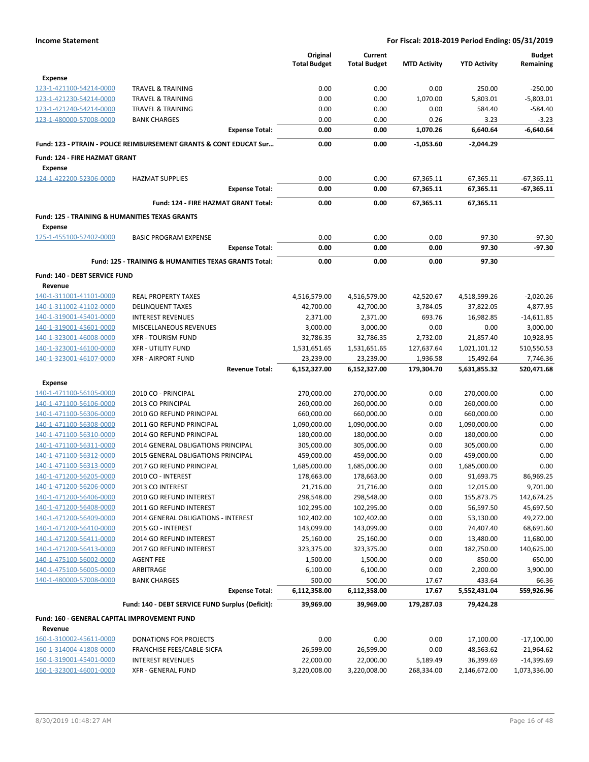**Income Statement** | **For Fiscal: 2018-2019 Period Ending: 05/31/2019**

| | | Original Total Budget | Current Total Budget | MTD Activity | YTD Activity | Budget Remaining |
|---|---|---|---|---|---|---|
| **Expense** | | | | | | |
| 123-1-421100-54214-0000 | TRAVEL & TRAINING | 0.00 | 0.00 | 0.00 | 250.00 | -250.00 |
| 123-1-421230-54214-0000 | TRAVEL & TRAINING | 0.00 | 0.00 | 1,070.00 | 5,803.01 | -5,803.01 |
| 123-1-421240-54214-0000 | TRAVEL & TRAINING | 0.00 | 0.00 | 0.00 | 584.40 | -584.40 |
| 123-1-480000-57008-0000 | BANK CHARGES | 0.00 | 0.00 | 0.26 | 3.23 | -3.23 |
| | **Expense Total:** | **0.00** | **0.00** | **1,070.26** | **6,640.64** | **-6,640.64** |
| **Fund: 123 - PTRAIN - POLICE REIMBURSEMENT GRANTS & CONT EDUCAT Sur…** | | **0.00** | **0.00** | **-1,053.60** | **-2,044.29** | |
| **Fund: 124 - FIRE HAZMAT GRANT** | | | | | | |
| **Expense** | | | | | | |
| 124-1-422200-52306-0000 | HAZMAT SUPPLIES | 0.00 | 0.00 | 67,365.11 | 67,365.11 | -67,365.11 |
| | **Expense Total:** | **0.00** | **0.00** | **67,365.11** | **67,365.11** | **-67,365.11** |
| | **Fund: 124 - FIRE HAZMAT GRANT Total:** | **0.00** | **0.00** | **67,365.11** | **67,365.11** | |
| **Fund: 125 - TRAINING & HUMANITIES TEXAS GRANTS** | | | | | | |
| **Expense** | | | | | | |
| 125-1-455100-52402-0000 | BASIC PROGRAM EXPENSE | 0.00 | 0.00 | 0.00 | 97.30 | -97.30 |
| | **Expense Total:** | **0.00** | **0.00** | **0.00** | **97.30** | **-97.30** |
| | **Fund: 125 - TRAINING & HUMANITIES TEXAS GRANTS Total:** | **0.00** | **0.00** | **0.00** | **97.30** | |
| **Fund: 140 - DEBT SERVICE FUND** | | | | | | |
| **Revenue** | | | | | | |
| 140-1-311001-41101-0000 | REAL PROPERTY TAXES | 4,516,579.00 | 4,516,579.00 | 42,520.67 | 4,518,599.26 | -2,020.26 |
| 140-1-311002-41102-0000 | DELINQUENT TAXES | 42,700.00 | 42,700.00 | 3,784.05 | 37,822.05 | 4,877.95 |
| 140-1-319001-45401-0000 | INTEREST REVENUES | 2,371.00 | 2,371.00 | 693.76 | 16,982.85 | -14,611.85 |
| 140-1-319001-45601-0000 | MISCELLANEOUS REVENUES | 3,000.00 | 3,000.00 | 0.00 | 0.00 | 3,000.00 |
| 140-1-323001-46008-0000 | XFR - TOURISM FUND | 32,786.35 | 32,786.35 | 2,732.00 | 21,857.40 | 10,928.95 |
| 140-1-323001-46100-0000 | XFR - UTILITY FUND | 1,531,651.65 | 1,531,651.65 | 127,637.64 | 1,021,101.12 | 510,550.53 |
| 140-1-323001-46107-0000 | XFR - AIRPORT FUND | 23,239.00 | 23,239.00 | 1,936.58 | 15,492.64 | 7,746.36 |
| | **Revenue Total:** | **6,152,327.00** | **6,152,327.00** | **179,304.70** | **5,631,855.32** | **520,471.68** |
| **Expense** | | | | | | |
| 140-1-471100-56105-0000 | 2010 CO - PRINCIPAL | 270,000.00 | 270,000.00 | 0.00 | 270,000.00 | 0.00 |
| 140-1-471100-56106-0000 | 2013 CO PRINCIPAL | 260,000.00 | 260,000.00 | 0.00 | 260,000.00 | 0.00 |
| 140-1-471100-56306-0000 | 2010 GO REFUND PRINCIPAL | 660,000.00 | 660,000.00 | 0.00 | 660,000.00 | 0.00 |
| 140-1-471100-56308-0000 | 2011 GO REFUND PRINCIPAL | 1,090,000.00 | 1,090,000.00 | 0.00 | 1,090,000.00 | 0.00 |
| 140-1-471100-56310-0000 | 2014 GO REFUND PRINCIPAL | 180,000.00 | 180,000.00 | 0.00 | 180,000.00 | 0.00 |
| 140-1-471100-56311-0000 | 2014 GENERAL OBLIGATIONS PRINCIPAL | 305,000.00 | 305,000.00 | 0.00 | 305,000.00 | 0.00 |
| 140-1-471100-56312-0000 | 2015 GENERAL OBLIGATIONS PRINCIPAL | 459,000.00 | 459,000.00 | 0.00 | 459,000.00 | 0.00 |
| 140-1-471100-56313-0000 | 2017 GO REFUND PRINCIPAL | 1,685,000.00 | 1,685,000.00 | 0.00 | 1,685,000.00 | 0.00 |
| 140-1-471200-56205-0000 | 2010 CO - INTEREST | 178,663.00 | 178,663.00 | 0.00 | 91,693.75 | 86,969.25 |
| 140-1-471200-56206-0000 | 2013 CO INTEREST | 21,716.00 | 21,716.00 | 0.00 | 12,015.00 | 9,701.00 |
| 140-1-471200-56406-0000 | 2010 GO REFUND INTEREST | 298,548.00 | 298,548.00 | 0.00 | 155,873.75 | 142,674.25 |
| 140-1-471200-56408-0000 | 2011 GO REFUND INTEREST | 102,295.00 | 102,295.00 | 0.00 | 56,597.50 | 45,697.50 |
| 140-1-471200-56409-0000 | 2014 GENERAL OBLIGATIONS - INTEREST | 102,402.00 | 102,402.00 | 0.00 | 53,130.00 | 49,272.00 |
| 140-1-471200-56410-0000 | 2015 GO - INTEREST | 143,099.00 | 143,099.00 | 0.00 | 74,407.40 | 68,691.60 |
| 140-1-471200-56411-0000 | 2014 GO REFUND INTEREST | 25,160.00 | 25,160.00 | 0.00 | 13,480.00 | 11,680.00 |
| 140-1-471200-56413-0000 | 2017 GO REFUND INTEREST | 323,375.00 | 323,375.00 | 0.00 | 182,750.00 | 140,625.00 |
| 140-1-475100-56002-0000 | AGENT FEE | 1,500.00 | 1,500.00 | 0.00 | 850.00 | 650.00 |
| 140-1-475100-56005-0000 | ARBITRAGE | 6,100.00 | 6,100.00 | 0.00 | 2,200.00 | 3,900.00 |
| 140-1-480000-57008-0000 | BANK CHARGES | 500.00 | 500.00 | 17.67 | 433.64 | 66.36 |
| | **Expense Total:** | **6,112,358.00** | **6,112,358.00** | **17.67** | **5,552,431.04** | **559,926.96** |
| | **Fund: 140 - DEBT SERVICE FUND Surplus (Deficit):** | **39,969.00** | **39,969.00** | **179,287.03** | **79,424.28** | |
| **Fund: 160 - GENERAL CAPITAL IMPROVEMENT FUND** | | | | | | |
| **Revenue** | | | | | | |
| 160-1-310002-45611-0000 | DONATIONS FOR PROJECTS | 0.00 | 0.00 | 0.00 | 17,100.00 | -17,100.00 |
| 160-1-314004-41808-0000 | FRANCHISE FEES/CABLE-SICFA | 26,599.00 | 26,599.00 | 0.00 | 48,563.62 | -21,964.62 |
| 160-1-319001-45401-0000 | INTEREST REVENUES | 22,000.00 | 22,000.00 | 5,189.49 | 36,399.69 | -14,399.69 |
| 160-1-323001-46001-0000 | XFR - GENERAL FUND | 3,220,008.00 | 3,220,008.00 | 268,334.00 | 2,146,672.00 | 1,073,336.00 |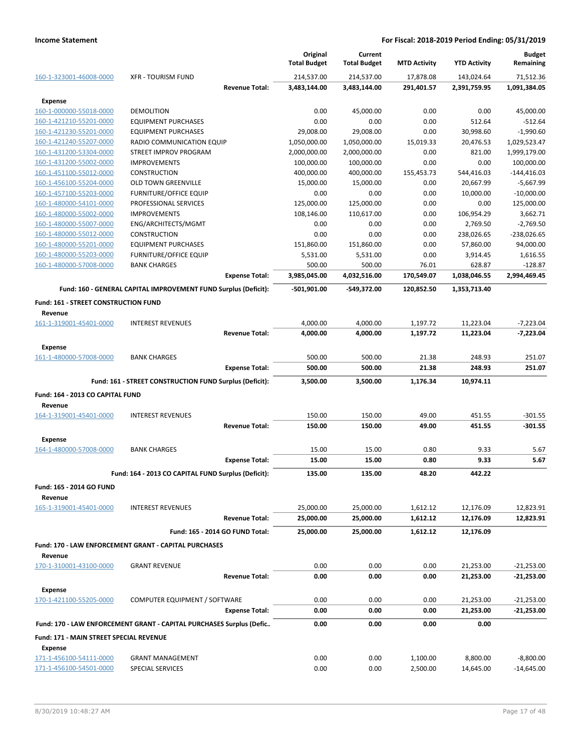| | | Original Total Budget | Current Total Budget | MTD Activity | YTD Activity | Budget Remaining |
|---|---|---|---|---|---|---|
| 160-1-323001-46008-0000 | XFR - TOURISM FUND | 214,537.00 | 214,537.00 | 17,878.08 | 143,024.64 | 71,512.36 |
| | **Revenue Total:** | **3,483,144.00** | **3,483,144.00** | **291,401.57** | **2,391,759.95** | **1,091,384.05** |
| **Expense** | | | | | | |
| 160-1-000000-55018-0000 | DEMOLITION | 0.00 | 45,000.00 | 0.00 | 0.00 | 45,000.00 |
| 160-1-421210-55201-0000 | EQUIPMENT PURCHASES | 0.00 | 0.00 | 0.00 | 512.64 | -512.64 |
| 160-1-421230-55201-0000 | EQUIPMENT PURCHASES | 29,008.00 | 29,008.00 | 0.00 | 30,998.60 | -1,990.60 |
| 160-1-421240-55207-0000 | RADIO COMMUNICATION EQUIP | 1,050,000.00 | 1,050,000.00 | 15,019.33 | 20,476.53 | 1,029,523.47 |
| 160-1-431200-53304-0000 | STREET IMPROV PROGRAM | 2,000,000.00 | 2,000,000.00 | 0.00 | 821.00 | 1,999,179.00 |
| 160-1-431200-55002-0000 | IMPROVEMENTS | 100,000.00 | 100,000.00 | 0.00 | 0.00 | 100,000.00 |
| 160-1-451100-55012-0000 | CONSTRUCTION | 400,000.00 | 400,000.00 | 155,453.73 | 544,416.03 | -144,416.03 |
| 160-1-456100-55204-0000 | OLD TOWN GREENVILLE | 15,000.00 | 15,000.00 | 0.00 | 20,667.99 | -5,667.99 |
| 160-1-457100-55203-0000 | FURNITURE/OFFICE EQUIP | 0.00 | 0.00 | 0.00 | 10,000.00 | -10,000.00 |
| 160-1-480000-54101-0000 | PROFESSIONAL SERVICES | 125,000.00 | 125,000.00 | 0.00 | 0.00 | 125,000.00 |
| 160-1-480000-55002-0000 | IMPROVEMENTS | 108,146.00 | 110,617.00 | 0.00 | 106,954.29 | 3,662.71 |
| 160-1-480000-55007-0000 | ENG/ARCHITECTS/MGMT | 0.00 | 0.00 | 0.00 | 2,769.50 | -2,769.50 |
| 160-1-480000-55012-0000 | CONSTRUCTION | 0.00 | 0.00 | 0.00 | 238,026.65 | -238,026.65 |
| 160-1-480000-55201-0000 | EQUIPMENT PURCHASES | 151,860.00 | 151,860.00 | 0.00 | 57,860.00 | 94,000.00 |
| 160-1-480000-55203-0000 | FURNITURE/OFFICE EQUIP | 5,531.00 | 5,531.00 | 0.00 | 3,914.45 | 1,616.55 |
| 160-1-480000-57008-0000 | BANK CHARGES | 500.00 | 500.00 | 76.01 | 628.87 | -128.87 |
| | **Expense Total:** | **3,985,045.00** | **4,032,516.00** | **170,549.07** | **1,038,046.55** | **2,994,469.45** |
| | **Fund: 160 - GENERAL CAPITAL IMPROVEMENT FUND Surplus (Deficit):** | **-501,901.00** | **-549,372.00** | **120,852.50** | **1,353,713.40** | |
| **Fund: 161 - STREET CONSTRUCTION FUND** | | | | | | |
| **Revenue** | | | | | | |
| 161-1-319001-45401-0000 | INTEREST REVENUES | 4,000.00 | 4,000.00 | 1,197.72 | 11,223.04 | -7,223.04 |
| | **Revenue Total:** | **4,000.00** | **4,000.00** | **1,197.72** | **11,223.04** | **-7,223.04** |
| **Expense** | | | | | | |
| 161-1-480000-57008-0000 | BANK CHARGES | 500.00 | 500.00 | 21.38 | 248.93 | 251.07 |
| | **Expense Total:** | **500.00** | **500.00** | **21.38** | **248.93** | **251.07** |
| | **Fund: 161 - STREET CONSTRUCTION FUND Surplus (Deficit):** | **3,500.00** | **3,500.00** | **1,176.34** | **10,974.11** | |
| **Fund: 164 - 2013 CO CAPITAL FUND** | | | | | | |
| **Revenue** | | | | | | |
| 164-1-319001-45401-0000 | INTEREST REVENUES | 150.00 | 150.00 | 49.00 | 451.55 | -301.55 |
| | **Revenue Total:** | **150.00** | **150.00** | **49.00** | **451.55** | **-301.55** |
| **Expense** | | | | | | |
| 164-1-480000-57008-0000 | BANK CHARGES | 15.00 | 15.00 | 0.80 | 9.33 | 5.67 |
| | **Expense Total:** | **15.00** | **15.00** | **0.80** | **9.33** | **5.67** |
| | **Fund: 164 - 2013 CO CAPITAL FUND Surplus (Deficit):** | **135.00** | **135.00** | **48.20** | **442.22** | |
| **Fund: 165 - 2014 GO FUND** | | | | | | |
| **Revenue** | | | | | | |
| 165-1-319001-45401-0000 | INTEREST REVENUES | 25,000.00 | 25,000.00 | 1,612.12 | 12,176.09 | 12,823.91 |
| | **Revenue Total:** | **25,000.00** | **25,000.00** | **1,612.12** | **12,176.09** | **12,823.91** |
| | **Fund: 165 - 2014 GO FUND Total:** | **25,000.00** | **25,000.00** | **1,612.12** | **12,176.09** | |
| **Fund: 170 - LAW ENFORCEMENT GRANT - CAPITAL PURCHASES** | | | | | | |
| **Revenue** | | | | | | |
| 170-1-310001-43100-0000 | GRANT REVENUE | 0.00 | 0.00 | 0.00 | 21,253.00 | -21,253.00 |
| | **Revenue Total:** | **0.00** | **0.00** | **0.00** | **21,253.00** | **-21,253.00** |
| **Expense** | | | | | | |
| 170-1-421100-55205-0000 | COMPUTER EQUIPMENT / SOFTWARE | 0.00 | 0.00 | 0.00 | 21,253.00 | -21,253.00 |
| | **Expense Total:** | **0.00** | **0.00** | **0.00** | **21,253.00** | **-21,253.00** |
| | **Fund: 170 - LAW ENFORCEMENT GRANT - CAPITAL PURCHASES Surplus (Defic..** | **0.00** | **0.00** | **0.00** | **0.00** | |
| **Fund: 171 - MAIN STREET SPECIAL REVENUE** | | | | | | |
| **Expense** | | | | | | |
| 171-1-456100-54111-0000 | GRANT MANAGEMENT | 0.00 | 0.00 | 1,100.00 | 8,800.00 | -8,800.00 |
| 171-1-456100-54501-0000 | SPECIAL SERVICES | 0.00 | 0.00 | 2,500.00 | 14,645.00 | -14,645.00 |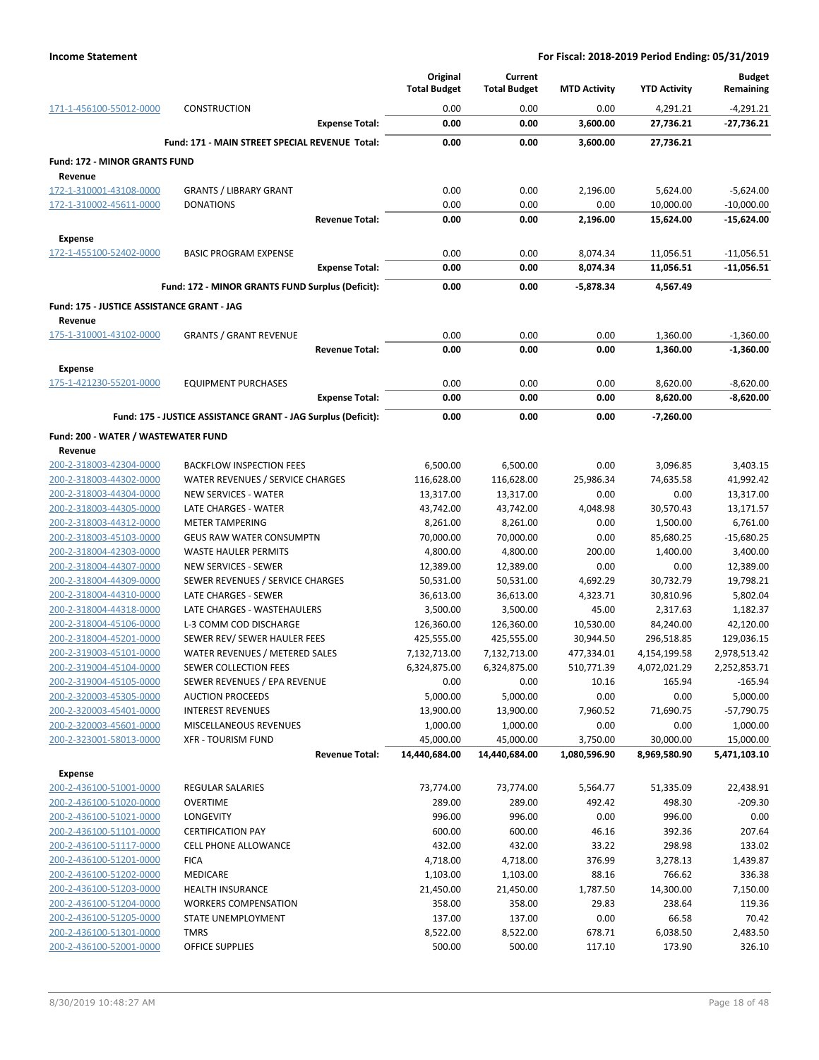**Income Statement** — **For Fiscal: 2018-2019 Period Ending: 05/31/2019**

| | | Original Total Budget | Current Total Budget | MTD Activity | YTD Activity | Budget Remaining |
|---|---|---|---|---|---|---|
| 171-1-456100-55012-0000 | CONSTRUCTION | 0.00 | 0.00 | 0.00 | 4,291.21 | -4,291.21 |
| | **Expense Total:** | **0.00** | **0.00** | **3,600.00** | **27,736.21** | **-27,736.21** |
| | **Fund: 171 - MAIN STREET SPECIAL REVENUE Total:** | **0.00** | **0.00** | **3,600.00** | **27,736.21** | |
| **Fund: 172 - MINOR GRANTS FUND** | | | | | | |
| **Revenue** | | | | | | |
| 172-1-310001-43108-0000 | GRANTS / LIBRARY GRANT | 0.00 | 0.00 | 2,196.00 | 5,624.00 | -5,624.00 |
| 172-1-310002-45611-0000 | DONATIONS | 0.00 | 0.00 | 0.00 | 10,000.00 | -10,000.00 |
| | **Revenue Total:** | **0.00** | **0.00** | **2,196.00** | **15,624.00** | **-15,624.00** |
| **Expense** | | | | | | |
| 172-1-455100-52402-0000 | BASIC PROGRAM EXPENSE | 0.00 | 0.00 | 8,074.34 | 11,056.51 | -11,056.51 |
| | **Expense Total:** | **0.00** | **0.00** | **8,074.34** | **11,056.51** | **-11,056.51** |
| | **Fund: 172 - MINOR GRANTS FUND Surplus (Deficit):** | **0.00** | **0.00** | **-5,878.34** | **4,567.49** | |
| **Fund: 175 - JUSTICE ASSISTANCE GRANT - JAG** | | | | | | |
| **Revenue** | | | | | | |
| 175-1-310001-43102-0000 | GRANTS / GRANT REVENUE | 0.00 | 0.00 | 0.00 | 1,360.00 | -1,360.00 |
| | **Revenue Total:** | **0.00** | **0.00** | **0.00** | **1,360.00** | **-1,360.00** |
| **Expense** | | | | | | |
| 175-1-421230-55201-0000 | EQUIPMENT PURCHASES | 0.00 | 0.00 | 0.00 | 8,620.00 | -8,620.00 |
| | **Expense Total:** | **0.00** | **0.00** | **0.00** | **8,620.00** | **-8,620.00** |
| | **Fund: 175 - JUSTICE ASSISTANCE GRANT - JAG Surplus (Deficit):** | **0.00** | **0.00** | **0.00** | **-7,260.00** | |
| **Fund: 200 - WATER / WASTEWATER FUND** | | | | | | |
| **Revenue** | | | | | | |
| 200-2-318003-42304-0000 | BACKFLOW INSPECTION FEES | 6,500.00 | 6,500.00 | 0.00 | 3,096.85 | 3,403.15 |
| 200-2-318003-44302-0000 | WATER REVENUES / SERVICE CHARGES | 116,628.00 | 116,628.00 | 25,986.34 | 74,635.58 | 41,992.42 |
| 200-2-318003-44304-0000 | NEW SERVICES - WATER | 13,317.00 | 13,317.00 | 0.00 | 0.00 | 13,317.00 |
| 200-2-318003-44305-0000 | LATE CHARGES - WATER | 43,742.00 | 43,742.00 | 4,048.98 | 30,570.43 | 13,171.57 |
| 200-2-318003-44312-0000 | METER TAMPERING | 8,261.00 | 8,261.00 | 0.00 | 1,500.00 | 6,761.00 |
| 200-2-318003-45103-0000 | GEUS RAW WATER CONSUMPTN | 70,000.00 | 70,000.00 | 0.00 | 85,680.25 | -15,680.25 |
| 200-2-318004-42303-0000 | WASTE HAULER PERMITS | 4,800.00 | 4,800.00 | 200.00 | 1,400.00 | 3,400.00 |
| 200-2-318004-44307-0000 | NEW SERVICES - SEWER | 12,389.00 | 12,389.00 | 0.00 | 0.00 | 12,389.00 |
| 200-2-318004-44309-0000 | SEWER REVENUES / SERVICE CHARGES | 50,531.00 | 50,531.00 | 4,692.29 | 30,732.79 | 19,798.21 |
| 200-2-318004-44310-0000 | LATE CHARGES - SEWER | 36,613.00 | 36,613.00 | 4,323.71 | 30,810.96 | 5,802.04 |
| 200-2-318004-44318-0000 | LATE CHARGES - WASTEHAULERS | 3,500.00 | 3,500.00 | 45.00 | 2,317.63 | 1,182.37 |
| 200-2-318004-45106-0000 | L-3 COMM COD DISCHARGE | 126,360.00 | 126,360.00 | 10,530.00 | 84,240.00 | 42,120.00 |
| 200-2-318004-45201-0000 | SEWER REV/ SEWER HAULER FEES | 425,555.00 | 425,555.00 | 30,944.50 | 296,518.85 | 129,036.15 |
| 200-2-319003-45101-0000 | WATER REVENUES / METERED SALES | 7,132,713.00 | 7,132,713.00 | 477,334.01 | 4,154,199.58 | 2,978,513.42 |
| 200-2-319004-45104-0000 | SEWER COLLECTION FEES | 6,324,875.00 | 6,324,875.00 | 510,771.39 | 4,072,021.29 | 2,252,853.71 |
| 200-2-319004-45105-0000 | SEWER REVENUES / EPA REVENUE | 0.00 | 0.00 | 10.16 | 165.94 | -165.94 |
| 200-2-320003-45305-0000 | AUCTION PROCEEDS | 5,000.00 | 5,000.00 | 0.00 | 0.00 | 5,000.00 |
| 200-2-320003-45401-0000 | INTEREST REVENUES | 13,900.00 | 13,900.00 | 7,960.52 | 71,690.75 | -57,790.75 |
| 200-2-320003-45601-0000 | MISCELLANEOUS REVENUES | 1,000.00 | 1,000.00 | 0.00 | 0.00 | 1,000.00 |
| 200-2-323001-58013-0000 | XFR - TOURISM FUND | 45,000.00 | 45,000.00 | 3,750.00 | 30,000.00 | 15,000.00 |
| | **Revenue Total:** | **14,440,684.00** | **14,440,684.00** | **1,080,596.90** | **8,969,580.90** | **5,471,103.10** |
| **Expense** | | | | | | |
| 200-2-436100-51001-0000 | REGULAR SALARIES | 73,774.00 | 73,774.00 | 5,564.77 | 51,335.09 | 22,438.91 |
| 200-2-436100-51020-0000 | OVERTIME | 289.00 | 289.00 | 492.42 | 498.30 | -209.30 |
| 200-2-436100-51021-0000 | LONGEVITY | 996.00 | 996.00 | 0.00 | 996.00 | 0.00 |
| 200-2-436100-51101-0000 | CERTIFICATION PAY | 600.00 | 600.00 | 46.16 | 392.36 | 207.64 |
| 200-2-436100-51117-0000 | CELL PHONE ALLOWANCE | 432.00 | 432.00 | 33.22 | 298.98 | 133.02 |
| 200-2-436100-51201-0000 | FICA | 4,718.00 | 4,718.00 | 376.99 | 3,278.13 | 1,439.87 |
| 200-2-436100-51202-0000 | MEDICARE | 1,103.00 | 1,103.00 | 88.16 | 766.62 | 336.38 |
| 200-2-436100-51203-0000 | HEALTH INSURANCE | 21,450.00 | 21,450.00 | 1,787.50 | 14,300.00 | 7,150.00 |
| 200-2-436100-51204-0000 | WORKERS COMPENSATION | 358.00 | 358.00 | 29.83 | 238.64 | 119.36 |
| 200-2-436100-51205-0000 | STATE UNEMPLOYMENT | 137.00 | 137.00 | 0.00 | 66.58 | 70.42 |
| 200-2-436100-51301-0000 | TMRS | 8,522.00 | 8,522.00 | 678.71 | 6,038.50 | 2,483.50 |
| 200-2-436100-52001-0000 | OFFICE SUPPLIES | 500.00 | 500.00 | 117.10 | 173.90 | 326.10 |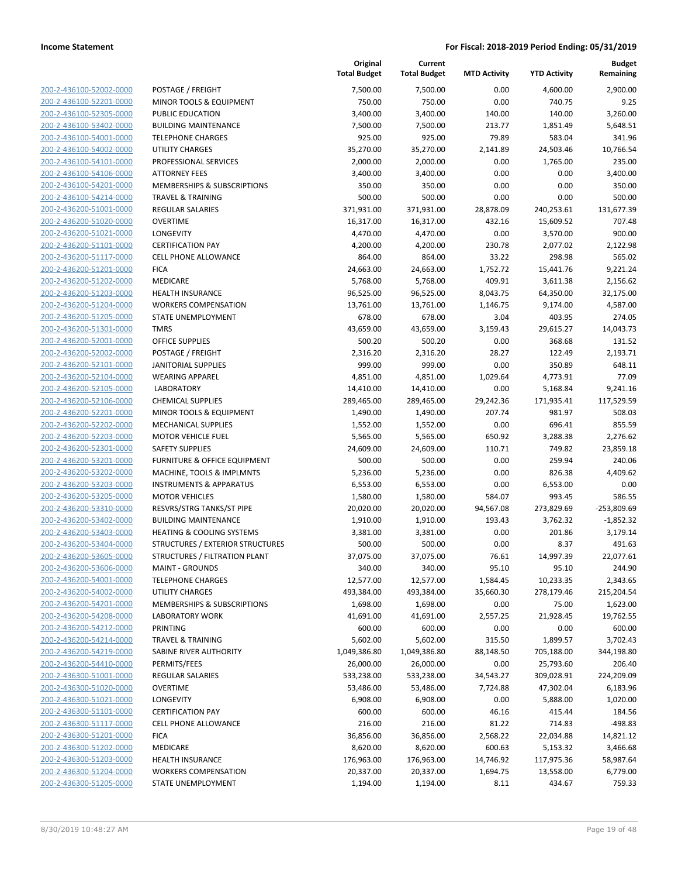**Income Statement** | **For Fiscal: 2018-2019 Period Ending: 05/31/2019**

| | | Original Total Budget | Current Total Budget | MTD Activity | YTD Activity | Budget Remaining |
|---|---|---|---|---|---|---|
| 200-2-436100-52002-0000 | POSTAGE / FREIGHT | 7,500.00 | 7,500.00 | 0.00 | 4,600.00 | 2,900.00 |
| 200-2-436100-52201-0000 | MINOR TOOLS & EQUIPMENT | 750.00 | 750.00 | 0.00 | 740.75 | 9.25 |
| 200-2-436100-52305-0000 | PUBLIC EDUCATION | 3,400.00 | 3,400.00 | 140.00 | 140.00 | 3,260.00 |
| 200-2-436100-53402-0000 | BUILDING MAINTENANCE | 7,500.00 | 7,500.00 | 213.77 | 1,851.49 | 5,648.51 |
| 200-2-436100-54001-0000 | TELEPHONE CHARGES | 925.00 | 925.00 | 79.89 | 583.04 | 341.96 |
| 200-2-436100-54002-0000 | UTILITY CHARGES | 35,270.00 | 35,270.00 | 2,141.89 | 24,503.46 | 10,766.54 |
| 200-2-436100-54101-0000 | PROFESSIONAL SERVICES | 2,000.00 | 2,000.00 | 0.00 | 1,765.00 | 235.00 |
| 200-2-436100-54106-0000 | ATTORNEY FEES | 3,400.00 | 3,400.00 | 0.00 | 0.00 | 3,400.00 |
| 200-2-436100-54201-0000 | MEMBERSHIPS & SUBSCRIPTIONS | 350.00 | 350.00 | 0.00 | 0.00 | 350.00 |
| 200-2-436100-54214-0000 | TRAVEL & TRAINING | 500.00 | 500.00 | 0.00 | 0.00 | 500.00 |
| 200-2-436200-51001-0000 | REGULAR SALARIES | 371,931.00 | 371,931.00 | 28,878.09 | 240,253.61 | 131,677.39 |
| 200-2-436200-51020-0000 | OVERTIME | 16,317.00 | 16,317.00 | 432.16 | 15,609.52 | 707.48 |
| 200-2-436200-51021-0000 | LONGEVITY | 4,470.00 | 4,470.00 | 0.00 | 3,570.00 | 900.00 |
| 200-2-436200-51101-0000 | CERTIFICATION PAY | 4,200.00 | 4,200.00 | 230.78 | 2,077.02 | 2,122.98 |
| 200-2-436200-51117-0000 | CELL PHONE ALLOWANCE | 864.00 | 864.00 | 33.22 | 298.98 | 565.02 |
| 200-2-436200-51201-0000 | FICA | 24,663.00 | 24,663.00 | 1,752.72 | 15,441.76 | 9,221.24 |
| 200-2-436200-51202-0000 | MEDICARE | 5,768.00 | 5,768.00 | 409.91 | 3,611.38 | 2,156.62 |
| 200-2-436200-51203-0000 | HEALTH INSURANCE | 96,525.00 | 96,525.00 | 8,043.75 | 64,350.00 | 32,175.00 |
| 200-2-436200-51204-0000 | WORKERS COMPENSATION | 13,761.00 | 13,761.00 | 1,146.75 | 9,174.00 | 4,587.00 |
| 200-2-436200-51205-0000 | STATE UNEMPLOYMENT | 678.00 | 678.00 | 3.04 | 403.95 | 274.05 |
| 200-2-436200-51301-0000 | TMRS | 43,659.00 | 43,659.00 | 3,159.43 | 29,615.27 | 14,043.73 |
| 200-2-436200-52001-0000 | OFFICE SUPPLIES | 500.20 | 500.20 | 0.00 | 368.68 | 131.52 |
| 200-2-436200-52002-0000 | POSTAGE / FREIGHT | 2,316.20 | 2,316.20 | 28.27 | 122.49 | 2,193.71 |
| 200-2-436200-52101-0000 | JANITORIAL SUPPLIES | 999.00 | 999.00 | 0.00 | 350.89 | 648.11 |
| 200-2-436200-52104-0000 | WEARING APPAREL | 4,851.00 | 4,851.00 | 1,029.64 | 4,773.91 | 77.09 |
| 200-2-436200-52105-0000 | LABORATORY | 14,410.00 | 14,410.00 | 0.00 | 5,168.84 | 9,241.16 |
| 200-2-436200-52106-0000 | CHEMICAL SUPPLIES | 289,465.00 | 289,465.00 | 29,242.36 | 171,935.41 | 117,529.59 |
| 200-2-436200-52201-0000 | MINOR TOOLS & EQUIPMENT | 1,490.00 | 1,490.00 | 207.74 | 981.97 | 508.03 |
| 200-2-436200-52202-0000 | MECHANICAL SUPPLIES | 1,552.00 | 1,552.00 | 0.00 | 696.41 | 855.59 |
| 200-2-436200-52203-0000 | MOTOR VEHICLE FUEL | 5,565.00 | 5,565.00 | 650.92 | 3,288.38 | 2,276.62 |
| 200-2-436200-52301-0000 | SAFETY SUPPLIES | 24,609.00 | 24,609.00 | 110.71 | 749.82 | 23,859.18 |
| 200-2-436200-53201-0000 | FURNITURE & OFFICE EQUIPMENT | 500.00 | 500.00 | 0.00 | 259.94 | 240.06 |
| 200-2-436200-53202-0000 | MACHINE, TOOLS & IMPLMNTS | 5,236.00 | 5,236.00 | 0.00 | 826.38 | 4,409.62 |
| 200-2-436200-53203-0000 | INSTRUMENTS & APPARATUS | 6,553.00 | 6,553.00 | 0.00 | 6,553.00 | 0.00 |
| 200-2-436200-53205-0000 | MOTOR VEHICLES | 1,580.00 | 1,580.00 | 584.07 | 993.45 | 586.55 |
| 200-2-436200-53310-0000 | RESVRS/STRG TANKS/ST PIPE | 20,020.00 | 20,020.00 | 94,567.08 | 273,829.69 | -253,809.69 |
| 200-2-436200-53402-0000 | BUILDING MAINTENANCE | 1,910.00 | 1,910.00 | 193.43 | 3,762.32 | -1,852.32 |
| 200-2-436200-53403-0000 | HEATING & COOLING SYSTEMS | 3,381.00 | 3,381.00 | 0.00 | 201.86 | 3,179.14 |
| 200-2-436200-53404-0000 | STRUCTURES / EXTERIOR STRUCTURES | 500.00 | 500.00 | 0.00 | 8.37 | 491.63 |
| 200-2-436200-53605-0000 | STRUCTURES / FILTRATION PLANT | 37,075.00 | 37,075.00 | 76.61 | 14,997.39 | 22,077.61 |
| 200-2-436200-53606-0000 | MAINT - GROUNDS | 340.00 | 340.00 | 95.10 | 95.10 | 244.90 |
| 200-2-436200-54001-0000 | TELEPHONE CHARGES | 12,577.00 | 12,577.00 | 1,584.45 | 10,233.35 | 2,343.65 |
| 200-2-436200-54002-0000 | UTILITY CHARGES | 493,384.00 | 493,384.00 | 35,660.30 | 278,179.46 | 215,204.54 |
| 200-2-436200-54201-0000 | MEMBERSHIPS & SUBSCRIPTIONS | 1,698.00 | 1,698.00 | 0.00 | 75.00 | 1,623.00 |
| 200-2-436200-54208-0000 | LABORATORY WORK | 41,691.00 | 41,691.00 | 2,557.25 | 21,928.45 | 19,762.55 |
| 200-2-436200-54212-0000 | PRINTING | 600.00 | 600.00 | 0.00 | 0.00 | 600.00 |
| 200-2-436200-54214-0000 | TRAVEL & TRAINING | 5,602.00 | 5,602.00 | 315.50 | 1,899.57 | 3,702.43 |
| 200-2-436200-54219-0000 | SABINE RIVER AUTHORITY | 1,049,386.80 | 1,049,386.80 | 88,148.50 | 705,188.00 | 344,198.80 |
| 200-2-436200-54410-0000 | PERMITS/FEES | 26,000.00 | 26,000.00 | 0.00 | 25,793.60 | 206.40 |
| 200-2-436300-51001-0000 | REGULAR SALARIES | 533,238.00 | 533,238.00 | 34,543.27 | 309,028.91 | 224,209.09 |
| 200-2-436300-51020-0000 | OVERTIME | 53,486.00 | 53,486.00 | 7,724.88 | 47,302.04 | 6,183.96 |
| 200-2-436300-51021-0000 | LONGEVITY | 6,908.00 | 6,908.00 | 0.00 | 5,888.00 | 1,020.00 |
| 200-2-436300-51101-0000 | CERTIFICATION PAY | 600.00 | 600.00 | 46.16 | 415.44 | 184.56 |
| 200-2-436300-51117-0000 | CELL PHONE ALLOWANCE | 216.00 | 216.00 | 81.22 | 714.83 | -498.83 |
| 200-2-436300-51201-0000 | FICA | 36,856.00 | 36,856.00 | 2,568.22 | 22,034.88 | 14,821.12 |
| 200-2-436300-51202-0000 | MEDICARE | 8,620.00 | 8,620.00 | 600.63 | 5,153.32 | 3,466.68 |
| 200-2-436300-51203-0000 | HEALTH INSURANCE | 176,963.00 | 176,963.00 | 14,746.92 | 117,975.36 | 58,987.64 |
| 200-2-436300-51204-0000 | WORKERS COMPENSATION | 20,337.00 | 20,337.00 | 1,694.75 | 13,558.00 | 6,779.00 |
| 200-2-436300-51205-0000 | STATE UNEMPLOYMENT | 1,194.00 | 1,194.00 | 8.11 | 434.67 | 759.33 |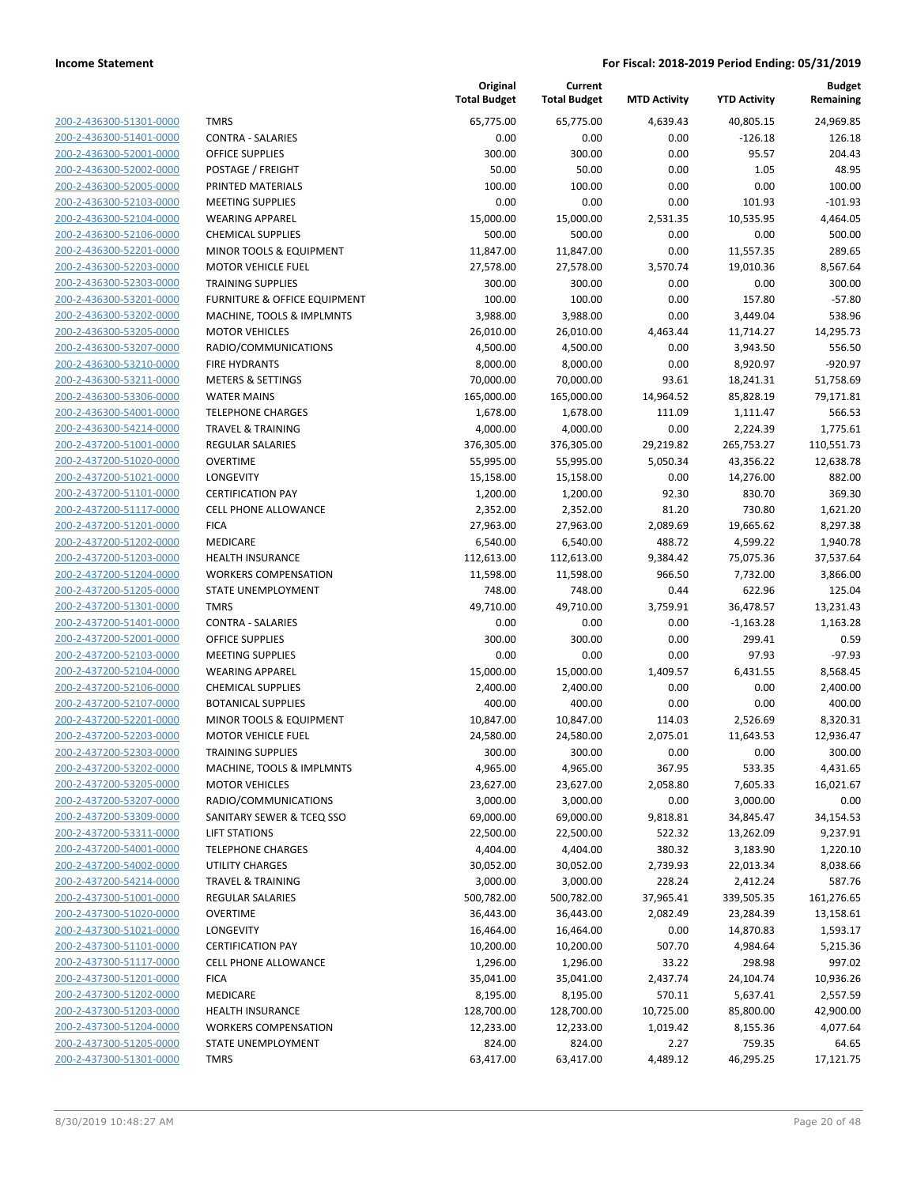**Income Statement** | **For Fiscal: 2018-2019 Period Ending: 05/31/2019**

| | | Original Total Budget | Current Total Budget | MTD Activity | YTD Activity | Budget Remaining |
|---|---|---|---|---|---|---|
| 200-2-436300-51301-0000 | TMRS | 65,775.00 | 65,775.00 | 4,639.43 | 40,805.15 | 24,969.85 |
| 200-2-436300-51401-0000 | CONTRA - SALARIES | 0.00 | 0.00 | 0.00 | -126.18 | 126.18 |
| 200-2-436300-52001-0000 | OFFICE SUPPLIES | 300.00 | 300.00 | 0.00 | 95.57 | 204.43 |
| 200-2-436300-52002-0000 | POSTAGE / FREIGHT | 50.00 | 50.00 | 0.00 | 1.05 | 48.95 |
| 200-2-436300-52005-0000 | PRINTED MATERIALS | 100.00 | 100.00 | 0.00 | 0.00 | 100.00 |
| 200-2-436300-52103-0000 | MEETING SUPPLIES | 0.00 | 0.00 | 0.00 | 101.93 | -101.93 |
| 200-2-436300-52104-0000 | WEARING APPAREL | 15,000.00 | 15,000.00 | 2,531.35 | 10,535.95 | 4,464.05 |
| 200-2-436300-52106-0000 | CHEMICAL SUPPLIES | 500.00 | 500.00 | 0.00 | 0.00 | 500.00 |
| 200-2-436300-52201-0000 | MINOR TOOLS & EQUIPMENT | 11,847.00 | 11,847.00 | 0.00 | 11,557.35 | 289.65 |
| 200-2-436300-52203-0000 | MOTOR VEHICLE FUEL | 27,578.00 | 27,578.00 | 3,570.74 | 19,010.36 | 8,567.64 |
| 200-2-436300-52303-0000 | TRAINING SUPPLIES | 300.00 | 300.00 | 0.00 | 0.00 | 300.00 |
| 200-2-436300-53201-0000 | FURNITURE & OFFICE EQUIPMENT | 100.00 | 100.00 | 0.00 | 157.80 | -57.80 |
| 200-2-436300-53202-0000 | MACHINE, TOOLS & IMPLMNTS | 3,988.00 | 3,988.00 | 0.00 | 3,449.04 | 538.96 |
| 200-2-436300-53205-0000 | MOTOR VEHICLES | 26,010.00 | 26,010.00 | 4,463.44 | 11,714.27 | 14,295.73 |
| 200-2-436300-53207-0000 | RADIO/COMMUNICATIONS | 4,500.00 | 4,500.00 | 0.00 | 3,943.50 | 556.50 |
| 200-2-436300-53210-0000 | FIRE HYDRANTS | 8,000.00 | 8,000.00 | 0.00 | 8,920.97 | -920.97 |
| 200-2-436300-53211-0000 | METERS & SETTINGS | 70,000.00 | 70,000.00 | 93.61 | 18,241.31 | 51,758.69 |
| 200-2-436300-53306-0000 | WATER MAINS | 165,000.00 | 165,000.00 | 14,964.52 | 85,828.19 | 79,171.81 |
| 200-2-436300-54001-0000 | TELEPHONE CHARGES | 1,678.00 | 1,678.00 | 111.09 | 1,111.47 | 566.53 |
| 200-2-436300-54214-0000 | TRAVEL & TRAINING | 4,000.00 | 4,000.00 | 0.00 | 2,224.39 | 1,775.61 |
| 200-2-437200-51001-0000 | REGULAR SALARIES | 376,305.00 | 376,305.00 | 29,219.82 | 265,753.27 | 110,551.73 |
| 200-2-437200-51020-0000 | OVERTIME | 55,995.00 | 55,995.00 | 5,050.34 | 43,356.22 | 12,638.78 |
| 200-2-437200-51021-0000 | LONGEVITY | 15,158.00 | 15,158.00 | 0.00 | 14,276.00 | 882.00 |
| 200-2-437200-51101-0000 | CERTIFICATION PAY | 1,200.00 | 1,200.00 | 92.30 | 830.70 | 369.30 |
| 200-2-437200-51117-0000 | CELL PHONE ALLOWANCE | 2,352.00 | 2,352.00 | 81.20 | 730.80 | 1,621.20 |
| 200-2-437200-51201-0000 | FICA | 27,963.00 | 27,963.00 | 2,089.69 | 19,665.62 | 8,297.38 |
| 200-2-437200-51202-0000 | MEDICARE | 6,540.00 | 6,540.00 | 488.72 | 4,599.22 | 1,940.78 |
| 200-2-437200-51203-0000 | HEALTH INSURANCE | 112,613.00 | 112,613.00 | 9,384.42 | 75,075.36 | 37,537.64 |
| 200-2-437200-51204-0000 | WORKERS COMPENSATION | 11,598.00 | 11,598.00 | 966.50 | 7,732.00 | 3,866.00 |
| 200-2-437200-51205-0000 | STATE UNEMPLOYMENT | 748.00 | 748.00 | 0.44 | 622.96 | 125.04 |
| 200-2-437200-51301-0000 | TMRS | 49,710.00 | 49,710.00 | 3,759.91 | 36,478.57 | 13,231.43 |
| 200-2-437200-51401-0000 | CONTRA - SALARIES | 0.00 | 0.00 | 0.00 | -1,163.28 | 1,163.28 |
| 200-2-437200-52001-0000 | OFFICE SUPPLIES | 300.00 | 300.00 | 0.00 | 299.41 | 0.59 |
| 200-2-437200-52103-0000 | MEETING SUPPLIES | 0.00 | 0.00 | 0.00 | 97.93 | -97.93 |
| 200-2-437200-52104-0000 | WEARING APPAREL | 15,000.00 | 15,000.00 | 1,409.57 | 6,431.55 | 8,568.45 |
| 200-2-437200-52106-0000 | CHEMICAL SUPPLIES | 2,400.00 | 2,400.00 | 0.00 | 0.00 | 2,400.00 |
| 200-2-437200-52107-0000 | BOTANICAL SUPPLIES | 400.00 | 400.00 | 0.00 | 0.00 | 400.00 |
| 200-2-437200-52201-0000 | MINOR TOOLS & EQUIPMENT | 10,847.00 | 10,847.00 | 114.03 | 2,526.69 | 8,320.31 |
| 200-2-437200-52203-0000 | MOTOR VEHICLE FUEL | 24,580.00 | 24,580.00 | 2,075.01 | 11,643.53 | 12,936.47 |
| 200-2-437200-52303-0000 | TRAINING SUPPLIES | 300.00 | 300.00 | 0.00 | 0.00 | 300.00 |
| 200-2-437200-53202-0000 | MACHINE, TOOLS & IMPLMNTS | 4,965.00 | 4,965.00 | 367.95 | 533.35 | 4,431.65 |
| 200-2-437200-53205-0000 | MOTOR VEHICLES | 23,627.00 | 23,627.00 | 2,058.80 | 7,605.33 | 16,021.67 |
| 200-2-437200-53207-0000 | RADIO/COMMUNICATIONS | 3,000.00 | 3,000.00 | 0.00 | 3,000.00 | 0.00 |
| 200-2-437200-53309-0000 | SANITARY SEWER & TCEQ SSO | 69,000.00 | 69,000.00 | 9,818.81 | 34,845.47 | 34,154.53 |
| 200-2-437200-53311-0000 | LIFT STATIONS | 22,500.00 | 22,500.00 | 522.32 | 13,262.09 | 9,237.91 |
| 200-2-437200-54001-0000 | TELEPHONE CHARGES | 4,404.00 | 4,404.00 | 380.32 | 3,183.90 | 1,220.10 |
| 200-2-437200-54002-0000 | UTILITY CHARGES | 30,052.00 | 30,052.00 | 2,739.93 | 22,013.34 | 8,038.66 |
| 200-2-437200-54214-0000 | TRAVEL & TRAINING | 3,000.00 | 3,000.00 | 228.24 | 2,412.24 | 587.76 |
| 200-2-437300-51001-0000 | REGULAR SALARIES | 500,782.00 | 500,782.00 | 37,965.41 | 339,505.35 | 161,276.65 |
| 200-2-437300-51020-0000 | OVERTIME | 36,443.00 | 36,443.00 | 2,082.49 | 23,284.39 | 13,158.61 |
| 200-2-437300-51021-0000 | LONGEVITY | 16,464.00 | 16,464.00 | 0.00 | 14,870.83 | 1,593.17 |
| 200-2-437300-51101-0000 | CERTIFICATION PAY | 10,200.00 | 10,200.00 | 507.70 | 4,984.64 | 5,215.36 |
| 200-2-437300-51117-0000 | CELL PHONE ALLOWANCE | 1,296.00 | 1,296.00 | 33.22 | 298.98 | 997.02 |
| 200-2-437300-51201-0000 | FICA | 35,041.00 | 35,041.00 | 2,437.74 | 24,104.74 | 10,936.26 |
| 200-2-437300-51202-0000 | MEDICARE | 8,195.00 | 8,195.00 | 570.11 | 5,637.41 | 2,557.59 |
| 200-2-437300-51203-0000 | HEALTH INSURANCE | 128,700.00 | 128,700.00 | 10,725.00 | 85,800.00 | 42,900.00 |
| 200-2-437300-51204-0000 | WORKERS COMPENSATION | 12,233.00 | 12,233.00 | 1,019.42 | 8,155.36 | 4,077.64 |
| 200-2-437300-51205-0000 | STATE UNEMPLOYMENT | 824.00 | 824.00 | 2.27 | 759.35 | 64.65 |
| 200-2-437300-51301-0000 | TMRS | 63,417.00 | 63,417.00 | 4,489.12 | 46,295.25 | 17,121.75 |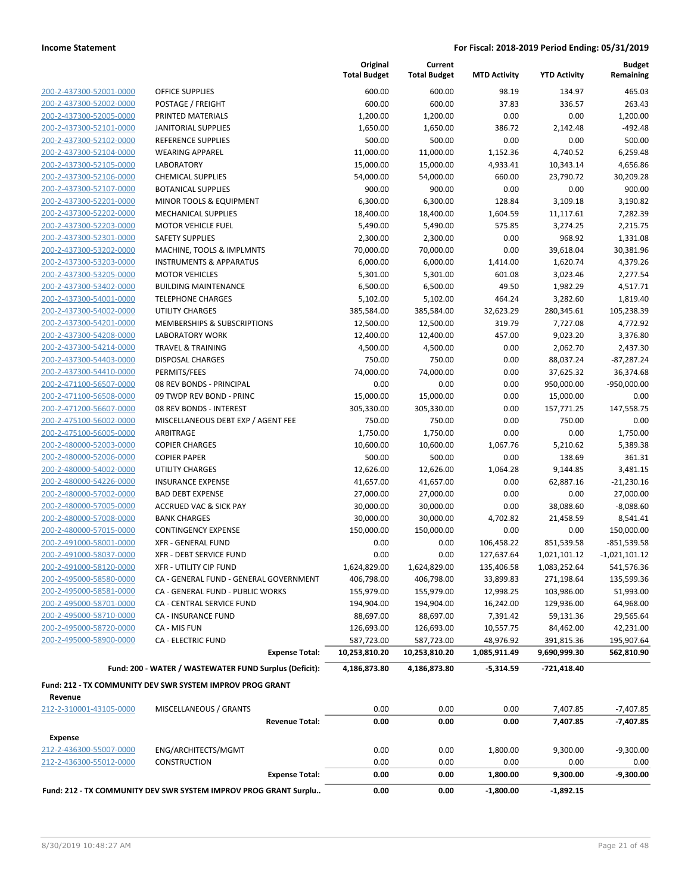| | | Original Total Budget | Current Total Budget | MTD Activity | YTD Activity | Budget Remaining |
|---|---|---|---|---|---|---|
| 200-2-437300-52001-0000 | OFFICE SUPPLIES | 600.00 | 600.00 | 98.19 | 134.97 | 465.03 |
| 200-2-437300-52002-0000 | POSTAGE / FREIGHT | 600.00 | 600.00 | 37.83 | 336.57 | 263.43 |
| 200-2-437300-52005-0000 | PRINTED MATERIALS | 1,200.00 | 1,200.00 | 0.00 | 0.00 | 1,200.00 |
| 200-2-437300-52101-0000 | JANITORIAL SUPPLIES | 1,650.00 | 1,650.00 | 386.72 | 2,142.48 | -492.48 |
| 200-2-437300-52102-0000 | REFERENCE SUPPLIES | 500.00 | 500.00 | 0.00 | 0.00 | 500.00 |
| 200-2-437300-52104-0000 | WEARING APPAREL | 11,000.00 | 11,000.00 | 1,152.36 | 4,740.52 | 6,259.48 |
| 200-2-437300-52105-0000 | LABORATORY | 15,000.00 | 15,000.00 | 4,933.41 | 10,343.14 | 4,656.86 |
| 200-2-437300-52106-0000 | CHEMICAL SUPPLIES | 54,000.00 | 54,000.00 | 660.00 | 23,790.72 | 30,209.28 |
| 200-2-437300-52107-0000 | BOTANICAL SUPPLIES | 900.00 | 900.00 | 0.00 | 0.00 | 900.00 |
| 200-2-437300-52201-0000 | MINOR TOOLS & EQUIPMENT | 6,300.00 | 6,300.00 | 128.84 | 3,109.18 | 3,190.82 |
| 200-2-437300-52202-0000 | MECHANICAL SUPPLIES | 18,400.00 | 18,400.00 | 1,604.59 | 11,117.61 | 7,282.39 |
| 200-2-437300-52203-0000 | MOTOR VEHICLE FUEL | 5,490.00 | 5,490.00 | 575.85 | 3,274.25 | 2,215.75 |
| 200-2-437300-52301-0000 | SAFETY SUPPLIES | 2,300.00 | 2,300.00 | 0.00 | 968.92 | 1,331.08 |
| 200-2-437300-53202-0000 | MACHINE, TOOLS & IMPLMNTS | 70,000.00 | 70,000.00 | 0.00 | 39,618.04 | 30,381.96 |
| 200-2-437300-53203-0000 | INSTRUMENTS & APPARATUS | 6,000.00 | 6,000.00 | 1,414.00 | 1,620.74 | 4,379.26 |
| 200-2-437300-53205-0000 | MOTOR VEHICLES | 5,301.00 | 5,301.00 | 601.08 | 3,023.46 | 2,277.54 |
| 200-2-437300-53402-0000 | BUILDING MAINTENANCE | 6,500.00 | 6,500.00 | 49.50 | 1,982.29 | 4,517.71 |
| 200-2-437300-54001-0000 | TELEPHONE CHARGES | 5,102.00 | 5,102.00 | 464.24 | 3,282.60 | 1,819.40 |
| 200-2-437300-54002-0000 | UTILITY CHARGES | 385,584.00 | 385,584.00 | 32,623.29 | 280,345.61 | 105,238.39 |
| 200-2-437300-54201-0000 | MEMBERSHIPS & SUBSCRIPTIONS | 12,500.00 | 12,500.00 | 319.79 | 7,727.08 | 4,772.92 |
| 200-2-437300-54208-0000 | LABORATORY WORK | 12,400.00 | 12,400.00 | 457.00 | 9,023.20 | 3,376.80 |
| 200-2-437300-54214-0000 | TRAVEL & TRAINING | 4,500.00 | 4,500.00 | 0.00 | 2,062.70 | 2,437.30 |
| 200-2-437300-54403-0000 | DISPOSAL CHARGES | 750.00 | 750.00 | 0.00 | 88,037.24 | -87,287.24 |
| 200-2-437300-54410-0000 | PERMITS/FEES | 74,000.00 | 74,000.00 | 0.00 | 37,625.32 | 36,374.68 |
| 200-2-471100-56507-0000 | 08 REV BONDS - PRINCIPAL | 0.00 | 0.00 | 0.00 | 950,000.00 | -950,000.00 |
| 200-2-471100-56508-0000 | 09 TWDP REV BOND - PRINC | 15,000.00 | 15,000.00 | 0.00 | 15,000.00 | 0.00 |
| 200-2-471200-56607-0000 | 08 REV BONDS - INTEREST | 305,330.00 | 305,330.00 | 0.00 | 157,771.25 | 147,558.75 |
| 200-2-475100-56002-0000 | MISCELLANEOUS DEBT EXP / AGENT FEE | 750.00 | 750.00 | 0.00 | 750.00 | 0.00 |
| 200-2-475100-56005-0000 | ARBITRAGE | 1,750.00 | 1,750.00 | 0.00 | 0.00 | 1,750.00 |
| 200-2-480000-52003-0000 | COPIER CHARGES | 10,600.00 | 10,600.00 | 1,067.76 | 5,210.62 | 5,389.38 |
| 200-2-480000-52006-0000 | COPIER PAPER | 500.00 | 500.00 | 0.00 | 138.69 | 361.31 |
| 200-2-480000-54002-0000 | UTILITY CHARGES | 12,626.00 | 12,626.00 | 1,064.28 | 9,144.85 | 3,481.15 |
| 200-2-480000-54226-0000 | INSURANCE EXPENSE | 41,657.00 | 41,657.00 | 0.00 | 62,887.16 | -21,230.16 |
| 200-2-480000-57002-0000 | BAD DEBT EXPENSE | 27,000.00 | 27,000.00 | 0.00 | 0.00 | 27,000.00 |
| 200-2-480000-57005-0000 | ACCRUED VAC & SICK PAY | 30,000.00 | 30,000.00 | 0.00 | 38,088.60 | -8,088.60 |
| 200-2-480000-57008-0000 | BANK CHARGES | 30,000.00 | 30,000.00 | 4,702.82 | 21,458.59 | 8,541.41 |
| 200-2-480000-57015-0000 | CONTINGENCY EXPENSE | 150,000.00 | 150,000.00 | 0.00 | 0.00 | 150,000.00 |
| 200-2-491000-58001-0000 | XFR - GENERAL FUND | 0.00 | 0.00 | 106,458.22 | 851,539.58 | -851,539.58 |
| 200-2-491000-58037-0000 | XFR - DEBT SERVICE FUND | 0.00 | 0.00 | 127,637.64 | 1,021,101.12 | -1,021,101.12 |
| 200-2-491000-58120-0000 | XFR - UTILITY CIP FUND | 1,624,829.00 | 1,624,829.00 | 135,406.58 | 1,083,252.64 | 541,576.36 |
| 200-2-495000-58580-0000 | CA - GENERAL FUND - GENERAL GOVERNMENT | 406,798.00 | 406,798.00 | 33,899.83 | 271,198.64 | 135,599.36 |
| 200-2-495000-58581-0000 | CA - GENERAL FUND - PUBLIC WORKS | 155,979.00 | 155,979.00 | 12,998.25 | 103,986.00 | 51,993.00 |
| 200-2-495000-58701-0000 | CA - CENTRAL SERVICE FUND | 194,904.00 | 194,904.00 | 16,242.00 | 129,936.00 | 64,968.00 |
| 200-2-495000-58710-0000 | CA - INSURANCE FUND | 88,697.00 | 88,697.00 | 7,391.42 | 59,131.36 | 29,565.64 |
| 200-2-495000-58720-0000 | CA - MIS FUN | 126,693.00 | 126,693.00 | 10,557.75 | 84,462.00 | 42,231.00 |
| 200-2-495000-58900-0000 | CA - ELECTRIC FUND | 587,723.00 | 587,723.00 | 48,976.92 | 391,815.36 | 195,907.64 |
| | **Expense Total:** | **10,253,810.20** | **10,253,810.20** | **1,085,911.49** | **9,690,999.30** | **562,810.90** |
| | **Fund: 200 - WATER / WASTEWATER FUND Surplus (Deficit):** | **4,186,873.80** | **4,186,873.80** | **-5,314.59** | **-721,418.40** | |

**Fund: 212 - TX COMMUNITY DEV SWR SYSTEM IMPROV PROG GRANT**

| | | Original Total Budget | Current Total Budget | MTD Activity | YTD Activity | Budget Remaining |
|---|---|---|---|---|---|---|
| **Revenue** | | | | | | |
| 212-2-310001-43105-0000 | MISCELLANEOUS / GRANTS | 0.00 | 0.00 | 0.00 | 7,407.85 | -7,407.85 |
| | **Revenue Total:** | **0.00** | **0.00** | **0.00** | **7,407.85** | **-7,407.85** |
| **Expense** | | | | | | |
| 212-2-436300-55007-0000 | ENG/ARCHITECTS/MGMT | 0.00 | 0.00 | 1,800.00 | 9,300.00 | -9,300.00 |
| 212-2-436300-55012-0000 | CONSTRUCTION | 0.00 | 0.00 | 0.00 | 0.00 | 0.00 |
| | **Expense Total:** | **0.00** | **0.00** | **1,800.00** | **9,300.00** | **-9,300.00** |
| **Fund: 212 - TX COMMUNITY DEV SWR SYSTEM IMPROV PROG GRANT Surplu..** | | **0.00** | **0.00** | **-1,800.00** | **-1,892.15** | |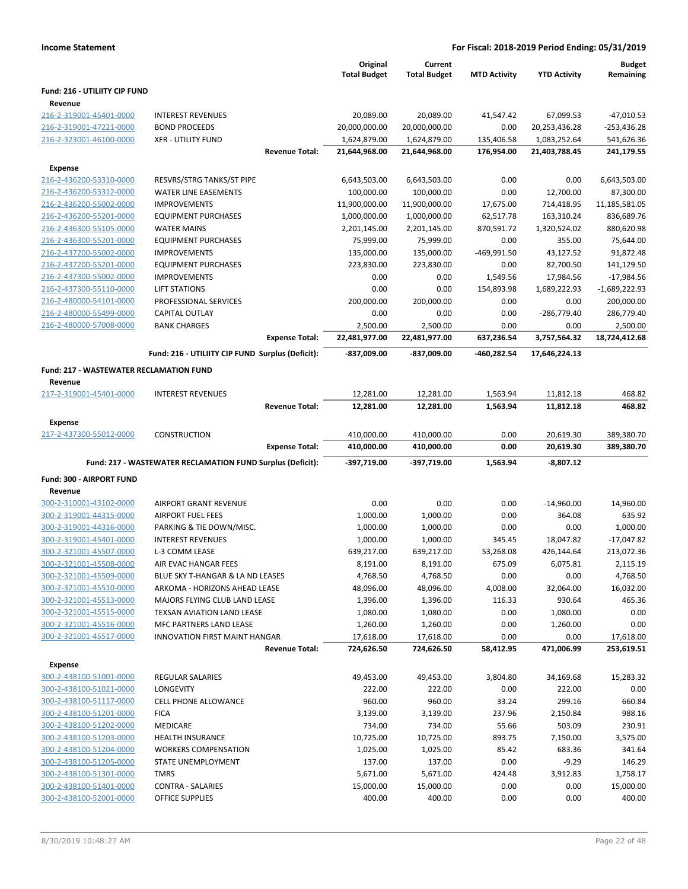**Income Statement** | **For Fiscal: 2018-2019 Period Ending: 05/31/2019**

| | | Original Total Budget | Current Total Budget | MTD Activity | YTD Activity | Budget Remaining |
|---|---|---|---|---|---|---|
| **Fund: 216 - UTILIITY CIP FUND** | | | | | | |
| **Revenue** | | | | | | |
| 216-2-319001-45401-0000 | INTEREST REVENUES | 20,089.00 | 20,089.00 | 41,547.42 | 67,099.53 | -47,010.53 |
| 216-2-319001-47221-0000 | BOND PROCEEDS | 20,000,000.00 | 20,000,000.00 | 0.00 | 20,253,436.28 | -253,436.28 |
| 216-2-323001-46100-0000 | XFR - UTILITY FUND | 1,624,879.00 | 1,624,879.00 | 135,406.58 | 1,083,252.64 | 541,626.36 |
| | **Revenue Total:** | **21,644,968.00** | **21,644,968.00** | **176,954.00** | **21,403,788.45** | **241,179.55** |
| **Expense** | | | | | | |
| 216-2-436200-53310-0000 | RESVRS/STRG TANKS/ST PIPE | 6,643,503.00 | 6,643,503.00 | 0.00 | 0.00 | 6,643,503.00 |
| 216-2-436200-53312-0000 | WATER LINE EASEMENTS | 100,000.00 | 100,000.00 | 0.00 | 12,700.00 | 87,300.00 |
| 216-2-436200-55002-0000 | IMPROVEMENTS | 11,900,000.00 | 11,900,000.00 | 17,675.00 | 714,418.95 | 11,185,581.05 |
| 216-2-436200-55201-0000 | EQUIPMENT PURCHASES | 1,000,000.00 | 1,000,000.00 | 62,517.78 | 163,310.24 | 836,689.76 |
| 216-2-436300-55105-0000 | WATER MAINS | 2,201,145.00 | 2,201,145.00 | 870,591.72 | 1,320,524.02 | 880,620.98 |
| 216-2-436300-55201-0000 | EQUIPMENT PURCHASES | 75,999.00 | 75,999.00 | 0.00 | 355.00 | 75,644.00 |
| 216-2-437200-55002-0000 | IMPROVEMENTS | 135,000.00 | 135,000.00 | -469,991.50 | 43,127.52 | 91,872.48 |
| 216-2-437200-55201-0000 | EQUIPMENT PURCHASES | 223,830.00 | 223,830.00 | 0.00 | 82,700.50 | 141,129.50 |
| 216-2-437300-55002-0000 | IMPROVEMENTS | 0.00 | 0.00 | 1,549.56 | 17,984.56 | -17,984.56 |
| 216-2-437300-55110-0000 | LIFT STATIONS | 0.00 | 0.00 | 154,893.98 | 1,689,222.93 | -1,689,222.93 |
| 216-2-480000-54101-0000 | PROFESSIONAL SERVICES | 200,000.00 | 200,000.00 | 0.00 | 0.00 | 200,000.00 |
| 216-2-480000-55499-0000 | CAPITAL OUTLAY | 0.00 | 0.00 | 0.00 | -286,779.40 | 286,779.40 |
| 216-2-480000-57008-0000 | BANK CHARGES | 2,500.00 | 2,500.00 | 0.00 | 0.00 | 2,500.00 |
| | **Expense Total:** | **22,481,977.00** | **22,481,977.00** | **637,236.54** | **3,757,564.32** | **18,724,412.68** |
| | **Fund: 216 - UTILIITY CIP FUND Surplus (Deficit):** | **-837,009.00** | **-837,009.00** | **-460,282.54** | **17,646,224.13** | |
| **Fund: 217 - WASTEWATER RECLAMATION FUND** | | | | | | |
| **Revenue** | | | | | | |
| 217-2-319001-45401-0000 | INTEREST REVENUES | 12,281.00 | 12,281.00 | 1,563.94 | 11,812.18 | 468.82 |
| | **Revenue Total:** | **12,281.00** | **12,281.00** | **1,563.94** | **11,812.18** | **468.82** |
| **Expense** | | | | | | |
| 217-2-437300-55012-0000 | CONSTRUCTION | 410,000.00 | 410,000.00 | 0.00 | 20,619.30 | 389,380.70 |
| | **Expense Total:** | **410,000.00** | **410,000.00** | **0.00** | **20,619.30** | **389,380.70** |
| | **Fund: 217 - WASTEWATER RECLAMATION FUND Surplus (Deficit):** | **-397,719.00** | **-397,719.00** | **1,563.94** | **-8,807.12** | |
| **Fund: 300 - AIRPORT FUND** | | | | | | |
| **Revenue** | | | | | | |
| 300-2-310001-43102-0000 | AIRPORT GRANT REVENUE | 0.00 | 0.00 | 0.00 | -14,960.00 | 14,960.00 |
| 300-2-319001-44315-0000 | AIRPORT FUEL FEES | 1,000.00 | 1,000.00 | 0.00 | 364.08 | 635.92 |
| 300-2-319001-44316-0000 | PARKING & TIE DOWN/MISC. | 1,000.00 | 1,000.00 | 0.00 | 0.00 | 1,000.00 |
| 300-2-319001-45401-0000 | INTEREST REVENUES | 1,000.00 | 1,000.00 | 345.45 | 18,047.82 | -17,047.82 |
| 300-2-321001-45507-0000 | L-3 COMM LEASE | 639,217.00 | 639,217.00 | 53,268.08 | 426,144.64 | 213,072.36 |
| 300-2-321001-45508-0000 | AIR EVAC HANGAR FEES | 8,191.00 | 8,191.00 | 675.09 | 6,075.81 | 2,115.19 |
| 300-2-321001-45509-0000 | BLUE SKY T-HANGAR & LA ND LEASES | 4,768.50 | 4,768.50 | 0.00 | 0.00 | 4,768.50 |
| 300-2-321001-45510-0000 | ARKOMA - HORIZONS AHEAD LEASE | 48,096.00 | 48,096.00 | 4,008.00 | 32,064.00 | 16,032.00 |
| 300-2-321001-45513-0000 | MAJORS FLYING CLUB LAND LEASE | 1,396.00 | 1,396.00 | 116.33 | 930.64 | 465.36 |
| 300-2-321001-45515-0000 | TEXSAN AVIATION LAND LEASE | 1,080.00 | 1,080.00 | 0.00 | 1,080.00 | 0.00 |
| 300-2-321001-45516-0000 | MFC PARTNERS LAND LEASE | 1,260.00 | 1,260.00 | 0.00 | 1,260.00 | 0.00 |
| 300-2-321001-45517-0000 | INNOVATION FIRST MAINT HANGAR | 17,618.00 | 17,618.00 | 0.00 | 0.00 | 17,618.00 |
| | **Revenue Total:** | **724,626.50** | **724,626.50** | **58,412.95** | **471,006.99** | **253,619.51** |
| **Expense** | | | | | | |
| 300-2-438100-51001-0000 | REGULAR SALARIES | 49,453.00 | 49,453.00 | 3,804.80 | 34,169.68 | 15,283.32 |
| 300-2-438100-51021-0000 | LONGEVITY | 222.00 | 222.00 | 0.00 | 222.00 | 0.00 |
| 300-2-438100-51117-0000 | CELL PHONE ALLOWANCE | 960.00 | 960.00 | 33.24 | 299.16 | 660.84 |
| 300-2-438100-51201-0000 | FICA | 3,139.00 | 3,139.00 | 237.96 | 2,150.84 | 988.16 |
| 300-2-438100-51202-0000 | MEDICARE | 734.00 | 734.00 | 55.66 | 503.09 | 230.91 |
| 300-2-438100-51203-0000 | HEALTH INSURANCE | 10,725.00 | 10,725.00 | 893.75 | 7,150.00 | 3,575.00 |
| 300-2-438100-51204-0000 | WORKERS COMPENSATION | 1,025.00 | 1,025.00 | 85.42 | 683.36 | 341.64 |
| 300-2-438100-51205-0000 | STATE UNEMPLOYMENT | 137.00 | 137.00 | 0.00 | -9.29 | 146.29 |
| 300-2-438100-51301-0000 | TMRS | 5,671.00 | 5,671.00 | 424.48 | 3,912.83 | 1,758.17 |
| 300-2-438100-51401-0000 | CONTRA - SALARIES | 15,000.00 | 15,000.00 | 0.00 | 0.00 | 15,000.00 |
| 300-2-438100-52001-0000 | OFFICE SUPPLIES | 400.00 | 400.00 | 0.00 | 0.00 | 400.00 |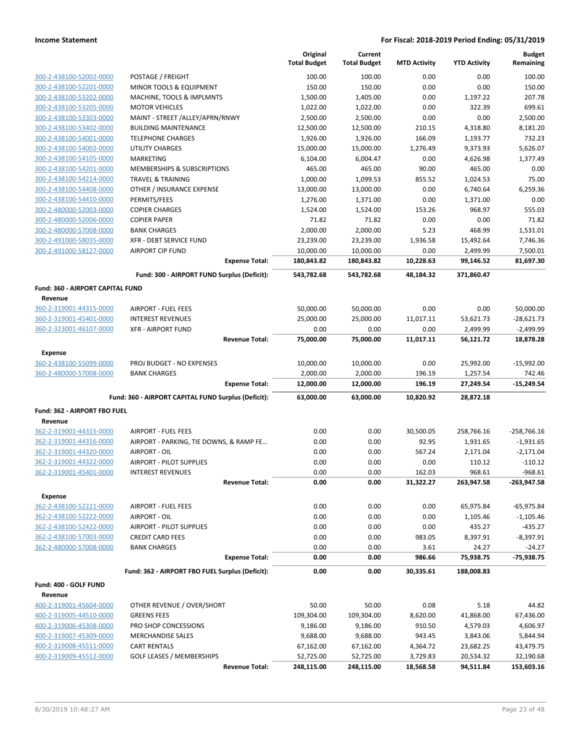**Income Statement** — **For Fiscal: 2018-2019 Period Ending: 05/31/2019**

| | | Original Total Budget | Current Total Budget | MTD Activity | YTD Activity | Budget Remaining |
|---|---|---|---|---|---|---|
| 300-2-438100-52002-0000 | POSTAGE / FREIGHT | 100.00 | 100.00 | 0.00 | 0.00 | 100.00 |
| 300-2-438100-52201-0000 | MINOR TOOLS & EQUIPMENT | 150.00 | 150.00 | 0.00 | 0.00 | 150.00 |
| 300-2-438100-53202-0000 | MACHINE, TOOLS & IMPLMNTS | 1,500.00 | 1,405.00 | 0.00 | 1,197.22 | 207.78 |
| 300-2-438100-53205-0000 | MOTOR VEHICLES | 1,022.00 | 1,022.00 | 0.00 | 322.39 | 699.61 |
| 300-2-438100-53303-0000 | MAINT - STREET /ALLEY/APRN/RNWY | 2,500.00 | 2,500.00 | 0.00 | 0.00 | 2,500.00 |
| 300-2-438100-53402-0000 | BUILDING MAINTENANCE | 12,500.00 | 12,500.00 | 210.15 | 4,318.80 | 8,181.20 |
| 300-2-438100-54001-0000 | TELEPHONE CHARGES | 1,926.00 | 1,926.00 | 166.09 | 1,193.77 | 732.23 |
| 300-2-438100-54002-0000 | UTILITY CHARGES | 15,000.00 | 15,000.00 | 1,276.49 | 9,373.93 | 5,626.07 |
| 300-2-438100-54105-0000 | MARKETING | 6,104.00 | 6,004.47 | 0.00 | 4,626.98 | 1,377.49 |
| 300-2-438100-54201-0000 | MEMBERSHIPS & SUBSCRIPTIONS | 465.00 | 465.00 | 90.00 | 465.00 | 0.00 |
| 300-2-438100-54214-0000 | TRAVEL & TRAINING | 1,000.00 | 1,099.53 | 855.52 | 1,024.53 | 75.00 |
| 300-2-438100-54408-0000 | OTHER / INSURANCE EXPENSE | 13,000.00 | 13,000.00 | 0.00 | 6,740.64 | 6,259.36 |
| 300-2-438100-54410-0000 | PERMITS/FEES | 1,276.00 | 1,371.00 | 0.00 | 1,371.00 | 0.00 |
| 300-2-480000-52003-0000 | COPIER CHARGES | 1,524.00 | 1,524.00 | 153.26 | 968.97 | 555.03 |
| 300-2-480000-52006-0000 | COPIER PAPER | 71.82 | 71.82 | 0.00 | 0.00 | 71.82 |
| 300-2-480000-57008-0000 | BANK CHARGES | 2,000.00 | 2,000.00 | 5.23 | 468.99 | 1,531.01 |
| 300-2-491000-58035-0000 | XFR - DEBT SERVICE FUND | 23,239.00 | 23,239.00 | 1,936.58 | 15,492.64 | 7,746.36 |
| 300-2-491000-58127-0000 | AIRPORT CIP FUND | 10,000.00 | 10,000.00 | 0.00 | 2,499.99 | 7,500.01 |
| | **Expense Total:** | **180,843.82** | **180,843.82** | **10,228.63** | **99,146.52** | **81,697.30** |
| | **Fund: 300 - AIRPORT FUND Surplus (Deficit):** | **543,782.68** | **543,782.68** | **48,184.32** | **371,860.47** | |
| **Fund: 360 - AIRPORT CAPITAL FUND** | | | | | | |
| **Revenue** | | | | | | |
| 360-2-319001-44315-0000 | AIRPORT - FUEL FEES | 50,000.00 | 50,000.00 | 0.00 | 0.00 | 50,000.00 |
| 360-2-319001-45401-0000 | INTEREST REVENUES | 25,000.00 | 25,000.00 | 11,017.11 | 53,621.73 | -28,621.73 |
| 360-2-323001-46107-0000 | XFR - AIRPORT FUND | 0.00 | 0.00 | 0.00 | 2,499.99 | -2,499.99 |
| | **Revenue Total:** | **75,000.00** | **75,000.00** | **11,017.11** | **56,121.72** | **18,878.28** |
| **Expense** | | | | | | |
| 360-2-438100-55099-0000 | PROJ BUDGET - NO EXPENSES | 10,000.00 | 10,000.00 | 0.00 | 25,992.00 | -15,992.00 |
| 360-2-480000-57008-0000 | BANK CHARGES | 2,000.00 | 2,000.00 | 196.19 | 1,257.54 | 742.46 |
| | **Expense Total:** | **12,000.00** | **12,000.00** | **196.19** | **27,249.54** | **-15,249.54** |
| | **Fund: 360 - AIRPORT CAPITAL FUND Surplus (Deficit):** | **63,000.00** | **63,000.00** | **10,820.92** | **28,872.18** | |
| **Fund: 362 - AIRPORT FBO FUEL** | | | | | | |
| **Revenue** | | | | | | |
| 362-2-319001-44315-0000 | AIRPORT - FUEL FEES | 0.00 | 0.00 | 30,500.05 | 258,766.16 | -258,766.16 |
| 362-2-319001-44316-0000 | AIRPORT - PARKING, TIE DOWNS, & RAMP FE… | 0.00 | 0.00 | 92.95 | 1,931.65 | -1,931.65 |
| 362-2-319001-44320-0000 | AIRPORT - OIL | 0.00 | 0.00 | 567.24 | 2,171.04 | -2,171.04 |
| 362-2-319001-44322-0000 | AIRPORT - PILOT SUPPLIES | 0.00 | 0.00 | 0.00 | 110.12 | -110.12 |
| 362-2-319001-45401-0000 | INTEREST REVENUES | 0.00 | 0.00 | 162.03 | 968.61 | -968.61 |
| | **Revenue Total:** | **0.00** | **0.00** | **31,322.27** | **263,947.58** | **-263,947.58** |
| **Expense** | | | | | | |
| 362-2-438100-52221-0000 | AIRPORT - FUEL FEES | 0.00 | 0.00 | 0.00 | 65,975.84 | -65,975.84 |
| 362-2-438100-52222-0000 | AIRPORT - OIL | 0.00 | 0.00 | 0.00 | 1,105.46 | -1,105.46 |
| 362-2-438100-52422-0000 | AIRPORT - PILOT SUPPLIES | 0.00 | 0.00 | 0.00 | 435.27 | -435.27 |
| 362-2-438100-57003-0000 | CREDIT CARD FEES | 0.00 | 0.00 | 983.05 | 8,397.91 | -8,397.91 |
| 362-2-480000-57008-0000 | BANK CHARGES | 0.00 | 0.00 | 3.61 | 24.27 | -24.27 |
| | **Expense Total:** | **0.00** | **0.00** | **986.66** | **75,938.75** | **-75,938.75** |
| | **Fund: 362 - AIRPORT FBO FUEL Surplus (Deficit):** | **0.00** | **0.00** | **30,335.61** | **188,008.83** | |
| **Fund: 400 - GOLF FUND** | | | | | | |
| **Revenue** | | | | | | |
| 400-2-319001-45604-0000 | OTHER REVENUE / OVER/SHORT | 50.00 | 50.00 | 0.08 | 5.18 | 44.82 |
| 400-2-319005-44510-0000 | GREENS FEES | 109,304.00 | 109,304.00 | 8,620.00 | 41,868.00 | 67,436.00 |
| 400-2-319006-45308-0000 | PRO SHOP CONCESSIONS | 9,186.00 | 9,186.00 | 910.50 | 4,579.03 | 4,606.97 |
| 400-2-319007-45309-0000 | MERCHANDISE SALES | 9,688.00 | 9,688.00 | 943.45 | 3,843.06 | 5,844.94 |
| 400-2-319008-45511-0000 | CART RENTALS | 67,162.00 | 67,162.00 | 4,364.72 | 23,682.25 | 43,479.75 |
| 400-2-319009-45512-0000 | GOLF LEASES / MEMBERSHIPS | 52,725.00 | 52,725.00 | 3,729.83 | 20,534.32 | 32,190.68 |
| | **Revenue Total:** | **248,115.00** | **248,115.00** | **18,568.58** | **94,511.84** | **153,603.16** |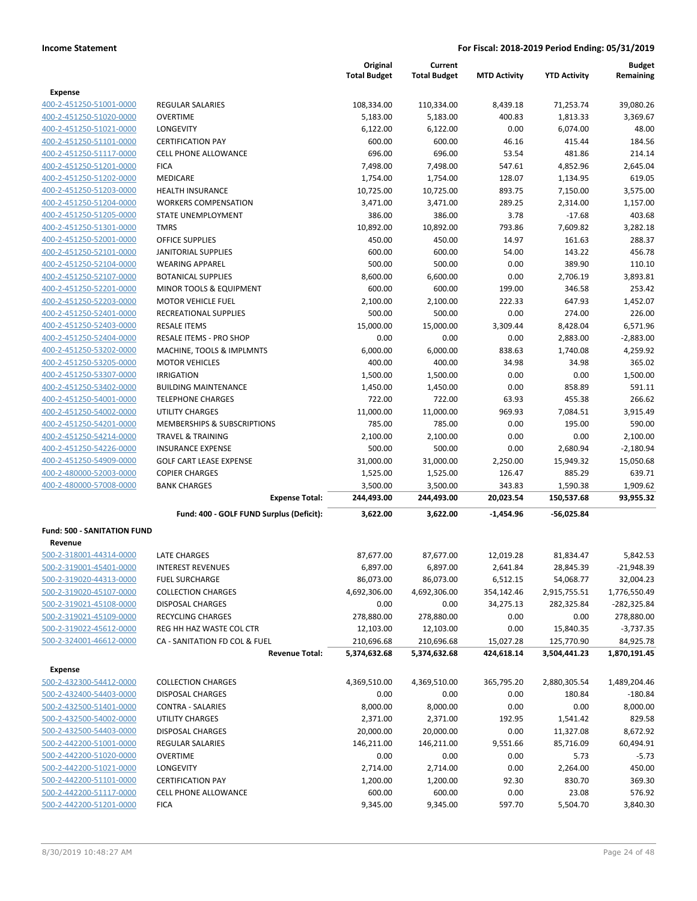**Income Statement** — **For Fiscal: 2018-2019 Period Ending: 05/31/2019**

| | | Original Total Budget | Current Total Budget | MTD Activity | YTD Activity | Budget Remaining |
|---|---|---|---|---|---|---|
| **Expense** | | | | | | |
| 400-2-451250-51001-0000 | REGULAR SALARIES | 108,334.00 | 110,334.00 | 8,439.18 | 71,253.74 | 39,080.26 |
| 400-2-451250-51020-0000 | OVERTIME | 5,183.00 | 5,183.00 | 400.83 | 1,813.33 | 3,369.67 |
| 400-2-451250-51021-0000 | LONGEVITY | 6,122.00 | 6,122.00 | 0.00 | 6,074.00 | 48.00 |
| 400-2-451250-51101-0000 | CERTIFICATION PAY | 600.00 | 600.00 | 46.16 | 415.44 | 184.56 |
| 400-2-451250-51117-0000 | CELL PHONE ALLOWANCE | 696.00 | 696.00 | 53.54 | 481.86 | 214.14 |
| 400-2-451250-51201-0000 | FICA | 7,498.00 | 7,498.00 | 547.61 | 4,852.96 | 2,645.04 |
| 400-2-451250-51202-0000 | MEDICARE | 1,754.00 | 1,754.00 | 128.07 | 1,134.95 | 619.05 |
| 400-2-451250-51203-0000 | HEALTH INSURANCE | 10,725.00 | 10,725.00 | 893.75 | 7,150.00 | 3,575.00 |
| 400-2-451250-51204-0000 | WORKERS COMPENSATION | 3,471.00 | 3,471.00 | 289.25 | 2,314.00 | 1,157.00 |
| 400-2-451250-51205-0000 | STATE UNEMPLOYMENT | 386.00 | 386.00 | 3.78 | -17.68 | 403.68 |
| 400-2-451250-51301-0000 | TMRS | 10,892.00 | 10,892.00 | 793.86 | 7,609.82 | 3,282.18 |
| 400-2-451250-52001-0000 | OFFICE SUPPLIES | 450.00 | 450.00 | 14.97 | 161.63 | 288.37 |
| 400-2-451250-52101-0000 | JANITORIAL SUPPLIES | 600.00 | 600.00 | 54.00 | 143.22 | 456.78 |
| 400-2-451250-52104-0000 | WEARING APPAREL | 500.00 | 500.00 | 0.00 | 389.90 | 110.10 |
| 400-2-451250-52107-0000 | BOTANICAL SUPPLIES | 8,600.00 | 6,600.00 | 0.00 | 2,706.19 | 3,893.81 |
| 400-2-451250-52201-0000 | MINOR TOOLS & EQUIPMENT | 600.00 | 600.00 | 199.00 | 346.58 | 253.42 |
| 400-2-451250-52203-0000 | MOTOR VEHICLE FUEL | 2,100.00 | 2,100.00 | 222.33 | 647.93 | 1,452.07 |
| 400-2-451250-52401-0000 | RECREATIONAL SUPPLIES | 500.00 | 500.00 | 0.00 | 274.00 | 226.00 |
| 400-2-451250-52403-0000 | RESALE ITEMS | 15,000.00 | 15,000.00 | 3,309.44 | 8,428.04 | 6,571.96 |
| 400-2-451250-52404-0000 | RESALE ITEMS - PRO SHOP | 0.00 | 0.00 | 0.00 | 2,883.00 | -2,883.00 |
| 400-2-451250-53202-0000 | MACHINE, TOOLS & IMPLMNTS | 6,000.00 | 6,000.00 | 838.63 | 1,740.08 | 4,259.92 |
| 400-2-451250-53205-0000 | MOTOR VEHICLES | 400.00 | 400.00 | 34.98 | 34.98 | 365.02 |
| 400-2-451250-53307-0000 | IRRIGATION | 1,500.00 | 1,500.00 | 0.00 | 0.00 | 1,500.00 |
| 400-2-451250-53402-0000 | BUILDING MAINTENANCE | 1,450.00 | 1,450.00 | 0.00 | 858.89 | 591.11 |
| 400-2-451250-54001-0000 | TELEPHONE CHARGES | 722.00 | 722.00 | 63.93 | 455.38 | 266.62 |
| 400-2-451250-54002-0000 | UTILITY CHARGES | 11,000.00 | 11,000.00 | 969.93 | 7,084.51 | 3,915.49 |
| 400-2-451250-54201-0000 | MEMBERSHIPS & SUBSCRIPTIONS | 785.00 | 785.00 | 0.00 | 195.00 | 590.00 |
| 400-2-451250-54214-0000 | TRAVEL & TRAINING | 2,100.00 | 2,100.00 | 0.00 | 0.00 | 2,100.00 |
| 400-2-451250-54226-0000 | INSURANCE EXPENSE | 500.00 | 500.00 | 0.00 | 2,680.94 | -2,180.94 |
| 400-2-451250-54909-0000 | GOLF CART LEASE EXPENSE | 31,000.00 | 31,000.00 | 2,250.00 | 15,949.32 | 15,050.68 |
| 400-2-480000-52003-0000 | COPIER CHARGES | 1,525.00 | 1,525.00 | 126.47 | 885.29 | 639.71 |
| 400-2-480000-57008-0000 | BANK CHARGES | 3,500.00 | 3,500.00 | 343.83 | 1,590.38 | 1,909.62 |
| | **Expense Total:** | **244,493.00** | **244,493.00** | **20,023.54** | **150,537.68** | **93,955.32** |
| | **Fund: 400 - GOLF FUND Surplus (Deficit):** | **3,622.00** | **3,622.00** | **-1,454.96** | **-56,025.84** | |
| **Fund: 500 - SANITATION FUND** | | | | | | |
| **Revenue** | | | | | | |
| 500-2-318001-44314-0000 | LATE CHARGES | 87,677.00 | 87,677.00 | 12,019.28 | 81,834.47 | 5,842.53 |
| 500-2-319001-45401-0000 | INTEREST REVENUES | 6,897.00 | 6,897.00 | 2,641.84 | 28,845.39 | -21,948.39 |
| 500-2-319020-44313-0000 | FUEL SURCHARGE | 86,073.00 | 86,073.00 | 6,512.15 | 54,068.77 | 32,004.23 |
| 500-2-319020-45107-0000 | COLLECTION CHARGES | 4,692,306.00 | 4,692,306.00 | 354,142.46 | 2,915,755.51 | 1,776,550.49 |
| 500-2-319021-45108-0000 | DISPOSAL CHARGES | 0.00 | 0.00 | 34,275.13 | 282,325.84 | -282,325.84 |
| 500-2-319021-45109-0000 | RECYCLING CHARGES | 278,880.00 | 278,880.00 | 0.00 | 0.00 | 278,880.00 |
| 500-2-319022-45612-0000 | REG HH HAZ WASTE COL CTR | 12,103.00 | 12,103.00 | 0.00 | 15,840.35 | -3,737.35 |
| 500-2-324001-46612-0000 | CA - SANITATION FD COL & FUEL | 210,696.68 | 210,696.68 | 15,027.28 | 125,770.90 | 84,925.78 |
| | **Revenue Total:** | **5,374,632.68** | **5,374,632.68** | **424,618.14** | **3,504,441.23** | **1,870,191.45** |
| **Expense** | | | | | | |
| 500-2-432300-54412-0000 | COLLECTION CHARGES | 4,369,510.00 | 4,369,510.00 | 365,795.20 | 2,880,305.54 | 1,489,204.46 |
| 500-2-432400-54403-0000 | DISPOSAL CHARGES | 0.00 | 0.00 | 0.00 | 180.84 | -180.84 |
| 500-2-432500-51401-0000 | CONTRA - SALARIES | 8,000.00 | 8,000.00 | 0.00 | 0.00 | 8,000.00 |
| 500-2-432500-54002-0000 | UTILITY CHARGES | 2,371.00 | 2,371.00 | 192.95 | 1,541.42 | 829.58 |
| 500-2-432500-54403-0000 | DISPOSAL CHARGES | 20,000.00 | 20,000.00 | 0.00 | 11,327.08 | 8,672.92 |
| 500-2-442200-51001-0000 | REGULAR SALARIES | 146,211.00 | 146,211.00 | 9,551.66 | 85,716.09 | 60,494.91 |
| 500-2-442200-51020-0000 | OVERTIME | 0.00 | 0.00 | 0.00 | 5.73 | -5.73 |
| 500-2-442200-51021-0000 | LONGEVITY | 2,714.00 | 2,714.00 | 0.00 | 2,264.00 | 450.00 |
| 500-2-442200-51101-0000 | CERTIFICATION PAY | 1,200.00 | 1,200.00 | 92.30 | 830.70 | 369.30 |
| 500-2-442200-51117-0000 | CELL PHONE ALLOWANCE | 600.00 | 600.00 | 0.00 | 23.08 | 576.92 |
| 500-2-442200-51201-0000 | FICA | 9,345.00 | 9,345.00 | 597.70 | 5,504.70 | 3,840.30 |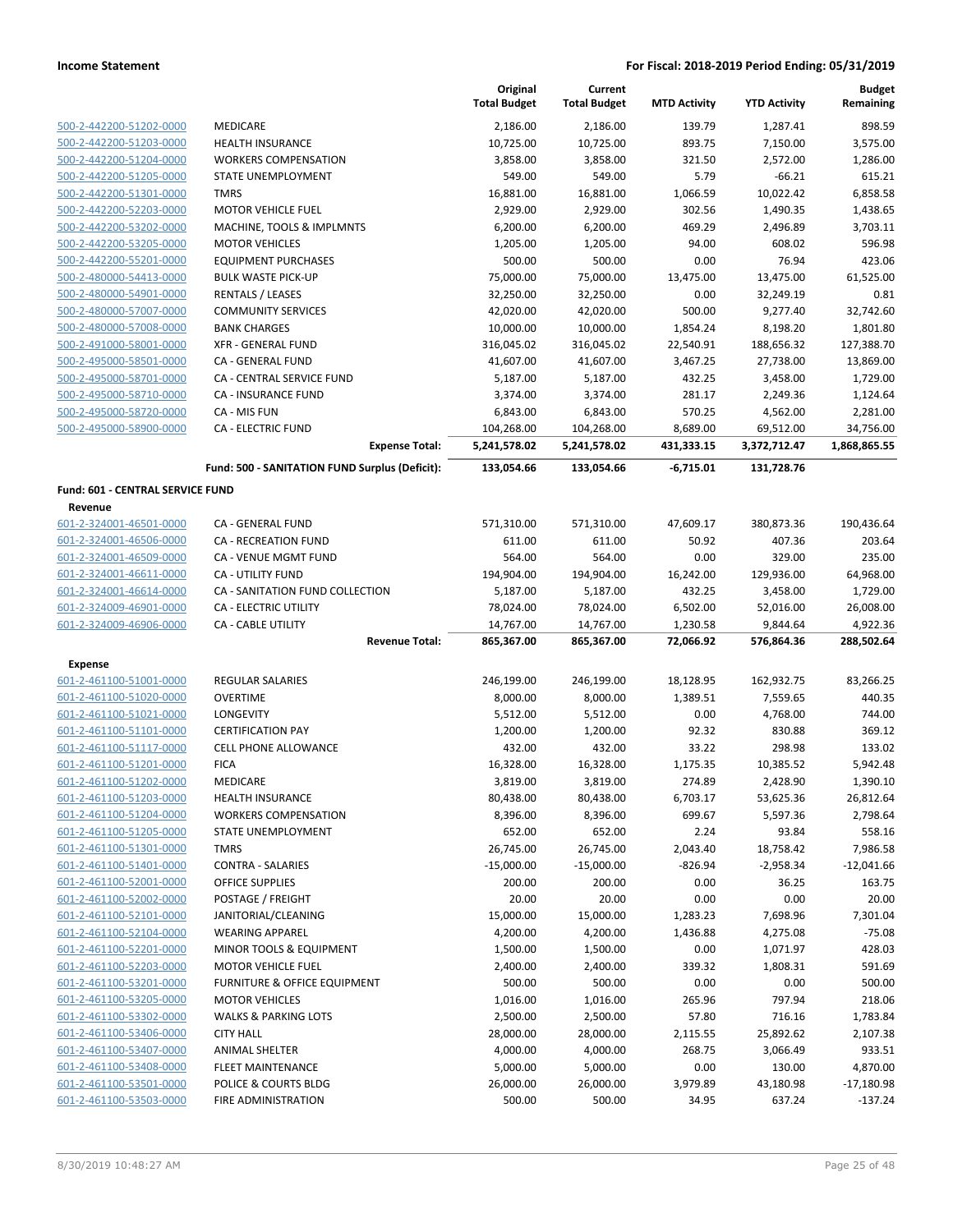| | | Original Total Budget | Current Total Budget | MTD Activity | YTD Activity | Budget Remaining |
|---|---|---|---|---|---|---|
| 500-2-442200-51202-0000 | MEDICARE | 2,186.00 | 2,186.00 | 139.79 | 1,287.41 | 898.59 |
| 500-2-442200-51203-0000 | HEALTH INSURANCE | 10,725.00 | 10,725.00 | 893.75 | 7,150.00 | 3,575.00 |
| 500-2-442200-51204-0000 | WORKERS COMPENSATION | 3,858.00 | 3,858.00 | 321.50 | 2,572.00 | 1,286.00 |
| 500-2-442200-51205-0000 | STATE UNEMPLOYMENT | 549.00 | 549.00 | 5.79 | -66.21 | 615.21 |
| 500-2-442200-51301-0000 | TMRS | 16,881.00 | 16,881.00 | 1,066.59 | 10,022.42 | 6,858.58 |
| 500-2-442200-52203-0000 | MOTOR VEHICLE FUEL | 2,929.00 | 2,929.00 | 302.56 | 1,490.35 | 1,438.65 |
| 500-2-442200-53202-0000 | MACHINE, TOOLS & IMPLMNTS | 6,200.00 | 6,200.00 | 469.29 | 2,496.89 | 3,703.11 |
| 500-2-442200-53205-0000 | MOTOR VEHICLES | 1,205.00 | 1,205.00 | 94.00 | 608.02 | 596.98 |
| 500-2-442200-55201-0000 | EQUIPMENT PURCHASES | 500.00 | 500.00 | 0.00 | 76.94 | 423.06 |
| 500-2-480000-54413-0000 | BULK WASTE PICK-UP | 75,000.00 | 75,000.00 | 13,475.00 | 13,475.00 | 61,525.00 |
| 500-2-480000-54901-0000 | RENTALS / LEASES | 32,250.00 | 32,250.00 | 0.00 | 32,249.19 | 0.81 |
| 500-2-480000-57007-0000 | COMMUNITY SERVICES | 42,020.00 | 42,020.00 | 500.00 | 9,277.40 | 32,742.60 |
| 500-2-480000-57008-0000 | BANK CHARGES | 10,000.00 | 10,000.00 | 1,854.24 | 8,198.20 | 1,801.80 |
| 500-2-491000-58001-0000 | XFR - GENERAL FUND | 316,045.02 | 316,045.02 | 22,540.91 | 188,656.32 | 127,388.70 |
| 500-2-495000-58501-0000 | CA - GENERAL FUND | 41,607.00 | 41,607.00 | 3,467.25 | 27,738.00 | 13,869.00 |
| 500-2-495000-58701-0000 | CA - CENTRAL SERVICE FUND | 5,187.00 | 5,187.00 | 432.25 | 3,458.00 | 1,729.00 |
| 500-2-495000-58710-0000 | CA - INSURANCE FUND | 3,374.00 | 3,374.00 | 281.17 | 2,249.36 | 1,124.64 |
| 500-2-495000-58720-0000 | CA - MIS FUN | 6,843.00 | 6,843.00 | 570.25 | 4,562.00 | 2,281.00 |
| 500-2-495000-58900-0000 | CA - ELECTRIC FUND | 104,268.00 | 104,268.00 | 8,689.00 | 69,512.00 | 34,756.00 |
| | **Expense Total:** | **5,241,578.02** | **5,241,578.02** | **431,333.15** | **3,372,712.47** | **1,868,865.55** |
| | **Fund: 500 - SANITATION FUND Surplus (Deficit):** | **133,054.66** | **133,054.66** | **-6,715.01** | **131,728.76** | |
| **Fund: 601 - CENTRAL SERVICE FUND** | | | | | | |
| **Revenue** | | | | | | |
| 601-2-324001-46501-0000 | CA - GENERAL FUND | 571,310.00 | 571,310.00 | 47,609.17 | 380,873.36 | 190,436.64 |
| 601-2-324001-46506-0000 | CA - RECREATION FUND | 611.00 | 611.00 | 50.92 | 407.36 | 203.64 |
| 601-2-324001-46509-0000 | CA - VENUE MGMT FUND | 564.00 | 564.00 | 0.00 | 329.00 | 235.00 |
| 601-2-324001-46611-0000 | CA - UTILITY FUND | 194,904.00 | 194,904.00 | 16,242.00 | 129,936.00 | 64,968.00 |
| 601-2-324001-46614-0000 | CA - SANITATION FUND COLLECTION | 5,187.00 | 5,187.00 | 432.25 | 3,458.00 | 1,729.00 |
| 601-2-324009-46901-0000 | CA - ELECTRIC UTILITY | 78,024.00 | 78,024.00 | 6,502.00 | 52,016.00 | 26,008.00 |
| 601-2-324009-46906-0000 | CA - CABLE UTILITY | 14,767.00 | 14,767.00 | 1,230.58 | 9,844.64 | 4,922.36 |
| | **Revenue Total:** | **865,367.00** | **865,367.00** | **72,066.92** | **576,864.36** | **288,502.64** |
| **Expense** | | | | | | |
| 601-2-461100-51001-0000 | REGULAR SALARIES | 246,199.00 | 246,199.00 | 18,128.95 | 162,932.75 | 83,266.25 |
| 601-2-461100-51020-0000 | OVERTIME | 8,000.00 | 8,000.00 | 1,389.51 | 7,559.65 | 440.35 |
| 601-2-461100-51021-0000 | LONGEVITY | 5,512.00 | 5,512.00 | 0.00 | 4,768.00 | 744.00 |
| 601-2-461100-51101-0000 | CERTIFICATION PAY | 1,200.00 | 1,200.00 | 92.32 | 830.88 | 369.12 |
| 601-2-461100-51117-0000 | CELL PHONE ALLOWANCE | 432.00 | 432.00 | 33.22 | 298.98 | 133.02 |
| 601-2-461100-51201-0000 | FICA | 16,328.00 | 16,328.00 | 1,175.35 | 10,385.52 | 5,942.48 |
| 601-2-461100-51202-0000 | MEDICARE | 3,819.00 | 3,819.00 | 274.89 | 2,428.90 | 1,390.10 |
| 601-2-461100-51203-0000 | HEALTH INSURANCE | 80,438.00 | 80,438.00 | 6,703.17 | 53,625.36 | 26,812.64 |
| 601-2-461100-51204-0000 | WORKERS COMPENSATION | 8,396.00 | 8,396.00 | 699.67 | 5,597.36 | 2,798.64 |
| 601-2-461100-51205-0000 | STATE UNEMPLOYMENT | 652.00 | 652.00 | 2.24 | 93.84 | 558.16 |
| 601-2-461100-51301-0000 | TMRS | 26,745.00 | 26,745.00 | 2,043.40 | 18,758.42 | 7,986.58 |
| 601-2-461100-51401-0000 | CONTRA - SALARIES | -15,000.00 | -15,000.00 | -826.94 | -2,958.34 | -12,041.66 |
| 601-2-461100-52001-0000 | OFFICE SUPPLIES | 200.00 | 200.00 | 0.00 | 36.25 | 163.75 |
| 601-2-461100-52002-0000 | POSTAGE / FREIGHT | 20.00 | 20.00 | 0.00 | 0.00 | 20.00 |
| 601-2-461100-52101-0000 | JANITORIAL/CLEANING | 15,000.00 | 15,000.00 | 1,283.23 | 7,698.96 | 7,301.04 |
| 601-2-461100-52104-0000 | WEARING APPAREL | 4,200.00 | 4,200.00 | 1,436.88 | 4,275.08 | -75.08 |
| 601-2-461100-52201-0000 | MINOR TOOLS & EQUIPMENT | 1,500.00 | 1,500.00 | 0.00 | 1,071.97 | 428.03 |
| 601-2-461100-52203-0000 | MOTOR VEHICLE FUEL | 2,400.00 | 2,400.00 | 339.32 | 1,808.31 | 591.69 |
| 601-2-461100-53201-0000 | FURNITURE & OFFICE EQUIPMENT | 500.00 | 500.00 | 0.00 | 0.00 | 500.00 |
| 601-2-461100-53205-0000 | MOTOR VEHICLES | 1,016.00 | 1,016.00 | 265.96 | 797.94 | 218.06 |
| 601-2-461100-53302-0000 | WALKS & PARKING LOTS | 2,500.00 | 2,500.00 | 57.80 | 716.16 | 1,783.84 |
| 601-2-461100-53406-0000 | CITY HALL | 28,000.00 | 28,000.00 | 2,115.55 | 25,892.62 | 2,107.38 |
| 601-2-461100-53407-0000 | ANIMAL SHELTER | 4,000.00 | 4,000.00 | 268.75 | 3,066.49 | 933.51 |
| 601-2-461100-53408-0000 | FLEET MAINTENANCE | 5,000.00 | 5,000.00 | 0.00 | 130.00 | 4,870.00 |
| 601-2-461100-53501-0000 | POLICE & COURTS BLDG | 26,000.00 | 26,000.00 | 3,979.89 | 43,180.98 | -17,180.98 |
| 601-2-461100-53503-0000 | FIRE ADMINISTRATION | 500.00 | 500.00 | 34.95 | 637.24 | -137.24 |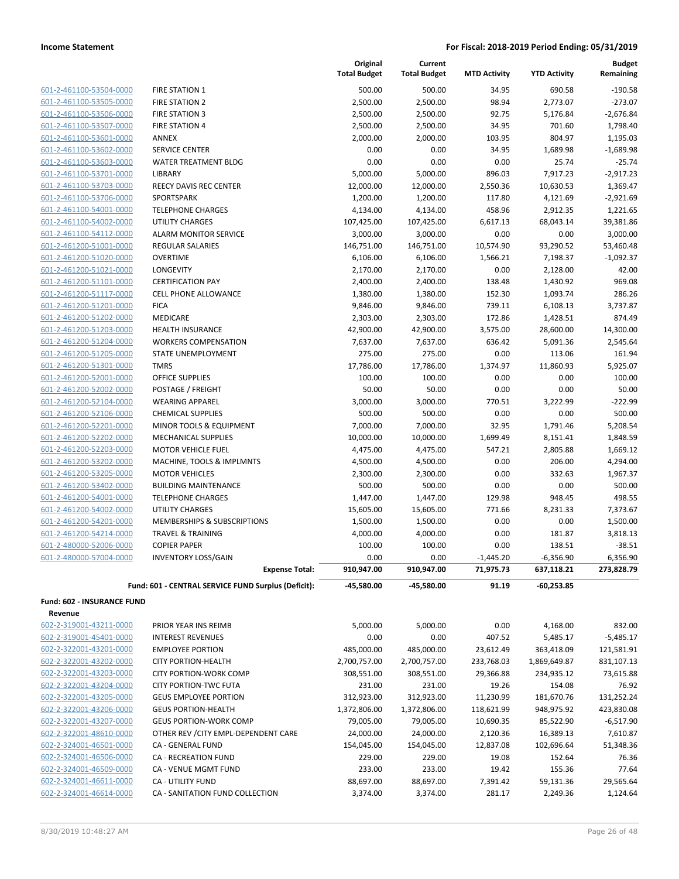| | | Original Total Budget | Current Total Budget | MTD Activity | YTD Activity | Budget Remaining |
|---|---|---|---|---|---|---|
| 601-2-461100-53504-0000 | FIRE STATION 1 | 500.00 | 500.00 | 34.95 | 690.58 | -190.58 |
| 601-2-461100-53505-0000 | FIRE STATION 2 | 2,500.00 | 2,500.00 | 98.94 | 2,773.07 | -273.07 |
| 601-2-461100-53506-0000 | FIRE STATION 3 | 2,500.00 | 2,500.00 | 92.75 | 5,176.84 | -2,676.84 |
| 601-2-461100-53507-0000 | FIRE STATION 4 | 2,500.00 | 2,500.00 | 34.95 | 701.60 | 1,798.40 |
| 601-2-461100-53601-0000 | ANNEX | 2,000.00 | 2,000.00 | 103.95 | 804.97 | 1,195.03 |
| 601-2-461100-53602-0000 | SERVICE CENTER | 0.00 | 0.00 | 34.95 | 1,689.98 | -1,689.98 |
| 601-2-461100-53603-0000 | WATER TREATMENT BLDG | 0.00 | 0.00 | 0.00 | 25.74 | -25.74 |
| 601-2-461100-53701-0000 | LIBRARY | 5,000.00 | 5,000.00 | 896.03 | 7,917.23 | -2,917.23 |
| 601-2-461100-53703-0000 | REECY DAVIS REC CENTER | 12,000.00 | 12,000.00 | 2,550.36 | 10,630.53 | 1,369.47 |
| 601-2-461100-53706-0000 | SPORTSPARK | 1,200.00 | 1,200.00 | 117.80 | 4,121.69 | -2,921.69 |
| 601-2-461100-54001-0000 | TELEPHONE CHARGES | 4,134.00 | 4,134.00 | 458.96 | 2,912.35 | 1,221.65 |
| 601-2-461100-54002-0000 | UTILITY CHARGES | 107,425.00 | 107,425.00 | 6,617.13 | 68,043.14 | 39,381.86 |
| 601-2-461100-54112-0000 | ALARM MONITOR SERVICE | 3,000.00 | 3,000.00 | 0.00 | 0.00 | 3,000.00 |
| 601-2-461200-51001-0000 | REGULAR SALARIES | 146,751.00 | 146,751.00 | 10,574.90 | 93,290.52 | 53,460.48 |
| 601-2-461200-51020-0000 | OVERTIME | 6,106.00 | 6,106.00 | 1,566.21 | 7,198.37 | -1,092.37 |
| 601-2-461200-51021-0000 | LONGEVITY | 2,170.00 | 2,170.00 | 0.00 | 2,128.00 | 42.00 |
| 601-2-461200-51101-0000 | CERTIFICATION PAY | 2,400.00 | 2,400.00 | 138.48 | 1,430.92 | 969.08 |
| 601-2-461200-51117-0000 | CELL PHONE ALLOWANCE | 1,380.00 | 1,380.00 | 152.30 | 1,093.74 | 286.26 |
| 601-2-461200-51201-0000 | FICA | 9,846.00 | 9,846.00 | 739.11 | 6,108.13 | 3,737.87 |
| 601-2-461200-51202-0000 | MEDICARE | 2,303.00 | 2,303.00 | 172.86 | 1,428.51 | 874.49 |
| 601-2-461200-51203-0000 | HEALTH INSURANCE | 42,900.00 | 42,900.00 | 3,575.00 | 28,600.00 | 14,300.00 |
| 601-2-461200-51204-0000 | WORKERS COMPENSATION | 7,637.00 | 7,637.00 | 636.42 | 5,091.36 | 2,545.64 |
| 601-2-461200-51205-0000 | STATE UNEMPLOYMENT | 275.00 | 275.00 | 0.00 | 113.06 | 161.94 |
| 601-2-461200-51301-0000 | TMRS | 17,786.00 | 17,786.00 | 1,374.97 | 11,860.93 | 5,925.07 |
| 601-2-461200-52001-0000 | OFFICE SUPPLIES | 100.00 | 100.00 | 0.00 | 0.00 | 100.00 |
| 601-2-461200-52002-0000 | POSTAGE / FREIGHT | 50.00 | 50.00 | 0.00 | 0.00 | 50.00 |
| 601-2-461200-52104-0000 | WEARING APPAREL | 3,000.00 | 3,000.00 | 770.51 | 3,222.99 | -222.99 |
| 601-2-461200-52106-0000 | CHEMICAL SUPPLIES | 500.00 | 500.00 | 0.00 | 0.00 | 500.00 |
| 601-2-461200-52201-0000 | MINOR TOOLS & EQUIPMENT | 7,000.00 | 7,000.00 | 32.95 | 1,791.46 | 5,208.54 |
| 601-2-461200-52202-0000 | MECHANICAL SUPPLIES | 10,000.00 | 10,000.00 | 1,699.49 | 8,151.41 | 1,848.59 |
| 601-2-461200-52203-0000 | MOTOR VEHICLE FUEL | 4,475.00 | 4,475.00 | 547.21 | 2,805.88 | 1,669.12 |
| 601-2-461200-53202-0000 | MACHINE, TOOLS & IMPLMNTS | 4,500.00 | 4,500.00 | 0.00 | 206.00 | 4,294.00 |
| 601-2-461200-53205-0000 | MOTOR VEHICLES | 2,300.00 | 2,300.00 | 0.00 | 332.63 | 1,967.37 |
| 601-2-461200-53402-0000 | BUILDING MAINTENANCE | 500.00 | 500.00 | 0.00 | 0.00 | 500.00 |
| 601-2-461200-54001-0000 | TELEPHONE CHARGES | 1,447.00 | 1,447.00 | 129.98 | 948.45 | 498.55 |
| 601-2-461200-54002-0000 | UTILITY CHARGES | 15,605.00 | 15,605.00 | 771.66 | 8,231.33 | 7,373.67 |
| 601-2-461200-54201-0000 | MEMBERSHIPS & SUBSCRIPTIONS | 1,500.00 | 1,500.00 | 0.00 | 0.00 | 1,500.00 |
| 601-2-461200-54214-0000 | TRAVEL & TRAINING | 4,000.00 | 4,000.00 | 0.00 | 181.87 | 3,818.13 |
| 601-2-480000-52006-0000 | COPIER PAPER | 100.00 | 100.00 | 0.00 | 138.51 | -38.51 |
| 601-2-480000-57004-0000 | INVENTORY LOSS/GAIN | 0.00 | 0.00 | -1,445.20 | -6,356.90 | 6,356.90 |
| | **Expense Total:** | **910,947.00** | **910,947.00** | **71,975.73** | **637,118.21** | **273,828.79** |
| | **Fund: 601 - CENTRAL SERVICE FUND Surplus (Deficit):** | **-45,580.00** | **-45,580.00** | **91.19** | **-60,253.85** | |

**Fund: 602 - INSURANCE FUND**

**Revenue**

| | | Original Total Budget | Current Total Budget | MTD Activity | YTD Activity | Budget Remaining |
|---|---|---|---|---|---|---|
| 602-2-319001-43211-0000 | PRIOR YEAR INS REIMB | 5,000.00 | 5,000.00 | 0.00 | 4,168.00 | 832.00 |
| 602-2-319001-45401-0000 | INTEREST REVENUES | 0.00 | 0.00 | 407.52 | 5,485.17 | -5,485.17 |
| 602-2-322001-43201-0000 | EMPLOYEE PORTION | 485,000.00 | 485,000.00 | 23,612.49 | 363,418.09 | 121,581.91 |
| 602-2-322001-43202-0000 | CITY PORTION-HEALTH | 2,700,757.00 | 2,700,757.00 | 233,768.03 | 1,869,649.87 | 831,107.13 |
| 602-2-322001-43203-0000 | CITY PORTION-WORK COMP | 308,551.00 | 308,551.00 | 29,366.88 | 234,935.12 | 73,615.88 |
| 602-2-322001-43204-0000 | CITY PORTION-TWC FUTA | 231.00 | 231.00 | 19.26 | 154.08 | 76.92 |
| 602-2-322001-43205-0000 | GEUS EMPLOYEE PORTION | 312,923.00 | 312,923.00 | 11,230.99 | 181,670.76 | 131,252.24 |
| 602-2-322001-43206-0000 | GEUS PORTION-HEALTH | 1,372,806.00 | 1,372,806.00 | 118,621.99 | 948,975.92 | 423,830.08 |
| 602-2-322001-43207-0000 | GEUS PORTION-WORK COMP | 79,005.00 | 79,005.00 | 10,690.35 | 85,522.90 | -6,517.90 |
| 602-2-322001-48610-0000 | OTHER REV /CITY EMPL-DEPENDENT CARE | 24,000.00 | 24,000.00 | 2,120.36 | 16,389.13 | 7,610.87 |
| 602-2-324001-46501-0000 | CA - GENERAL FUND | 154,045.00 | 154,045.00 | 12,837.08 | 102,696.64 | 51,348.36 |
| 602-2-324001-46506-0000 | CA - RECREATION FUND | 229.00 | 229.00 | 19.08 | 152.64 | 76.36 |
| 602-2-324001-46509-0000 | CA - VENUE MGMT FUND | 233.00 | 233.00 | 19.42 | 155.36 | 77.64 |
| 602-2-324001-46611-0000 | CA - UTILITY FUND | 88,697.00 | 88,697.00 | 7,391.42 | 59,131.36 | 29,565.64 |
| 602-2-324001-46614-0000 | CA - SANITATION FUND COLLECTION | 3,374.00 | 3,374.00 | 281.17 | 2,249.36 | 1,124.64 |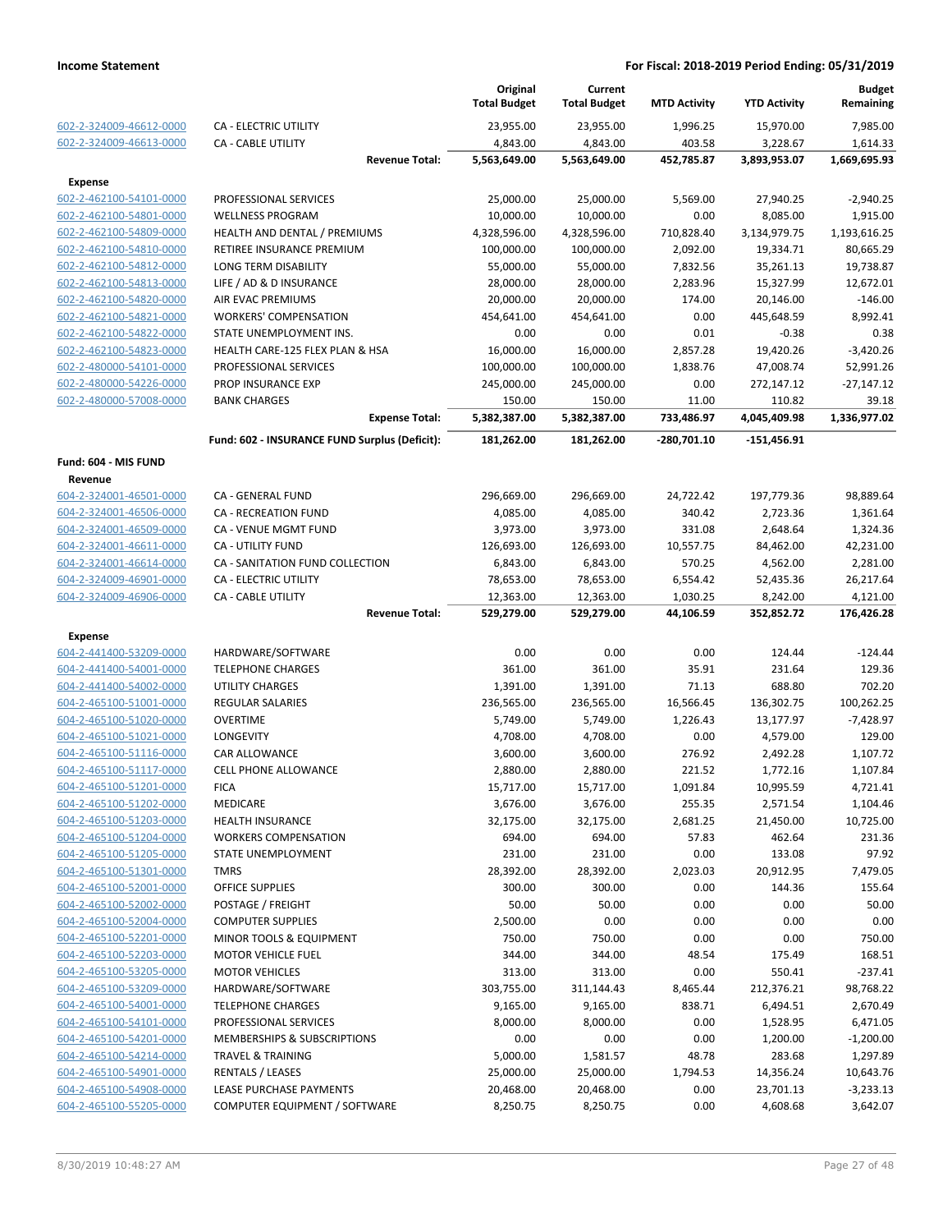| | | Original Total Budget | Current Total Budget | MTD Activity | YTD Activity | Budget Remaining |
|---|---|---|---|---|---|---|
| 602-2-324009-46612-0000 | CA - ELECTRIC UTILITY | 23,955.00 | 23,955.00 | 1,996.25 | 15,970.00 | 7,985.00 |
| 602-2-324009-46613-0000 | CA - CABLE UTILITY | 4,843.00 | 4,843.00 | 403.58 | 3,228.67 | 1,614.33 |
| | **Revenue Total:** | **5,563,649.00** | **5,563,649.00** | **452,785.87** | **3,893,953.07** | **1,669,695.93** |
| **Expense** | | | | | | |
| 602-2-462100-54101-0000 | PROFESSIONAL SERVICES | 25,000.00 | 25,000.00 | 5,569.00 | 27,940.25 | -2,940.25 |
| 602-2-462100-54801-0000 | WELLNESS PROGRAM | 10,000.00 | 10,000.00 | 0.00 | 8,085.00 | 1,915.00 |
| 602-2-462100-54809-0000 | HEALTH AND DENTAL / PREMIUMS | 4,328,596.00 | 4,328,596.00 | 710,828.40 | 3,134,979.75 | 1,193,616.25 |
| 602-2-462100-54810-0000 | RETIREE INSURANCE PREMIUM | 100,000.00 | 100,000.00 | 2,092.00 | 19,334.71 | 80,665.29 |
| 602-2-462100-54812-0000 | LONG TERM DISABILITY | 55,000.00 | 55,000.00 | 7,832.56 | 35,261.13 | 19,738.87 |
| 602-2-462100-54813-0000 | LIFE / AD & D INSURANCE | 28,000.00 | 28,000.00 | 2,283.96 | 15,327.99 | 12,672.01 |
| 602-2-462100-54820-0000 | AIR EVAC PREMIUMS | 20,000.00 | 20,000.00 | 174.00 | 20,146.00 | -146.00 |
| 602-2-462100-54821-0000 | WORKERS' COMPENSATION | 454,641.00 | 454,641.00 | 0.00 | 445,648.59 | 8,992.41 |
| 602-2-462100-54822-0000 | STATE UNEMPLOYMENT INS. | 0.00 | 0.00 | 0.01 | -0.38 | 0.38 |
| 602-2-462100-54823-0000 | HEALTH CARE-125 FLEX PLAN & HSA | 16,000.00 | 16,000.00 | 2,857.28 | 19,420.26 | -3,420.26 |
| 602-2-480000-54101-0000 | PROFESSIONAL SERVICES | 100,000.00 | 100,000.00 | 1,838.76 | 47,008.74 | 52,991.26 |
| 602-2-480000-54226-0000 | PROP INSURANCE EXP | 245,000.00 | 245,000.00 | 0.00 | 272,147.12 | -27,147.12 |
| 602-2-480000-57008-0000 | BANK CHARGES | 150.00 | 150.00 | 11.00 | 110.82 | 39.18 |
| | **Expense Total:** | **5,382,387.00** | **5,382,387.00** | **733,486.97** | **4,045,409.98** | **1,336,977.02** |
| | **Fund: 602 - INSURANCE FUND Surplus (Deficit):** | **181,262.00** | **181,262.00** | **-280,701.10** | **-151,456.91** | |
| **Fund: 604 - MIS FUND** | | | | | | |
| **Revenue** | | | | | | |
| 604-2-324001-46501-0000 | CA - GENERAL FUND | 296,669.00 | 296,669.00 | 24,722.42 | 197,779.36 | 98,889.64 |
| 604-2-324001-46506-0000 | CA - RECREATION FUND | 4,085.00 | 4,085.00 | 340.42 | 2,723.36 | 1,361.64 |
| 604-2-324001-46509-0000 | CA - VENUE MGMT FUND | 3,973.00 | 3,973.00 | 331.08 | 2,648.64 | 1,324.36 |
| 604-2-324001-46611-0000 | CA - UTILITY FUND | 126,693.00 | 126,693.00 | 10,557.75 | 84,462.00 | 42,231.00 |
| 604-2-324001-46614-0000 | CA - SANITATION FUND COLLECTION | 6,843.00 | 6,843.00 | 570.25 | 4,562.00 | 2,281.00 |
| 604-2-324009-46901-0000 | CA - ELECTRIC UTILITY | 78,653.00 | 78,653.00 | 6,554.42 | 52,435.36 | 26,217.64 |
| 604-2-324009-46906-0000 | CA - CABLE UTILITY | 12,363.00 | 12,363.00 | 1,030.25 | 8,242.00 | 4,121.00 |
| | **Revenue Total:** | **529,279.00** | **529,279.00** | **44,106.59** | **352,852.72** | **176,426.28** |
| **Expense** | | | | | | |
| 604-2-441400-53209-0000 | HARDWARE/SOFTWARE | 0.00 | 0.00 | 0.00 | 124.44 | -124.44 |
| 604-2-441400-54001-0000 | TELEPHONE CHARGES | 361.00 | 361.00 | 35.91 | 231.64 | 129.36 |
| 604-2-441400-54002-0000 | UTILITY CHARGES | 1,391.00 | 1,391.00 | 71.13 | 688.80 | 702.20 |
| 604-2-465100-51001-0000 | REGULAR SALARIES | 236,565.00 | 236,565.00 | 16,566.45 | 136,302.75 | 100,262.25 |
| 604-2-465100-51020-0000 | OVERTIME | 5,749.00 | 5,749.00 | 1,226.43 | 13,177.97 | -7,428.97 |
| 604-2-465100-51021-0000 | LONGEVITY | 4,708.00 | 4,708.00 | 0.00 | 4,579.00 | 129.00 |
| 604-2-465100-51116-0000 | CAR ALLOWANCE | 3,600.00 | 3,600.00 | 276.92 | 2,492.28 | 1,107.72 |
| 604-2-465100-51117-0000 | CELL PHONE ALLOWANCE | 2,880.00 | 2,880.00 | 221.52 | 1,772.16 | 1,107.84 |
| 604-2-465100-51201-0000 | FICA | 15,717.00 | 15,717.00 | 1,091.84 | 10,995.59 | 4,721.41 |
| 604-2-465100-51202-0000 | MEDICARE | 3,676.00 | 3,676.00 | 255.35 | 2,571.54 | 1,104.46 |
| 604-2-465100-51203-0000 | HEALTH INSURANCE | 32,175.00 | 32,175.00 | 2,681.25 | 21,450.00 | 10,725.00 |
| 604-2-465100-51204-0000 | WORKERS COMPENSATION | 694.00 | 694.00 | 57.83 | 462.64 | 231.36 |
| 604-2-465100-51205-0000 | STATE UNEMPLOYMENT | 231.00 | 231.00 | 0.00 | 133.08 | 97.92 |
| 604-2-465100-51301-0000 | TMRS | 28,392.00 | 28,392.00 | 2,023.03 | 20,912.95 | 7,479.05 |
| 604-2-465100-52001-0000 | OFFICE SUPPLIES | 300.00 | 300.00 | 0.00 | 144.36 | 155.64 |
| 604-2-465100-52002-0000 | POSTAGE / FREIGHT | 50.00 | 50.00 | 0.00 | 0.00 | 50.00 |
| 604-2-465100-52004-0000 | COMPUTER SUPPLIES | 2,500.00 | 0.00 | 0.00 | 0.00 | 0.00 |
| 604-2-465100-52201-0000 | MINOR TOOLS & EQUIPMENT | 750.00 | 750.00 | 0.00 | 0.00 | 750.00 |
| 604-2-465100-52203-0000 | MOTOR VEHICLE FUEL | 344.00 | 344.00 | 48.54 | 175.49 | 168.51 |
| 604-2-465100-53205-0000 | MOTOR VEHICLES | 313.00 | 313.00 | 0.00 | 550.41 | -237.41 |
| 604-2-465100-53209-0000 | HARDWARE/SOFTWARE | 303,755.00 | 311,144.43 | 8,465.44 | 212,376.21 | 98,768.22 |
| 604-2-465100-54001-0000 | TELEPHONE CHARGES | 9,165.00 | 9,165.00 | 838.71 | 6,494.51 | 2,670.49 |
| 604-2-465100-54101-0000 | PROFESSIONAL SERVICES | 8,000.00 | 8,000.00 | 0.00 | 1,528.95 | 6,471.05 |
| 604-2-465100-54201-0000 | MEMBERSHIPS & SUBSCRIPTIONS | 0.00 | 0.00 | 0.00 | 1,200.00 | -1,200.00 |
| 604-2-465100-54214-0000 | TRAVEL & TRAINING | 5,000.00 | 1,581.57 | 48.78 | 283.68 | 1,297.89 |
| 604-2-465100-54901-0000 | RENTALS / LEASES | 25,000.00 | 25,000.00 | 1,794.53 | 14,356.24 | 10,643.76 |
| 604-2-465100-54908-0000 | LEASE PURCHASE PAYMENTS | 20,468.00 | 20,468.00 | 0.00 | 23,701.13 | -3,233.13 |
| 604-2-465100-55205-0000 | COMPUTER EQUIPMENT / SOFTWARE | 8,250.75 | 8,250.75 | 0.00 | 4,608.68 | 3,642.07 |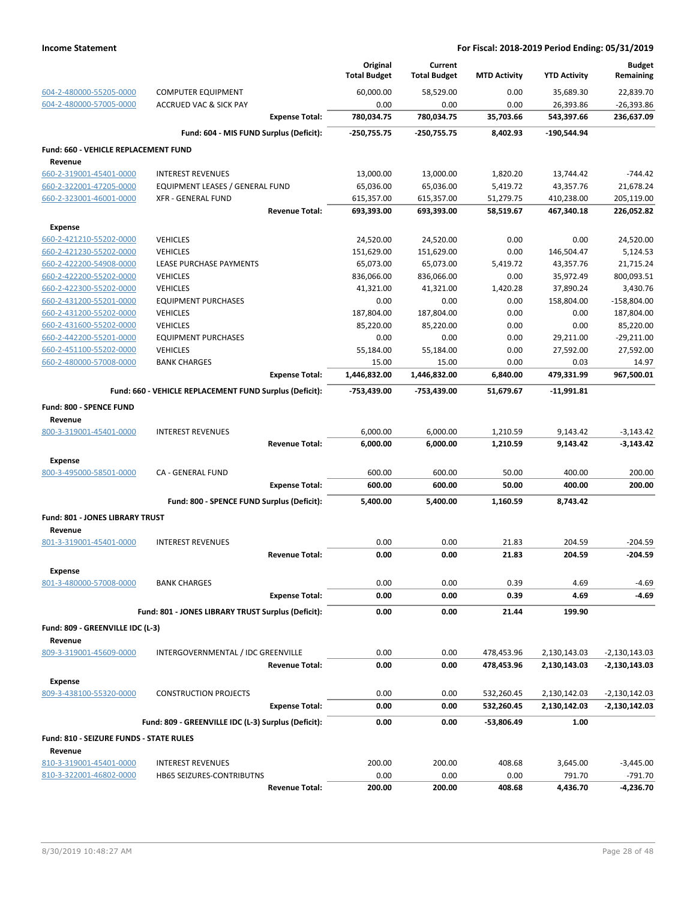**Income Statement** | **For Fiscal: 2018-2019 Period Ending: 05/31/2019**

| | | Original Total Budget | Current Total Budget | MTD Activity | YTD Activity | Budget Remaining |
|---|---|---|---|---|---|---|
| 604-2-480000-55205-0000 | COMPUTER EQUIPMENT | 60,000.00 | 58,529.00 | 0.00 | 35,689.30 | 22,839.70 |
| 604-2-480000-57005-0000 | ACCRUED VAC & SICK PAY | 0.00 | 0.00 | 0.00 | 26,393.86 | -26,393.86 |
| | **Expense Total:** | **780,034.75** | **780,034.75** | **35,703.66** | **543,397.66** | **236,637.09** |
| | **Fund: 604 - MIS FUND Surplus (Deficit):** | **-250,755.75** | **-250,755.75** | **8,402.93** | **-190,544.94** | |
| **Fund: 660 - VEHICLE REPLACEMENT FUND** | | | | | | |
| **Revenue** | | | | | | |
| 660-2-319001-45401-0000 | INTEREST REVENUES | 13,000.00 | 13,000.00 | 1,820.20 | 13,744.42 | -744.42 |
| 660-2-322001-47205-0000 | EQUIPMENT LEASES / GENERAL FUND | 65,036.00 | 65,036.00 | 5,419.72 | 43,357.76 | 21,678.24 |
| 660-2-323001-46001-0000 | XFR - GENERAL FUND | 615,357.00 | 615,357.00 | 51,279.75 | 410,238.00 | 205,119.00 |
| | **Revenue Total:** | **693,393.00** | **693,393.00** | **58,519.67** | **467,340.18** | **226,052.82** |
| **Expense** | | | | | | |
| 660-2-421210-55202-0000 | VEHICLES | 24,520.00 | 24,520.00 | 0.00 | 0.00 | 24,520.00 |
| 660-2-421230-55202-0000 | VEHICLES | 151,629.00 | 151,629.00 | 0.00 | 146,504.47 | 5,124.53 |
| 660-2-422200-54908-0000 | LEASE PURCHASE PAYMENTS | 65,073.00 | 65,073.00 | 5,419.72 | 43,357.76 | 21,715.24 |
| 660-2-422200-55202-0000 | VEHICLES | 836,066.00 | 836,066.00 | 0.00 | 35,972.49 | 800,093.51 |
| 660-2-422300-55202-0000 | VEHICLES | 41,321.00 | 41,321.00 | 1,420.28 | 37,890.24 | 3,430.76 |
| 660-2-431200-55201-0000 | EQUIPMENT PURCHASES | 0.00 | 0.00 | 0.00 | 158,804.00 | -158,804.00 |
| 660-2-431200-55202-0000 | VEHICLES | 187,804.00 | 187,804.00 | 0.00 | 0.00 | 187,804.00 |
| 660-2-431600-55202-0000 | VEHICLES | 85,220.00 | 85,220.00 | 0.00 | 0.00 | 85,220.00 |
| 660-2-442200-55201-0000 | EQUIPMENT PURCHASES | 0.00 | 0.00 | 0.00 | 29,211.00 | -29,211.00 |
| 660-2-451100-55202-0000 | VEHICLES | 55,184.00 | 55,184.00 | 0.00 | 27,592.00 | 27,592.00 |
| 660-2-480000-57008-0000 | BANK CHARGES | 15.00 | 15.00 | 0.00 | 0.03 | 14.97 |
| | **Expense Total:** | **1,446,832.00** | **1,446,832.00** | **6,840.00** | **479,331.99** | **967,500.01** |
| | **Fund: 660 - VEHICLE REPLACEMENT FUND Surplus (Deficit):** | **-753,439.00** | **-753,439.00** | **51,679.67** | **-11,991.81** | |
| **Fund: 800 - SPENCE FUND** | | | | | | |
| **Revenue** | | | | | | |
| 800-3-319001-45401-0000 | INTEREST REVENUES | 6,000.00 | 6,000.00 | 1,210.59 | 9,143.42 | -3,143.42 |
| | **Revenue Total:** | **6,000.00** | **6,000.00** | **1,210.59** | **9,143.42** | **-3,143.42** |
| **Expense** | | | | | | |
| 800-3-495000-58501-0000 | CA - GENERAL FUND | 600.00 | 600.00 | 50.00 | 400.00 | 200.00 |
| | **Expense Total:** | **600.00** | **600.00** | **50.00** | **400.00** | **200.00** |
| | **Fund: 800 - SPENCE FUND Surplus (Deficit):** | **5,400.00** | **5,400.00** | **1,160.59** | **8,743.42** | |
| **Fund: 801 - JONES LIBRARY TRUST** | | | | | | |
| **Revenue** | | | | | | |
| 801-3-319001-45401-0000 | INTEREST REVENUES | 0.00 | 0.00 | 21.83 | 204.59 | -204.59 |
| | **Revenue Total:** | **0.00** | **0.00** | **21.83** | **204.59** | **-204.59** |
| **Expense** | | | | | | |
| 801-3-480000-57008-0000 | BANK CHARGES | 0.00 | 0.00 | 0.39 | 4.69 | -4.69 |
| | **Expense Total:** | **0.00** | **0.00** | **0.39** | **4.69** | **-4.69** |
| | **Fund: 801 - JONES LIBRARY TRUST Surplus (Deficit):** | **0.00** | **0.00** | **21.44** | **199.90** | |
| **Fund: 809 - GREENVILLE IDC (L-3)** | | | | | | |
| **Revenue** | | | | | | |
| 809-3-319001-45609-0000 | INTERGOVERNMENTAL / IDC GREENVILLE | 0.00 | 0.00 | 478,453.96 | 2,130,143.03 | -2,130,143.03 |
| | **Revenue Total:** | **0.00** | **0.00** | **478,453.96** | **2,130,143.03** | **-2,130,143.03** |
| **Expense** | | | | | | |
| 809-3-438100-55320-0000 | CONSTRUCTION PROJECTS | 0.00 | 0.00 | 532,260.45 | 2,130,142.03 | -2,130,142.03 |
| | **Expense Total:** | **0.00** | **0.00** | **532,260.45** | **2,130,142.03** | **-2,130,142.03** |
| | **Fund: 809 - GREENVILLE IDC (L-3) Surplus (Deficit):** | **0.00** | **0.00** | **-53,806.49** | **1.00** | |
| **Fund: 810 - SEIZURE FUNDS - STATE RULES** | | | | | | |
| **Revenue** | | | | | | |
| 810-3-319001-45401-0000 | INTEREST REVENUES | 200.00 | 200.00 | 408.68 | 3,645.00 | -3,445.00 |
| 810-3-322001-46802-0000 | HB65 SEIZURES-CONTRIBUTNS | 0.00 | 0.00 | 0.00 | 791.70 | -791.70 |
| | **Revenue Total:** | **200.00** | **200.00** | **408.68** | **4,436.70** | **-4,236.70** |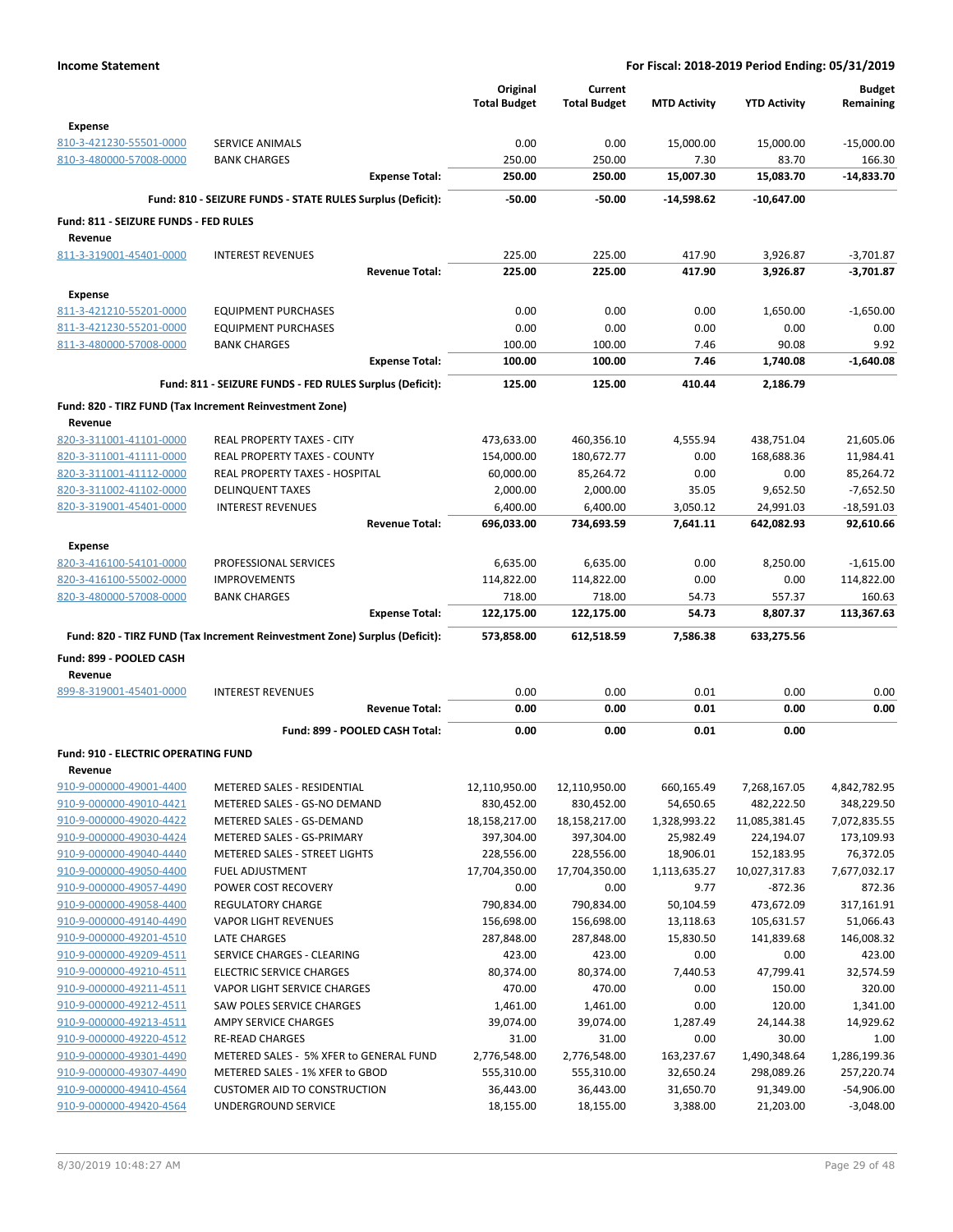**Income Statement** — For Fiscal: 2018-2019 Period Ending: 05/31/2019

| | | Original Total Budget | Current Total Budget | MTD Activity | YTD Activity | Budget Remaining |
|---|---|---|---|---|---|---|
| **Expense** | | | | | | |
| 810-3-421230-55501-0000 | SERVICE ANIMALS | 0.00 | 0.00 | 15,000.00 | 15,000.00 | -15,000.00 |
| 810-3-480000-57008-0000 | BANK CHARGES | 250.00 | 250.00 | 7.30 | 83.70 | 166.30 |
| | **Expense Total:** | **250.00** | **250.00** | **15,007.30** | **15,083.70** | **-14,833.70** |
| | **Fund: 810 - SEIZURE FUNDS - STATE RULES Surplus (Deficit):** | **-50.00** | **-50.00** | **-14,598.62** | **-10,647.00** | |
| **Fund: 811 - SEIZURE FUNDS - FED RULES** | | | | | | |
| **Revenue** | | | | | | |
| 811-3-319001-45401-0000 | INTEREST REVENUES | 225.00 | 225.00 | 417.90 | 3,926.87 | -3,701.87 |
| | **Revenue Total:** | **225.00** | **225.00** | **417.90** | **3,926.87** | **-3,701.87** |
| **Expense** | | | | | | |
| 811-3-421210-55201-0000 | EQUIPMENT PURCHASES | 0.00 | 0.00 | 0.00 | 1,650.00 | -1,650.00 |
| 811-3-421230-55201-0000 | EQUIPMENT PURCHASES | 0.00 | 0.00 | 0.00 | 0.00 | 0.00 |
| 811-3-480000-57008-0000 | BANK CHARGES | 100.00 | 100.00 | 7.46 | 90.08 | 9.92 |
| | **Expense Total:** | **100.00** | **100.00** | **7.46** | **1,740.08** | **-1,640.08** |
| | **Fund: 811 - SEIZURE FUNDS - FED RULES Surplus (Deficit):** | **125.00** | **125.00** | **410.44** | **2,186.79** | |
| **Fund: 820 - TIRZ FUND (Tax Increment Reinvestment Zone)** | | | | | | |
| **Revenue** | | | | | | |
| 820-3-311001-41101-0000 | REAL PROPERTY TAXES - CITY | 473,633.00 | 460,356.10 | 4,555.94 | 438,751.04 | 21,605.06 |
| 820-3-311001-41111-0000 | REAL PROPERTY TAXES - COUNTY | 154,000.00 | 180,672.77 | 0.00 | 168,688.36 | 11,984.41 |
| 820-3-311001-41112-0000 | REAL PROPERTY TAXES - HOSPITAL | 60,000.00 | 85,264.72 | 0.00 | 0.00 | 85,264.72 |
| 820-3-311002-41102-0000 | DELINQUENT TAXES | 2,000.00 | 2,000.00 | 35.05 | 9,652.50 | -7,652.50 |
| 820-3-319001-45401-0000 | INTEREST REVENUES | 6,400.00 | 6,400.00 | 3,050.12 | 24,991.03 | -18,591.03 |
| | **Revenue Total:** | **696,033.00** | **734,693.59** | **7,641.11** | **642,082.93** | **92,610.66** |
| **Expense** | | | | | | |
| 820-3-416100-54101-0000 | PROFESSIONAL SERVICES | 6,635.00 | 6,635.00 | 0.00 | 8,250.00 | -1,615.00 |
| 820-3-416100-55002-0000 | IMPROVEMENTS | 114,822.00 | 114,822.00 | 0.00 | 0.00 | 114,822.00 |
| 820-3-480000-57008-0000 | BANK CHARGES | 718.00 | 718.00 | 54.73 | 557.37 | 160.63 |
| | **Expense Total:** | **122,175.00** | **122,175.00** | **54.73** | **8,807.37** | **113,367.63** |
| | **Fund: 820 - TIRZ FUND (Tax Increment Reinvestment Zone) Surplus (Deficit):** | **573,858.00** | **612,518.59** | **7,586.38** | **633,275.56** | |
| **Fund: 899 - POOLED CASH** | | | | | | |
| **Revenue** | | | | | | |
| 899-8-319001-45401-0000 | INTEREST REVENUES | 0.00 | 0.00 | 0.01 | 0.00 | 0.00 |
| | **Revenue Total:** | **0.00** | **0.00** | **0.01** | **0.00** | **0.00** |
| | **Fund: 899 - POOLED CASH Total:** | **0.00** | **0.00** | **0.01** | **0.00** | |
| **Fund: 910 - ELECTRIC OPERATING FUND** | | | | | | |
| **Revenue** | | | | | | |
| 910-9-000000-49001-4400 | METERED SALES - RESIDENTIAL | 12,110,950.00 | 12,110,950.00 | 660,165.49 | 7,268,167.05 | 4,842,782.95 |
| 910-9-000000-49010-4421 | METERED SALES - GS-NO DEMAND | 830,452.00 | 830,452.00 | 54,650.65 | 482,222.50 | 348,229.50 |
| 910-9-000000-49020-4422 | METERED SALES - GS-DEMAND | 18,158,217.00 | 18,158,217.00 | 1,328,993.22 | 11,085,381.45 | 7,072,835.55 |
| 910-9-000000-49030-4424 | METERED SALES - GS-PRIMARY | 397,304.00 | 397,304.00 | 25,982.49 | 224,194.07 | 173,109.93 |
| 910-9-000000-49040-4440 | METERED SALES - STREET LIGHTS | 228,556.00 | 228,556.00 | 18,906.01 | 152,183.95 | 76,372.05 |
| 910-9-000000-49050-4400 | FUEL ADJUSTMENT | 17,704,350.00 | 17,704,350.00 | 1,113,635.27 | 10,027,317.83 | 7,677,032.17 |
| 910-9-000000-49057-4490 | POWER COST RECOVERY | 0.00 | 0.00 | 9.77 | -872.36 | 872.36 |
| 910-9-000000-49058-4400 | REGULATORY CHARGE | 790,834.00 | 790,834.00 | 50,104.59 | 473,672.09 | 317,161.91 |
| 910-9-000000-49140-4490 | VAPOR LIGHT REVENUES | 156,698.00 | 156,698.00 | 13,118.63 | 105,631.57 | 51,066.43 |
| 910-9-000000-49201-4510 | LATE CHARGES | 287,848.00 | 287,848.00 | 15,830.50 | 141,839.68 | 146,008.32 |
| 910-9-000000-49209-4511 | SERVICE CHARGES - CLEARING | 423.00 | 423.00 | 0.00 | 0.00 | 423.00 |
| 910-9-000000-49210-4511 | ELECTRIC SERVICE CHARGES | 80,374.00 | 80,374.00 | 7,440.53 | 47,799.41 | 32,574.59 |
| 910-9-000000-49211-4511 | VAPOR LIGHT SERVICE CHARGES | 470.00 | 470.00 | 0.00 | 150.00 | 320.00 |
| 910-9-000000-49212-4511 | SAW POLES SERVICE CHARGES | 1,461.00 | 1,461.00 | 0.00 | 120.00 | 1,341.00 |
| 910-9-000000-49213-4511 | AMPY SERVICE CHARGES | 39,074.00 | 39,074.00 | 1,287.49 | 24,144.38 | 14,929.62 |
| 910-9-000000-49220-4512 | RE-READ CHARGES | 31.00 | 31.00 | 0.00 | 30.00 | 1.00 |
| 910-9-000000-49301-4490 | METERED SALES - 5% XFER to GENERAL FUND | 2,776,548.00 | 2,776,548.00 | 163,237.67 | 1,490,348.64 | 1,286,199.36 |
| 910-9-000000-49307-4490 | METERED SALES - 1% XFER to GBOD | 555,310.00 | 555,310.00 | 32,650.24 | 298,089.26 | 257,220.74 |
| 910-9-000000-49410-4564 | CUSTOMER AID TO CONSTRUCTION | 36,443.00 | 36,443.00 | 31,650.70 | 91,349.00 | -54,906.00 |
| 910-9-000000-49420-4564 | UNDERGROUND SERVICE | 18,155.00 | 18,155.00 | 3,388.00 | 21,203.00 | -3,048.00 |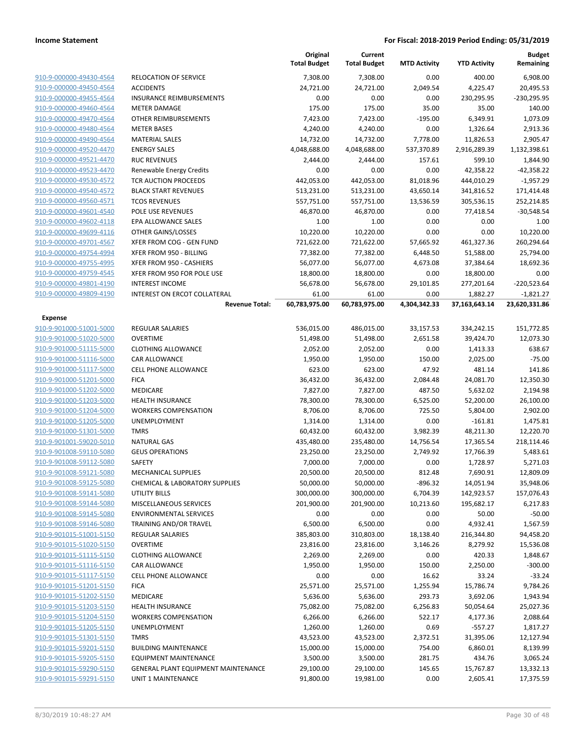| | | Original Total Budget | Current Total Budget | MTD Activity | YTD Activity | Budget Remaining |
|---|---|---|---|---|---|---|
| 910-9-000000-49430-4564 | RELOCATION OF SERVICE | 7,308.00 | 7,308.00 | 0.00 | 400.00 | 6,908.00 |
| 910-9-000000-49450-4564 | ACCIDENTS | 24,721.00 | 24,721.00 | 2,049.54 | 4,225.47 | 20,495.53 |
| 910-9-000000-49455-4564 | INSURANCE REIMBURSEMENTS | 0.00 | 0.00 | 0.00 | 230,295.95 | -230,295.95 |
| 910-9-000000-49460-4564 | METER DAMAGE | 175.00 | 175.00 | 35.00 | 35.00 | 140.00 |
| 910-9-000000-49470-4564 | OTHER REIMBURSEMENTS | 7,423.00 | 7,423.00 | -195.00 | 6,349.91 | 1,073.09 |
| 910-9-000000-49480-4564 | METER BASES | 4,240.00 | 4,240.00 | 0.00 | 1,326.64 | 2,913.36 |
| 910-9-000000-49490-4564 | MATERIAL SALES | 14,732.00 | 14,732.00 | 7,778.00 | 11,826.53 | 2,905.47 |
| 910-9-000000-49520-4470 | ENERGY SALES | 4,048,688.00 | 4,048,688.00 | 537,370.89 | 2,916,289.39 | 1,132,398.61 |
| 910-9-000000-49521-4470 | RUC REVENUES | 2,444.00 | 2,444.00 | 157.61 | 599.10 | 1,844.90 |
| 910-9-000000-49523-4470 | Renewable Energy Credits | 0.00 | 0.00 | 0.00 | 42,358.22 | -42,358.22 |
| 910-9-000000-49530-4572 | TCR AUCTION PROCEEDS | 442,053.00 | 442,053.00 | 81,018.96 | 444,010.29 | -1,957.29 |
| 910-9-000000-49540-4572 | BLACK START REVENUES | 513,231.00 | 513,231.00 | 43,650.14 | 341,816.52 | 171,414.48 |
| 910-9-000000-49560-4571 | TCOS REVENUES | 557,751.00 | 557,751.00 | 13,536.59 | 305,536.15 | 252,214.85 |
| 910-9-000000-49601-4540 | POLE USE REVENUES | 46,870.00 | 46,870.00 | 0.00 | 77,418.54 | -30,548.54 |
| 910-9-000000-49602-4118 | EPA ALLOWANCE SALES | 1.00 | 1.00 | 0.00 | 0.00 | 1.00 |
| 910-9-000000-49699-4116 | OTHER GAINS/LOSSES | 10,220.00 | 10,220.00 | 0.00 | 0.00 | 10,220.00 |
| 910-9-000000-49701-4567 | XFER FROM COG - GEN FUND | 721,622.00 | 721,622.00 | 57,665.92 | 461,327.36 | 260,294.64 |
| 910-9-000000-49754-4994 | XFER FROM 950 - BILLING | 77,382.00 | 77,382.00 | 6,448.50 | 51,588.00 | 25,794.00 |
| 910-9-000000-49755-4995 | XFER FROM 950 - CASHIERS | 56,077.00 | 56,077.00 | 4,673.08 | 37,384.64 | 18,692.36 |
| 910-9-000000-49759-4545 | XFER FROM 950 FOR POLE USE | 18,800.00 | 18,800.00 | 0.00 | 18,800.00 | 0.00 |
| 910-9-000000-49801-4190 | INTEREST INCOME | 56,678.00 | 56,678.00 | 29,101.85 | 277,201.64 | -220,523.64 |
| 910-9-000000-49809-4190 | INTEREST ON ERCOT COLLATERAL | 61.00 | 61.00 | 0.00 | 1,882.27 | -1,821.27 |
| | **Revenue Total:** | **60,783,975.00** | **60,783,975.00** | **4,304,342.33** | **37,163,643.14** | **23,620,331.86** |
| **Expense** | | | | | | |
| 910-9-901000-51001-5000 | REGULAR SALARIES | 536,015.00 | 486,015.00 | 33,157.53 | 334,242.15 | 151,772.85 |
| 910-9-901000-51020-5000 | OVERTIME | 51,498.00 | 51,498.00 | 2,651.58 | 39,424.70 | 12,073.30 |
| 910-9-901000-51115-5000 | CLOTHING ALLOWANCE | 2,052.00 | 2,052.00 | 0.00 | 1,413.33 | 638.67 |
| 910-9-901000-51116-5000 | CAR ALLOWANCE | 1,950.00 | 1,950.00 | 150.00 | 2,025.00 | -75.00 |
| 910-9-901000-51117-5000 | CELL PHONE ALLOWANCE | 623.00 | 623.00 | 47.92 | 481.14 | 141.86 |
| 910-9-901000-51201-5000 | FICA | 36,432.00 | 36,432.00 | 2,084.48 | 24,081.70 | 12,350.30 |
| 910-9-901000-51202-5000 | MEDICARE | 7,827.00 | 7,827.00 | 487.50 | 5,632.02 | 2,194.98 |
| 910-9-901000-51203-5000 | HEALTH INSURANCE | 78,300.00 | 78,300.00 | 6,525.00 | 52,200.00 | 26,100.00 |
| 910-9-901000-51204-5000 | WORKERS COMPENSATION | 8,706.00 | 8,706.00 | 725.50 | 5,804.00 | 2,902.00 |
| 910-9-901000-51205-5000 | UNEMPLOYMENT | 1,314.00 | 1,314.00 | 0.00 | -161.81 | 1,475.81 |
| 910-9-901000-51301-5000 | TMRS | 60,432.00 | 60,432.00 | 3,982.39 | 48,211.30 | 12,220.70 |
| 910-9-901001-59020-5010 | NATURAL GAS | 435,480.00 | 235,480.00 | 14,756.54 | 17,365.54 | 218,114.46 |
| 910-9-901008-59110-5080 | GEUS OPERATIONS | 23,250.00 | 23,250.00 | 2,749.92 | 17,766.39 | 5,483.61 |
| 910-9-901008-59112-5080 | SAFETY | 7,000.00 | 7,000.00 | 0.00 | 1,728.97 | 5,271.03 |
| 910-9-901008-59121-5080 | MECHANICAL SUPPLIES | 20,500.00 | 20,500.00 | 812.48 | 7,690.91 | 12,809.09 |
| 910-9-901008-59125-5080 | CHEMICAL & LABORATORY SUPPLIES | 50,000.00 | 50,000.00 | -896.32 | 14,051.94 | 35,948.06 |
| 910-9-901008-59141-5080 | UTILITY BILLS | 300,000.00 | 300,000.00 | 6,704.39 | 142,923.57 | 157,076.43 |
| 910-9-901008-59144-5080 | MISCELLANEOUS SERVICES | 201,900.00 | 201,900.00 | 10,213.60 | 195,682.17 | 6,217.83 |
| 910-9-901008-59145-5080 | ENVIRONMENTAL SERVICES | 0.00 | 0.00 | 0.00 | 50.00 | -50.00 |
| 910-9-901008-59146-5080 | TRAINING AND/OR TRAVEL | 6,500.00 | 6,500.00 | 0.00 | 4,932.41 | 1,567.59 |
| 910-9-901015-51001-5150 | REGULAR SALARIES | 385,803.00 | 310,803.00 | 18,138.40 | 216,344.80 | 94,458.20 |
| 910-9-901015-51020-5150 | OVERTIME | 23,816.00 | 23,816.00 | 3,146.26 | 8,279.92 | 15,536.08 |
| 910-9-901015-51115-5150 | CLOTHING ALLOWANCE | 2,269.00 | 2,269.00 | 0.00 | 420.33 | 1,848.67 |
| 910-9-901015-51116-5150 | CAR ALLOWANCE | 1,950.00 | 1,950.00 | 150.00 | 2,250.00 | -300.00 |
| 910-9-901015-51117-5150 | CELL PHONE ALLOWANCE | 0.00 | 0.00 | 16.62 | 33.24 | -33.24 |
| 910-9-901015-51201-5150 | FICA | 25,571.00 | 25,571.00 | 1,255.94 | 15,786.74 | 9,784.26 |
| 910-9-901015-51202-5150 | MEDICARE | 5,636.00 | 5,636.00 | 293.73 | 3,692.06 | 1,943.94 |
| 910-9-901015-51203-5150 | HEALTH INSURANCE | 75,082.00 | 75,082.00 | 6,256.83 | 50,054.64 | 25,027.36 |
| 910-9-901015-51204-5150 | WORKERS COMPENSATION | 6,266.00 | 6,266.00 | 522.17 | 4,177.36 | 2,088.64 |
| 910-9-901015-51205-5150 | UNEMPLOYMENT | 1,260.00 | 1,260.00 | 0.69 | -557.27 | 1,817.27 |
| 910-9-901015-51301-5150 | TMRS | 43,523.00 | 43,523.00 | 2,372.51 | 31,395.06 | 12,127.94 |
| 910-9-901015-59201-5150 | BUILDING MAINTENANCE | 15,000.00 | 15,000.00 | 754.00 | 6,860.01 | 8,139.99 |
| 910-9-901015-59205-5150 | EQUIPMENT MAINTENANCE | 3,500.00 | 3,500.00 | 281.75 | 434.76 | 3,065.24 |
| 910-9-901015-59290-5150 | GENERAL PLANT EQUIPMENT MAINTENANCE | 29,100.00 | 29,100.00 | 145.65 | 15,767.87 | 13,332.13 |
| 910-9-901015-59291-5150 | UNIT 1 MAINTENANCE | 91,800.00 | 19,981.00 | 0.00 | 2,605.41 | 17,375.59 |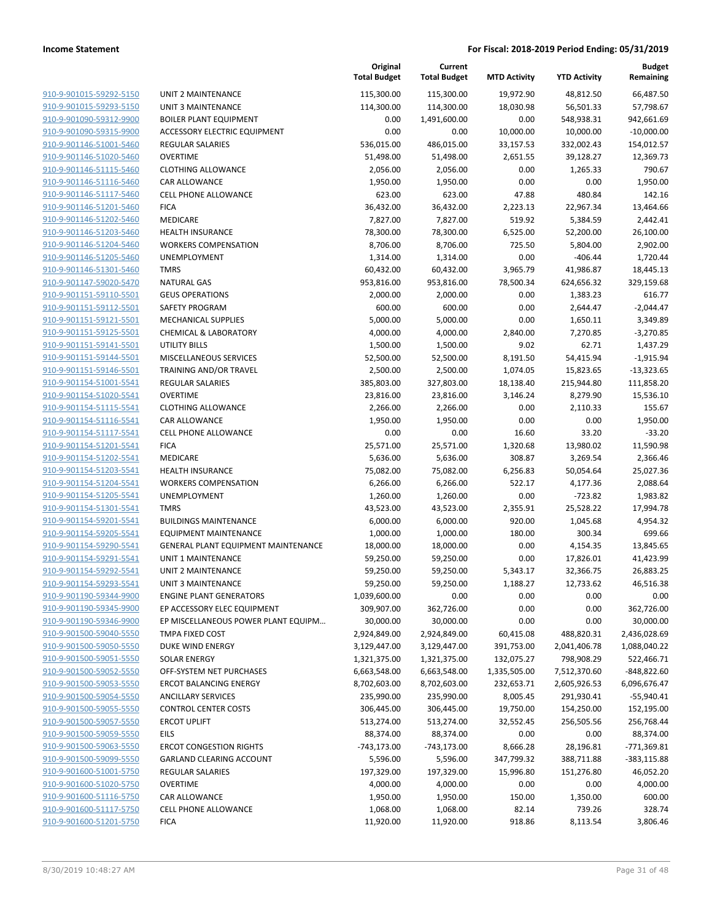**Income Statement** | **For Fiscal: 2018-2019 Period Ending: 05/31/2019**

| | | Original Total Budget | Current Total Budget | MTD Activity | YTD Activity | Budget Remaining |
|---|---|---|---|---|---|---|
| 910-9-901015-59292-5150 | UNIT 2 MAINTENANCE | 115,300.00 | 115,300.00 | 19,972.90 | 48,812.50 | 66,487.50 |
| 910-9-901015-59293-5150 | UNIT 3 MAINTENANCE | 114,300.00 | 114,300.00 | 18,030.98 | 56,501.33 | 57,798.67 |
| 910-9-901090-59312-9900 | BOILER PLANT EQUIPMENT | 0.00 | 1,491,600.00 | 0.00 | 548,938.31 | 942,661.69 |
| 910-9-901090-59315-9900 | ACCESSORY ELECTRIC EQUIPMENT | 0.00 | 0.00 | 10,000.00 | 10,000.00 | -10,000.00 |
| 910-9-901146-51001-5460 | REGULAR SALARIES | 536,015.00 | 486,015.00 | 33,157.53 | 332,002.43 | 154,012.57 |
| 910-9-901146-51020-5460 | OVERTIME | 51,498.00 | 51,498.00 | 2,651.55 | 39,128.27 | 12,369.73 |
| 910-9-901146-51115-5460 | CLOTHING ALLOWANCE | 2,056.00 | 2,056.00 | 0.00 | 1,265.33 | 790.67 |
| 910-9-901146-51116-5460 | CAR ALLOWANCE | 1,950.00 | 1,950.00 | 0.00 | 0.00 | 1,950.00 |
| 910-9-901146-51117-5460 | CELL PHONE ALLOWANCE | 623.00 | 623.00 | 47.88 | 480.84 | 142.16 |
| 910-9-901146-51201-5460 | FICA | 36,432.00 | 36,432.00 | 2,223.13 | 22,967.34 | 13,464.66 |
| 910-9-901146-51202-5460 | MEDICARE | 7,827.00 | 7,827.00 | 519.92 | 5,384.59 | 2,442.41 |
| 910-9-901146-51203-5460 | HEALTH INSURANCE | 78,300.00 | 78,300.00 | 6,525.00 | 52,200.00 | 26,100.00 |
| 910-9-901146-51204-5460 | WORKERS COMPENSATION | 8,706.00 | 8,706.00 | 725.50 | 5,804.00 | 2,902.00 |
| 910-9-901146-51205-5460 | UNEMPLOYMENT | 1,314.00 | 1,314.00 | 0.00 | -406.44 | 1,720.44 |
| 910-9-901146-51301-5460 | TMRS | 60,432.00 | 60,432.00 | 3,965.79 | 41,986.87 | 18,445.13 |
| 910-9-901147-59020-5470 | NATURAL GAS | 953,816.00 | 953,816.00 | 78,500.34 | 624,656.32 | 329,159.68 |
| 910-9-901151-59110-5501 | GEUS OPERATIONS | 2,000.00 | 2,000.00 | 0.00 | 1,383.23 | 616.77 |
| 910-9-901151-59112-5501 | SAFETY PROGRAM | 600.00 | 600.00 | 0.00 | 2,644.47 | -2,044.47 |
| 910-9-901151-59121-5501 | MECHANICAL SUPPLIES | 5,000.00 | 5,000.00 | 0.00 | 1,650.11 | 3,349.89 |
| 910-9-901151-59125-5501 | CHEMICAL & LABORATORY | 4,000.00 | 4,000.00 | 2,840.00 | 7,270.85 | -3,270.85 |
| 910-9-901151-59141-5501 | UTILITY BILLS | 1,500.00 | 1,500.00 | 9.02 | 62.71 | 1,437.29 |
| 910-9-901151-59144-5501 | MISCELLANEOUS SERVICES | 52,500.00 | 52,500.00 | 8,191.50 | 54,415.94 | -1,915.94 |
| 910-9-901151-59146-5501 | TRAINING AND/OR TRAVEL | 2,500.00 | 2,500.00 | 1,074.05 | 15,823.65 | -13,323.65 |
| 910-9-901154-51001-5541 | REGULAR SALARIES | 385,803.00 | 327,803.00 | 18,138.40 | 215,944.80 | 111,858.20 |
| 910-9-901154-51020-5541 | OVERTIME | 23,816.00 | 23,816.00 | 3,146.24 | 8,279.90 | 15,536.10 |
| 910-9-901154-51115-5541 | CLOTHING ALLOWANCE | 2,266.00 | 2,266.00 | 0.00 | 2,110.33 | 155.67 |
| 910-9-901154-51116-5541 | CAR ALLOWANCE | 1,950.00 | 1,950.00 | 0.00 | 0.00 | 1,950.00 |
| 910-9-901154-51117-5541 | CELL PHONE ALLOWANCE | 0.00 | 0.00 | 16.60 | 33.20 | -33.20 |
| 910-9-901154-51201-5541 | FICA | 25,571.00 | 25,571.00 | 1,320.68 | 13,980.02 | 11,590.98 |
| 910-9-901154-51202-5541 | MEDICARE | 5,636.00 | 5,636.00 | 308.87 | 3,269.54 | 2,366.46 |
| 910-9-901154-51203-5541 | HEALTH INSURANCE | 75,082.00 | 75,082.00 | 6,256.83 | 50,054.64 | 25,027.36 |
| 910-9-901154-51204-5541 | WORKERS COMPENSATION | 6,266.00 | 6,266.00 | 522.17 | 4,177.36 | 2,088.64 |
| 910-9-901154-51205-5541 | UNEMPLOYMENT | 1,260.00 | 1,260.00 | 0.00 | -723.82 | 1,983.82 |
| 910-9-901154-51301-5541 | TMRS | 43,523.00 | 43,523.00 | 2,355.91 | 25,528.22 | 17,994.78 |
| 910-9-901154-59201-5541 | BUILDINGS MAINTENANCE | 6,000.00 | 6,000.00 | 920.00 | 1,045.68 | 4,954.32 |
| 910-9-901154-59205-5541 | EQUIPMENT MAINTENANCE | 1,000.00 | 1,000.00 | 180.00 | 300.34 | 699.66 |
| 910-9-901154-59290-5541 | GENERAL PLANT EQUIPMENT MAINTENANCE | 18,000.00 | 18,000.00 | 0.00 | 4,154.35 | 13,845.65 |
| 910-9-901154-59291-5541 | UNIT 1 MAINTENANCE | 59,250.00 | 59,250.00 | 0.00 | 17,826.01 | 41,423.99 |
| 910-9-901154-59292-5541 | UNIT 2 MAINTENANCE | 59,250.00 | 59,250.00 | 5,343.17 | 32,366.75 | 26,883.25 |
| 910-9-901154-59293-5541 | UNIT 3 MAINTENANCE | 59,250.00 | 59,250.00 | 1,188.27 | 12,733.62 | 46,516.38 |
| 910-9-901190-59344-9900 | ENGINE PLANT GENERATORS | 1,039,600.00 | 0.00 | 0.00 | 0.00 | 0.00 |
| 910-9-901190-59345-9900 | EP ACCESSORY ELEC EQUIPMENT | 309,907.00 | 362,726.00 | 0.00 | 0.00 | 362,726.00 |
| 910-9-901190-59346-9900 | EP MISCELLANEOUS POWER PLANT EQUIPM… | 30,000.00 | 30,000.00 | 0.00 | 0.00 | 30,000.00 |
| 910-9-901500-59040-5550 | TMPA FIXED COST | 2,924,849.00 | 2,924,849.00 | 60,415.08 | 488,820.31 | 2,436,028.69 |
| 910-9-901500-59050-5550 | DUKE WIND ENERGY | 3,129,447.00 | 3,129,447.00 | 391,753.00 | 2,041,406.78 | 1,088,040.22 |
| 910-9-901500-59051-5550 | SOLAR ENERGY | 1,321,375.00 | 1,321,375.00 | 132,075.27 | 798,908.29 | 522,466.71 |
| 910-9-901500-59052-5550 | OFF-SYSTEM NET PURCHASES | 6,663,548.00 | 6,663,548.00 | 1,335,505.00 | 7,512,370.60 | -848,822.60 |
| 910-9-901500-59053-5550 | ERCOT BALANCING ENERGY | 8,702,603.00 | 8,702,603.00 | 232,653.71 | 2,605,926.53 | 6,096,676.47 |
| 910-9-901500-59054-5550 | ANCILLARY SERVICES | 235,990.00 | 235,990.00 | 8,005.45 | 291,930.41 | -55,940.41 |
| 910-9-901500-59055-5550 | CONTROL CENTER COSTS | 306,445.00 | 306,445.00 | 19,750.00 | 154,250.00 | 152,195.00 |
| 910-9-901500-59057-5550 | ERCOT UPLIFT | 513,274.00 | 513,274.00 | 32,552.45 | 256,505.56 | 256,768.44 |
| 910-9-901500-59059-5550 | EILS | 88,374.00 | 88,374.00 | 0.00 | 0.00 | 88,374.00 |
| 910-9-901500-59063-5550 | ERCOT CONGESTION RIGHTS | -743,173.00 | -743,173.00 | 8,666.28 | 28,196.81 | -771,369.81 |
| 910-9-901500-59099-5550 | GARLAND CLEARING ACCOUNT | 5,596.00 | 5,596.00 | 347,799.32 | 388,711.88 | -383,115.88 |
| 910-9-901600-51001-5750 | REGULAR SALARIES | 197,329.00 | 197,329.00 | 15,996.80 | 151,276.80 | 46,052.20 |
| 910-9-901600-51020-5750 | OVERTIME | 4,000.00 | 4,000.00 | 0.00 | 0.00 | 4,000.00 |
| 910-9-901600-51116-5750 | CAR ALLOWANCE | 1,950.00 | 1,950.00 | 150.00 | 1,350.00 | 600.00 |
| 910-9-901600-51117-5750 | CELL PHONE ALLOWANCE | 1,068.00 | 1,068.00 | 82.14 | 739.26 | 328.74 |
| 910-9-901600-51201-5750 | FICA | 11,920.00 | 11,920.00 | 918.86 | 8,113.54 | 3,806.46 |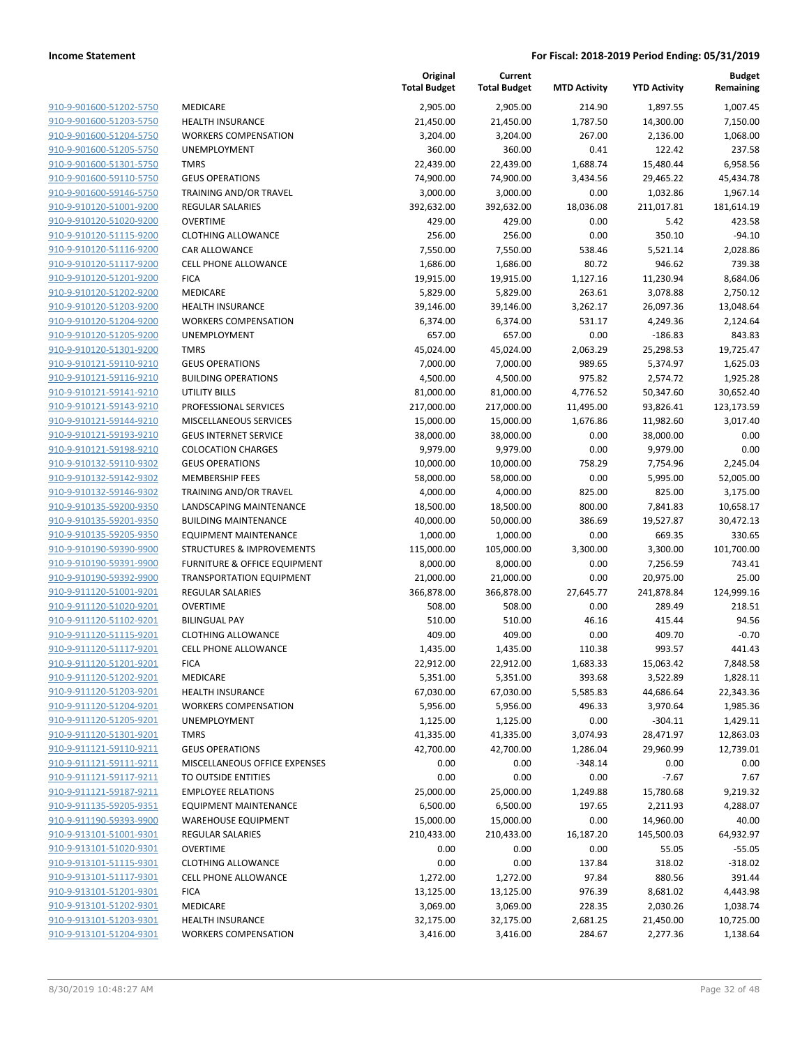| | | Original Total Budget | Current Total Budget | MTD Activity | YTD Activity | Budget Remaining |
|---|---|---|---|---|---|---|
| 910-9-901600-51202-5750 | MEDICARE | 2,905.00 | 2,905.00 | 214.90 | 1,897.55 | 1,007.45 |
| 910-9-901600-51203-5750 | HEALTH INSURANCE | 21,450.00 | 21,450.00 | 1,787.50 | 14,300.00 | 7,150.00 |
| 910-9-901600-51204-5750 | WORKERS COMPENSATION | 3,204.00 | 3,204.00 | 267.00 | 2,136.00 | 1,068.00 |
| 910-9-901600-51205-5750 | UNEMPLOYMENT | 360.00 | 360.00 | 0.41 | 122.42 | 237.58 |
| 910-9-901600-51301-5750 | TMRS | 22,439.00 | 22,439.00 | 1,688.74 | 15,480.44 | 6,958.56 |
| 910-9-901600-59110-5750 | GEUS OPERATIONS | 74,900.00 | 74,900.00 | 3,434.56 | 29,465.22 | 45,434.78 |
| 910-9-901600-59146-5750 | TRAINING AND/OR TRAVEL | 3,000.00 | 3,000.00 | 0.00 | 1,032.86 | 1,967.14 |
| 910-9-910120-51001-9200 | REGULAR SALARIES | 392,632.00 | 392,632.00 | 18,036.08 | 211,017.81 | 181,614.19 |
| 910-9-910120-51020-9200 | OVERTIME | 429.00 | 429.00 | 0.00 | 5.42 | 423.58 |
| 910-9-910120-51115-9200 | CLOTHING ALLOWANCE | 256.00 | 256.00 | 0.00 | 350.10 | -94.10 |
| 910-9-910120-51116-9200 | CAR ALLOWANCE | 7,550.00 | 7,550.00 | 538.46 | 5,521.14 | 2,028.86 |
| 910-9-910120-51117-9200 | CELL PHONE ALLOWANCE | 1,686.00 | 1,686.00 | 80.72 | 946.62 | 739.38 |
| 910-9-910120-51201-9200 | FICA | 19,915.00 | 19,915.00 | 1,127.16 | 11,230.94 | 8,684.06 |
| 910-9-910120-51202-9200 | MEDICARE | 5,829.00 | 5,829.00 | 263.61 | 3,078.88 | 2,750.12 |
| 910-9-910120-51203-9200 | HEALTH INSURANCE | 39,146.00 | 39,146.00 | 3,262.17 | 26,097.36 | 13,048.64 |
| 910-9-910120-51204-9200 | WORKERS COMPENSATION | 6,374.00 | 6,374.00 | 531.17 | 4,249.36 | 2,124.64 |
| 910-9-910120-51205-9200 | UNEMPLOYMENT | 657.00 | 657.00 | 0.00 | -186.83 | 843.83 |
| 910-9-910120-51301-9200 | TMRS | 45,024.00 | 45,024.00 | 2,063.29 | 25,298.53 | 19,725.47 |
| 910-9-910121-59110-9210 | GEUS OPERATIONS | 7,000.00 | 7,000.00 | 989.65 | 5,374.97 | 1,625.03 |
| 910-9-910121-59116-9210 | BUILDING OPERATIONS | 4,500.00 | 4,500.00 | 975.82 | 2,574.72 | 1,925.28 |
| 910-9-910121-59141-9210 | UTILITY BILLS | 81,000.00 | 81,000.00 | 4,776.52 | 50,347.60 | 30,652.40 |
| 910-9-910121-59143-9210 | PROFESSIONAL SERVICES | 217,000.00 | 217,000.00 | 11,495.00 | 93,826.41 | 123,173.59 |
| 910-9-910121-59144-9210 | MISCELLANEOUS SERVICES | 15,000.00 | 15,000.00 | 1,676.86 | 11,982.60 | 3,017.40 |
| 910-9-910121-59193-9210 | GEUS INTERNET SERVICE | 38,000.00 | 38,000.00 | 0.00 | 38,000.00 | 0.00 |
| 910-9-910121-59198-9210 | COLOCATION CHARGES | 9,979.00 | 9,979.00 | 0.00 | 9,979.00 | 0.00 |
| 910-9-910132-59110-9302 | GEUS OPERATIONS | 10,000.00 | 10,000.00 | 758.29 | 7,754.96 | 2,245.04 |
| 910-9-910132-59142-9302 | MEMBERSHIP FEES | 58,000.00 | 58,000.00 | 0.00 | 5,995.00 | 52,005.00 |
| 910-9-910132-59146-9302 | TRAINING AND/OR TRAVEL | 4,000.00 | 4,000.00 | 825.00 | 825.00 | 3,175.00 |
| 910-9-910135-59200-9350 | LANDSCAPING MAINTENANCE | 18,500.00 | 18,500.00 | 800.00 | 7,841.83 | 10,658.17 |
| 910-9-910135-59201-9350 | BUILDING MAINTENANCE | 40,000.00 | 50,000.00 | 386.69 | 19,527.87 | 30,472.13 |
| 910-9-910135-59205-9350 | EQUIPMENT MAINTENANCE | 1,000.00 | 1,000.00 | 0.00 | 669.35 | 330.65 |
| 910-9-910190-59390-9900 | STRUCTURES & IMPROVEMENTS | 115,000.00 | 105,000.00 | 3,300.00 | 3,300.00 | 101,700.00 |
| 910-9-910190-59391-9900 | FURNITURE & OFFICE EQUIPMENT | 8,000.00 | 8,000.00 | 0.00 | 7,256.59 | 743.41 |
| 910-9-910190-59392-9900 | TRANSPORTATION EQUIPMENT | 21,000.00 | 21,000.00 | 0.00 | 20,975.00 | 25.00 |
| 910-9-911120-51001-9201 | REGULAR SALARIES | 366,878.00 | 366,878.00 | 27,645.77 | 241,878.84 | 124,999.16 |
| 910-9-911120-51020-9201 | OVERTIME | 508.00 | 508.00 | 0.00 | 289.49 | 218.51 |
| 910-9-911120-51102-9201 | BILINGUAL PAY | 510.00 | 510.00 | 46.16 | 415.44 | 94.56 |
| 910-9-911120-51115-9201 | CLOTHING ALLOWANCE | 409.00 | 409.00 | 0.00 | 409.70 | -0.70 |
| 910-9-911120-51117-9201 | CELL PHONE ALLOWANCE | 1,435.00 | 1,435.00 | 110.38 | 993.57 | 441.43 |
| 910-9-911120-51201-9201 | FICA | 22,912.00 | 22,912.00 | 1,683.33 | 15,063.42 | 7,848.58 |
| 910-9-911120-51202-9201 | MEDICARE | 5,351.00 | 5,351.00 | 393.68 | 3,522.89 | 1,828.11 |
| 910-9-911120-51203-9201 | HEALTH INSURANCE | 67,030.00 | 67,030.00 | 5,585.83 | 44,686.64 | 22,343.36 |
| 910-9-911120-51204-9201 | WORKERS COMPENSATION | 5,956.00 | 5,956.00 | 496.33 | 3,970.64 | 1,985.36 |
| 910-9-911120-51205-9201 | UNEMPLOYMENT | 1,125.00 | 1,125.00 | 0.00 | -304.11 | 1,429.11 |
| 910-9-911120-51301-9201 | TMRS | 41,335.00 | 41,335.00 | 3,074.93 | 28,471.97 | 12,863.03 |
| 910-9-911121-59110-9211 | GEUS OPERATIONS | 42,700.00 | 42,700.00 | 1,286.04 | 29,960.99 | 12,739.01 |
| 910-9-911121-59111-9211 | MISCELLANEOUS OFFICE EXPENSES | 0.00 | 0.00 | -348.14 | 0.00 | 0.00 |
| 910-9-911121-59117-9211 | TO OUTSIDE ENTITIES | 0.00 | 0.00 | 0.00 | -7.67 | 7.67 |
| 910-9-911121-59187-9211 | EMPLOYEE RELATIONS | 25,000.00 | 25,000.00 | 1,249.88 | 15,780.68 | 9,219.32 |
| 910-9-911135-59205-9351 | EQUIPMENT MAINTENANCE | 6,500.00 | 6,500.00 | 197.65 | 2,211.93 | 4,288.07 |
| 910-9-911190-59393-9900 | WAREHOUSE EQUIPMENT | 15,000.00 | 15,000.00 | 0.00 | 14,960.00 | 40.00 |
| 910-9-913101-51001-9301 | REGULAR SALARIES | 210,433.00 | 210,433.00 | 16,187.20 | 145,500.03 | 64,932.97 |
| 910-9-913101-51020-9301 | OVERTIME | 0.00 | 0.00 | 0.00 | 55.05 | -55.05 |
| 910-9-913101-51115-9301 | CLOTHING ALLOWANCE | 0.00 | 0.00 | 137.84 | 318.02 | -318.02 |
| 910-9-913101-51117-9301 | CELL PHONE ALLOWANCE | 1,272.00 | 1,272.00 | 97.84 | 880.56 | 391.44 |
| 910-9-913101-51201-9301 | FICA | 13,125.00 | 13,125.00 | 976.39 | 8,681.02 | 4,443.98 |
| 910-9-913101-51202-9301 | MEDICARE | 3,069.00 | 3,069.00 | 228.35 | 2,030.26 | 1,038.74 |
| 910-9-913101-51203-9301 | HEALTH INSURANCE | 32,175.00 | 32,175.00 | 2,681.25 | 21,450.00 | 10,725.00 |
| 910-9-913101-51204-9301 | WORKERS COMPENSATION | 3,416.00 | 3,416.00 | 284.67 | 2,277.36 | 1,138.64 |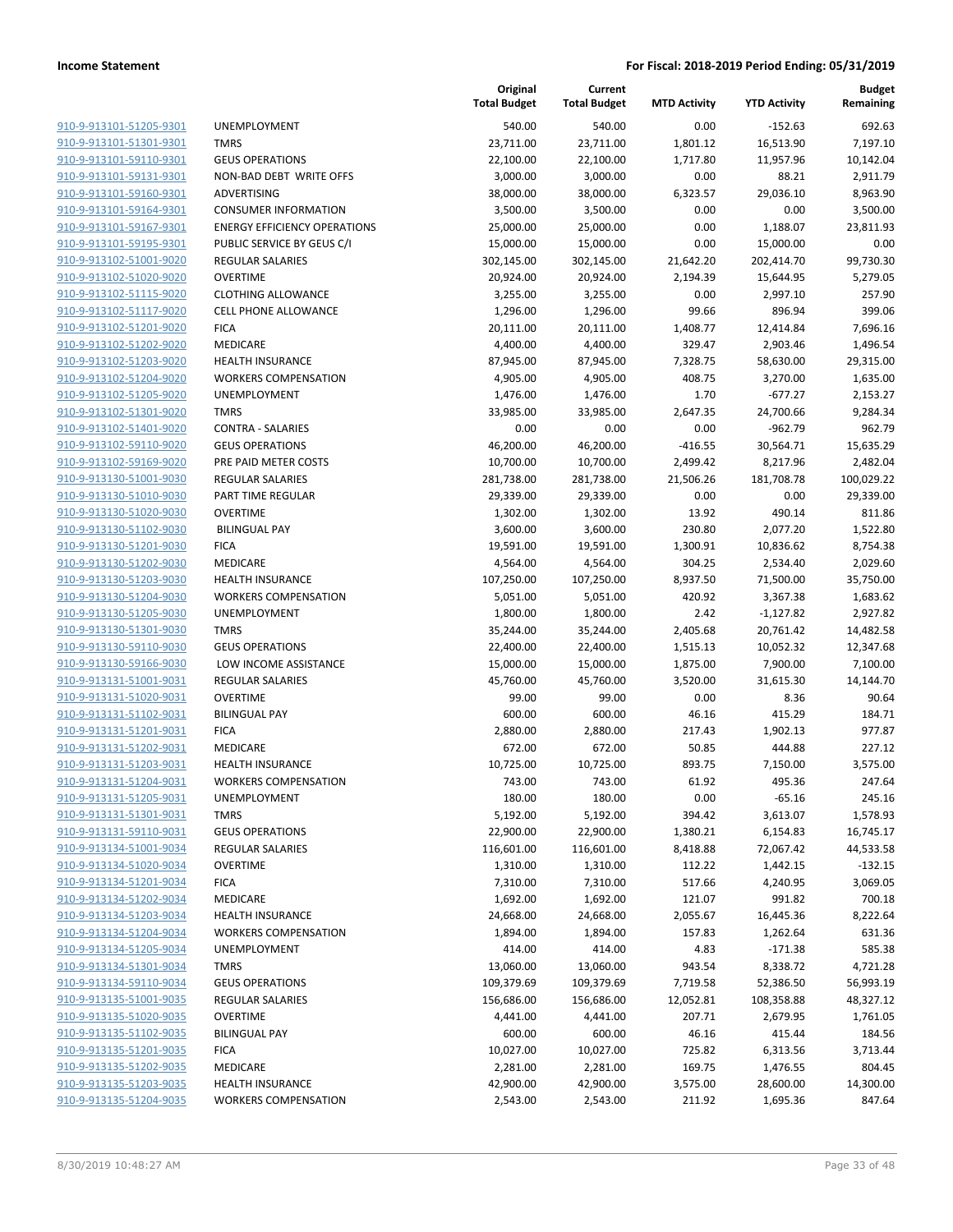**Income Statement** **For Fiscal: 2018-2019 Period Ending: 05/31/2019**

| | | Original Total Budget | Current Total Budget | MTD Activity | YTD Activity | Budget Remaining |
|---|---|---|---|---|---|---|
| 910-9-913101-51205-9301 | UNEMPLOYMENT | 540.00 | 540.00 | 0.00 | -152.63 | 692.63 |
| 910-9-913101-51301-9301 | TMRS | 23,711.00 | 23,711.00 | 1,801.12 | 16,513.90 | 7,197.10 |
| 910-9-913101-59110-9301 | GEUS OPERATIONS | 22,100.00 | 22,100.00 | 1,717.80 | 11,957.96 | 10,142.04 |
| 910-9-913101-59131-9301 | NON-BAD DEBT WRITE OFFS | 3,000.00 | 3,000.00 | 0.00 | 88.21 | 2,911.79 |
| 910-9-913101-59160-9301 | ADVERTISING | 38,000.00 | 38,000.00 | 6,323.57 | 29,036.10 | 8,963.90 |
| 910-9-913101-59164-9301 | CONSUMER INFORMATION | 3,500.00 | 3,500.00 | 0.00 | 0.00 | 3,500.00 |
| 910-9-913101-59167-9301 | ENERGY EFFICIENCY OPERATIONS | 25,000.00 | 25,000.00 | 0.00 | 1,188.07 | 23,811.93 |
| 910-9-913101-59195-9301 | PUBLIC SERVICE BY GEUS C/I | 15,000.00 | 15,000.00 | 0.00 | 15,000.00 | 0.00 |
| 910-9-913102-51001-9020 | REGULAR SALARIES | 302,145.00 | 302,145.00 | 21,642.20 | 202,414.70 | 99,730.30 |
| 910-9-913102-51020-9020 | OVERTIME | 20,924.00 | 20,924.00 | 2,194.39 | 15,644.95 | 5,279.05 |
| 910-9-913102-51115-9020 | CLOTHING ALLOWANCE | 3,255.00 | 3,255.00 | 0.00 | 2,997.10 | 257.90 |
| 910-9-913102-51117-9020 | CELL PHONE ALLOWANCE | 1,296.00 | 1,296.00 | 99.66 | 896.94 | 399.06 |
| 910-9-913102-51201-9020 | FICA | 20,111.00 | 20,111.00 | 1,408.77 | 12,414.84 | 7,696.16 |
| 910-9-913102-51202-9020 | MEDICARE | 4,400.00 | 4,400.00 | 329.47 | 2,903.46 | 1,496.54 |
| 910-9-913102-51203-9020 | HEALTH INSURANCE | 87,945.00 | 87,945.00 | 7,328.75 | 58,630.00 | 29,315.00 |
| 910-9-913102-51204-9020 | WORKERS COMPENSATION | 4,905.00 | 4,905.00 | 408.75 | 3,270.00 | 1,635.00 |
| 910-9-913102-51205-9020 | UNEMPLOYMENT | 1,476.00 | 1,476.00 | 1.70 | -677.27 | 2,153.27 |
| 910-9-913102-51301-9020 | TMRS | 33,985.00 | 33,985.00 | 2,647.35 | 24,700.66 | 9,284.34 |
| 910-9-913102-51401-9020 | CONTRA - SALARIES | 0.00 | 0.00 | 0.00 | -962.79 | 962.79 |
| 910-9-913102-59110-9020 | GEUS OPERATIONS | 46,200.00 | 46,200.00 | -416.55 | 30,564.71 | 15,635.29 |
| 910-9-913102-59169-9020 | PRE PAID METER COSTS | 10,700.00 | 10,700.00 | 2,499.42 | 8,217.96 | 2,482.04 |
| 910-9-913130-51001-9030 | REGULAR SALARIES | 281,738.00 | 281,738.00 | 21,506.26 | 181,708.78 | 100,029.22 |
| 910-9-913130-51010-9030 | PART TIME REGULAR | 29,339.00 | 29,339.00 | 0.00 | 0.00 | 29,339.00 |
| 910-9-913130-51020-9030 | OVERTIME | 1,302.00 | 1,302.00 | 13.92 | 490.14 | 811.86 |
| 910-9-913130-51102-9030 | BILINGUAL PAY | 3,600.00 | 3,600.00 | 230.80 | 2,077.20 | 1,522.80 |
| 910-9-913130-51201-9030 | FICA | 19,591.00 | 19,591.00 | 1,300.91 | 10,836.62 | 8,754.38 |
| 910-9-913130-51202-9030 | MEDICARE | 4,564.00 | 4,564.00 | 304.25 | 2,534.40 | 2,029.60 |
| 910-9-913130-51203-9030 | HEALTH INSURANCE | 107,250.00 | 107,250.00 | 8,937.50 | 71,500.00 | 35,750.00 |
| 910-9-913130-51204-9030 | WORKERS COMPENSATION | 5,051.00 | 5,051.00 | 420.92 | 3,367.38 | 1,683.62 |
| 910-9-913130-51205-9030 | UNEMPLOYMENT | 1,800.00 | 1,800.00 | 2.42 | -1,127.82 | 2,927.82 |
| 910-9-913130-51301-9030 | TMRS | 35,244.00 | 35,244.00 | 2,405.68 | 20,761.42 | 14,482.58 |
| 910-9-913130-59110-9030 | GEUS OPERATIONS | 22,400.00 | 22,400.00 | 1,515.13 | 10,052.32 | 12,347.68 |
| 910-9-913130-59166-9030 | LOW INCOME ASSISTANCE | 15,000.00 | 15,000.00 | 1,875.00 | 7,900.00 | 7,100.00 |
| 910-9-913131-51001-9031 | REGULAR SALARIES | 45,760.00 | 45,760.00 | 3,520.00 | 31,615.30 | 14,144.70 |
| 910-9-913131-51020-9031 | OVERTIME | 99.00 | 99.00 | 0.00 | 8.36 | 90.64 |
| 910-9-913131-51102-9031 | BILINGUAL PAY | 600.00 | 600.00 | 46.16 | 415.29 | 184.71 |
| 910-9-913131-51201-9031 | FICA | 2,880.00 | 2,880.00 | 217.43 | 1,902.13 | 977.87 |
| 910-9-913131-51202-9031 | MEDICARE | 672.00 | 672.00 | 50.85 | 444.88 | 227.12 |
| 910-9-913131-51203-9031 | HEALTH INSURANCE | 10,725.00 | 10,725.00 | 893.75 | 7,150.00 | 3,575.00 |
| 910-9-913131-51204-9031 | WORKERS COMPENSATION | 743.00 | 743.00 | 61.92 | 495.36 | 247.64 |
| 910-9-913131-51205-9031 | UNEMPLOYMENT | 180.00 | 180.00 | 0.00 | -65.16 | 245.16 |
| 910-9-913131-51301-9031 | TMRS | 5,192.00 | 5,192.00 | 394.42 | 3,613.07 | 1,578.93 |
| 910-9-913131-59110-9031 | GEUS OPERATIONS | 22,900.00 | 22,900.00 | 1,380.21 | 6,154.83 | 16,745.17 |
| 910-9-913134-51001-9034 | REGULAR SALARIES | 116,601.00 | 116,601.00 | 8,418.88 | 72,067.42 | 44,533.58 |
| 910-9-913134-51020-9034 | OVERTIME | 1,310.00 | 1,310.00 | 112.22 | 1,442.15 | -132.15 |
| 910-9-913134-51201-9034 | FICA | 7,310.00 | 7,310.00 | 517.66 | 4,240.95 | 3,069.05 |
| 910-9-913134-51202-9034 | MEDICARE | 1,692.00 | 1,692.00 | 121.07 | 991.82 | 700.18 |
| 910-9-913134-51203-9034 | HEALTH INSURANCE | 24,668.00 | 24,668.00 | 2,055.67 | 16,445.36 | 8,222.64 |
| 910-9-913134-51204-9034 | WORKERS COMPENSATION | 1,894.00 | 1,894.00 | 157.83 | 1,262.64 | 631.36 |
| 910-9-913134-51205-9034 | UNEMPLOYMENT | 414.00 | 414.00 | 4.83 | -171.38 | 585.38 |
| 910-9-913134-51301-9034 | TMRS | 13,060.00 | 13,060.00 | 943.54 | 8,338.72 | 4,721.28 |
| 910-9-913134-59110-9034 | GEUS OPERATIONS | 109,379.69 | 109,379.69 | 7,719.58 | 52,386.50 | 56,993.19 |
| 910-9-913135-51001-9035 | REGULAR SALARIES | 156,686.00 | 156,686.00 | 12,052.81 | 108,358.88 | 48,327.12 |
| 910-9-913135-51020-9035 | OVERTIME | 4,441.00 | 4,441.00 | 207.71 | 2,679.95 | 1,761.05 |
| 910-9-913135-51102-9035 | BILINGUAL PAY | 600.00 | 600.00 | 46.16 | 415.44 | 184.56 |
| 910-9-913135-51201-9035 | FICA | 10,027.00 | 10,027.00 | 725.82 | 6,313.56 | 3,713.44 |
| 910-9-913135-51202-9035 | MEDICARE | 2,281.00 | 2,281.00 | 169.75 | 1,476.55 | 804.45 |
| 910-9-913135-51203-9035 | HEALTH INSURANCE | 42,900.00 | 42,900.00 | 3,575.00 | 28,600.00 | 14,300.00 |
| 910-9-913135-51204-9035 | WORKERS COMPENSATION | 2,543.00 | 2,543.00 | 211.92 | 1,695.36 | 847.64 |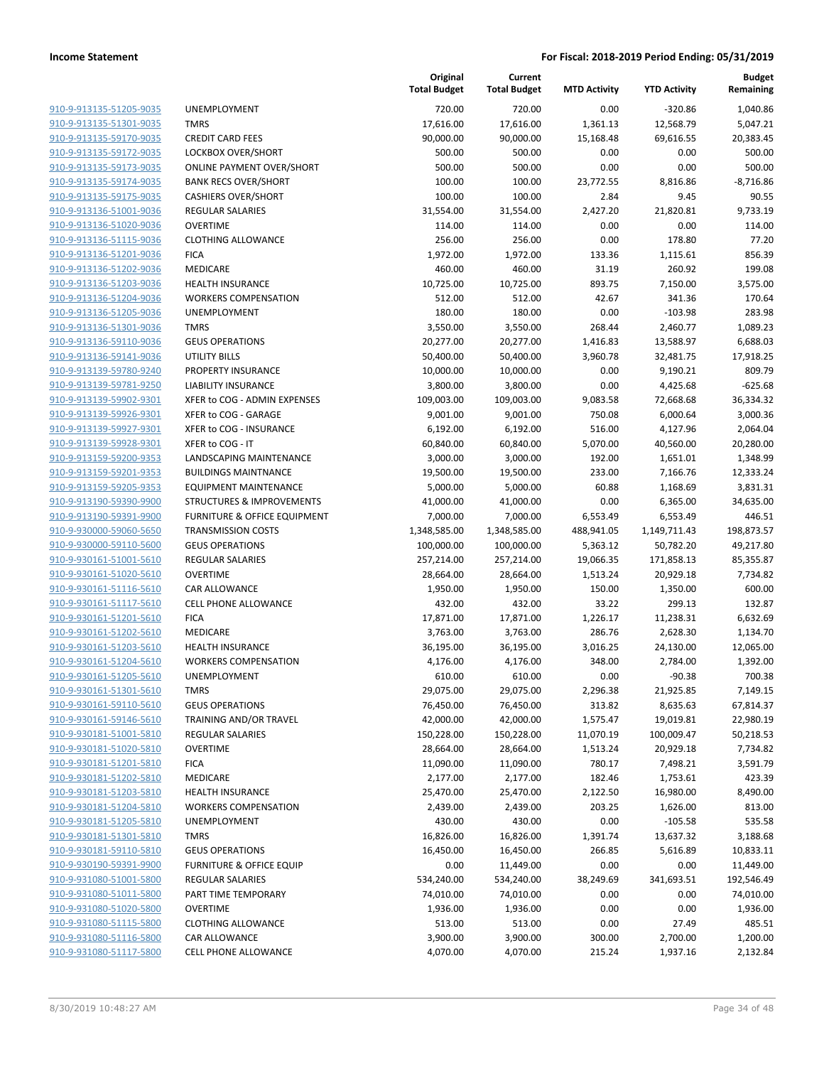| | | Original Total Budget | Current Total Budget | MTD Activity | YTD Activity | Budget Remaining |
|---|---|---|---|---|---|---|
| 910-9-913135-51205-9035 | UNEMPLOYMENT | 720.00 | 720.00 | 0.00 | -320.86 | 1,040.86 |
| 910-9-913135-51301-9035 | TMRS | 17,616.00 | 17,616.00 | 1,361.13 | 12,568.79 | 5,047.21 |
| 910-9-913135-59170-9035 | CREDIT CARD FEES | 90,000.00 | 90,000.00 | 15,168.48 | 69,616.55 | 20,383.45 |
| 910-9-913135-59172-9035 | LOCKBOX OVER/SHORT | 500.00 | 500.00 | 0.00 | 0.00 | 500.00 |
| 910-9-913135-59173-9035 | ONLINE PAYMENT OVER/SHORT | 500.00 | 500.00 | 0.00 | 0.00 | 500.00 |
| 910-9-913135-59174-9035 | BANK RECS OVER/SHORT | 100.00 | 100.00 | 23,772.55 | 8,816.86 | -8,716.86 |
| 910-9-913135-59175-9035 | CASHIERS OVER/SHORT | 100.00 | 100.00 | 2.84 | 9.45 | 90.55 |
| 910-9-913136-51001-9036 | REGULAR SALARIES | 31,554.00 | 31,554.00 | 2,427.20 | 21,820.81 | 9,733.19 |
| 910-9-913136-51020-9036 | OVERTIME | 114.00 | 114.00 | 0.00 | 0.00 | 114.00 |
| 910-9-913136-51115-9036 | CLOTHING ALLOWANCE | 256.00 | 256.00 | 0.00 | 178.80 | 77.20 |
| 910-9-913136-51201-9036 | FICA | 1,972.00 | 1,972.00 | 133.36 | 1,115.61 | 856.39 |
| 910-9-913136-51202-9036 | MEDICARE | 460.00 | 460.00 | 31.19 | 260.92 | 199.08 |
| 910-9-913136-51203-9036 | HEALTH INSURANCE | 10,725.00 | 10,725.00 | 893.75 | 7,150.00 | 3,575.00 |
| 910-9-913136-51204-9036 | WORKERS COMPENSATION | 512.00 | 512.00 | 42.67 | 341.36 | 170.64 |
| 910-9-913136-51205-9036 | UNEMPLOYMENT | 180.00 | 180.00 | 0.00 | -103.98 | 283.98 |
| 910-9-913136-51301-9036 | TMRS | 3,550.00 | 3,550.00 | 268.44 | 2,460.77 | 1,089.23 |
| 910-9-913136-59110-9036 | GEUS OPERATIONS | 20,277.00 | 20,277.00 | 1,416.83 | 13,588.97 | 6,688.03 |
| 910-9-913136-59141-9036 | UTILITY BILLS | 50,400.00 | 50,400.00 | 3,960.78 | 32,481.75 | 17,918.25 |
| 910-9-913139-59780-9240 | PROPERTY INSURANCE | 10,000.00 | 10,000.00 | 0.00 | 9,190.21 | 809.79 |
| 910-9-913139-59781-9250 | LIABILITY INSURANCE | 3,800.00 | 3,800.00 | 0.00 | 4,425.68 | -625.68 |
| 910-9-913139-59902-9301 | XFER to COG - ADMIN EXPENSES | 109,003.00 | 109,003.00 | 9,083.58 | 72,668.68 | 36,334.32 |
| 910-9-913139-59926-9301 | XFER to COG - GARAGE | 9,001.00 | 9,001.00 | 750.08 | 6,000.64 | 3,000.36 |
| 910-9-913139-59927-9301 | XFER to COG - INSURANCE | 6,192.00 | 6,192.00 | 516.00 | 4,127.96 | 2,064.04 |
| 910-9-913139-59928-9301 | XFER to COG - IT | 60,840.00 | 60,840.00 | 5,070.00 | 40,560.00 | 20,280.00 |
| 910-9-913159-59200-9353 | LANDSCAPING MAINTENANCE | 3,000.00 | 3,000.00 | 192.00 | 1,651.01 | 1,348.99 |
| 910-9-913159-59201-9353 | BUILDINGS MAINTNANCE | 19,500.00 | 19,500.00 | 233.00 | 7,166.76 | 12,333.24 |
| 910-9-913159-59205-9353 | EQUIPMENT MAINTENANCE | 5,000.00 | 5,000.00 | 60.88 | 1,168.69 | 3,831.31 |
| 910-9-913190-59390-9900 | STRUCTURES & IMPROVEMENTS | 41,000.00 | 41,000.00 | 0.00 | 6,365.00 | 34,635.00 |
| 910-9-913190-59391-9900 | FURNITURE & OFFICE EQUIPMENT | 7,000.00 | 7,000.00 | 6,553.49 | 6,553.49 | 446.51 |
| 910-9-930000-59060-5650 | TRANSMISSION COSTS | 1,348,585.00 | 1,348,585.00 | 488,941.05 | 1,149,711.43 | 198,873.57 |
| 910-9-930000-59110-5600 | GEUS OPERATIONS | 100,000.00 | 100,000.00 | 5,363.12 | 50,782.20 | 49,217.80 |
| 910-9-930161-51001-5610 | REGULAR SALARIES | 257,214.00 | 257,214.00 | 19,066.35 | 171,858.13 | 85,355.87 |
| 910-9-930161-51020-5610 | OVERTIME | 28,664.00 | 28,664.00 | 1,513.24 | 20,929.18 | 7,734.82 |
| 910-9-930161-51116-5610 | CAR ALLOWANCE | 1,950.00 | 1,950.00 | 150.00 | 1,350.00 | 600.00 |
| 910-9-930161-51117-5610 | CELL PHONE ALLOWANCE | 432.00 | 432.00 | 33.22 | 299.13 | 132.87 |
| 910-9-930161-51201-5610 | FICA | 17,871.00 | 17,871.00 | 1,226.17 | 11,238.31 | 6,632.69 |
| 910-9-930161-51202-5610 | MEDICARE | 3,763.00 | 3,763.00 | 286.76 | 2,628.30 | 1,134.70 |
| 910-9-930161-51203-5610 | HEALTH INSURANCE | 36,195.00 | 36,195.00 | 3,016.25 | 24,130.00 | 12,065.00 |
| 910-9-930161-51204-5610 | WORKERS COMPENSATION | 4,176.00 | 4,176.00 | 348.00 | 2,784.00 | 1,392.00 |
| 910-9-930161-51205-5610 | UNEMPLOYMENT | 610.00 | 610.00 | 0.00 | -90.38 | 700.38 |
| 910-9-930161-51301-5610 | TMRS | 29,075.00 | 29,075.00 | 2,296.38 | 21,925.85 | 7,149.15 |
| 910-9-930161-59110-5610 | GEUS OPERATIONS | 76,450.00 | 76,450.00 | 313.82 | 8,635.63 | 67,814.37 |
| 910-9-930161-59146-5610 | TRAINING AND/OR TRAVEL | 42,000.00 | 42,000.00 | 1,575.47 | 19,019.81 | 22,980.19 |
| 910-9-930181-51001-5810 | REGULAR SALARIES | 150,228.00 | 150,228.00 | 11,070.19 | 100,009.47 | 50,218.53 |
| 910-9-930181-51020-5810 | OVERTIME | 28,664.00 | 28,664.00 | 1,513.24 | 20,929.18 | 7,734.82 |
| 910-9-930181-51201-5810 | FICA | 11,090.00 | 11,090.00 | 780.17 | 7,498.21 | 3,591.79 |
| 910-9-930181-51202-5810 | MEDICARE | 2,177.00 | 2,177.00 | 182.46 | 1,753.61 | 423.39 |
| 910-9-930181-51203-5810 | HEALTH INSURANCE | 25,470.00 | 25,470.00 | 2,122.50 | 16,980.00 | 8,490.00 |
| 910-9-930181-51204-5810 | WORKERS COMPENSATION | 2,439.00 | 2,439.00 | 203.25 | 1,626.00 | 813.00 |
| 910-9-930181-51205-5810 | UNEMPLOYMENT | 430.00 | 430.00 | 0.00 | -105.58 | 535.58 |
| 910-9-930181-51301-5810 | TMRS | 16,826.00 | 16,826.00 | 1,391.74 | 13,637.32 | 3,188.68 |
| 910-9-930181-59110-5810 | GEUS OPERATIONS | 16,450.00 | 16,450.00 | 266.85 | 5,616.89 | 10,833.11 |
| 910-9-930190-59391-9900 | FURNITURE & OFFICE EQUIP | 0.00 | 11,449.00 | 0.00 | 0.00 | 11,449.00 |
| 910-9-931080-51001-5800 | REGULAR SALARIES | 534,240.00 | 534,240.00 | 38,249.69 | 341,693.51 | 192,546.49 |
| 910-9-931080-51011-5800 | PART TIME TEMPORARY | 74,010.00 | 74,010.00 | 0.00 | 0.00 | 74,010.00 |
| 910-9-931080-51020-5800 | OVERTIME | 1,936.00 | 1,936.00 | 0.00 | 0.00 | 1,936.00 |
| 910-9-931080-51115-5800 | CLOTHING ALLOWANCE | 513.00 | 513.00 | 0.00 | 27.49 | 485.51 |
| 910-9-931080-51116-5800 | CAR ALLOWANCE | 3,900.00 | 3,900.00 | 300.00 | 2,700.00 | 1,200.00 |
| 910-9-931080-51117-5800 | CELL PHONE ALLOWANCE | 4,070.00 | 4,070.00 | 215.24 | 1,937.16 | 2,132.84 |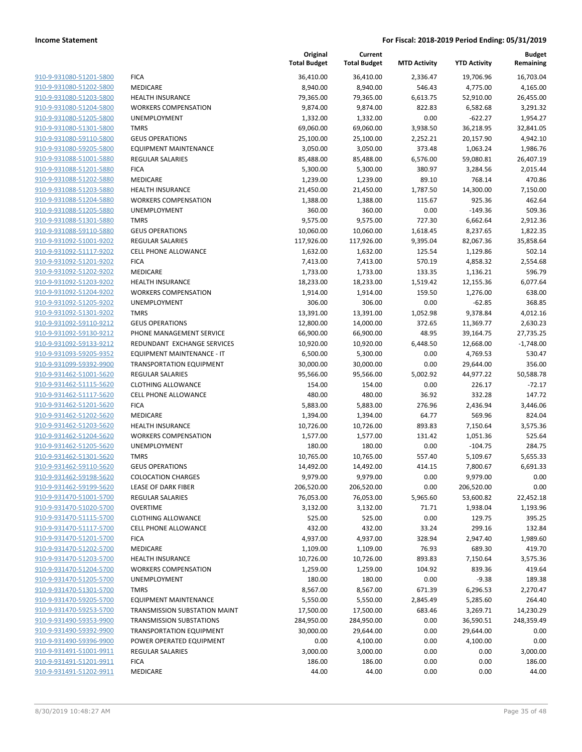**Income Statement** — **For Fiscal: 2018-2019 Period Ending: 05/31/2019**

| | | Original Total Budget | Current Total Budget | MTD Activity | YTD Activity | Budget Remaining |
|---|---|---|---|---|---|---|
| 910-9-931080-51201-5800 | FICA | 36,410.00 | 36,410.00 | 2,336.47 | 19,706.96 | 16,703.04 |
| 910-9-931080-51202-5800 | MEDICARE | 8,940.00 | 8,940.00 | 546.43 | 4,775.00 | 4,165.00 |
| 910-9-931080-51203-5800 | HEALTH INSURANCE | 79,365.00 | 79,365.00 | 6,613.75 | 52,910.00 | 26,455.00 |
| 910-9-931080-51204-5800 | WORKERS COMPENSATION | 9,874.00 | 9,874.00 | 822.83 | 6,582.68 | 3,291.32 |
| 910-9-931080-51205-5800 | UNEMPLOYMENT | 1,332.00 | 1,332.00 | 0.00 | -622.27 | 1,954.27 |
| 910-9-931080-51301-5800 | TMRS | 69,060.00 | 69,060.00 | 3,938.50 | 36,218.95 | 32,841.05 |
| 910-9-931080-59110-5800 | GEUS OPERATIONS | 25,100.00 | 25,100.00 | 2,252.21 | 20,157.90 | 4,942.10 |
| 910-9-931080-59205-5800 | EQUIPMENT MAINTENANCE | 3,050.00 | 3,050.00 | 373.48 | 1,063.24 | 1,986.76 |
| 910-9-931088-51001-5880 | REGULAR SALARIES | 85,488.00 | 85,488.00 | 6,576.00 | 59,080.81 | 26,407.19 |
| 910-9-931088-51201-5880 | FICA | 5,300.00 | 5,300.00 | 380.97 | 3,284.56 | 2,015.44 |
| 910-9-931088-51202-5880 | MEDICARE | 1,239.00 | 1,239.00 | 89.10 | 768.14 | 470.86 |
| 910-9-931088-51203-5880 | HEALTH INSURANCE | 21,450.00 | 21,450.00 | 1,787.50 | 14,300.00 | 7,150.00 |
| 910-9-931088-51204-5880 | WORKERS COMPENSATION | 1,388.00 | 1,388.00 | 115.67 | 925.36 | 462.64 |
| 910-9-931088-51205-5880 | UNEMPLOYMENT | 360.00 | 360.00 | 0.00 | -149.36 | 509.36 |
| 910-9-931088-51301-5880 | TMRS | 9,575.00 | 9,575.00 | 727.30 | 6,662.64 | 2,912.36 |
| 910-9-931088-59110-5880 | GEUS OPERATIONS | 10,060.00 | 10,060.00 | 1,618.45 | 8,237.65 | 1,822.35 |
| 910-9-931092-51001-9202 | REGULAR SALARIES | 117,926.00 | 117,926.00 | 9,395.04 | 82,067.36 | 35,858.64 |
| 910-9-931092-51117-9202 | CELL PHONE ALLOWANCE | 1,632.00 | 1,632.00 | 125.54 | 1,129.86 | 502.14 |
| 910-9-931092-51201-9202 | FICA | 7,413.00 | 7,413.00 | 570.19 | 4,858.32 | 2,554.68 |
| 910-9-931092-51202-9202 | MEDICARE | 1,733.00 | 1,733.00 | 133.35 | 1,136.21 | 596.79 |
| 910-9-931092-51203-9202 | HEALTH INSURANCE | 18,233.00 | 18,233.00 | 1,519.42 | 12,155.36 | 6,077.64 |
| 910-9-931092-51204-9202 | WORKERS COMPENSATION | 1,914.00 | 1,914.00 | 159.50 | 1,276.00 | 638.00 |
| 910-9-931092-51205-9202 | UNEMPLOYMENT | 306.00 | 306.00 | 0.00 | -62.85 | 368.85 |
| 910-9-931092-51301-9202 | TMRS | 13,391.00 | 13,391.00 | 1,052.98 | 9,378.84 | 4,012.16 |
| 910-9-931092-59110-9212 | GEUS OPERATIONS | 12,800.00 | 14,000.00 | 372.65 | 11,369.77 | 2,630.23 |
| 910-9-931092-59130-9212 | PHONE MANAGEMENT SERVICE | 66,900.00 | 66,900.00 | 48.95 | 39,164.75 | 27,735.25 |
| 910-9-931092-59133-9212 | REDUNDANT EXCHANGE SERVICES | 10,920.00 | 10,920.00 | 6,448.50 | 12,668.00 | -1,748.00 |
| 910-9-931093-59205-9352 | EQUIPMENT MAINTENANCE - IT | 6,500.00 | 5,300.00 | 0.00 | 4,769.53 | 530.47 |
| 910-9-931099-59392-9900 | TRANSPORTATION EQUIPMENT | 30,000.00 | 30,000.00 | 0.00 | 29,644.00 | 356.00 |
| 910-9-931462-51001-5620 | REGULAR SALARIES | 95,566.00 | 95,566.00 | 5,002.92 | 44,977.22 | 50,588.78 |
| 910-9-931462-51115-5620 | CLOTHING ALLOWANCE | 154.00 | 154.00 | 0.00 | 226.17 | -72.17 |
| 910-9-931462-51117-5620 | CELL PHONE ALLOWANCE | 480.00 | 480.00 | 36.92 | 332.28 | 147.72 |
| 910-9-931462-51201-5620 | FICA | 5,883.00 | 5,883.00 | 276.96 | 2,436.94 | 3,446.06 |
| 910-9-931462-51202-5620 | MEDICARE | 1,394.00 | 1,394.00 | 64.77 | 569.96 | 824.04 |
| 910-9-931462-51203-5620 | HEALTH INSURANCE | 10,726.00 | 10,726.00 | 893.83 | 7,150.64 | 3,575.36 |
| 910-9-931462-51204-5620 | WORKERS COMPENSATION | 1,577.00 | 1,577.00 | 131.42 | 1,051.36 | 525.64 |
| 910-9-931462-51205-5620 | UNEMPLOYMENT | 180.00 | 180.00 | 0.00 | -104.75 | 284.75 |
| 910-9-931462-51301-5620 | TMRS | 10,765.00 | 10,765.00 | 557.40 | 5,109.67 | 5,655.33 |
| 910-9-931462-59110-5620 | GEUS OPERATIONS | 14,492.00 | 14,492.00 | 414.15 | 7,800.67 | 6,691.33 |
| 910-9-931462-59198-5620 | COLOCATION CHARGES | 9,979.00 | 9,979.00 | 0.00 | 9,979.00 | 0.00 |
| 910-9-931462-59199-5620 | LEASE OF DARK FIBER | 206,520.00 | 206,520.00 | 0.00 | 206,520.00 | 0.00 |
| 910-9-931470-51001-5700 | REGULAR SALARIES | 76,053.00 | 76,053.00 | 5,965.60 | 53,600.82 | 22,452.18 |
| 910-9-931470-51020-5700 | OVERTIME | 3,132.00 | 3,132.00 | 71.71 | 1,938.04 | 1,193.96 |
| 910-9-931470-51115-5700 | CLOTHING ALLOWANCE | 525.00 | 525.00 | 0.00 | 129.75 | 395.25 |
| 910-9-931470-51117-5700 | CELL PHONE ALLOWANCE | 432.00 | 432.00 | 33.24 | 299.16 | 132.84 |
| 910-9-931470-51201-5700 | FICA | 4,937.00 | 4,937.00 | 328.94 | 2,947.40 | 1,989.60 |
| 910-9-931470-51202-5700 | MEDICARE | 1,109.00 | 1,109.00 | 76.93 | 689.30 | 419.70 |
| 910-9-931470-51203-5700 | HEALTH INSURANCE | 10,726.00 | 10,726.00 | 893.83 | 7,150.64 | 3,575.36 |
| 910-9-931470-51204-5700 | WORKERS COMPENSATION | 1,259.00 | 1,259.00 | 104.92 | 839.36 | 419.64 |
| 910-9-931470-51205-5700 | UNEMPLOYMENT | 180.00 | 180.00 | 0.00 | -9.38 | 189.38 |
| 910-9-931470-51301-5700 | TMRS | 8,567.00 | 8,567.00 | 671.39 | 6,296.53 | 2,270.47 |
| 910-9-931470-59205-5700 | EQUIPMENT MAINTENANCE | 5,550.00 | 5,550.00 | 2,845.49 | 5,285.60 | 264.40 |
| 910-9-931470-59253-5700 | TRANSMISSION SUBSTATION MAINT | 17,500.00 | 17,500.00 | 683.46 | 3,269.71 | 14,230.29 |
| 910-9-931490-59353-9900 | TRANSMISSION SUBSTATIONS | 284,950.00 | 284,950.00 | 0.00 | 36,590.51 | 248,359.49 |
| 910-9-931490-59392-9900 | TRANSPORTATION EQUIPMENT | 30,000.00 | 29,644.00 | 0.00 | 29,644.00 | 0.00 |
| 910-9-931490-59396-9900 | POWER OPERATED EQUIPMENT | 0.00 | 4,100.00 | 0.00 | 4,100.00 | 0.00 |
| 910-9-931491-51001-9911 | REGULAR SALARIES | 3,000.00 | 3,000.00 | 0.00 | 0.00 | 3,000.00 |
| 910-9-931491-51201-9911 | FICA | 186.00 | 186.00 | 0.00 | 0.00 | 186.00 |
| 910-9-931491-51202-9911 | MEDICARE | 44.00 | 44.00 | 0.00 | 0.00 | 44.00 |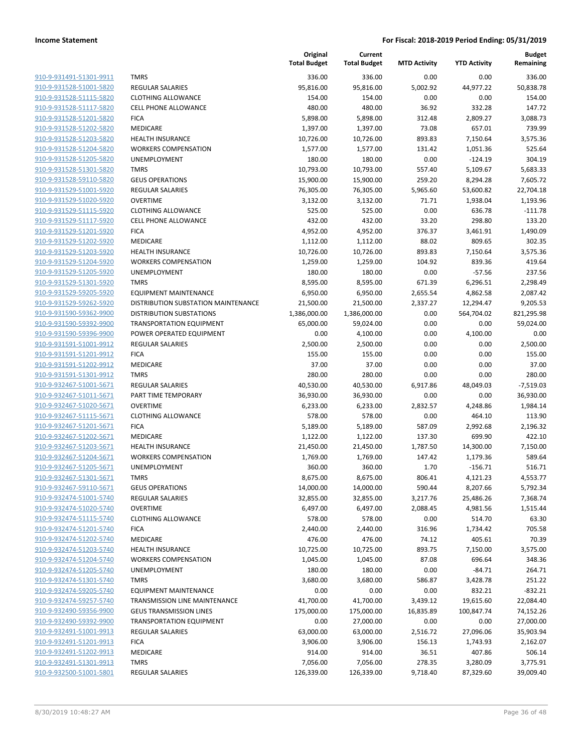| | | Original Total Budget | Current Total Budget | MTD Activity | YTD Activity | Budget Remaining |
|---|---|---|---|---|---|---|
| 910-9-931491-51301-9911 | TMRS | 336.00 | 336.00 | 0.00 | 0.00 | 336.00 |
| 910-9-931528-51001-5820 | REGULAR SALARIES | 95,816.00 | 95,816.00 | 5,002.92 | 44,977.22 | 50,838.78 |
| 910-9-931528-51115-5820 | CLOTHING ALLOWANCE | 154.00 | 154.00 | 0.00 | 0.00 | 154.00 |
| 910-9-931528-51117-5820 | CELL PHONE ALLOWANCE | 480.00 | 480.00 | 36.92 | 332.28 | 147.72 |
| 910-9-931528-51201-5820 | FICA | 5,898.00 | 5,898.00 | 312.48 | 2,809.27 | 3,088.73 |
| 910-9-931528-51202-5820 | MEDICARE | 1,397.00 | 1,397.00 | 73.08 | 657.01 | 739.99 |
| 910-9-931528-51203-5820 | HEALTH INSURANCE | 10,726.00 | 10,726.00 | 893.83 | 7,150.64 | 3,575.36 |
| 910-9-931528-51204-5820 | WORKERS COMPENSATION | 1,577.00 | 1,577.00 | 131.42 | 1,051.36 | 525.64 |
| 910-9-931528-51205-5820 | UNEMPLOYMENT | 180.00 | 180.00 | 0.00 | -124.19 | 304.19 |
| 910-9-931528-51301-5820 | TMRS | 10,793.00 | 10,793.00 | 557.40 | 5,109.67 | 5,683.33 |
| 910-9-931528-59110-5820 | GEUS OPERATIONS | 15,900.00 | 15,900.00 | 259.20 | 8,294.28 | 7,605.72 |
| 910-9-931529-51001-5920 | REGULAR SALARIES | 76,305.00 | 76,305.00 | 5,965.60 | 53,600.82 | 22,704.18 |
| 910-9-931529-51020-5920 | OVERTIME | 3,132.00 | 3,132.00 | 71.71 | 1,938.04 | 1,193.96 |
| 910-9-931529-51115-5920 | CLOTHING ALLOWANCE | 525.00 | 525.00 | 0.00 | 636.78 | -111.78 |
| 910-9-931529-51117-5920 | CELL PHONE ALLOWANCE | 432.00 | 432.00 | 33.20 | 298.80 | 133.20 |
| 910-9-931529-51201-5920 | FICA | 4,952.00 | 4,952.00 | 376.37 | 3,461.91 | 1,490.09 |
| 910-9-931529-51202-5920 | MEDICARE | 1,112.00 | 1,112.00 | 88.02 | 809.65 | 302.35 |
| 910-9-931529-51203-5920 | HEALTH INSURANCE | 10,726.00 | 10,726.00 | 893.83 | 7,150.64 | 3,575.36 |
| 910-9-931529-51204-5920 | WORKERS COMPENSATION | 1,259.00 | 1,259.00 | 104.92 | 839.36 | 419.64 |
| 910-9-931529-51205-5920 | UNEMPLOYMENT | 180.00 | 180.00 | 0.00 | -57.56 | 237.56 |
| 910-9-931529-51301-5920 | TMRS | 8,595.00 | 8,595.00 | 671.39 | 6,296.51 | 2,298.49 |
| 910-9-931529-59205-5920 | EQUIPMENT MAINTENANCE | 6,950.00 | 6,950.00 | 2,655.54 | 4,862.58 | 2,087.42 |
| 910-9-931529-59262-5920 | DISTRIBUTION SUBSTATION MAINTENANCE | 21,500.00 | 21,500.00 | 2,337.27 | 12,294.47 | 9,205.53 |
| 910-9-931590-59362-9900 | DISTRIBUTION SUBSTATIONS | 1,386,000.00 | 1,386,000.00 | 0.00 | 564,704.02 | 821,295.98 |
| 910-9-931590-59392-9900 | TRANSPORTATION EQUIPMENT | 65,000.00 | 59,024.00 | 0.00 | 0.00 | 59,024.00 |
| 910-9-931590-59396-9900 | POWER OPERATED EQUIPMENT | 0.00 | 4,100.00 | 0.00 | 4,100.00 | 0.00 |
| 910-9-931591-51001-9912 | REGULAR SALARIES | 2,500.00 | 2,500.00 | 0.00 | 0.00 | 2,500.00 |
| 910-9-931591-51201-9912 | FICA | 155.00 | 155.00 | 0.00 | 0.00 | 155.00 |
| 910-9-931591-51202-9912 | MEDICARE | 37.00 | 37.00 | 0.00 | 0.00 | 37.00 |
| 910-9-931591-51301-9912 | TMRS | 280.00 | 280.00 | 0.00 | 0.00 | 280.00 |
| 910-9-932467-51001-5671 | REGULAR SALARIES | 40,530.00 | 40,530.00 | 6,917.86 | 48,049.03 | -7,519.03 |
| 910-9-932467-51011-5671 | PART TIME TEMPORARY | 36,930.00 | 36,930.00 | 0.00 | 0.00 | 36,930.00 |
| 910-9-932467-51020-5671 | OVERTIME | 6,233.00 | 6,233.00 | 2,832.57 | 4,248.86 | 1,984.14 |
| 910-9-932467-51115-5671 | CLOTHING ALLOWANCE | 578.00 | 578.00 | 0.00 | 464.10 | 113.90 |
| 910-9-932467-51201-5671 | FICA | 5,189.00 | 5,189.00 | 587.09 | 2,992.68 | 2,196.32 |
| 910-9-932467-51202-5671 | MEDICARE | 1,122.00 | 1,122.00 | 137.30 | 699.90 | 422.10 |
| 910-9-932467-51203-5671 | HEALTH INSURANCE | 21,450.00 | 21,450.00 | 1,787.50 | 14,300.00 | 7,150.00 |
| 910-9-932467-51204-5671 | WORKERS COMPENSATION | 1,769.00 | 1,769.00 | 147.42 | 1,179.36 | 589.64 |
| 910-9-932467-51205-5671 | UNEMPLOYMENT | 360.00 | 360.00 | 1.70 | -156.71 | 516.71 |
| 910-9-932467-51301-5671 | TMRS | 8,675.00 | 8,675.00 | 806.41 | 4,121.23 | 4,553.77 |
| 910-9-932467-59110-5671 | GEUS OPERATIONS | 14,000.00 | 14,000.00 | 590.44 | 8,207.66 | 5,792.34 |
| 910-9-932474-51001-5740 | REGULAR SALARIES | 32,855.00 | 32,855.00 | 3,217.76 | 25,486.26 | 7,368.74 |
| 910-9-932474-51020-5740 | OVERTIME | 6,497.00 | 6,497.00 | 2,088.45 | 4,981.56 | 1,515.44 |
| 910-9-932474-51115-5740 | CLOTHING ALLOWANCE | 578.00 | 578.00 | 0.00 | 514.70 | 63.30 |
| 910-9-932474-51201-5740 | FICA | 2,440.00 | 2,440.00 | 316.96 | 1,734.42 | 705.58 |
| 910-9-932474-51202-5740 | MEDICARE | 476.00 | 476.00 | 74.12 | 405.61 | 70.39 |
| 910-9-932474-51203-5740 | HEALTH INSURANCE | 10,725.00 | 10,725.00 | 893.75 | 7,150.00 | 3,575.00 |
| 910-9-932474-51204-5740 | WORKERS COMPENSATION | 1,045.00 | 1,045.00 | 87.08 | 696.64 | 348.36 |
| 910-9-932474-51205-5740 | UNEMPLOYMENT | 180.00 | 180.00 | 0.00 | -84.71 | 264.71 |
| 910-9-932474-51301-5740 | TMRS | 3,680.00 | 3,680.00 | 586.87 | 3,428.78 | 251.22 |
| 910-9-932474-59205-5740 | EQUIPMENT MAINTENANCE | 0.00 | 0.00 | 0.00 | 832.21 | -832.21 |
| 910-9-932474-59257-5740 | TRANSMISSION LINE MAINTENANCE | 41,700.00 | 41,700.00 | 3,439.12 | 19,615.60 | 22,084.40 |
| 910-9-932490-59356-9900 | GEUS TRANSMISSION LINES | 175,000.00 | 175,000.00 | 16,835.89 | 100,847.74 | 74,152.26 |
| 910-9-932490-59392-9900 | TRANSPORTATION EQUIPMENT | 0.00 | 27,000.00 | 0.00 | 0.00 | 27,000.00 |
| 910-9-932491-51001-9913 | REGULAR SALARIES | 63,000.00 | 63,000.00 | 2,516.72 | 27,096.06 | 35,903.94 |
| 910-9-932491-51201-9913 | FICA | 3,906.00 | 3,906.00 | 156.13 | 1,743.93 | 2,162.07 |
| 910-9-932491-51202-9913 | MEDICARE | 914.00 | 914.00 | 36.51 | 407.86 | 506.14 |
| 910-9-932491-51301-9913 | TMRS | 7,056.00 | 7,056.00 | 278.35 | 3,280.09 | 3,775.91 |
| 910-9-932500-51001-5801 | REGULAR SALARIES | 126,339.00 | 126,339.00 | 9,718.40 | 87,329.60 | 39,009.40 |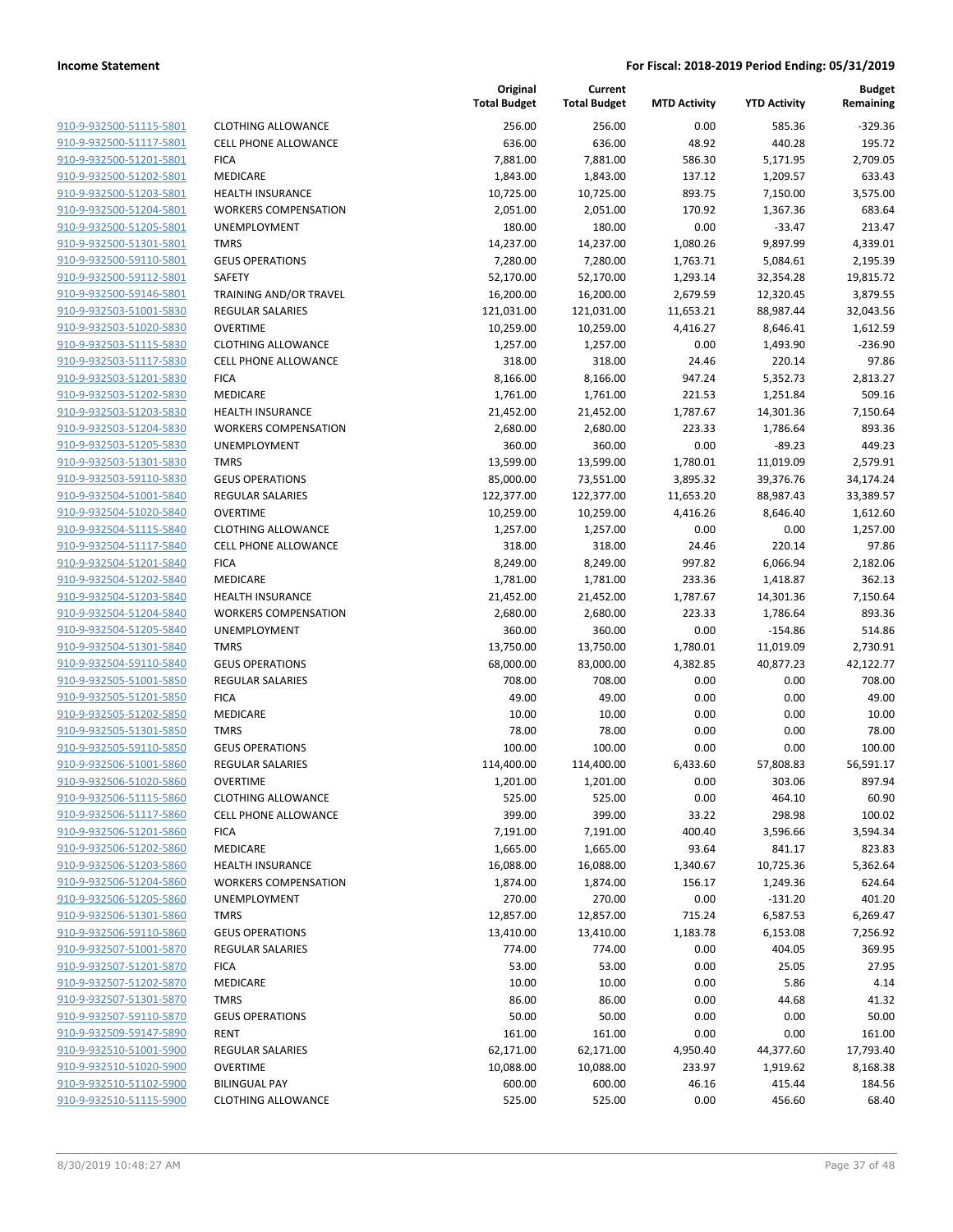**Income Statement** **For Fiscal: 2018-2019 Period Ending: 05/31/2019**

| | | Original Total Budget | Current Total Budget | MTD Activity | YTD Activity | Budget Remaining |
|---|---|---|---|---|---|---|
| 910-9-932500-51115-5801 | CLOTHING ALLOWANCE | 256.00 | 256.00 | 0.00 | 585.36 | -329.36 |
| 910-9-932500-51117-5801 | CELL PHONE ALLOWANCE | 636.00 | 636.00 | 48.92 | 440.28 | 195.72 |
| 910-9-932500-51201-5801 | FICA | 7,881.00 | 7,881.00 | 586.30 | 5,171.95 | 2,709.05 |
| 910-9-932500-51202-5801 | MEDICARE | 1,843.00 | 1,843.00 | 137.12 | 1,209.57 | 633.43 |
| 910-9-932500-51203-5801 | HEALTH INSURANCE | 10,725.00 | 10,725.00 | 893.75 | 7,150.00 | 3,575.00 |
| 910-9-932500-51204-5801 | WORKERS COMPENSATION | 2,051.00 | 2,051.00 | 170.92 | 1,367.36 | 683.64 |
| 910-9-932500-51205-5801 | UNEMPLOYMENT | 180.00 | 180.00 | 0.00 | -33.47 | 213.47 |
| 910-9-932500-51301-5801 | TMRS | 14,237.00 | 14,237.00 | 1,080.26 | 9,897.99 | 4,339.01 |
| 910-9-932500-59110-5801 | GEUS OPERATIONS | 7,280.00 | 7,280.00 | 1,763.71 | 5,084.61 | 2,195.39 |
| 910-9-932500-59112-5801 | SAFETY | 52,170.00 | 52,170.00 | 1,293.14 | 32,354.28 | 19,815.72 |
| 910-9-932500-59146-5801 | TRAINING AND/OR TRAVEL | 16,200.00 | 16,200.00 | 2,679.59 | 12,320.45 | 3,879.55 |
| 910-9-932503-51001-5830 | REGULAR SALARIES | 121,031.00 | 121,031.00 | 11,653.21 | 88,987.44 | 32,043.56 |
| 910-9-932503-51020-5830 | OVERTIME | 10,259.00 | 10,259.00 | 4,416.27 | 8,646.41 | 1,612.59 |
| 910-9-932503-51115-5830 | CLOTHING ALLOWANCE | 1,257.00 | 1,257.00 | 0.00 | 1,493.90 | -236.90 |
| 910-9-932503-51117-5830 | CELL PHONE ALLOWANCE | 318.00 | 318.00 | 24.46 | 220.14 | 97.86 |
| 910-9-932503-51201-5830 | FICA | 8,166.00 | 8,166.00 | 947.24 | 5,352.73 | 2,813.27 |
| 910-9-932503-51202-5830 | MEDICARE | 1,761.00 | 1,761.00 | 221.53 | 1,251.84 | 509.16 |
| 910-9-932503-51203-5830 | HEALTH INSURANCE | 21,452.00 | 21,452.00 | 1,787.67 | 14,301.36 | 7,150.64 |
| 910-9-932503-51204-5830 | WORKERS COMPENSATION | 2,680.00 | 2,680.00 | 223.33 | 1,786.64 | 893.36 |
| 910-9-932503-51205-5830 | UNEMPLOYMENT | 360.00 | 360.00 | 0.00 | -89.23 | 449.23 |
| 910-9-932503-51301-5830 | TMRS | 13,599.00 | 13,599.00 | 1,780.01 | 11,019.09 | 2,579.91 |
| 910-9-932503-59110-5830 | GEUS OPERATIONS | 85,000.00 | 73,551.00 | 3,895.32 | 39,376.76 | 34,174.24 |
| 910-9-932504-51001-5840 | REGULAR SALARIES | 122,377.00 | 122,377.00 | 11,653.20 | 88,987.43 | 33,389.57 |
| 910-9-932504-51020-5840 | OVERTIME | 10,259.00 | 10,259.00 | 4,416.26 | 8,646.40 | 1,612.60 |
| 910-9-932504-51115-5840 | CLOTHING ALLOWANCE | 1,257.00 | 1,257.00 | 0.00 | 0.00 | 1,257.00 |
| 910-9-932504-51117-5840 | CELL PHONE ALLOWANCE | 318.00 | 318.00 | 24.46 | 220.14 | 97.86 |
| 910-9-932504-51201-5840 | FICA | 8,249.00 | 8,249.00 | 997.82 | 6,066.94 | 2,182.06 |
| 910-9-932504-51202-5840 | MEDICARE | 1,781.00 | 1,781.00 | 233.36 | 1,418.87 | 362.13 |
| 910-9-932504-51203-5840 | HEALTH INSURANCE | 21,452.00 | 21,452.00 | 1,787.67 | 14,301.36 | 7,150.64 |
| 910-9-932504-51204-5840 | WORKERS COMPENSATION | 2,680.00 | 2,680.00 | 223.33 | 1,786.64 | 893.36 |
| 910-9-932504-51205-5840 | UNEMPLOYMENT | 360.00 | 360.00 | 0.00 | -154.86 | 514.86 |
| 910-9-932504-51301-5840 | TMRS | 13,750.00 | 13,750.00 | 1,780.01 | 11,019.09 | 2,730.91 |
| 910-9-932504-59110-5840 | GEUS OPERATIONS | 68,000.00 | 83,000.00 | 4,382.85 | 40,877.23 | 42,122.77 |
| 910-9-932505-51001-5850 | REGULAR SALARIES | 708.00 | 708.00 | 0.00 | 0.00 | 708.00 |
| 910-9-932505-51201-5850 | FICA | 49.00 | 49.00 | 0.00 | 0.00 | 49.00 |
| 910-9-932505-51202-5850 | MEDICARE | 10.00 | 10.00 | 0.00 | 0.00 | 10.00 |
| 910-9-932505-51301-5850 | TMRS | 78.00 | 78.00 | 0.00 | 0.00 | 78.00 |
| 910-9-932505-59110-5850 | GEUS OPERATIONS | 100.00 | 100.00 | 0.00 | 0.00 | 100.00 |
| 910-9-932506-51001-5860 | REGULAR SALARIES | 114,400.00 | 114,400.00 | 6,433.60 | 57,808.83 | 56,591.17 |
| 910-9-932506-51020-5860 | OVERTIME | 1,201.00 | 1,201.00 | 0.00 | 303.06 | 897.94 |
| 910-9-932506-51115-5860 | CLOTHING ALLOWANCE | 525.00 | 525.00 | 0.00 | 464.10 | 60.90 |
| 910-9-932506-51117-5860 | CELL PHONE ALLOWANCE | 399.00 | 399.00 | 33.22 | 298.98 | 100.02 |
| 910-9-932506-51201-5860 | FICA | 7,191.00 | 7,191.00 | 400.40 | 3,596.66 | 3,594.34 |
| 910-9-932506-51202-5860 | MEDICARE | 1,665.00 | 1,665.00 | 93.64 | 841.17 | 823.83 |
| 910-9-932506-51203-5860 | HEALTH INSURANCE | 16,088.00 | 16,088.00 | 1,340.67 | 10,725.36 | 5,362.64 |
| 910-9-932506-51204-5860 | WORKERS COMPENSATION | 1,874.00 | 1,874.00 | 156.17 | 1,249.36 | 624.64 |
| 910-9-932506-51205-5860 | UNEMPLOYMENT | 270.00 | 270.00 | 0.00 | -131.20 | 401.20 |
| 910-9-932506-51301-5860 | TMRS | 12,857.00 | 12,857.00 | 715.24 | 6,587.53 | 6,269.47 |
| 910-9-932506-59110-5860 | GEUS OPERATIONS | 13,410.00 | 13,410.00 | 1,183.78 | 6,153.08 | 7,256.92 |
| 910-9-932507-51001-5870 | REGULAR SALARIES | 774.00 | 774.00 | 0.00 | 404.05 | 369.95 |
| 910-9-932507-51201-5870 | FICA | 53.00 | 53.00 | 0.00 | 25.05 | 27.95 |
| 910-9-932507-51202-5870 | MEDICARE | 10.00 | 10.00 | 0.00 | 5.86 | 4.14 |
| 910-9-932507-51301-5870 | TMRS | 86.00 | 86.00 | 0.00 | 44.68 | 41.32 |
| 910-9-932507-59110-5870 | GEUS OPERATIONS | 50.00 | 50.00 | 0.00 | 0.00 | 50.00 |
| 910-9-932509-59147-5890 | RENT | 161.00 | 161.00 | 0.00 | 0.00 | 161.00 |
| 910-9-932510-51001-5900 | REGULAR SALARIES | 62,171.00 | 62,171.00 | 4,950.40 | 44,377.60 | 17,793.40 |
| 910-9-932510-51020-5900 | OVERTIME | 10,088.00 | 10,088.00 | 233.97 | 1,919.62 | 8,168.38 |
| 910-9-932510-51102-5900 | BILINGUAL PAY | 600.00 | 600.00 | 46.16 | 415.44 | 184.56 |
| 910-9-932510-51115-5900 | CLOTHING ALLOWANCE | 525.00 | 525.00 | 0.00 | 456.60 | 68.40 |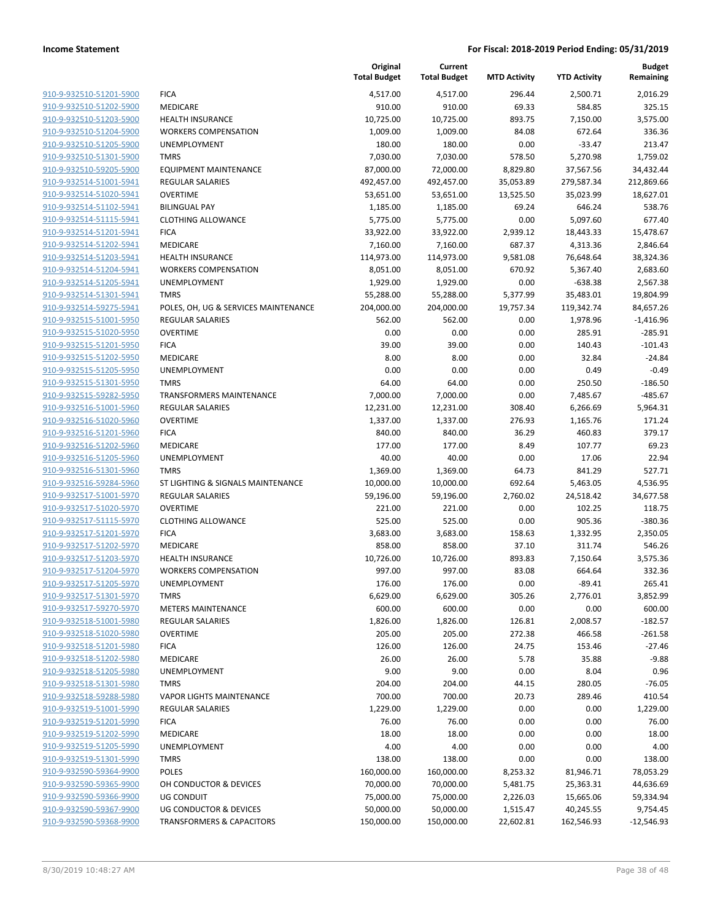**Income Statement** | **For Fiscal: 2018-2019 Period Ending: 05/31/2019**

| | | Original Total Budget | Current Total Budget | MTD Activity | YTD Activity | Budget Remaining |
|---|---|---|---|---|---|---|
| 910-9-932510-51201-5900 | FICA | 4,517.00 | 4,517.00 | 296.44 | 2,500.71 | 2,016.29 |
| 910-9-932510-51202-5900 | MEDICARE | 910.00 | 910.00 | 69.33 | 584.85 | 325.15 |
| 910-9-932510-51203-5900 | HEALTH INSURANCE | 10,725.00 | 10,725.00 | 893.75 | 7,150.00 | 3,575.00 |
| 910-9-932510-51204-5900 | WORKERS COMPENSATION | 1,009.00 | 1,009.00 | 84.08 | 672.64 | 336.36 |
| 910-9-932510-51205-5900 | UNEMPLOYMENT | 180.00 | 180.00 | 0.00 | -33.47 | 213.47 |
| 910-9-932510-51301-5900 | TMRS | 7,030.00 | 7,030.00 | 578.50 | 5,270.98 | 1,759.02 |
| 910-9-932510-59205-5900 | EQUIPMENT MAINTENANCE | 87,000.00 | 72,000.00 | 8,829.80 | 37,567.56 | 34,432.44 |
| 910-9-932514-51001-5941 | REGULAR SALARIES | 492,457.00 | 492,457.00 | 35,053.89 | 279,587.34 | 212,869.66 |
| 910-9-932514-51020-5941 | OVERTIME | 53,651.00 | 53,651.00 | 13,525.50 | 35,023.99 | 18,627.01 |
| 910-9-932514-51102-5941 | BILINGUAL PAY | 1,185.00 | 1,185.00 | 69.24 | 646.24 | 538.76 |
| 910-9-932514-51115-5941 | CLOTHING ALLOWANCE | 5,775.00 | 5,775.00 | 0.00 | 5,097.60 | 677.40 |
| 910-9-932514-51201-5941 | FICA | 33,922.00 | 33,922.00 | 2,939.12 | 18,443.33 | 15,478.67 |
| 910-9-932514-51202-5941 | MEDICARE | 7,160.00 | 7,160.00 | 687.37 | 4,313.36 | 2,846.64 |
| 910-9-932514-51203-5941 | HEALTH INSURANCE | 114,973.00 | 114,973.00 | 9,581.08 | 76,648.64 | 38,324.36 |
| 910-9-932514-51204-5941 | WORKERS COMPENSATION | 8,051.00 | 8,051.00 | 670.92 | 5,367.40 | 2,683.60 |
| 910-9-932514-51205-5941 | UNEMPLOYMENT | 1,929.00 | 1,929.00 | 0.00 | -638.38 | 2,567.38 |
| 910-9-932514-51301-5941 | TMRS | 55,288.00 | 55,288.00 | 5,377.99 | 35,483.01 | 19,804.99 |
| 910-9-932514-59275-5941 | POLES, OH, UG & SERVICES MAINTENANCE | 204,000.00 | 204,000.00 | 19,757.34 | 119,342.74 | 84,657.26 |
| 910-9-932515-51001-5950 | REGULAR SALARIES | 562.00 | 562.00 | 0.00 | 1,978.96 | -1,416.96 |
| 910-9-932515-51020-5950 | OVERTIME | 0.00 | 0.00 | 0.00 | 285.91 | -285.91 |
| 910-9-932515-51201-5950 | FICA | 39.00 | 39.00 | 0.00 | 140.43 | -101.43 |
| 910-9-932515-51202-5950 | MEDICARE | 8.00 | 8.00 | 0.00 | 32.84 | -24.84 |
| 910-9-932515-51205-5950 | UNEMPLOYMENT | 0.00 | 0.00 | 0.00 | 0.49 | -0.49 |
| 910-9-932515-51301-5950 | TMRS | 64.00 | 64.00 | 0.00 | 250.50 | -186.50 |
| 910-9-932515-59282-5950 | TRANSFORMERS MAINTENANCE | 7,000.00 | 7,000.00 | 0.00 | 7,485.67 | -485.67 |
| 910-9-932516-51001-5960 | REGULAR SALARIES | 12,231.00 | 12,231.00 | 308.40 | 6,266.69 | 5,964.31 |
| 910-9-932516-51020-5960 | OVERTIME | 1,337.00 | 1,337.00 | 276.93 | 1,165.76 | 171.24 |
| 910-9-932516-51201-5960 | FICA | 840.00 | 840.00 | 36.29 | 460.83 | 379.17 |
| 910-9-932516-51202-5960 | MEDICARE | 177.00 | 177.00 | 8.49 | 107.77 | 69.23 |
| 910-9-932516-51205-5960 | UNEMPLOYMENT | 40.00 | 40.00 | 0.00 | 17.06 | 22.94 |
| 910-9-932516-51301-5960 | TMRS | 1,369.00 | 1,369.00 | 64.73 | 841.29 | 527.71 |
| 910-9-932516-59284-5960 | ST LIGHTING & SIGNALS MAINTENANCE | 10,000.00 | 10,000.00 | 692.64 | 5,463.05 | 4,536.95 |
| 910-9-932517-51001-5970 | REGULAR SALARIES | 59,196.00 | 59,196.00 | 2,760.02 | 24,518.42 | 34,677.58 |
| 910-9-932517-51020-5970 | OVERTIME | 221.00 | 221.00 | 0.00 | 102.25 | 118.75 |
| 910-9-932517-51115-5970 | CLOTHING ALLOWANCE | 525.00 | 525.00 | 0.00 | 905.36 | -380.36 |
| 910-9-932517-51201-5970 | FICA | 3,683.00 | 3,683.00 | 158.63 | 1,332.95 | 2,350.05 |
| 910-9-932517-51202-5970 | MEDICARE | 858.00 | 858.00 | 37.10 | 311.74 | 546.26 |
| 910-9-932517-51203-5970 | HEALTH INSURANCE | 10,726.00 | 10,726.00 | 893.83 | 7,150.64 | 3,575.36 |
| 910-9-932517-51204-5970 | WORKERS COMPENSATION | 997.00 | 997.00 | 83.08 | 664.64 | 332.36 |
| 910-9-932517-51205-5970 | UNEMPLOYMENT | 176.00 | 176.00 | 0.00 | -89.41 | 265.41 |
| 910-9-932517-51301-5970 | TMRS | 6,629.00 | 6,629.00 | 305.26 | 2,776.01 | 3,852.99 |
| 910-9-932517-59270-5970 | METERS MAINTENANCE | 600.00 | 600.00 | 0.00 | 0.00 | 600.00 |
| 910-9-932518-51001-5980 | REGULAR SALARIES | 1,826.00 | 1,826.00 | 126.81 | 2,008.57 | -182.57 |
| 910-9-932518-51020-5980 | OVERTIME | 205.00 | 205.00 | 272.38 | 466.58 | -261.58 |
| 910-9-932518-51201-5980 | FICA | 126.00 | 126.00 | 24.75 | 153.46 | -27.46 |
| 910-9-932518-51202-5980 | MEDICARE | 26.00 | 26.00 | 5.78 | 35.88 | -9.88 |
| 910-9-932518-51205-5980 | UNEMPLOYMENT | 9.00 | 9.00 | 0.00 | 8.04 | 0.96 |
| 910-9-932518-51301-5980 | TMRS | 204.00 | 204.00 | 44.15 | 280.05 | -76.05 |
| 910-9-932518-59288-5980 | VAPOR LIGHTS MAINTENANCE | 700.00 | 700.00 | 20.73 | 289.46 | 410.54 |
| 910-9-932519-51001-5990 | REGULAR SALARIES | 1,229.00 | 1,229.00 | 0.00 | 0.00 | 1,229.00 |
| 910-9-932519-51201-5990 | FICA | 76.00 | 76.00 | 0.00 | 0.00 | 76.00 |
| 910-9-932519-51202-5990 | MEDICARE | 18.00 | 18.00 | 0.00 | 0.00 | 18.00 |
| 910-9-932519-51205-5990 | UNEMPLOYMENT | 4.00 | 4.00 | 0.00 | 0.00 | 4.00 |
| 910-9-932519-51301-5990 | TMRS | 138.00 | 138.00 | 0.00 | 0.00 | 138.00 |
| 910-9-932590-59364-9900 | POLES | 160,000.00 | 160,000.00 | 8,253.32 | 81,946.71 | 78,053.29 |
| 910-9-932590-59365-9900 | OH CONDUCTOR & DEVICES | 70,000.00 | 70,000.00 | 5,481.75 | 25,363.31 | 44,636.69 |
| 910-9-932590-59366-9900 | UG CONDUIT | 75,000.00 | 75,000.00 | 2,226.03 | 15,665.06 | 59,334.94 |
| 910-9-932590-59367-9900 | UG CONDUCTOR & DEVICES | 50,000.00 | 50,000.00 | 1,515.47 | 40,245.55 | 9,754.45 |
| 910-9-932590-59368-9900 | TRANSFORMERS & CAPACITORS | 150,000.00 | 150,000.00 | 22,602.81 | 162,546.93 | -12,546.93 |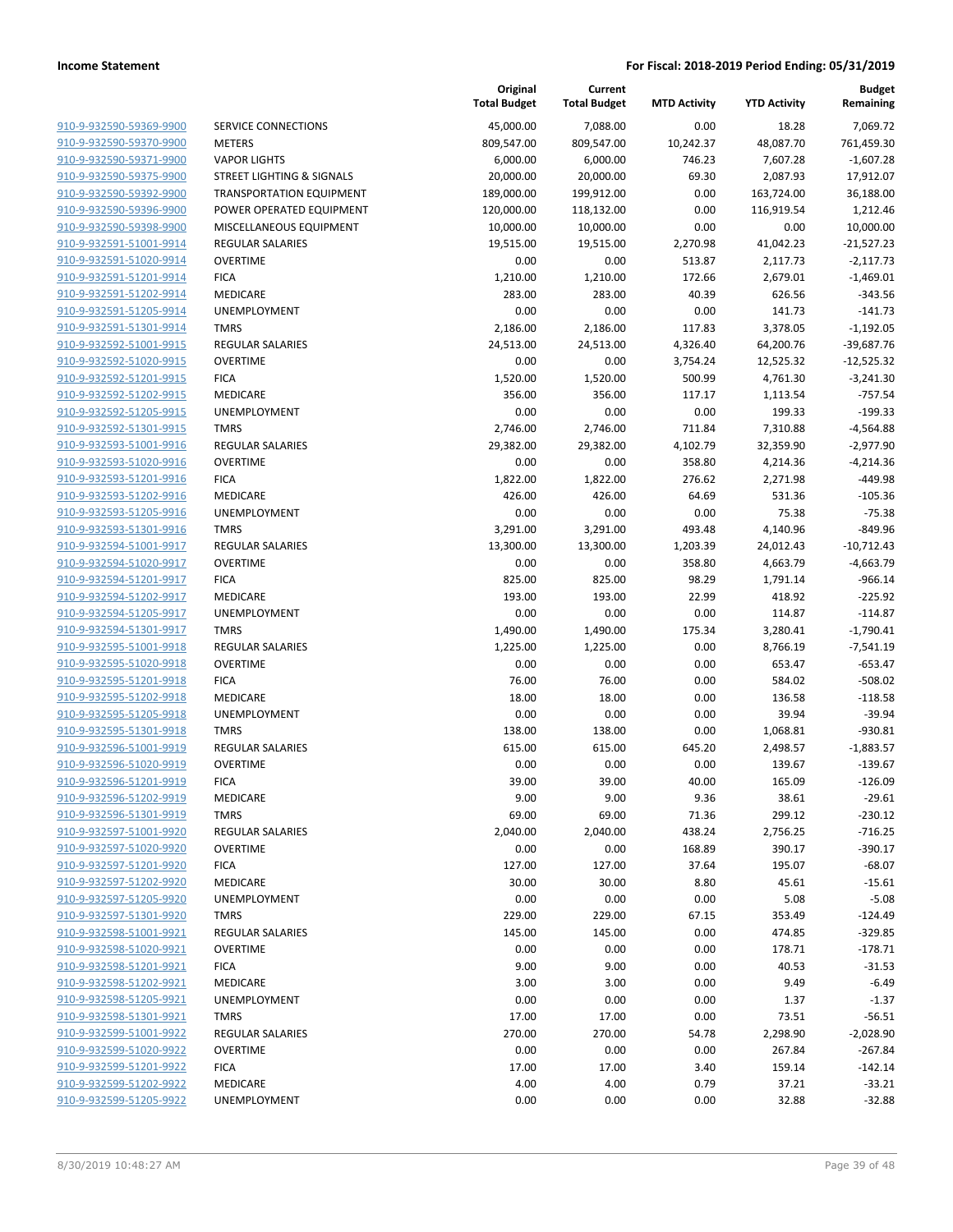| | | Original Total Budget | Current Total Budget | MTD Activity | YTD Activity | Budget Remaining |
|---|---|---|---|---|---|---|
| 910-9-932590-59369-9900 | SERVICE CONNECTIONS | 45,000.00 | 7,088.00 | 0.00 | 18.28 | 7,069.72 |
| 910-9-932590-59370-9900 | METERS | 809,547.00 | 809,547.00 | 10,242.37 | 48,087.70 | 761,459.30 |
| 910-9-932590-59371-9900 | VAPOR LIGHTS | 6,000.00 | 6,000.00 | 746.23 | 7,607.28 | -1,607.28 |
| 910-9-932590-59375-9900 | STREET LIGHTING & SIGNALS | 20,000.00 | 20,000.00 | 69.30 | 2,087.93 | 17,912.07 |
| 910-9-932590-59392-9900 | TRANSPORTATION EQUIPMENT | 189,000.00 | 199,912.00 | 0.00 | 163,724.00 | 36,188.00 |
| 910-9-932590-59396-9900 | POWER OPERATED EQUIPMENT | 120,000.00 | 118,132.00 | 0.00 | 116,919.54 | 1,212.46 |
| 910-9-932590-59398-9900 | MISCELLANEOUS EQUIPMENT | 10,000.00 | 10,000.00 | 0.00 | 0.00 | 10,000.00 |
| 910-9-932591-51001-9914 | REGULAR SALARIES | 19,515.00 | 19,515.00 | 2,270.98 | 41,042.23 | -21,527.23 |
| 910-9-932591-51020-9914 | OVERTIME | 0.00 | 0.00 | 513.87 | 2,117.73 | -2,117.73 |
| 910-9-932591-51201-9914 | FICA | 1,210.00 | 1,210.00 | 172.66 | 2,679.01 | -1,469.01 |
| 910-9-932591-51202-9914 | MEDICARE | 283.00 | 283.00 | 40.39 | 626.56 | -343.56 |
| 910-9-932591-51205-9914 | UNEMPLOYMENT | 0.00 | 0.00 | 0.00 | 141.73 | -141.73 |
| 910-9-932591-51301-9914 | TMRS | 2,186.00 | 2,186.00 | 117.83 | 3,378.05 | -1,192.05 |
| 910-9-932592-51001-9915 | REGULAR SALARIES | 24,513.00 | 24,513.00 | 4,326.40 | 64,200.76 | -39,687.76 |
| 910-9-932592-51020-9915 | OVERTIME | 0.00 | 0.00 | 3,754.24 | 12,525.32 | -12,525.32 |
| 910-9-932592-51201-9915 | FICA | 1,520.00 | 1,520.00 | 500.99 | 4,761.30 | -3,241.30 |
| 910-9-932592-51202-9915 | MEDICARE | 356.00 | 356.00 | 117.17 | 1,113.54 | -757.54 |
| 910-9-932592-51205-9915 | UNEMPLOYMENT | 0.00 | 0.00 | 0.00 | 199.33 | -199.33 |
| 910-9-932592-51301-9915 | TMRS | 2,746.00 | 2,746.00 | 711.84 | 7,310.88 | -4,564.88 |
| 910-9-932593-51001-9916 | REGULAR SALARIES | 29,382.00 | 29,382.00 | 4,102.79 | 32,359.90 | -2,977.90 |
| 910-9-932593-51020-9916 | OVERTIME | 0.00 | 0.00 | 358.80 | 4,214.36 | -4,214.36 |
| 910-9-932593-51201-9916 | FICA | 1,822.00 | 1,822.00 | 276.62 | 2,271.98 | -449.98 |
| 910-9-932593-51202-9916 | MEDICARE | 426.00 | 426.00 | 64.69 | 531.36 | -105.36 |
| 910-9-932593-51205-9916 | UNEMPLOYMENT | 0.00 | 0.00 | 0.00 | 75.38 | -75.38 |
| 910-9-932593-51301-9916 | TMRS | 3,291.00 | 3,291.00 | 493.48 | 4,140.96 | -849.96 |
| 910-9-932594-51001-9917 | REGULAR SALARIES | 13,300.00 | 13,300.00 | 1,203.39 | 24,012.43 | -10,712.43 |
| 910-9-932594-51020-9917 | OVERTIME | 0.00 | 0.00 | 358.80 | 4,663.79 | -4,663.79 |
| 910-9-932594-51201-9917 | FICA | 825.00 | 825.00 | 98.29 | 1,791.14 | -966.14 |
| 910-9-932594-51202-9917 | MEDICARE | 193.00 | 193.00 | 22.99 | 418.92 | -225.92 |
| 910-9-932594-51205-9917 | UNEMPLOYMENT | 0.00 | 0.00 | 0.00 | 114.87 | -114.87 |
| 910-9-932594-51301-9917 | TMRS | 1,490.00 | 1,490.00 | 175.34 | 3,280.41 | -1,790.41 |
| 910-9-932595-51001-9918 | REGULAR SALARIES | 1,225.00 | 1,225.00 | 0.00 | 8,766.19 | -7,541.19 |
| 910-9-932595-51020-9918 | OVERTIME | 0.00 | 0.00 | 0.00 | 653.47 | -653.47 |
| 910-9-932595-51201-9918 | FICA | 76.00 | 76.00 | 0.00 | 584.02 | -508.02 |
| 910-9-932595-51202-9918 | MEDICARE | 18.00 | 18.00 | 0.00 | 136.58 | -118.58 |
| 910-9-932595-51205-9918 | UNEMPLOYMENT | 0.00 | 0.00 | 0.00 | 39.94 | -39.94 |
| 910-9-932595-51301-9918 | TMRS | 138.00 | 138.00 | 0.00 | 1,068.81 | -930.81 |
| 910-9-932596-51001-9919 | REGULAR SALARIES | 615.00 | 615.00 | 645.20 | 2,498.57 | -1,883.57 |
| 910-9-932596-51020-9919 | OVERTIME | 0.00 | 0.00 | 0.00 | 139.67 | -139.67 |
| 910-9-932596-51201-9919 | FICA | 39.00 | 39.00 | 40.00 | 165.09 | -126.09 |
| 910-9-932596-51202-9919 | MEDICARE | 9.00 | 9.00 | 9.36 | 38.61 | -29.61 |
| 910-9-932596-51301-9919 | TMRS | 69.00 | 69.00 | 71.36 | 299.12 | -230.12 |
| 910-9-932597-51001-9920 | REGULAR SALARIES | 2,040.00 | 2,040.00 | 438.24 | 2,756.25 | -716.25 |
| 910-9-932597-51020-9920 | OVERTIME | 0.00 | 0.00 | 168.89 | 390.17 | -390.17 |
| 910-9-932597-51201-9920 | FICA | 127.00 | 127.00 | 37.64 | 195.07 | -68.07 |
| 910-9-932597-51202-9920 | MEDICARE | 30.00 | 30.00 | 8.80 | 45.61 | -15.61 |
| 910-9-932597-51205-9920 | UNEMPLOYMENT | 0.00 | 0.00 | 0.00 | 5.08 | -5.08 |
| 910-9-932597-51301-9920 | TMRS | 229.00 | 229.00 | 67.15 | 353.49 | -124.49 |
| 910-9-932598-51001-9921 | REGULAR SALARIES | 145.00 | 145.00 | 0.00 | 474.85 | -329.85 |
| 910-9-932598-51020-9921 | OVERTIME | 0.00 | 0.00 | 0.00 | 178.71 | -178.71 |
| 910-9-932598-51201-9921 | FICA | 9.00 | 9.00 | 0.00 | 40.53 | -31.53 |
| 910-9-932598-51202-9921 | MEDICARE | 3.00 | 3.00 | 0.00 | 9.49 | -6.49 |
| 910-9-932598-51205-9921 | UNEMPLOYMENT | 0.00 | 0.00 | 0.00 | 1.37 | -1.37 |
| 910-9-932598-51301-9921 | TMRS | 17.00 | 17.00 | 0.00 | 73.51 | -56.51 |
| 910-9-932599-51001-9922 | REGULAR SALARIES | 270.00 | 270.00 | 54.78 | 2,298.90 | -2,028.90 |
| 910-9-932599-51020-9922 | OVERTIME | 0.00 | 0.00 | 0.00 | 267.84 | -267.84 |
| 910-9-932599-51201-9922 | FICA | 17.00 | 17.00 | 3.40 | 159.14 | -142.14 |
| 910-9-932599-51202-9922 | MEDICARE | 4.00 | 4.00 | 0.79 | 37.21 | -33.21 |
| 910-9-932599-51205-9922 | UNEMPLOYMENT | 0.00 | 0.00 | 0.00 | 32.88 | -32.88 |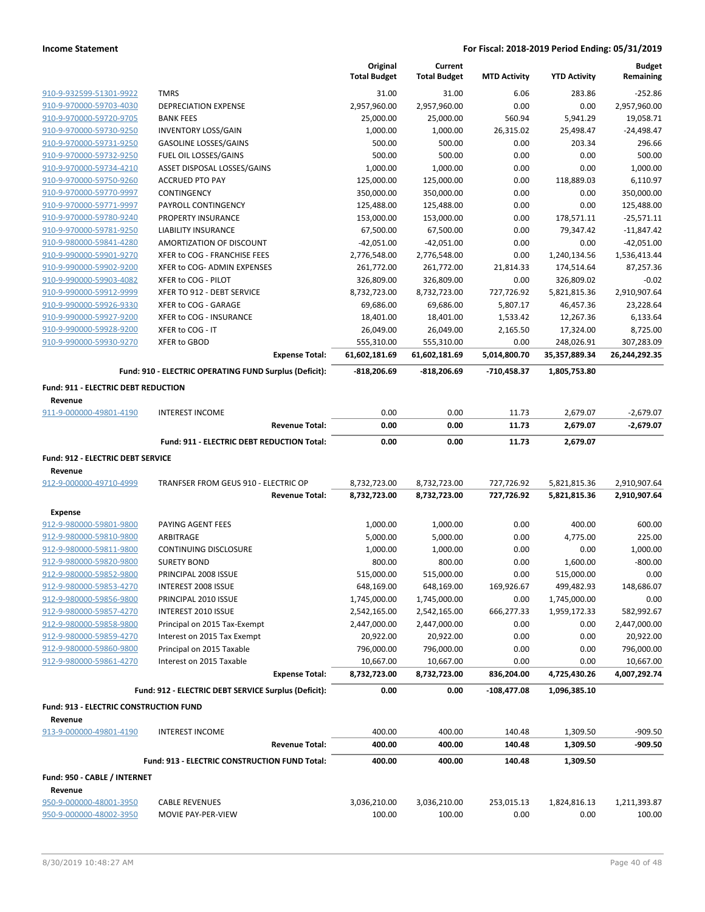**Income Statement** **For Fiscal: 2018-2019 Period Ending: 05/31/2019**

| | | Original Total Budget | Current Total Budget | MTD Activity | YTD Activity | Budget Remaining |
|---|---|---|---|---|---|---|
| 910-9-932599-51301-9922 | TMRS | 31.00 | 31.00 | 6.06 | 283.86 | -252.86 |
| 910-9-970000-59703-4030 | DEPRECIATION EXPENSE | 2,957,960.00 | 2,957,960.00 | 0.00 | 0.00 | 2,957,960.00 |
| 910-9-970000-59720-9705 | BANK FEES | 25,000.00 | 25,000.00 | 560.94 | 5,941.29 | 19,058.71 |
| 910-9-970000-59730-9250 | INVENTORY LOSS/GAIN | 1,000.00 | 1,000.00 | 26,315.02 | 25,498.47 | -24,498.47 |
| 910-9-970000-59731-9250 | GASOLINE LOSSES/GAINS | 500.00 | 500.00 | 0.00 | 203.34 | 296.66 |
| 910-9-970000-59732-9250 | FUEL OIL LOSSES/GAINS | 500.00 | 500.00 | 0.00 | 0.00 | 500.00 |
| 910-9-970000-59734-4210 | ASSET DISPOSAL LOSSES/GAINS | 1,000.00 | 1,000.00 | 0.00 | 0.00 | 1,000.00 |
| 910-9-970000-59750-9260 | ACCRUED PTO PAY | 125,000.00 | 125,000.00 | 0.00 | 118,889.03 | 6,110.97 |
| 910-9-970000-59770-9997 | CONTINGENCY | 350,000.00 | 350,000.00 | 0.00 | 0.00 | 350,000.00 |
| 910-9-970000-59771-9997 | PAYROLL CONTINGENCY | 125,488.00 | 125,488.00 | 0.00 | 0.00 | 125,488.00 |
| 910-9-970000-59780-9240 | PROPERTY INSURANCE | 153,000.00 | 153,000.00 | 0.00 | 178,571.11 | -25,571.11 |
| 910-9-970000-59781-9250 | LIABILITY INSURANCE | 67,500.00 | 67,500.00 | 0.00 | 79,347.42 | -11,847.42 |
| 910-9-980000-59841-4280 | AMORTIZATION OF DISCOUNT | -42,051.00 | -42,051.00 | 0.00 | 0.00 | -42,051.00 |
| 910-9-990000-59901-9270 | XFER to COG - FRANCHISE FEES | 2,776,548.00 | 2,776,548.00 | 0.00 | 1,240,134.56 | 1,536,413.44 |
| 910-9-990000-59902-9200 | XFER to COG- ADMIN EXPENSES | 261,772.00 | 261,772.00 | 21,814.33 | 174,514.64 | 87,257.36 |
| 910-9-990000-59903-4082 | XFER to COG - PILOT | 326,809.00 | 326,809.00 | 0.00 | 326,809.02 | -0.02 |
| 910-9-990000-59912-9999 | XFER TO 912 - DEBT SERVICE | 8,732,723.00 | 8,732,723.00 | 727,726.92 | 5,821,815.36 | 2,910,907.64 |
| 910-9-990000-59926-9330 | XFER to COG - GARAGE | 69,686.00 | 69,686.00 | 5,807.17 | 46,457.36 | 23,228.64 |
| 910-9-990000-59927-9200 | XFER to COG - INSURANCE | 18,401.00 | 18,401.00 | 1,533.42 | 12,267.36 | 6,133.64 |
| 910-9-990000-59928-9200 | XFER to COG - IT | 26,049.00 | 26,049.00 | 2,165.50 | 17,324.00 | 8,725.00 |
| 910-9-990000-59930-9270 | XFER to GBOD | 555,310.00 | 555,310.00 | 0.00 | 248,026.91 | 307,283.09 |
| | **Expense Total:** | **61,602,181.69** | **61,602,181.69** | **5,014,800.70** | **35,357,889.34** | **26,244,292.35** |
| | **Fund: 910 - ELECTRIC OPERATING FUND Surplus (Deficit):** | **-818,206.69** | **-818,206.69** | **-710,458.37** | **1,805,753.80** | |

**Fund: 911 - ELECTRIC DEBT REDUCTION**

**Revenue**

| | | Original Total Budget | Current Total Budget | MTD Activity | YTD Activity | Budget Remaining |
|---|---|---|---|---|---|---|
| 911-9-000000-49801-4190 | INTEREST INCOME | 0.00 | 0.00 | 11.73 | 2,679.07 | -2,679.07 |
| | **Revenue Total:** | **0.00** | **0.00** | **11.73** | **2,679.07** | **-2,679.07** |
| | **Fund: 911 - ELECTRIC DEBT REDUCTION Total:** | **0.00** | **0.00** | **11.73** | **2,679.07** | |

**Fund: 912 - ELECTRIC DEBT SERVICE**

**Revenue**

| | | Original Total Budget | Current Total Budget | MTD Activity | YTD Activity | Budget Remaining |
|---|---|---|---|---|---|---|
| 912-9-000000-49710-4999 | TRANFSER FROM GEUS 910 - ELECTRIC OP | 8,732,723.00 | 8,732,723.00 | 727,726.92 | 5,821,815.36 | 2,910,907.64 |
| | **Revenue Total:** | **8,732,723.00** | **8,732,723.00** | **727,726.92** | **5,821,815.36** | **2,910,907.64** |

**Expense**

| | | Original Total Budget | Current Total Budget | MTD Activity | YTD Activity | Budget Remaining |
|---|---|---|---|---|---|---|
| 912-9-980000-59801-9800 | PAYING AGENT FEES | 1,000.00 | 1,000.00 | 0.00 | 400.00 | 600.00 |
| 912-9-980000-59810-9800 | ARBITRAGE | 5,000.00 | 5,000.00 | 0.00 | 4,775.00 | 225.00 |
| 912-9-980000-59811-9800 | CONTINUING DISCLOSURE | 1,000.00 | 1,000.00 | 0.00 | 0.00 | 1,000.00 |
| 912-9-980000-59820-9800 | SURETY BOND | 800.00 | 800.00 | 0.00 | 1,600.00 | -800.00 |
| 912-9-980000-59852-9800 | PRINCIPAL 2008 ISSUE | 515,000.00 | 515,000.00 | 0.00 | 515,000.00 | 0.00 |
| 912-9-980000-59853-4270 | INTEREST 2008 ISSUE | 648,169.00 | 648,169.00 | 169,926.67 | 499,482.93 | 148,686.07 |
| 912-9-980000-59856-9800 | PRINCIPAL 2010 ISSUE | 1,745,000.00 | 1,745,000.00 | 0.00 | 1,745,000.00 | 0.00 |
| 912-9-980000-59857-4270 | INTEREST 2010 ISSUE | 2,542,165.00 | 2,542,165.00 | 666,277.33 | 1,959,172.33 | 582,992.67 |
| 912-9-980000-59858-9800 | Principal on 2015 Tax-Exempt | 2,447,000.00 | 2,447,000.00 | 0.00 | 0.00 | 2,447,000.00 |
| 912-9-980000-59859-4270 | Interest on 2015 Tax Exempt | 20,922.00 | 20,922.00 | 0.00 | 0.00 | 20,922.00 |
| 912-9-980000-59860-9800 | Principal on 2015 Taxable | 796,000.00 | 796,000.00 | 0.00 | 0.00 | 796,000.00 |
| 912-9-980000-59861-4270 | Interest on 2015 Taxable | 10,667.00 | 10,667.00 | 0.00 | 0.00 | 10,667.00 |
| | **Expense Total:** | **8,732,723.00** | **8,732,723.00** | **836,204.00** | **4,725,430.26** | **4,007,292.74** |
| | **Fund: 912 - ELECTRIC DEBT SERVICE Surplus (Deficit):** | **0.00** | **0.00** | **-108,477.08** | **1,096,385.10** | |

**Fund: 913 - ELECTRIC CONSTRUCTION FUND**

**Revenue**

| | | Original Total Budget | Current Total Budget | MTD Activity | YTD Activity | Budget Remaining |
|---|---|---|---|---|---|---|
| 913-9-000000-49801-4190 | INTEREST INCOME | 400.00 | 400.00 | 140.48 | 1,309.50 | -909.50 |
| | **Revenue Total:** | **400.00** | **400.00** | **140.48** | **1,309.50** | **-909.50** |
| | **Fund: 913 - ELECTRIC CONSTRUCTION FUND Total:** | **400.00** | **400.00** | **140.48** | **1,309.50** | |

**Fund: 950 - CABLE / INTERNET**

**Revenue**

| | | Original Total Budget | Current Total Budget | MTD Activity | YTD Activity | Budget Remaining |
|---|---|---|---|---|---|---|
| 950-9-000000-48001-3950 | CABLE REVENUES | 3,036,210.00 | 3,036,210.00 | 253,015.13 | 1,824,816.13 | 1,211,393.87 |
| 950-9-000000-48002-3950 | MOVIE PAY-PER-VIEW | 100.00 | 100.00 | 0.00 | 0.00 | 100.00 |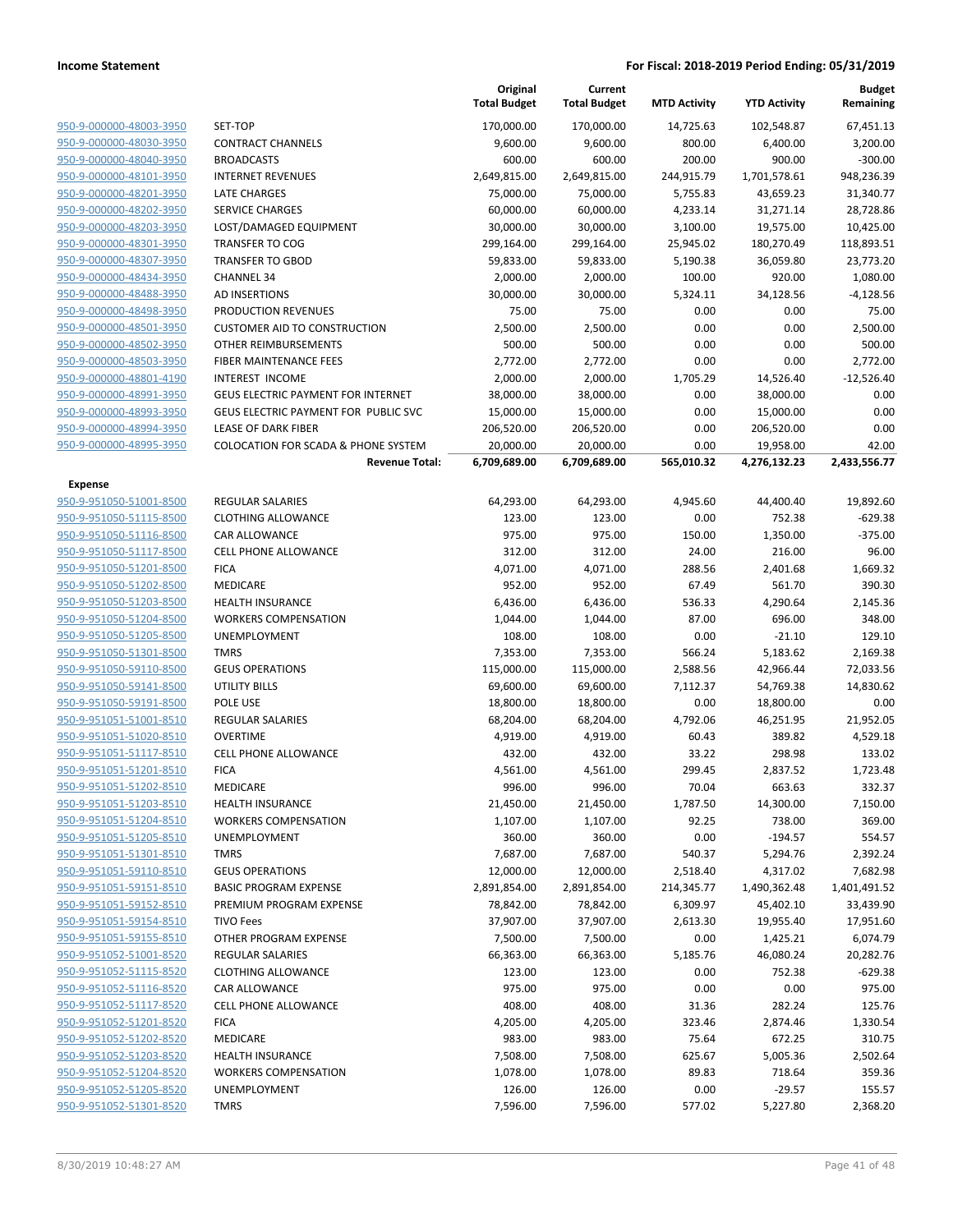**Income Statement** **For Fiscal: 2018-2019 Period Ending: 05/31/2019**

| | | Original Total Budget | Current Total Budget | MTD Activity | YTD Activity | Budget Remaining |
|---|---|---|---|---|---|---|
| 950-9-000000-48003-3950 | SET-TOP | 170,000.00 | 170,000.00 | 14,725.63 | 102,548.87 | 67,451.13 |
| 950-9-000000-48030-3950 | CONTRACT CHANNELS | 9,600.00 | 9,600.00 | 800.00 | 6,400.00 | 3,200.00 |
| 950-9-000000-48040-3950 | BROADCASTS | 600.00 | 600.00 | 200.00 | 900.00 | -300.00 |
| 950-9-000000-48101-3950 | INTERNET REVENUES | 2,649,815.00 | 2,649,815.00 | 244,915.79 | 1,701,578.61 | 948,236.39 |
| 950-9-000000-48201-3950 | LATE CHARGES | 75,000.00 | 75,000.00 | 5,755.83 | 43,659.23 | 31,340.77 |
| 950-9-000000-48202-3950 | SERVICE CHARGES | 60,000.00 | 60,000.00 | 4,233.14 | 31,271.14 | 28,728.86 |
| 950-9-000000-48203-3950 | LOST/DAMAGED EQUIPMENT | 30,000.00 | 30,000.00 | 3,100.00 | 19,575.00 | 10,425.00 |
| 950-9-000000-48301-3950 | TRANSFER TO COG | 299,164.00 | 299,164.00 | 25,945.02 | 180,270.49 | 118,893.51 |
| 950-9-000000-48307-3950 | TRANSFER TO GBOD | 59,833.00 | 59,833.00 | 5,190.38 | 36,059.80 | 23,773.20 |
| 950-9-000000-48434-3950 | CHANNEL 34 | 2,000.00 | 2,000.00 | 100.00 | 920.00 | 1,080.00 |
| 950-9-000000-48488-3950 | AD INSERTIONS | 30,000.00 | 30,000.00 | 5,324.11 | 34,128.56 | -4,128.56 |
| 950-9-000000-48498-3950 | PRODUCTION REVENUES | 75.00 | 75.00 | 0.00 | 0.00 | 75.00 |
| 950-9-000000-48501-3950 | CUSTOMER AID TO CONSTRUCTION | 2,500.00 | 2,500.00 | 0.00 | 0.00 | 2,500.00 |
| 950-9-000000-48502-3950 | OTHER REIMBURSEMENTS | 500.00 | 500.00 | 0.00 | 0.00 | 500.00 |
| 950-9-000000-48503-3950 | FIBER MAINTENANCE FEES | 2,772.00 | 2,772.00 | 0.00 | 0.00 | 2,772.00 |
| 950-9-000000-48801-4190 | INTEREST INCOME | 2,000.00 | 2,000.00 | 1,705.29 | 14,526.40 | -12,526.40 |
| 950-9-000000-48991-3950 | GEUS ELECTRIC PAYMENT FOR INTERNET | 38,000.00 | 38,000.00 | 0.00 | 38,000.00 | 0.00 |
| 950-9-000000-48993-3950 | GEUS ELECTRIC PAYMENT FOR PUBLIC SVC | 15,000.00 | 15,000.00 | 0.00 | 15,000.00 | 0.00 |
| 950-9-000000-48994-3950 | LEASE OF DARK FIBER | 206,520.00 | 206,520.00 | 0.00 | 206,520.00 | 0.00 |
| 950-9-000000-48995-3950 | COLOCATION FOR SCADA & PHONE SYSTEM | 20,000.00 | 20,000.00 | 0.00 | 19,958.00 | 42.00 |
| | **Revenue Total:** | **6,709,689.00** | **6,709,689.00** | **565,010.32** | **4,276,132.23** | **2,433,556.77** |
| **Expense** | | | | | | |
| 950-9-951050-51001-8500 | REGULAR SALARIES | 64,293.00 | 64,293.00 | 4,945.60 | 44,400.40 | 19,892.60 |
| 950-9-951050-51115-8500 | CLOTHING ALLOWANCE | 123.00 | 123.00 | 0.00 | 752.38 | -629.38 |
| 950-9-951050-51116-8500 | CAR ALLOWANCE | 975.00 | 975.00 | 150.00 | 1,350.00 | -375.00 |
| 950-9-951050-51117-8500 | CELL PHONE ALLOWANCE | 312.00 | 312.00 | 24.00 | 216.00 | 96.00 |
| 950-9-951050-51201-8500 | FICA | 4,071.00 | 4,071.00 | 288.56 | 2,401.68 | 1,669.32 |
| 950-9-951050-51202-8500 | MEDICARE | 952.00 | 952.00 | 67.49 | 561.70 | 390.30 |
| 950-9-951050-51203-8500 | HEALTH INSURANCE | 6,436.00 | 6,436.00 | 536.33 | 4,290.64 | 2,145.36 |
| 950-9-951050-51204-8500 | WORKERS COMPENSATION | 1,044.00 | 1,044.00 | 87.00 | 696.00 | 348.00 |
| 950-9-951050-51205-8500 | UNEMPLOYMENT | 108.00 | 108.00 | 0.00 | -21.10 | 129.10 |
| 950-9-951050-51301-8500 | TMRS | 7,353.00 | 7,353.00 | 566.24 | 5,183.62 | 2,169.38 |
| 950-9-951050-59110-8500 | GEUS OPERATIONS | 115,000.00 | 115,000.00 | 2,588.56 | 42,966.44 | 72,033.56 |
| 950-9-951050-59141-8500 | UTILITY BILLS | 69,600.00 | 69,600.00 | 7,112.37 | 54,769.38 | 14,830.62 |
| 950-9-951050-59191-8500 | POLE USE | 18,800.00 | 18,800.00 | 0.00 | 18,800.00 | 0.00 |
| 950-9-951051-51001-8510 | REGULAR SALARIES | 68,204.00 | 68,204.00 | 4,792.06 | 46,251.95 | 21,952.05 |
| 950-9-951051-51020-8510 | OVERTIME | 4,919.00 | 4,919.00 | 60.43 | 389.82 | 4,529.18 |
| 950-9-951051-51117-8510 | CELL PHONE ALLOWANCE | 432.00 | 432.00 | 33.22 | 298.98 | 133.02 |
| 950-9-951051-51201-8510 | FICA | 4,561.00 | 4,561.00 | 299.45 | 2,837.52 | 1,723.48 |
| 950-9-951051-51202-8510 | MEDICARE | 996.00 | 996.00 | 70.04 | 663.63 | 332.37 |
| 950-9-951051-51203-8510 | HEALTH INSURANCE | 21,450.00 | 21,450.00 | 1,787.50 | 14,300.00 | 7,150.00 |
| 950-9-951051-51204-8510 | WORKERS COMPENSATION | 1,107.00 | 1,107.00 | 92.25 | 738.00 | 369.00 |
| 950-9-951051-51205-8510 | UNEMPLOYMENT | 360.00 | 360.00 | 0.00 | -194.57 | 554.57 |
| 950-9-951051-51301-8510 | TMRS | 7,687.00 | 7,687.00 | 540.37 | 5,294.76 | 2,392.24 |
| 950-9-951051-59110-8510 | GEUS OPERATIONS | 12,000.00 | 12,000.00 | 2,518.40 | 4,317.02 | 7,682.98 |
| 950-9-951051-59151-8510 | BASIC PROGRAM EXPENSE | 2,891,854.00 | 2,891,854.00 | 214,345.77 | 1,490,362.48 | 1,401,491.52 |
| 950-9-951051-59152-8510 | PREMIUM PROGRAM EXPENSE | 78,842.00 | 78,842.00 | 6,309.97 | 45,402.10 | 33,439.90 |
| 950-9-951051-59154-8510 | TIVO Fees | 37,907.00 | 37,907.00 | 2,613.30 | 19,955.40 | 17,951.60 |
| 950-9-951051-59155-8510 | OTHER PROGRAM EXPENSE | 7,500.00 | 7,500.00 | 0.00 | 1,425.21 | 6,074.79 |
| 950-9-951052-51001-8520 | REGULAR SALARIES | 66,363.00 | 66,363.00 | 5,185.76 | 46,080.24 | 20,282.76 |
| 950-9-951052-51115-8520 | CLOTHING ALLOWANCE | 123.00 | 123.00 | 0.00 | 752.38 | -629.38 |
| 950-9-951052-51116-8520 | CAR ALLOWANCE | 975.00 | 975.00 | 0.00 | 0.00 | 975.00 |
| 950-9-951052-51117-8520 | CELL PHONE ALLOWANCE | 408.00 | 408.00 | 31.36 | 282.24 | 125.76 |
| 950-9-951052-51201-8520 | FICA | 4,205.00 | 4,205.00 | 323.46 | 2,874.46 | 1,330.54 |
| 950-9-951052-51202-8520 | MEDICARE | 983.00 | 983.00 | 75.64 | 672.25 | 310.75 |
| 950-9-951052-51203-8520 | HEALTH INSURANCE | 7,508.00 | 7,508.00 | 625.67 | 5,005.36 | 2,502.64 |
| 950-9-951052-51204-8520 | WORKERS COMPENSATION | 1,078.00 | 1,078.00 | 89.83 | 718.64 | 359.36 |
| 950-9-951052-51205-8520 | UNEMPLOYMENT | 126.00 | 126.00 | 0.00 | -29.57 | 155.57 |
| 950-9-951052-51301-8520 | TMRS | 7,596.00 | 7,596.00 | 577.02 | 5,227.80 | 2,368.20 |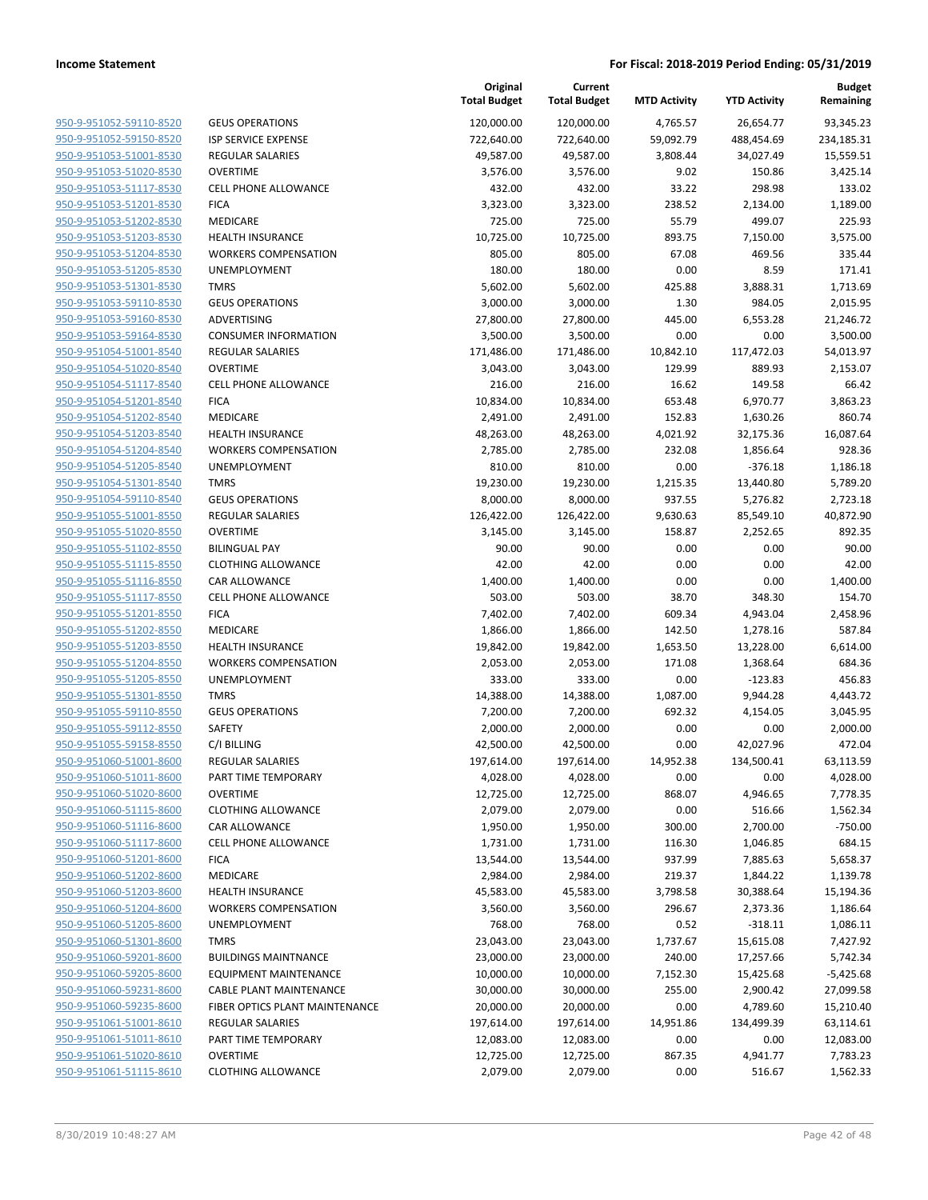| | | Original Total Budget | Current Total Budget | MTD Activity | YTD Activity | Budget Remaining |
|---|---|---|---|---|---|---|
| 950-9-951052-59110-8520 | GEUS OPERATIONS | 120,000.00 | 120,000.00 | 4,765.57 | 26,654.77 | 93,345.23 |
| 950-9-951052-59150-8520 | ISP SERVICE EXPENSE | 722,640.00 | 722,640.00 | 59,092.79 | 488,454.69 | 234,185.31 |
| 950-9-951053-51001-8530 | REGULAR SALARIES | 49,587.00 | 49,587.00 | 3,808.44 | 34,027.49 | 15,559.51 |
| 950-9-951053-51020-8530 | OVERTIME | 3,576.00 | 3,576.00 | 9.02 | 150.86 | 3,425.14 |
| 950-9-951053-51117-8530 | CELL PHONE ALLOWANCE | 432.00 | 432.00 | 33.22 | 298.98 | 133.02 |
| 950-9-951053-51201-8530 | FICA | 3,323.00 | 3,323.00 | 238.52 | 2,134.00 | 1,189.00 |
| 950-9-951053-51202-8530 | MEDICARE | 725.00 | 725.00 | 55.79 | 499.07 | 225.93 |
| 950-9-951053-51203-8530 | HEALTH INSURANCE | 10,725.00 | 10,725.00 | 893.75 | 7,150.00 | 3,575.00 |
| 950-9-951053-51204-8530 | WORKERS COMPENSATION | 805.00 | 805.00 | 67.08 | 469.56 | 335.44 |
| 950-9-951053-51205-8530 | UNEMPLOYMENT | 180.00 | 180.00 | 0.00 | 8.59 | 171.41 |
| 950-9-951053-51301-8530 | TMRS | 5,602.00 | 5,602.00 | 425.88 | 3,888.31 | 1,713.69 |
| 950-9-951053-59110-8530 | GEUS OPERATIONS | 3,000.00 | 3,000.00 | 1.30 | 984.05 | 2,015.95 |
| 950-9-951053-59160-8530 | ADVERTISING | 27,800.00 | 27,800.00 | 445.00 | 6,553.28 | 21,246.72 |
| 950-9-951053-59164-8530 | CONSUMER INFORMATION | 3,500.00 | 3,500.00 | 0.00 | 0.00 | 3,500.00 |
| 950-9-951054-51001-8540 | REGULAR SALARIES | 171,486.00 | 171,486.00 | 10,842.10 | 117,472.03 | 54,013.97 |
| 950-9-951054-51020-8540 | OVERTIME | 3,043.00 | 3,043.00 | 129.99 | 889.93 | 2,153.07 |
| 950-9-951054-51117-8540 | CELL PHONE ALLOWANCE | 216.00 | 216.00 | 16.62 | 149.58 | 66.42 |
| 950-9-951054-51201-8540 | FICA | 10,834.00 | 10,834.00 | 653.48 | 6,970.77 | 3,863.23 |
| 950-9-951054-51202-8540 | MEDICARE | 2,491.00 | 2,491.00 | 152.83 | 1,630.26 | 860.74 |
| 950-9-951054-51203-8540 | HEALTH INSURANCE | 48,263.00 | 48,263.00 | 4,021.92 | 32,175.36 | 16,087.64 |
| 950-9-951054-51204-8540 | WORKERS COMPENSATION | 2,785.00 | 2,785.00 | 232.08 | 1,856.64 | 928.36 |
| 950-9-951054-51205-8540 | UNEMPLOYMENT | 810.00 | 810.00 | 0.00 | -376.18 | 1,186.18 |
| 950-9-951054-51301-8540 | TMRS | 19,230.00 | 19,230.00 | 1,215.35 | 13,440.80 | 5,789.20 |
| 950-9-951054-59110-8540 | GEUS OPERATIONS | 8,000.00 | 8,000.00 | 937.55 | 5,276.82 | 2,723.18 |
| 950-9-951055-51001-8550 | REGULAR SALARIES | 126,422.00 | 126,422.00 | 9,630.63 | 85,549.10 | 40,872.90 |
| 950-9-951055-51020-8550 | OVERTIME | 3,145.00 | 3,145.00 | 158.87 | 2,252.65 | 892.35 |
| 950-9-951055-51102-8550 | BILINGUAL PAY | 90.00 | 90.00 | 0.00 | 0.00 | 90.00 |
| 950-9-951055-51115-8550 | CLOTHING ALLOWANCE | 42.00 | 42.00 | 0.00 | 0.00 | 42.00 |
| 950-9-951055-51116-8550 | CAR ALLOWANCE | 1,400.00 | 1,400.00 | 0.00 | 0.00 | 1,400.00 |
| 950-9-951055-51117-8550 | CELL PHONE ALLOWANCE | 503.00 | 503.00 | 38.70 | 348.30 | 154.70 |
| 950-9-951055-51201-8550 | FICA | 7,402.00 | 7,402.00 | 609.34 | 4,943.04 | 2,458.96 |
| 950-9-951055-51202-8550 | MEDICARE | 1,866.00 | 1,866.00 | 142.50 | 1,278.16 | 587.84 |
| 950-9-951055-51203-8550 | HEALTH INSURANCE | 19,842.00 | 19,842.00 | 1,653.50 | 13,228.00 | 6,614.00 |
| 950-9-951055-51204-8550 | WORKERS COMPENSATION | 2,053.00 | 2,053.00 | 171.08 | 1,368.64 | 684.36 |
| 950-9-951055-51205-8550 | UNEMPLOYMENT | 333.00 | 333.00 | 0.00 | -123.83 | 456.83 |
| 950-9-951055-51301-8550 | TMRS | 14,388.00 | 14,388.00 | 1,087.00 | 9,944.28 | 4,443.72 |
| 950-9-951055-59110-8550 | GEUS OPERATIONS | 7,200.00 | 7,200.00 | 692.32 | 4,154.05 | 3,045.95 |
| 950-9-951055-59112-8550 | SAFETY | 2,000.00 | 2,000.00 | 0.00 | 0.00 | 2,000.00 |
| 950-9-951055-59158-8550 | C/I BILLING | 42,500.00 | 42,500.00 | 0.00 | 42,027.96 | 472.04 |
| 950-9-951060-51001-8600 | REGULAR SALARIES | 197,614.00 | 197,614.00 | 14,952.38 | 134,500.41 | 63,113.59 |
| 950-9-951060-51011-8600 | PART TIME TEMPORARY | 4,028.00 | 4,028.00 | 0.00 | 0.00 | 4,028.00 |
| 950-9-951060-51020-8600 | OVERTIME | 12,725.00 | 12,725.00 | 868.07 | 4,946.65 | 7,778.35 |
| 950-9-951060-51115-8600 | CLOTHING ALLOWANCE | 2,079.00 | 2,079.00 | 0.00 | 516.66 | 1,562.34 |
| 950-9-951060-51116-8600 | CAR ALLOWANCE | 1,950.00 | 1,950.00 | 300.00 | 2,700.00 | -750.00 |
| 950-9-951060-51117-8600 | CELL PHONE ALLOWANCE | 1,731.00 | 1,731.00 | 116.30 | 1,046.85 | 684.15 |
| 950-9-951060-51201-8600 | FICA | 13,544.00 | 13,544.00 | 937.99 | 7,885.63 | 5,658.37 |
| 950-9-951060-51202-8600 | MEDICARE | 2,984.00 | 2,984.00 | 219.37 | 1,844.22 | 1,139.78 |
| 950-9-951060-51203-8600 | HEALTH INSURANCE | 45,583.00 | 45,583.00 | 3,798.58 | 30,388.64 | 15,194.36 |
| 950-9-951060-51204-8600 | WORKERS COMPENSATION | 3,560.00 | 3,560.00 | 296.67 | 2,373.36 | 1,186.64 |
| 950-9-951060-51205-8600 | UNEMPLOYMENT | 768.00 | 768.00 | 0.52 | -318.11 | 1,086.11 |
| 950-9-951060-51301-8600 | TMRS | 23,043.00 | 23,043.00 | 1,737.67 | 15,615.08 | 7,427.92 |
| 950-9-951060-59201-8600 | BUILDINGS MAINTNANCE | 23,000.00 | 23,000.00 | 240.00 | 17,257.66 | 5,742.34 |
| 950-9-951060-59205-8600 | EQUIPMENT MAINTENANCE | 10,000.00 | 10,000.00 | 7,152.30 | 15,425.68 | -5,425.68 |
| 950-9-951060-59231-8600 | CABLE PLANT MAINTENANCE | 30,000.00 | 30,000.00 | 255.00 | 2,900.42 | 27,099.58 |
| 950-9-951060-59235-8600 | FIBER OPTICS PLANT MAINTENANCE | 20,000.00 | 20,000.00 | 0.00 | 4,789.60 | 15,210.40 |
| 950-9-951061-51001-8610 | REGULAR SALARIES | 197,614.00 | 197,614.00 | 14,951.86 | 134,499.39 | 63,114.61 |
| 950-9-951061-51011-8610 | PART TIME TEMPORARY | 12,083.00 | 12,083.00 | 0.00 | 0.00 | 12,083.00 |
| 950-9-951061-51020-8610 | OVERTIME | 12,725.00 | 12,725.00 | 867.35 | 4,941.77 | 7,783.23 |
| 950-9-951061-51115-8610 | CLOTHING ALLOWANCE | 2,079.00 | 2,079.00 | 0.00 | 516.67 | 1,562.33 |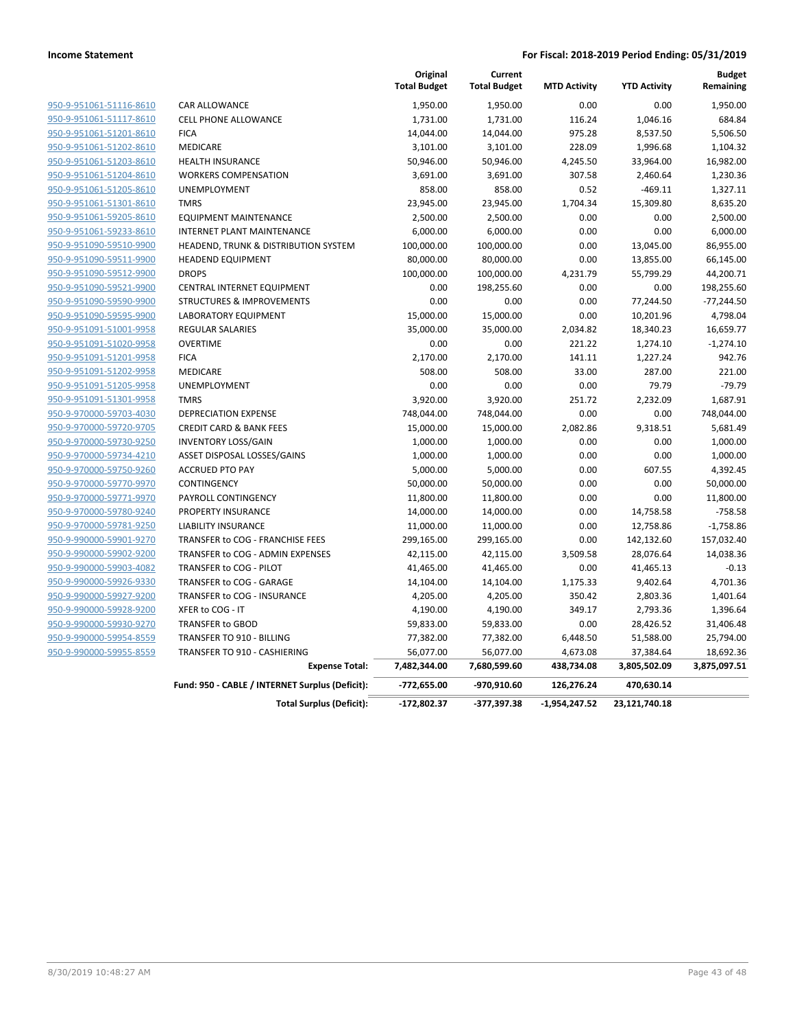**Income Statement** | **For Fiscal: 2018-2019 Period Ending: 05/31/2019**

| | | Original Total Budget | Current Total Budget | MTD Activity | YTD Activity | Budget Remaining |
|---|---|---|---|---|---|---|
| 950-9-951061-51116-8610 | CAR ALLOWANCE | 1,950.00 | 1,950.00 | 0.00 | 0.00 | 1,950.00 |
| 950-9-951061-51117-8610 | CELL PHONE ALLOWANCE | 1,731.00 | 1,731.00 | 116.24 | 1,046.16 | 684.84 |
| 950-9-951061-51201-8610 | FICA | 14,044.00 | 14,044.00 | 975.28 | 8,537.50 | 5,506.50 |
| 950-9-951061-51202-8610 | MEDICARE | 3,101.00 | 3,101.00 | 228.09 | 1,996.68 | 1,104.32 |
| 950-9-951061-51203-8610 | HEALTH INSURANCE | 50,946.00 | 50,946.00 | 4,245.50 | 33,964.00 | 16,982.00 |
| 950-9-951061-51204-8610 | WORKERS COMPENSATION | 3,691.00 | 3,691.00 | 307.58 | 2,460.64 | 1,230.36 |
| 950-9-951061-51205-8610 | UNEMPLOYMENT | 858.00 | 858.00 | 0.52 | -469.11 | 1,327.11 |
| 950-9-951061-51301-8610 | TMRS | 23,945.00 | 23,945.00 | 1,704.34 | 15,309.80 | 8,635.20 |
| 950-9-951061-59205-8610 | EQUIPMENT MAINTENANCE | 2,500.00 | 2,500.00 | 0.00 | 0.00 | 2,500.00 |
| 950-9-951061-59233-8610 | INTERNET PLANT MAINTENANCE | 6,000.00 | 6,000.00 | 0.00 | 0.00 | 6,000.00 |
| 950-9-951090-59510-9900 | HEADEND, TRUNK & DISTRIBUTION SYSTEM | 100,000.00 | 100,000.00 | 0.00 | 13,045.00 | 86,955.00 |
| 950-9-951090-59511-9900 | HEADEND EQUIPMENT | 80,000.00 | 80,000.00 | 0.00 | 13,855.00 | 66,145.00 |
| 950-9-951090-59512-9900 | DROPS | 100,000.00 | 100,000.00 | 4,231.79 | 55,799.29 | 44,200.71 |
| 950-9-951090-59521-9900 | CENTRAL INTERNET EQUIPMENT | 0.00 | 198,255.60 | 0.00 | 0.00 | 198,255.60 |
| 950-9-951090-59590-9900 | STRUCTURES & IMPROVEMENTS | 0.00 | 0.00 | 0.00 | 77,244.50 | -77,244.50 |
| 950-9-951090-59595-9900 | LABORATORY EQUIPMENT | 15,000.00 | 15,000.00 | 0.00 | 10,201.96 | 4,798.04 |
| 950-9-951091-51001-9958 | REGULAR SALARIES | 35,000.00 | 35,000.00 | 2,034.82 | 18,340.23 | 16,659.77 |
| 950-9-951091-51020-9958 | OVERTIME | 0.00 | 0.00 | 221.22 | 1,274.10 | -1,274.10 |
| 950-9-951091-51201-9958 | FICA | 2,170.00 | 2,170.00 | 141.11 | 1,227.24 | 942.76 |
| 950-9-951091-51202-9958 | MEDICARE | 508.00 | 508.00 | 33.00 | 287.00 | 221.00 |
| 950-9-951091-51205-9958 | UNEMPLOYMENT | 0.00 | 0.00 | 0.00 | 79.79 | -79.79 |
| 950-9-951091-51301-9958 | TMRS | 3,920.00 | 3,920.00 | 251.72 | 2,232.09 | 1,687.91 |
| 950-9-970000-59703-4030 | DEPRECIATION EXPENSE | 748,044.00 | 748,044.00 | 0.00 | 0.00 | 748,044.00 |
| 950-9-970000-59720-9705 | CREDIT CARD & BANK FEES | 15,000.00 | 15,000.00 | 2,082.86 | 9,318.51 | 5,681.49 |
| 950-9-970000-59730-9250 | INVENTORY LOSS/GAIN | 1,000.00 | 1,000.00 | 0.00 | 0.00 | 1,000.00 |
| 950-9-970000-59734-4210 | ASSET DISPOSAL LOSSES/GAINS | 1,000.00 | 1,000.00 | 0.00 | 0.00 | 1,000.00 |
| 950-9-970000-59750-9260 | ACCRUED PTO PAY | 5,000.00 | 5,000.00 | 0.00 | 607.55 | 4,392.45 |
| 950-9-970000-59770-9970 | CONTINGENCY | 50,000.00 | 50,000.00 | 0.00 | 0.00 | 50,000.00 |
| 950-9-970000-59771-9970 | PAYROLL CONTINGENCY | 11,800.00 | 11,800.00 | 0.00 | 0.00 | 11,800.00 |
| 950-9-970000-59780-9240 | PROPERTY INSURANCE | 14,000.00 | 14,000.00 | 0.00 | 14,758.58 | -758.58 |
| 950-9-970000-59781-9250 | LIABILITY INSURANCE | 11,000.00 | 11,000.00 | 0.00 | 12,758.86 | -1,758.86 |
| 950-9-990000-59901-9270 | TRANSFER to COG - FRANCHISE FEES | 299,165.00 | 299,165.00 | 0.00 | 142,132.60 | 157,032.40 |
| 950-9-990000-59902-9200 | TRANSFER to COG - ADMIN EXPENSES | 42,115.00 | 42,115.00 | 3,509.58 | 28,076.64 | 14,038.36 |
| 950-9-990000-59903-4082 | TRANSFER to COG - PILOT | 41,465.00 | 41,465.00 | 0.00 | 41,465.13 | -0.13 |
| 950-9-990000-59926-9330 | TRANSFER to COG - GARAGE | 14,104.00 | 14,104.00 | 1,175.33 | 9,402.64 | 4,701.36 |
| 950-9-990000-59927-9200 | TRANSFER to COG - INSURANCE | 4,205.00 | 4,205.00 | 350.42 | 2,803.36 | 1,401.64 |
| 950-9-990000-59928-9200 | XFER to COG - IT | 4,190.00 | 4,190.00 | 349.17 | 2,793.36 | 1,396.64 |
| 950-9-990000-59930-9270 | TRANSFER to GBOD | 59,833.00 | 59,833.00 | 0.00 | 28,426.52 | 31,406.48 |
| 950-9-990000-59954-8559 | TRANSFER TO 910 - BILLING | 77,382.00 | 77,382.00 | 6,448.50 | 51,588.00 | 25,794.00 |
| 950-9-990000-59955-8559 | TRANSFER TO 910 - CASHIERING | 56,077.00 | 56,077.00 | 4,673.08 | 37,384.64 | 18,692.36 |
| | **Expense Total:** | **7,482,344.00** | **7,680,599.60** | **438,734.08** | **3,805,502.09** | **3,875,097.51** |
| | **Fund: 950 - CABLE / INTERNET Surplus (Deficit):** | **-772,655.00** | **-970,910.60** | **126,276.24** | **470,630.14** | |
| | **Total Surplus (Deficit):** | **-172,802.37** | **-377,397.38** | **-1,954,247.52** | **23,121,740.18** | |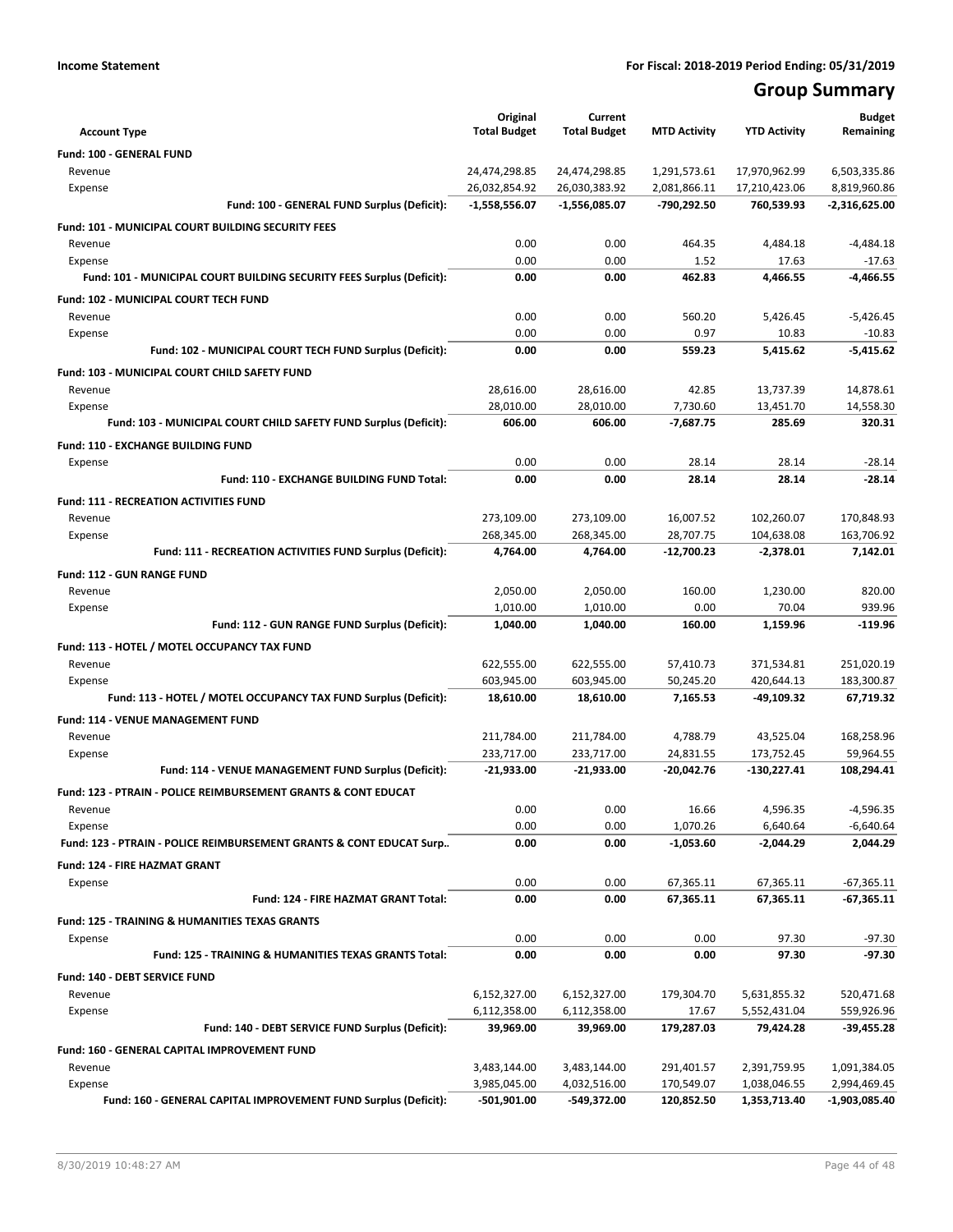**Income Statement** **For Fiscal: 2018-2019 Period Ending: 05/31/2019**

# Group Summary

| Account Type | Original Total Budget | Current Total Budget | MTD Activity | YTD Activity | Budget Remaining |
|---|---|---|---|---|---|
| **Fund: 100 - GENERAL FUND** | | | | | |
| Revenue | 24,474,298.85 | 24,474,298.85 | 1,291,573.61 | 17,970,962.99 | 6,503,335.86 |
| Expense | 26,032,854.92 | 26,030,383.92 | 2,081,866.11 | 17,210,423.06 | 8,819,960.86 |
| **Fund: 100 - GENERAL FUND Surplus (Deficit):** | **-1,558,556.07** | **-1,556,085.07** | **-790,292.50** | **760,539.93** | **-2,316,625.00** |
| **Fund: 101 - MUNICIPAL COURT BUILDING SECURITY FEES** | | | | | |
| Revenue | 0.00 | 0.00 | 464.35 | 4,484.18 | -4,484.18 |
| Expense | 0.00 | 0.00 | 1.52 | 17.63 | -17.63 |
| **Fund: 101 - MUNICIPAL COURT BUILDING SECURITY FEES Surplus (Deficit):** | **0.00** | **0.00** | **462.83** | **4,466.55** | **-4,466.55** |
| **Fund: 102 - MUNICIPAL COURT TECH FUND** | | | | | |
| Revenue | 0.00 | 0.00 | 560.20 | 5,426.45 | -5,426.45 |
| Expense | 0.00 | 0.00 | 0.97 | 10.83 | -10.83 |
| **Fund: 102 - MUNICIPAL COURT TECH FUND Surplus (Deficit):** | **0.00** | **0.00** | **559.23** | **5,415.62** | **-5,415.62** |
| **Fund: 103 - MUNICIPAL COURT CHILD SAFETY FUND** | | | | | |
| Revenue | 28,616.00 | 28,616.00 | 42.85 | 13,737.39 | 14,878.61 |
| Expense | 28,010.00 | 28,010.00 | 7,730.60 | 13,451.70 | 14,558.30 |
| **Fund: 103 - MUNICIPAL COURT CHILD SAFETY FUND Surplus (Deficit):** | **606.00** | **606.00** | **-7,687.75** | **285.69** | **320.31** |
| **Fund: 110 - EXCHANGE BUILDING FUND** | | | | | |
| Expense | 0.00 | 0.00 | 28.14 | 28.14 | -28.14 |
| **Fund: 110 - EXCHANGE BUILDING FUND Total:** | **0.00** | **0.00** | **28.14** | **28.14** | **-28.14** |
| **Fund: 111 - RECREATION ACTIVITIES FUND** | | | | | |
| Revenue | 273,109.00 | 273,109.00 | 16,007.52 | 102,260.07 | 170,848.93 |
| Expense | 268,345.00 | 268,345.00 | 28,707.75 | 104,638.08 | 163,706.92 |
| **Fund: 111 - RECREATION ACTIVITIES FUND Surplus (Deficit):** | **4,764.00** | **4,764.00** | **-12,700.23** | **-2,378.01** | **7,142.01** |
| **Fund: 112 - GUN RANGE FUND** | | | | | |
| Revenue | 2,050.00 | 2,050.00 | 160.00 | 1,230.00 | 820.00 |
| Expense | 1,010.00 | 1,010.00 | 0.00 | 70.04 | 939.96 |
| **Fund: 112 - GUN RANGE FUND Surplus (Deficit):** | **1,040.00** | **1,040.00** | **160.00** | **1,159.96** | **-119.96** |
| **Fund: 113 - HOTEL / MOTEL OCCUPANCY TAX FUND** | | | | | |
| Revenue | 622,555.00 | 622,555.00 | 57,410.73 | 371,534.81 | 251,020.19 |
| Expense | 603,945.00 | 603,945.00 | 50,245.20 | 420,644.13 | 183,300.87 |
| **Fund: 113 - HOTEL / MOTEL OCCUPANCY TAX FUND Surplus (Deficit):** | **18,610.00** | **18,610.00** | **7,165.53** | **-49,109.32** | **67,719.32** |
| **Fund: 114 - VENUE MANAGEMENT FUND** | | | | | |
| Revenue | 211,784.00 | 211,784.00 | 4,788.79 | 43,525.04 | 168,258.96 |
| Expense | 233,717.00 | 233,717.00 | 24,831.55 | 173,752.45 | 59,964.55 |
| **Fund: 114 - VENUE MANAGEMENT FUND Surplus (Deficit):** | **-21,933.00** | **-21,933.00** | **-20,042.76** | **-130,227.41** | **108,294.41** |
| **Fund: 123 - PTRAIN - POLICE REIMBURSEMENT GRANTS & CONT EDUCAT** | | | | | |
| Revenue | 0.00 | 0.00 | 16.66 | 4,596.35 | -4,596.35 |
| Expense | 0.00 | 0.00 | 1,070.26 | 6,640.64 | -6,640.64 |
| **Fund: 123 - PTRAIN - POLICE REIMBURSEMENT GRANTS & CONT EDUCAT Surp..** | **0.00** | **0.00** | **-1,053.60** | **-2,044.29** | **2,044.29** |
| **Fund: 124 - FIRE HAZMAT GRANT** | | | | | |
| Expense | 0.00 | 0.00 | 67,365.11 | 67,365.11 | -67,365.11 |
| **Fund: 124 - FIRE HAZMAT GRANT Total:** | **0.00** | **0.00** | **67,365.11** | **67,365.11** | **-67,365.11** |
| **Fund: 125 - TRAINING & HUMANITIES TEXAS GRANTS** | | | | | |
| Expense | 0.00 | 0.00 | 0.00 | 97.30 | -97.30 |
| **Fund: 125 - TRAINING & HUMANITIES TEXAS GRANTS Total:** | **0.00** | **0.00** | **0.00** | **97.30** | **-97.30** |
| **Fund: 140 - DEBT SERVICE FUND** | | | | | |
| Revenue | 6,152,327.00 | 6,152,327.00 | 179,304.70 | 5,631,855.32 | 520,471.68 |
| Expense | 6,112,358.00 | 6,112,358.00 | 17.67 | 5,552,431.04 | 559,926.96 |
| **Fund: 140 - DEBT SERVICE FUND Surplus (Deficit):** | **39,969.00** | **39,969.00** | **179,287.03** | **79,424.28** | **-39,455.28** |
| **Fund: 160 - GENERAL CAPITAL IMPROVEMENT FUND** | | | | | |
| Revenue | 3,483,144.00 | 3,483,144.00 | 291,401.57 | 2,391,759.95 | 1,091,384.05 |
| Expense | 3,985,045.00 | 4,032,516.00 | 170,549.07 | 1,038,046.55 | 2,994,469.45 |
| **Fund: 160 - GENERAL CAPITAL IMPROVEMENT FUND Surplus (Deficit):** | **-501,901.00** | **-549,372.00** | **120,852.50** | **1,353,713.40** | **-1,903,085.40** |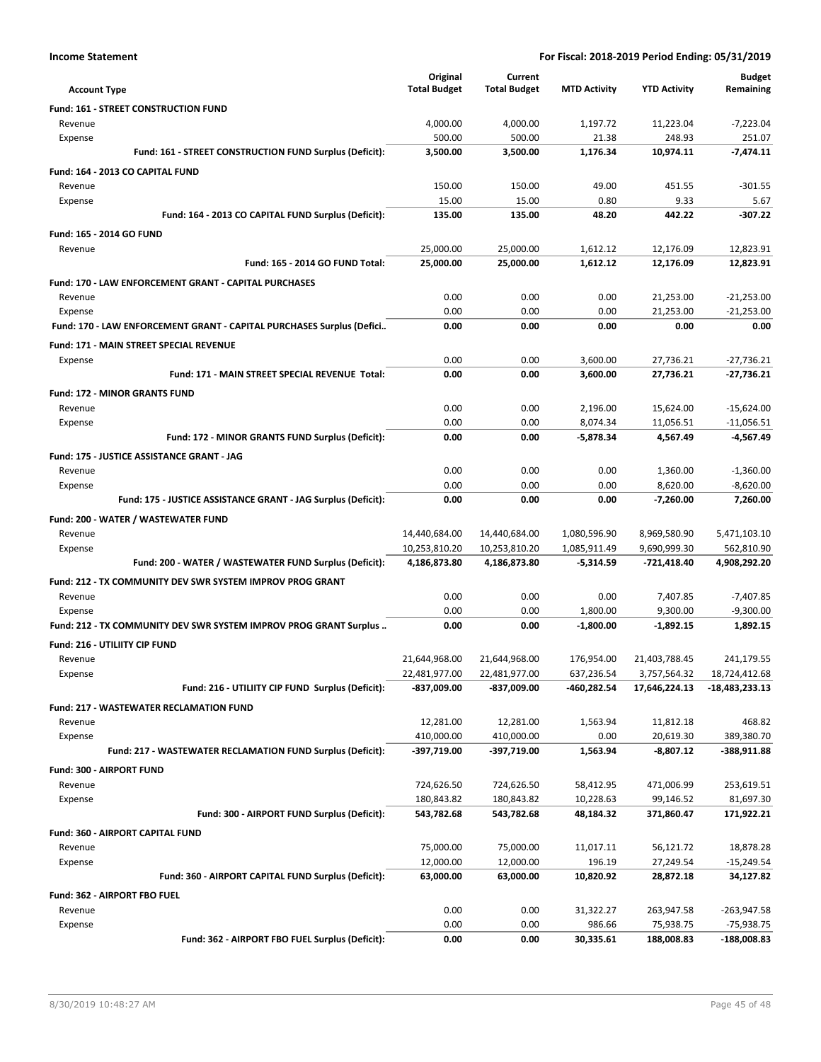**Income Statement** — For Fiscal: 2018-2019 Period Ending: 05/31/2019

| Account Type | Original Total Budget | Current Total Budget | MTD Activity | YTD Activity | Budget Remaining |
|---|---|---|---|---|---|
| **Fund: 161 - STREET CONSTRUCTION FUND** | | | | | |
| Revenue | 4,000.00 | 4,000.00 | 1,197.72 | 11,223.04 | -7,223.04 |
| Expense | 500.00 | 500.00 | 21.38 | 248.93 | 251.07 |
| **Fund: 161 - STREET CONSTRUCTION FUND Surplus (Deficit):** | **3,500.00** | **3,500.00** | **1,176.34** | **10,974.11** | **-7,474.11** |
| **Fund: 164 - 2013 CO CAPITAL FUND** | | | | | |
| Revenue | 150.00 | 150.00 | 49.00 | 451.55 | -301.55 |
| Expense | 15.00 | 15.00 | 0.80 | 9.33 | 5.67 |
| **Fund: 164 - 2013 CO CAPITAL FUND Surplus (Deficit):** | **135.00** | **135.00** | **48.20** | **442.22** | **-307.22** |
| **Fund: 165 - 2014 GO FUND** | | | | | |
| Revenue | 25,000.00 | 25,000.00 | 1,612.12 | 12,176.09 | 12,823.91 |
| **Fund: 165 - 2014 GO FUND Total:** | **25,000.00** | **25,000.00** | **1,612.12** | **12,176.09** | **12,823.91** |
| **Fund: 170 - LAW ENFORCEMENT GRANT - CAPITAL PURCHASES** | | | | | |
| Revenue | 0.00 | 0.00 | 0.00 | 21,253.00 | -21,253.00 |
| Expense | 0.00 | 0.00 | 0.00 | 21,253.00 | -21,253.00 |
| **Fund: 170 - LAW ENFORCEMENT GRANT - CAPITAL PURCHASES Surplus (Defici..** | **0.00** | **0.00** | **0.00** | **0.00** | **0.00** |
| **Fund: 171 - MAIN STREET SPECIAL REVENUE** | | | | | |
| Expense | 0.00 | 0.00 | 3,600.00 | 27,736.21 | -27,736.21 |
| **Fund: 171 - MAIN STREET SPECIAL REVENUE Total:** | **0.00** | **0.00** | **3,600.00** | **27,736.21** | **-27,736.21** |
| **Fund: 172 - MINOR GRANTS FUND** | | | | | |
| Revenue | 0.00 | 0.00 | 2,196.00 | 15,624.00 | -15,624.00 |
| Expense | 0.00 | 0.00 | 8,074.34 | 11,056.51 | -11,056.51 |
| **Fund: 172 - MINOR GRANTS FUND Surplus (Deficit):** | **0.00** | **0.00** | **-5,878.34** | **4,567.49** | **-4,567.49** |
| **Fund: 175 - JUSTICE ASSISTANCE GRANT - JAG** | | | | | |
| Revenue | 0.00 | 0.00 | 0.00 | 1,360.00 | -1,360.00 |
| Expense | 0.00 | 0.00 | 0.00 | 8,620.00 | -8,620.00 |
| **Fund: 175 - JUSTICE ASSISTANCE GRANT - JAG Surplus (Deficit):** | **0.00** | **0.00** | **0.00** | **-7,260.00** | **7,260.00** |
| **Fund: 200 - WATER / WASTEWATER FUND** | | | | | |
| Revenue | 14,440,684.00 | 14,440,684.00 | 1,080,596.90 | 8,969,580.90 | 5,471,103.10 |
| Expense | 10,253,810.20 | 10,253,810.20 | 1,085,911.49 | 9,690,999.30 | 562,810.90 |
| **Fund: 200 - WATER / WASTEWATER FUND Surplus (Deficit):** | **4,186,873.80** | **4,186,873.80** | **-5,314.59** | **-721,418.40** | **4,908,292.20** |
| **Fund: 212 - TX COMMUNITY DEV SWR SYSTEM IMPROV PROG GRANT** | | | | | |
| Revenue | 0.00 | 0.00 | 0.00 | 7,407.85 | -7,407.85 |
| Expense | 0.00 | 0.00 | 1,800.00 | 9,300.00 | -9,300.00 |
| **Fund: 212 - TX COMMUNITY DEV SWR SYSTEM IMPROV PROG GRANT Surplus ..** | **0.00** | **0.00** | **-1,800.00** | **-1,892.15** | **1,892.15** |
| **Fund: 216 - UTILIITY CIP FUND** | | | | | |
| Revenue | 21,644,968.00 | 21,644,968.00 | 176,954.00 | 21,403,788.45 | 241,179.55 |
| Expense | 22,481,977.00 | 22,481,977.00 | 637,236.54 | 3,757,564.32 | 18,724,412.68 |
| **Fund: 216 - UTILIITY CIP FUND Surplus (Deficit):** | **-837,009.00** | **-837,009.00** | **-460,282.54** | **17,646,224.13** | **-18,483,233.13** |
| **Fund: 217 - WASTEWATER RECLAMATION FUND** | | | | | |
| Revenue | 12,281.00 | 12,281.00 | 1,563.94 | 11,812.18 | 468.82 |
| Expense | 410,000.00 | 410,000.00 | 0.00 | 20,619.30 | 389,380.70 |
| **Fund: 217 - WASTEWATER RECLAMATION FUND Surplus (Deficit):** | **-397,719.00** | **-397,719.00** | **1,563.94** | **-8,807.12** | **-388,911.88** |
| **Fund: 300 - AIRPORT FUND** | | | | | |
| Revenue | 724,626.50 | 724,626.50 | 58,412.95 | 471,006.99 | 253,619.51 |
| Expense | 180,843.82 | 180,843.82 | 10,228.63 | 99,146.52 | 81,697.30 |
| **Fund: 300 - AIRPORT FUND Surplus (Deficit):** | **543,782.68** | **543,782.68** | **48,184.32** | **371,860.47** | **171,922.21** |
| **Fund: 360 - AIRPORT CAPITAL FUND** | | | | | |
| Revenue | 75,000.00 | 75,000.00 | 11,017.11 | 56,121.72 | 18,878.28 |
| Expense | 12,000.00 | 12,000.00 | 196.19 | 27,249.54 | -15,249.54 |
| **Fund: 360 - AIRPORT CAPITAL FUND Surplus (Deficit):** | **63,000.00** | **63,000.00** | **10,820.92** | **28,872.18** | **34,127.82** |
| **Fund: 362 - AIRPORT FBO FUEL** | | | | | |
| Revenue | 0.00 | 0.00 | 31,322.27 | 263,947.58 | -263,947.58 |
| Expense | 0.00 | 0.00 | 986.66 | 75,938.75 | -75,938.75 |
| **Fund: 362 - AIRPORT FBO FUEL Surplus (Deficit):** | **0.00** | **0.00** | **30,335.61** | **188,008.83** | **-188,008.83** |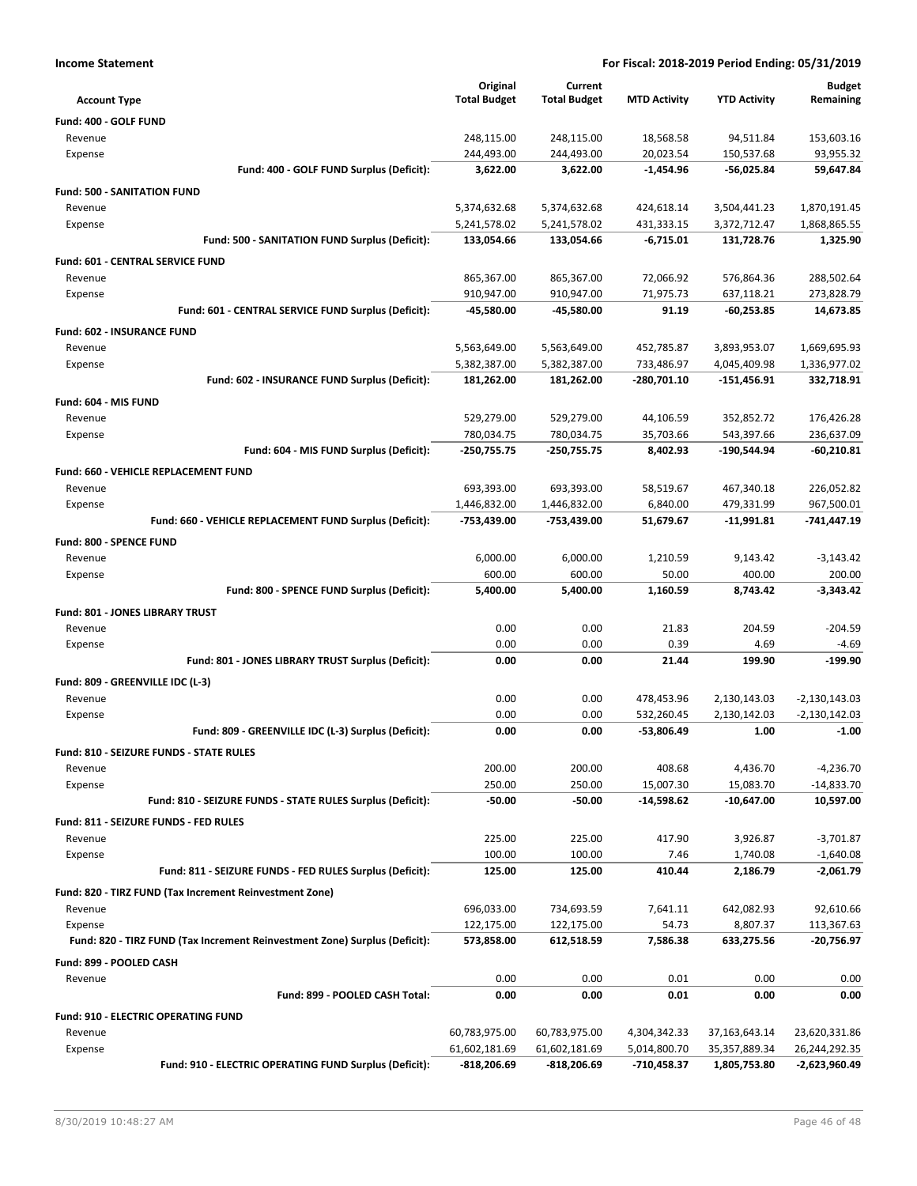**Income Statement** — For Fiscal: 2018-2019 Period Ending: 05/31/2019

| Account Type | Original Total Budget | Current Total Budget | MTD Activity | YTD Activity | Budget Remaining |
|---|---|---|---|---|---|
| **Fund: 400 - GOLF FUND** | | | | | |
| Revenue | 248,115.00 | 248,115.00 | 18,568.58 | 94,511.84 | 153,603.16 |
| Expense | 244,493.00 | 244,493.00 | 20,023.54 | 150,537.68 | 93,955.32 |
| **Fund: 400 - GOLF FUND Surplus (Deficit):** | **3,622.00** | **3,622.00** | **-1,454.96** | **-56,025.84** | **59,647.84** |
| **Fund: 500 - SANITATION FUND** | | | | | |
| Revenue | 5,374,632.68 | 5,374,632.68 | 424,618.14 | 3,504,441.23 | 1,870,191.45 |
| Expense | 5,241,578.02 | 5,241,578.02 | 431,333.15 | 3,372,712.47 | 1,868,865.55 |
| **Fund: 500 - SANITATION FUND Surplus (Deficit):** | **133,054.66** | **133,054.66** | **-6,715.01** | **131,728.76** | **1,325.90** |
| **Fund: 601 - CENTRAL SERVICE FUND** | | | | | |
| Revenue | 865,367.00 | 865,367.00 | 72,066.92 | 576,864.36 | 288,502.64 |
| Expense | 910,947.00 | 910,947.00 | 71,975.73 | 637,118.21 | 273,828.79 |
| **Fund: 601 - CENTRAL SERVICE FUND Surplus (Deficit):** | **-45,580.00** | **-45,580.00** | **91.19** | **-60,253.85** | **14,673.85** |
| **Fund: 602 - INSURANCE FUND** | | | | | |
| Revenue | 5,563,649.00 | 5,563,649.00 | 452,785.87 | 3,893,953.07 | 1,669,695.93 |
| Expense | 5,382,387.00 | 5,382,387.00 | 733,486.97 | 4,045,409.98 | 1,336,977.02 |
| **Fund: 602 - INSURANCE FUND Surplus (Deficit):** | **181,262.00** | **181,262.00** | **-280,701.10** | **-151,456.91** | **332,718.91** |
| **Fund: 604 - MIS FUND** | | | | | |
| Revenue | 529,279.00 | 529,279.00 | 44,106.59 | 352,852.72 | 176,426.28 |
| Expense | 780,034.75 | 780,034.75 | 35,703.66 | 543,397.66 | 236,637.09 |
| **Fund: 604 - MIS FUND Surplus (Deficit):** | **-250,755.75** | **-250,755.75** | **8,402.93** | **-190,544.94** | **-60,210.81** |
| **Fund: 660 - VEHICLE REPLACEMENT FUND** | | | | | |
| Revenue | 693,393.00 | 693,393.00 | 58,519.67 | 467,340.18 | 226,052.82 |
| Expense | 1,446,832.00 | 1,446,832.00 | 6,840.00 | 479,331.99 | 967,500.01 |
| **Fund: 660 - VEHICLE REPLACEMENT FUND Surplus (Deficit):** | **-753,439.00** | **-753,439.00** | **51,679.67** | **-11,991.81** | **-741,447.19** |
| **Fund: 800 - SPENCE FUND** | | | | | |
| Revenue | 6,000.00 | 6,000.00 | 1,210.59 | 9,143.42 | -3,143.42 |
| Expense | 600.00 | 600.00 | 50.00 | 400.00 | 200.00 |
| **Fund: 800 - SPENCE FUND Surplus (Deficit):** | **5,400.00** | **5,400.00** | **1,160.59** | **8,743.42** | **-3,343.42** |
| **Fund: 801 - JONES LIBRARY TRUST** | | | | | |
| Revenue | 0.00 | 0.00 | 21.83 | 204.59 | -204.59 |
| Expense | 0.00 | 0.00 | 0.39 | 4.69 | -4.69 |
| **Fund: 801 - JONES LIBRARY TRUST Surplus (Deficit):** | **0.00** | **0.00** | **21.44** | **199.90** | **-199.90** |
| **Fund: 809 - GREENVILLE IDC (L-3)** | | | | | |
| Revenue | 0.00 | 0.00 | 478,453.96 | 2,130,143.03 | -2,130,143.03 |
| Expense | 0.00 | 0.00 | 532,260.45 | 2,130,142.03 | -2,130,142.03 |
| **Fund: 809 - GREENVILLE IDC (L-3) Surplus (Deficit):** | **0.00** | **0.00** | **-53,806.49** | **1.00** | **-1.00** |
| **Fund: 810 - SEIZURE FUNDS - STATE RULES** | | | | | |
| Revenue | 200.00 | 200.00 | 408.68 | 4,436.70 | -4,236.70 |
| Expense | 250.00 | 250.00 | 15,007.30 | 15,083.70 | -14,833.70 |
| **Fund: 810 - SEIZURE FUNDS - STATE RULES Surplus (Deficit):** | **-50.00** | **-50.00** | **-14,598.62** | **-10,647.00** | **10,597.00** |
| **Fund: 811 - SEIZURE FUNDS - FED RULES** | | | | | |
| Revenue | 225.00 | 225.00 | 417.90 | 3,926.87 | -3,701.87 |
| Expense | 100.00 | 100.00 | 7.46 | 1,740.08 | -1,640.08 |
| **Fund: 811 - SEIZURE FUNDS - FED RULES Surplus (Deficit):** | **125.00** | **125.00** | **410.44** | **2,186.79** | **-2,061.79** |
| **Fund: 820 - TIRZ FUND (Tax Increment Reinvestment Zone)** | | | | | |
| Revenue | 696,033.00 | 734,693.59 | 7,641.11 | 642,082.93 | 92,610.66 |
| Expense | 122,175.00 | 122,175.00 | 54.73 | 8,807.37 | 113,367.63 |
| **Fund: 820 - TIRZ FUND (Tax Increment Reinvestment Zone) Surplus (Deficit):** | **573,858.00** | **612,518.59** | **7,586.38** | **633,275.56** | **-20,756.97** |
| **Fund: 899 - POOLED CASH** | | | | | |
| Revenue | 0.00 | 0.00 | 0.01 | 0.00 | 0.00 |
| **Fund: 899 - POOLED CASH Total:** | **0.00** | **0.00** | **0.01** | **0.00** | **0.00** |
| **Fund: 910 - ELECTRIC OPERATING FUND** | | | | | |
| Revenue | 60,783,975.00 | 60,783,975.00 | 4,304,342.33 | 37,163,643.14 | 23,620,331.86 |
| Expense | 61,602,181.69 | 61,602,181.69 | 5,014,800.70 | 35,357,889.34 | 26,244,292.35 |
| **Fund: 910 - ELECTRIC OPERATING FUND Surplus (Deficit):** | **-818,206.69** | **-818,206.69** | **-710,458.37** | **1,805,753.80** | **-2,623,960.49** |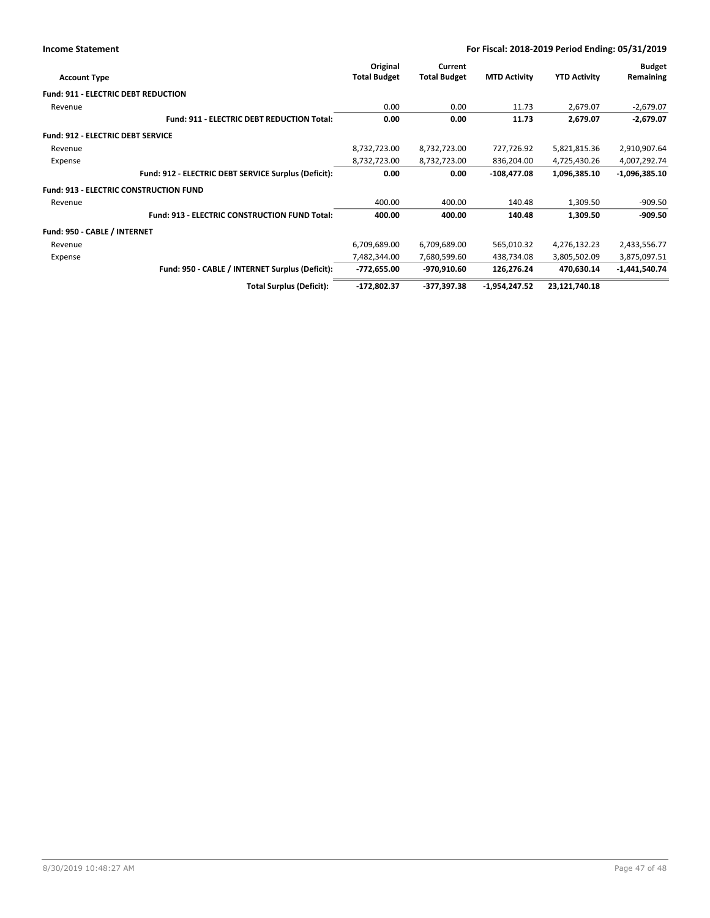| Account Type | Original Total Budget | Current Total Budget | MTD Activity | YTD Activity | Budget Remaining |
|---|---|---|---|---|---|
| **Fund: 911 - ELECTRIC DEBT REDUCTION** | | | | | |
| Revenue | 0.00 | 0.00 | 11.73 | 2,679.07 | -2,679.07 |
| **Fund: 911 - ELECTRIC DEBT REDUCTION Total:** | **0.00** | **0.00** | **11.73** | **2,679.07** | **-2,679.07** |
| **Fund: 912 - ELECTRIC DEBT SERVICE** | | | | | |
| Revenue | 8,732,723.00 | 8,732,723.00 | 727,726.92 | 5,821,815.36 | 2,910,907.64 |
| Expense | 8,732,723.00 | 8,732,723.00 | 836,204.00 | 4,725,430.26 | 4,007,292.74 |
| **Fund: 912 - ELECTRIC DEBT SERVICE Surplus (Deficit):** | **0.00** | **0.00** | **-108,477.08** | **1,096,385.10** | **-1,096,385.10** |
| **Fund: 913 - ELECTRIC CONSTRUCTION FUND** | | | | | |
| Revenue | 400.00 | 400.00 | 140.48 | 1,309.50 | -909.50 |
| **Fund: 913 - ELECTRIC CONSTRUCTION FUND Total:** | **400.00** | **400.00** | **140.48** | **1,309.50** | **-909.50** |
| **Fund: 950 - CABLE / INTERNET** | | | | | |
| Revenue | 6,709,689.00 | 6,709,689.00 | 565,010.32 | 4,276,132.23 | 2,433,556.77 |
| Expense | 7,482,344.00 | 7,680,599.60 | 438,734.08 | 3,805,502.09 | 3,875,097.51 |
| **Fund: 950 - CABLE / INTERNET Surplus (Deficit):** | **-772,655.00** | **-970,910.60** | **126,276.24** | **470,630.14** | **-1,441,540.74** |
| **Total Surplus (Deficit):** | **-172,802.37** | **-377,397.38** | **-1,954,247.52** | **23,121,740.18** | |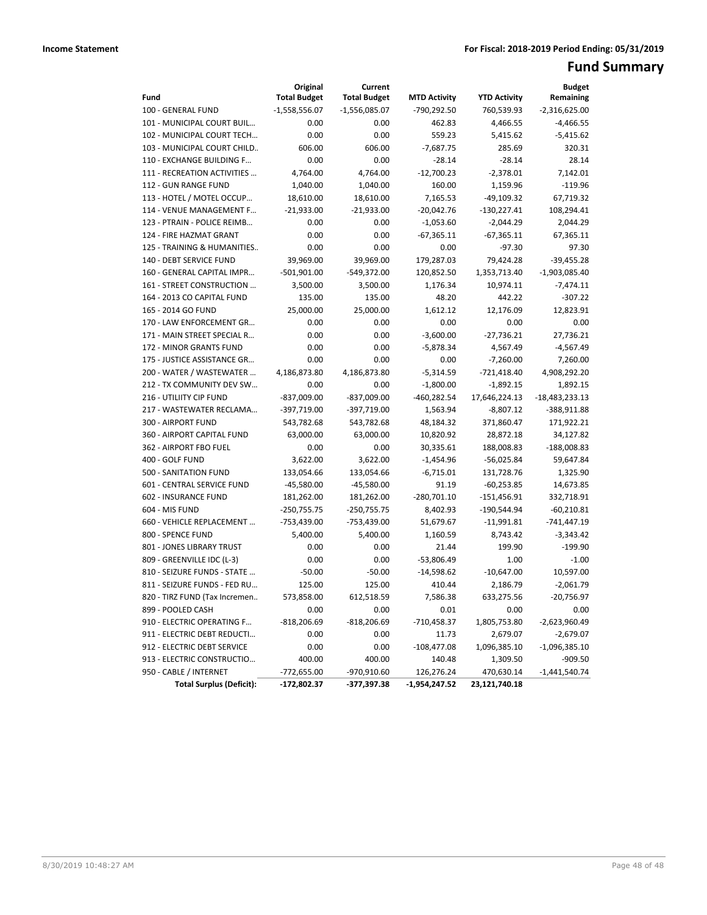**Income Statement** **For Fiscal: 2018-2019 Period Ending: 05/31/2019**

# Fund Summary

| Fund | Original Total Budget | Current Total Budget | MTD Activity | YTD Activity | Budget Remaining |
|---|---|---|---|---|---|
| 100 - GENERAL FUND | -1,558,556.07 | -1,556,085.07 | -790,292.50 | 760,539.93 | -2,316,625.00 |
| 101 - MUNICIPAL COURT BUIL… | 0.00 | 0.00 | 462.83 | 4,466.55 | -4,466.55 |
| 102 - MUNICIPAL COURT TECH… | 0.00 | 0.00 | 559.23 | 5,415.62 | -5,415.62 |
| 103 - MUNICIPAL COURT CHILD.. | 606.00 | 606.00 | -7,687.75 | 285.69 | 320.31 |
| 110 - EXCHANGE BUILDING F… | 0.00 | 0.00 | -28.14 | -28.14 | 28.14 |
| 111 - RECREATION ACTIVITIES … | 4,764.00 | 4,764.00 | -12,700.23 | -2,378.01 | 7,142.01 |
| 112 - GUN RANGE FUND | 1,040.00 | 1,040.00 | 160.00 | 1,159.96 | -119.96 |
| 113 - HOTEL / MOTEL OCCUP… | 18,610.00 | 18,610.00 | 7,165.53 | -49,109.32 | 67,719.32 |
| 114 - VENUE MANAGEMENT F… | -21,933.00 | -21,933.00 | -20,042.76 | -130,227.41 | 108,294.41 |
| 123 - PTRAIN - POLICE REIMB… | 0.00 | 0.00 | -1,053.60 | -2,044.29 | 2,044.29 |
| 124 - FIRE HAZMAT GRANT | 0.00 | 0.00 | -67,365.11 | -67,365.11 | 67,365.11 |
| 125 - TRAINING & HUMANITIES.. | 0.00 | 0.00 | 0.00 | -97.30 | 97.30 |
| 140 - DEBT SERVICE FUND | 39,969.00 | 39,969.00 | 179,287.03 | 79,424.28 | -39,455.28 |
| 160 - GENERAL CAPITAL IMPR… | -501,901.00 | -549,372.00 | 120,852.50 | 1,353,713.40 | -1,903,085.40 |
| 161 - STREET CONSTRUCTION … | 3,500.00 | 3,500.00 | 1,176.34 | 10,974.11 | -7,474.11 |
| 164 - 2013 CO CAPITAL FUND | 135.00 | 135.00 | 48.20 | 442.22 | -307.22 |
| 165 - 2014 GO FUND | 25,000.00 | 25,000.00 | 1,612.12 | 12,176.09 | 12,823.91 |
| 170 - LAW ENFORCEMENT GR… | 0.00 | 0.00 | 0.00 | 0.00 | 0.00 |
| 171 - MAIN STREET SPECIAL R… | 0.00 | 0.00 | -3,600.00 | -27,736.21 | 27,736.21 |
| 172 - MINOR GRANTS FUND | 0.00 | 0.00 | -5,878.34 | 4,567.49 | -4,567.49 |
| 175 - JUSTICE ASSISTANCE GR… | 0.00 | 0.00 | 0.00 | -7,260.00 | 7,260.00 |
| 200 - WATER / WASTEWATER … | 4,186,873.80 | 4,186,873.80 | -5,314.59 | -721,418.40 | 4,908,292.20 |
| 212 - TX COMMUNITY DEV SW… | 0.00 | 0.00 | -1,800.00 | -1,892.15 | 1,892.15 |
| 216 - UTILIITY CIP FUND | -837,009.00 | -837,009.00 | -460,282.54 | 17,646,224.13 | -18,483,233.13 |
| 217 - WASTEWATER RECLAMA… | -397,719.00 | -397,719.00 | 1,563.94 | -8,807.12 | -388,911.88 |
| 300 - AIRPORT FUND | 543,782.68 | 543,782.68 | 48,184.32 | 371,860.47 | 171,922.21 |
| 360 - AIRPORT CAPITAL FUND | 63,000.00 | 63,000.00 | 10,820.92 | 28,872.18 | 34,127.82 |
| 362 - AIRPORT FBO FUEL | 0.00 | 0.00 | 30,335.61 | 188,008.83 | -188,008.83 |
| 400 - GOLF FUND | 3,622.00 | 3,622.00 | -1,454.96 | -56,025.84 | 59,647.84 |
| 500 - SANITATION FUND | 133,054.66 | 133,054.66 | -6,715.01 | 131,728.76 | 1,325.90 |
| 601 - CENTRAL SERVICE FUND | -45,580.00 | -45,580.00 | 91.19 | -60,253.85 | 14,673.85 |
| 602 - INSURANCE FUND | 181,262.00 | 181,262.00 | -280,701.10 | -151,456.91 | 332,718.91 |
| 604 - MIS FUND | -250,755.75 | -250,755.75 | 8,402.93 | -190,544.94 | -60,210.81 |
| 660 - VEHICLE REPLACEMENT … | -753,439.00 | -753,439.00 | 51,679.67 | -11,991.81 | -741,447.19 |
| 800 - SPENCE FUND | 5,400.00 | 5,400.00 | 1,160.59 | 8,743.42 | -3,343.42 |
| 801 - JONES LIBRARY TRUST | 0.00 | 0.00 | 21.44 | 199.90 | -199.90 |
| 809 - GREENVILLE IDC (L-3) | 0.00 | 0.00 | -53,806.49 | 1.00 | -1.00 |
| 810 - SEIZURE FUNDS - STATE … | -50.00 | -50.00 | -14,598.62 | -10,647.00 | 10,597.00 |
| 811 - SEIZURE FUNDS - FED RU… | 125.00 | 125.00 | 410.44 | 2,186.79 | -2,061.79 |
| 820 - TIRZ FUND (Tax Incremen.. | 573,858.00 | 612,518.59 | 7,586.38 | 633,275.56 | -20,756.97 |
| 899 - POOLED CASH | 0.00 | 0.00 | 0.01 | 0.00 | 0.00 |
| 910 - ELECTRIC OPERATING F… | -818,206.69 | -818,206.69 | -710,458.37 | 1,805,753.80 | -2,623,960.49 |
| 911 - ELECTRIC DEBT REDUCTI… | 0.00 | 0.00 | 11.73 | 2,679.07 | -2,679.07 |
| 912 - ELECTRIC DEBT SERVICE | 0.00 | 0.00 | -108,477.08 | 1,096,385.10 | -1,096,385.10 |
| 913 - ELECTRIC CONSTRUCTIO… | 400.00 | 400.00 | 140.48 | 1,309.50 | -909.50 |
| 950 - CABLE / INTERNET | -772,655.00 | -970,910.60 | 126,276.24 | 470,630.14 | -1,441,540.74 |
| **Total Surplus (Deficit):** | **-172,802.37** | **-377,397.38** | **-1,954,247.52** | **23,121,740.18** | |